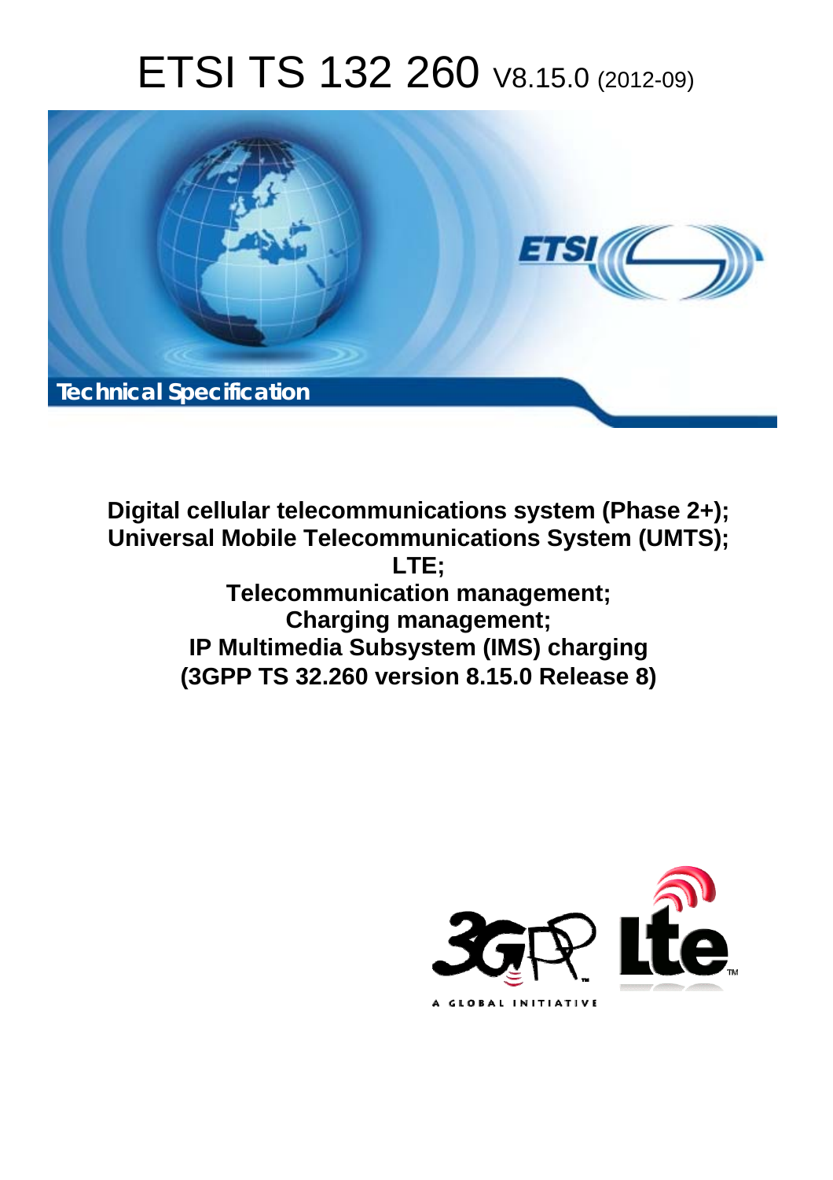# ETSI TS 132 260 V8.15.0 (2012-09)

Technical Specification

**Digital cellular telecommunications system (Phase 2+); Universal Mobile Telecommunications System (UMTS); LTE; Telecommunication management; Charging management; IP Multimedia Subsystem (IMS) charging (3GPP TS 32.260 version 8.15.0 Release 8)**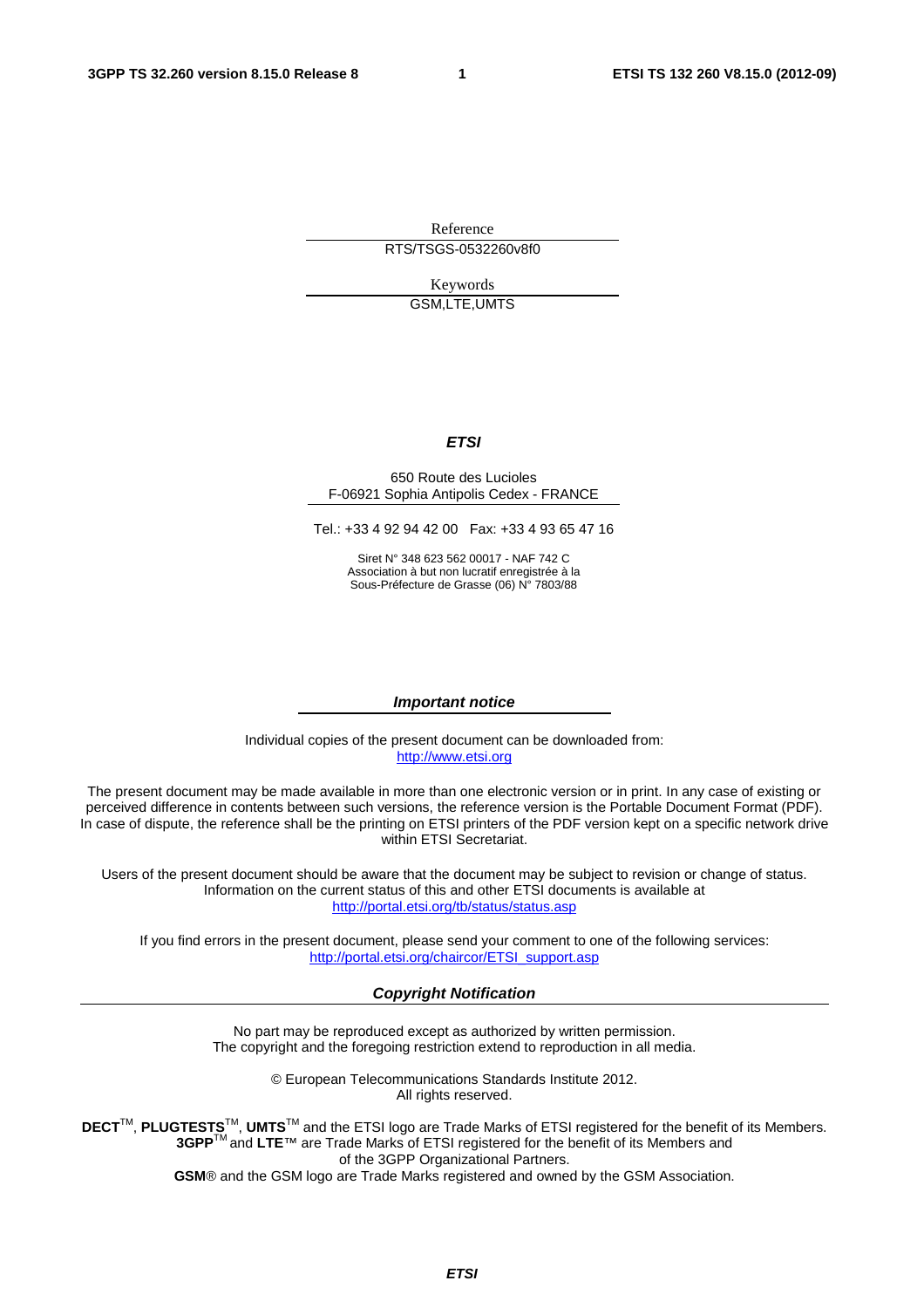Reference

RTS/TSGS-0532260v8f0

Keywords

GSM,LTE,UMTS

***ETSI***

650 Route des Lucioles
F-06921 Sophia Antipolis Cedex - FRANCE

Tel.: +33 4 92 94 42 00 Fax: +33 4 93 65 47 16

Siret N° 348 623 562 00017 - NAF 742 C
Association à but non lucratif enregistrée à la
Sous-Préfecture de Grasse (06) N° 7803/88

***Important notice***

Individual copies of the present document can be downloaded from:
http://www.etsi.org

The present document may be made available in more than one electronic version or in print. In any case of existing or perceived difference in contents between such versions, the reference version is the Portable Document Format (PDF). In case of dispute, the reference shall be the printing on ETSI printers of the PDF version kept on a specific network drive within ETSI Secretariat.

Users of the present document should be aware that the document may be subject to revision or change of status. Information on the current status of this and other ETSI documents is available at
http://portal.etsi.org/tb/status/status.asp

If you find errors in the present document, please send your comment to one of the following services:
http://portal.etsi.org/chaircor/ETSI_support.asp

***Copyright Notification***

No part may be reproduced except as authorized by written permission.
The copyright and the foregoing restriction extend to reproduction in all media.

© European Telecommunications Standards Institute 2012.
All rights reserved.

**DECT**™, **PLUGTESTS**™, **UMTS**™ and the ETSI logo are Trade Marks of ETSI registered for the benefit of its Members.
**3GPP**™ and **LTE**™ are Trade Marks of ETSI registered for the benefit of its Members and
of the 3GPP Organizational Partners.
**GSM**® and the GSM logo are Trade Marks registered and owned by the GSM Association.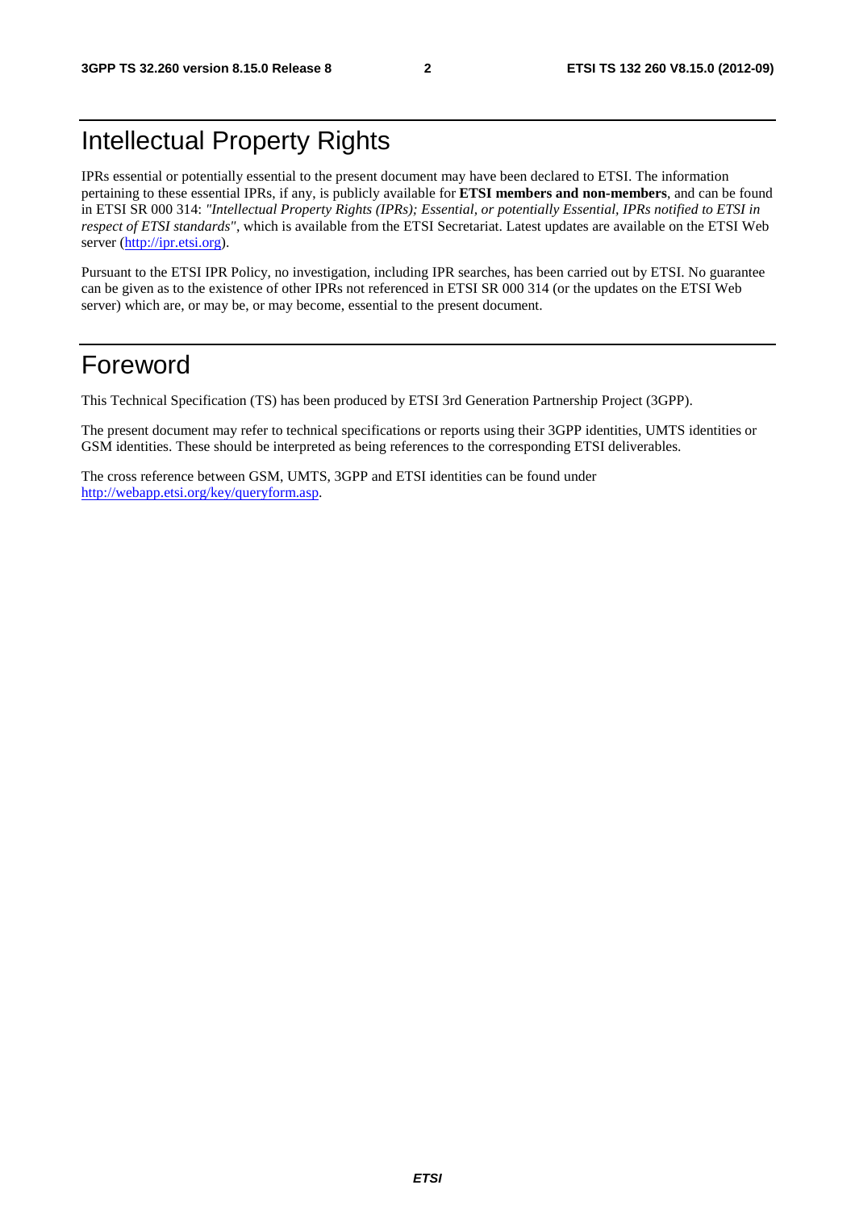# Intellectual Property Rights

IPRs essential or potentially essential to the present document may have been declared to ETSI. The information pertaining to these essential IPRs, if any, is publicly available for **ETSI members and non-members**, and can be found in ETSI SR 000 314: *"Intellectual Property Rights (IPRs); Essential, or potentially Essential, IPRs notified to ETSI in respect of ETSI standards"*, which is available from the ETSI Secretariat. Latest updates are available on the ETSI Web server (http://ipr.etsi.org).

Pursuant to the ETSI IPR Policy, no investigation, including IPR searches, has been carried out by ETSI. No guarantee can be given as to the existence of other IPRs not referenced in ETSI SR 000 314 (or the updates on the ETSI Web server) which are, or may be, or may become, essential to the present document.

# Foreword

This Technical Specification (TS) has been produced by ETSI 3rd Generation Partnership Project (3GPP).

The present document may refer to technical specifications or reports using their 3GPP identities, UMTS identities or GSM identities. These should be interpreted as being references to the corresponding ETSI deliverables.

The cross reference between GSM, UMTS, 3GPP and ETSI identities can be found under http://webapp.etsi.org/key/queryform.asp.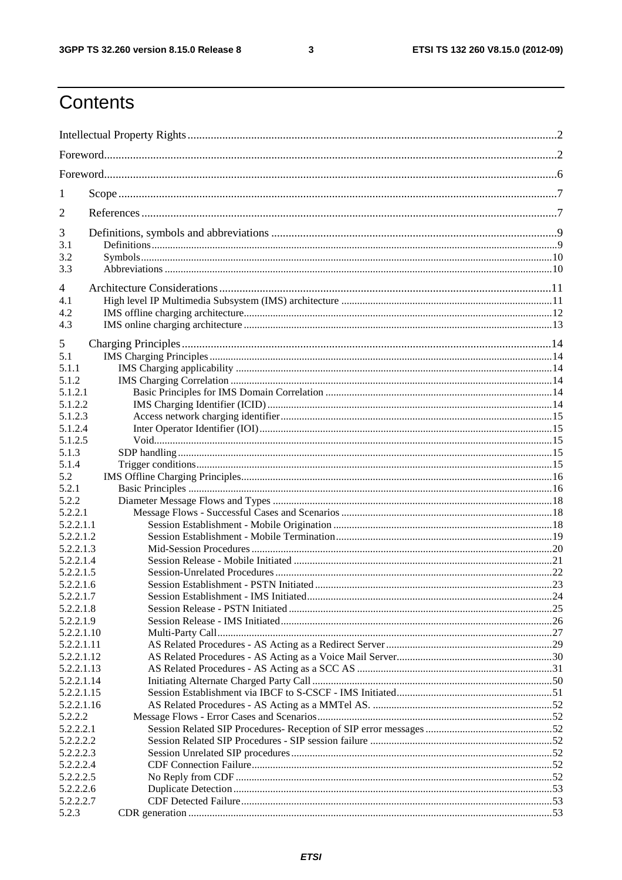# Contents

Intellectual Property Rights ....... 2
Foreword ....... 2
Foreword ....... 6

1 Scope ....... 7

2 References ....... 7

3 Definitions, symbols and abbreviations ....... 9
3.1 Definitions ....... 9
3.2 Symbols ....... 10
3.3 Abbreviations ....... 10

4 Architecture Considerations ....... 11
4.1 High level IP Multimedia Subsystem (IMS) architecture ....... 11
4.2 IMS offline charging architecture ....... 12
4.3 IMS online charging architecture ....... 13

5 Charging Principles ....... 14
5.1 IMS Charging Principles ....... 14
5.1.1 IMS Charging applicability ....... 14
5.1.2 IMS Charging Correlation ....... 14
5.1.2.1 Basic Principles for IMS Domain Correlation ....... 14
5.1.2.2 IMS Charging Identifier (ICID) ....... 14
5.1.2.3 Access network charging identifier ....... 15
5.1.2.4 Inter Operator Identifier (IOI) ....... 15
5.1.2.5 Void ....... 15
5.1.3 SDP handling ....... 15
5.1.4 Trigger conditions ....... 15
5.2 IMS Offline Charging Principles ....... 16
5.2.1 Basic Principles ....... 16
5.2.2 Diameter Message Flows and Types ....... 18
5.2.2.1 Message Flows - Successful Cases and Scenarios ....... 18
5.2.2.1.1 Session Establishment - Mobile Origination ....... 18
5.2.2.1.2 Session Establishment - Mobile Termination ....... 19
5.2.2.1.3 Mid-Session Procedures ....... 20
5.2.2.1.4 Session Release - Mobile Initiated ....... 21
5.2.2.1.5 Session-Unrelated Procedures ....... 22
5.2.2.1.6 Session Establishment - PSTN Initiated ....... 23
5.2.2.1.7 Session Establishment - IMS Initiated ....... 24
5.2.2.1.8 Session Release - PSTN Initiated ....... 25
5.2.2.1.9 Session Release - IMS Initiated ....... 26
5.2.2.1.10 Multi-Party Call ....... 27
5.2.2.1.11 AS Related Procedures - AS Acting as a Redirect Server ....... 29
5.2.2.1.12 AS Related Procedures - AS Acting as a Voice Mail Server ....... 30
5.2.2.1.13 AS Related Procedures - AS Acting as a SCC AS ....... 31
5.2.2.1.14 Initiating Alternate Charged Party Call ....... 50
5.2.2.1.15 Session Establishment via IBCF to S-CSCF - IMS Initiated ....... 51
5.2.2.1.16 AS Related Procedures - AS Acting as a MMTel AS. ....... 52
5.2.2.2 Message Flows - Error Cases and Scenarios ....... 52
5.2.2.2.1 Session Related SIP Procedures- Reception of SIP error messages ....... 52
5.2.2.2.2 Session Related SIP Procedures - SIP session failure ....... 52
5.2.2.2.3 Session Unrelated SIP procedures ....... 52
5.2.2.2.4 CDF Connection Failure ....... 52
5.2.2.2.5 No Reply from CDF ....... 52
5.2.2.2.6 Duplicate Detection ....... 53
5.2.2.2.7 CDF Detected Failure ....... 53
5.2.3 CDR generation ....... 53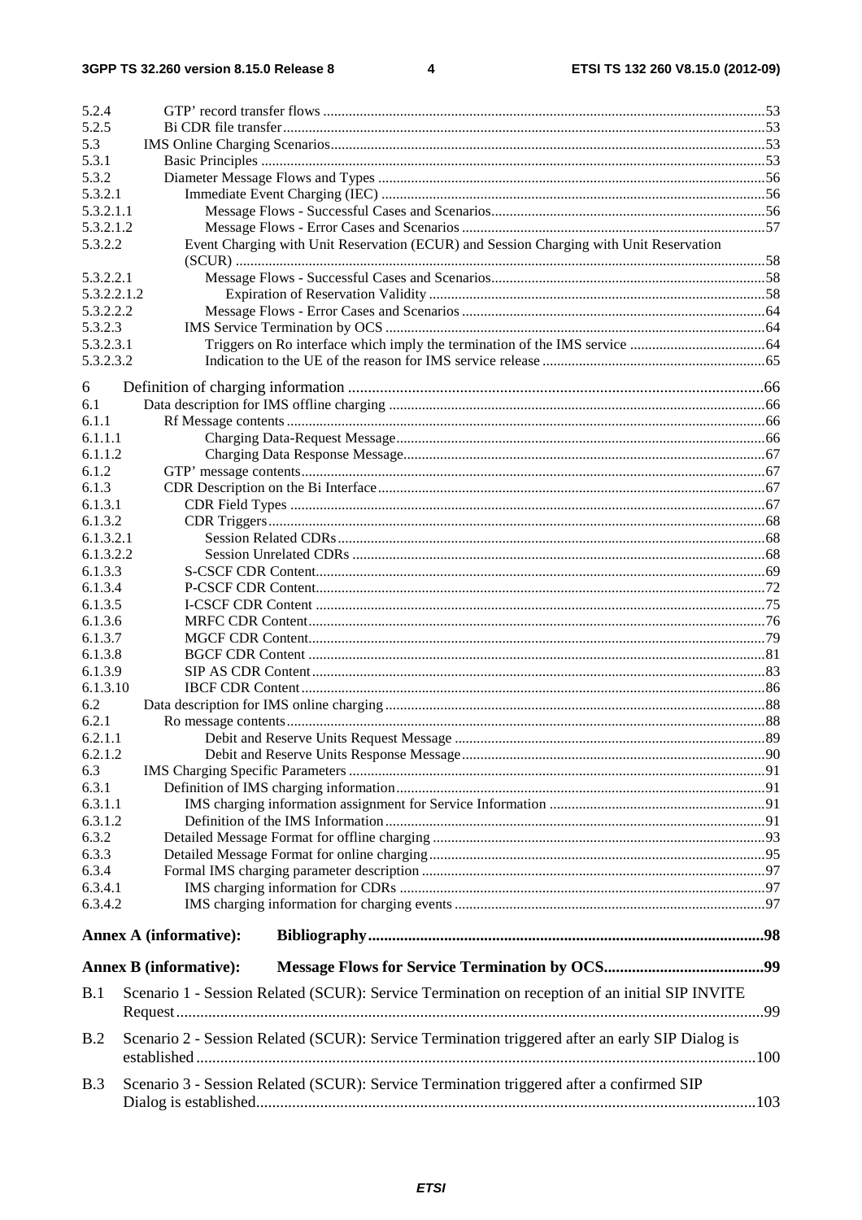5.2.4 GTP' record transfer flows ....................................................................................................................53
5.2.5 Bi CDR file transfer....................................................................................................................................53
5.3 IMS Online Charging Scenarios......................................................................................................................53
5.3.1 Basic Principles .........................................................................................................................................53
5.3.2 Diameter Message Flows and Types .........................................................................................................56
5.3.2.1 Immediate Event Charging (IEC) ........................................................................................................56
5.3.2.1.1 Message Flows - Successful Cases and Scenarios...........................................................................56
5.3.2.1.2 Message Flows - Error Cases and Scenarios ..................................................................................57
5.3.2.2 Event Charging with Unit Reservation (ECUR) and Session Charging with Unit Reservation (SCUR) .................................................................................................................................................58
5.3.2.2.1 Message Flows - Successful Cases and Scenarios...........................................................................58
5.3.2.2.1.2 Expiration of Reservation Validity ............................................................................................58
5.3.2.2.2 Message Flows - Error Cases and Scenarios ..................................................................................64
5.3.2.3 IMS Service Termination by OCS .......................................................................................................64
5.3.2.3.1 Triggers on Ro interface which imply the termination of the IMS service .....................................64
5.3.2.3.2 Indication to the UE of the reason for IMS service release .............................................................65

6 Definition of charging information .......................................................................................................66
6.1 Data description for IMS offline charging .......................................................................................................66
6.1.1 Rf Message contents ..................................................................................................................................66
6.1.1.1 Charging Data-Request Message.........................................................................................................66
6.1.1.2 Charging Data Response Message.......................................................................................................67
6.1.2 GTP' message contents..............................................................................................................................67
6.1.3 CDR Description on the Bi Interface.........................................................................................................67
6.1.3.1 CDR Field Types .................................................................................................................................67
6.1.3.2 CDR Triggers.......................................................................................................................................68
6.1.3.2.1 Session Related CDRs....................................................................................................................68
6.1.3.2.2 Session Unrelated CDRs ................................................................................................................68
6.1.3.3 S-CSCF CDR Content..........................................................................................................................69
6.1.3.4 P-CSCF CDR Content..........................................................................................................................72
6.1.3.5 I-CSCF CDR Content ..........................................................................................................................75
6.1.3.6 MRFC CDR Content............................................................................................................................76
6.1.3.7 MGCF CDR Content............................................................................................................................79
6.1.3.8 BGCF CDR Content ............................................................................................................................81
6.1.3.9 SIP AS CDR Content...........................................................................................................................83
6.1.3.10 IBCF CDR Content..............................................................................................................................86
6.2 Data description for IMS online charging .......................................................................................................88
6.2.1 Ro message contents..................................................................................................................................88
6.2.1.1 Debit and Reserve Units Request Message ..........................................................................................89
6.2.1.2 Debit and Reserve Units Response Message........................................................................................90
6.3 IMS Charging Specific Parameters .................................................................................................................91
6.3.1 Definition of IMS charging information....................................................................................................91
6.3.1.1 IMS charging information assignment for Service Information ..........................................................91
6.3.1.2 Definition of the IMS Information.......................................................................................................91
6.3.2 Detailed Message Format for offline charging ...........................................................................................93
6.3.3 Detailed Message Format for online charging............................................................................................95
6.3.4 Formal IMS charging parameter description ..............................................................................................97
6.3.4.1 IMS charging information for CDRs ...................................................................................................97
6.3.4.2 IMS charging information for charging events ....................................................................................97

**Annex A (informative): Bibliography.................................................................................................98**

**Annex B (informative): Message Flows for Service Termination by OCS........................................99**

B.1 Scenario 1 - Session Related (SCUR): Service Termination on reception of an initial SIP INVITE Request.................................................................................................................................................99

B.2 Scenario 2 - Session Related (SCUR): Service Termination triggered after an early SIP Dialog is established..........................................................................................................................................100

B.3 Scenario 3 - Session Related (SCUR): Service Termination triggered after a confirmed SIP Dialog is established...........................................................................................................................103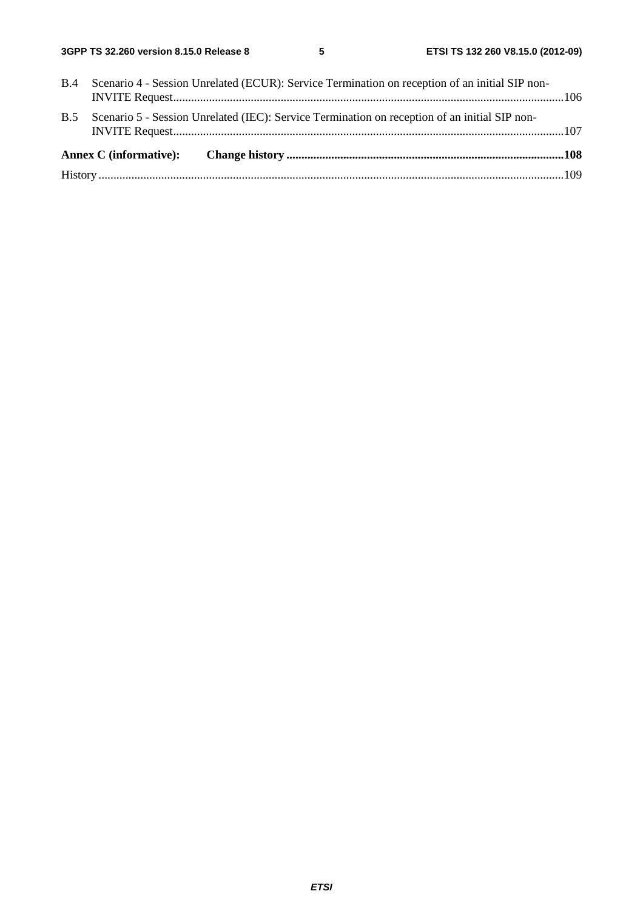B.4 Scenario 4 - Session Unrelated (ECUR): Service Termination on reception of an initial SIP non-INVITE Request ....106

B.5 Scenario 5 - Session Unrelated (IEC): Service Termination on reception of an initial SIP non-INVITE Request ....107

**Annex C (informative): Change history ....108**

History ....109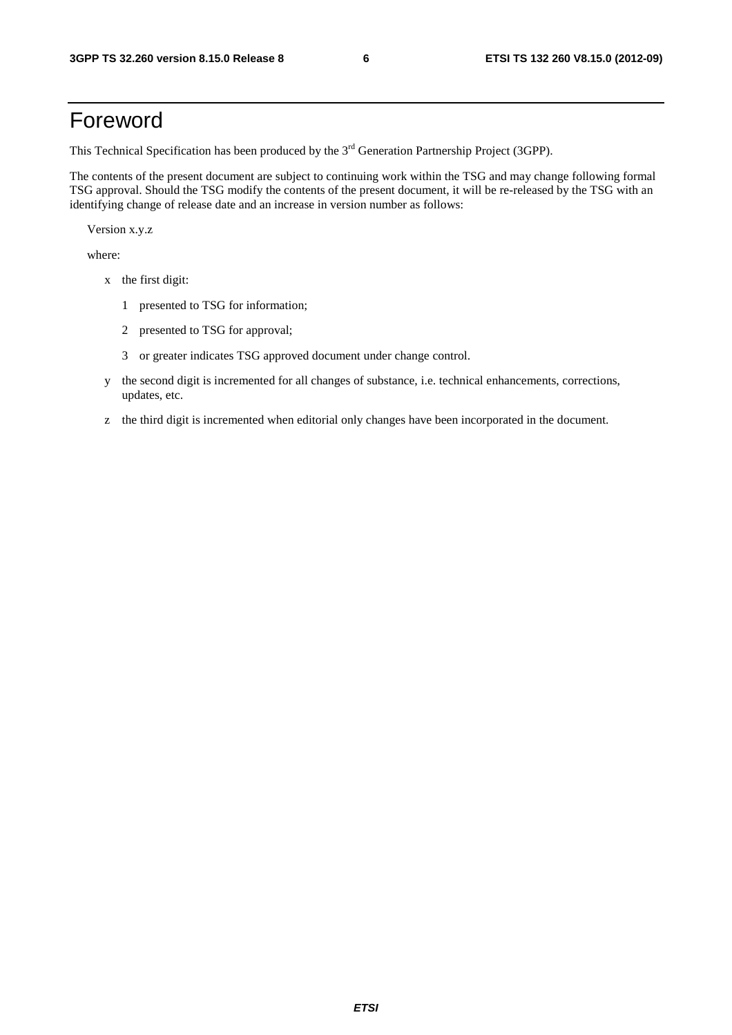# Foreword

This Technical Specification has been produced by the 3rd Generation Partnership Project (3GPP).

The contents of the present document are subject to continuing work within the TSG and may change following formal TSG approval. Should the TSG modify the contents of the present document, it will be re-released by the TSG with an identifying change of release date and an increase in version number as follows:

Version x.y.z

where:

- x the first digit:
  - 1 presented to TSG for information;
  - 2 presented to TSG for approval;
  - 3 or greater indicates TSG approved document under change control.
- y the second digit is incremented for all changes of substance, i.e. technical enhancements, corrections, updates, etc.
- z the third digit is incremented when editorial only changes have been incorporated in the document.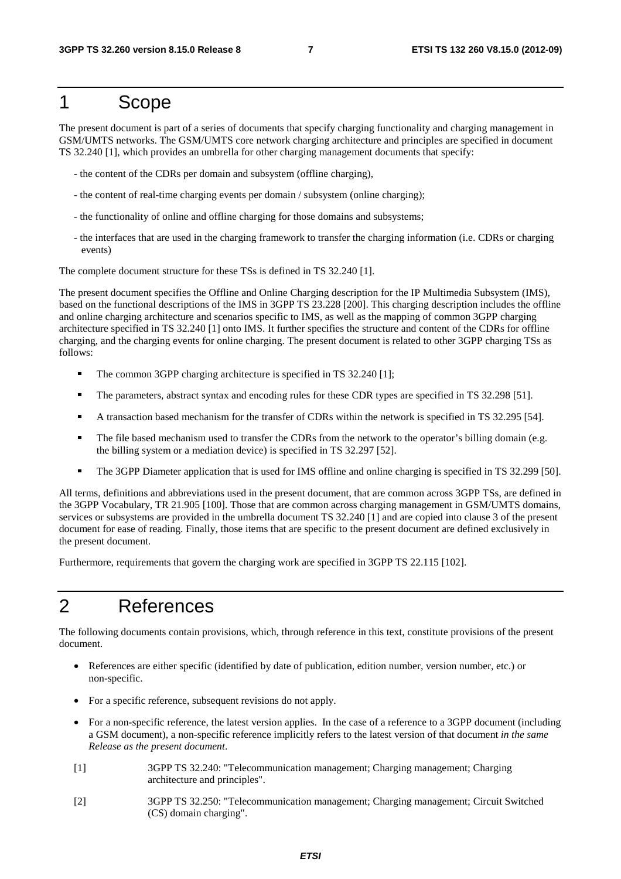# 1 Scope

The present document is part of a series of documents that specify charging functionality and charging management in GSM/UMTS networks. The GSM/UMTS core network charging architecture and principles are specified in document TS 32.240 [1], which provides an umbrella for other charging management documents that specify:

- the content of the CDRs per domain and subsystem (offline charging),
- the content of real-time charging events per domain / subsystem (online charging);
- the functionality of online and offline charging for those domains and subsystems;
- the interfaces that are used in the charging framework to transfer the charging information (i.e. CDRs or charging events)

The complete document structure for these TSs is defined in TS 32.240 [1].

The present document specifies the Offline and Online Charging description for the IP Multimedia Subsystem (IMS), based on the functional descriptions of the IMS in 3GPP TS 23.228 [200]. This charging description includes the offline and online charging architecture and scenarios specific to IMS, as well as the mapping of common 3GPP charging architecture specified in TS 32.240 [1] onto IMS. It further specifies the structure and content of the CDRs for offline charging, and the charging events for online charging. The present document is related to other 3GPP charging TSs as follows:

- The common 3GPP charging architecture is specified in TS 32.240 [1];
- The parameters, abstract syntax and encoding rules for these CDR types are specified in TS 32.298 [51].
- A transaction based mechanism for the transfer of CDRs within the network is specified in TS 32.295 [54].
- The file based mechanism used to transfer the CDRs from the network to the operator's billing domain (e.g. the billing system or a mediation device) is specified in TS 32.297 [52].
- The 3GPP Diameter application that is used for IMS offline and online charging is specified in TS 32.299 [50].

All terms, definitions and abbreviations used in the present document, that are common across 3GPP TSs, are defined in the 3GPP Vocabulary, TR 21.905 [100]. Those that are common across charging management in GSM/UMTS domains, services or subsystems are provided in the umbrella document TS 32.240 [1] and are copied into clause 3 of the present document for ease of reading. Finally, those items that are specific to the present document are defined exclusively in the present document.

Furthermore, requirements that govern the charging work are specified in 3GPP TS 22.115 [102].

# 2 References

The following documents contain provisions, which, through reference in this text, constitute provisions of the present document.

- References are either specific (identified by date of publication, edition number, version number, etc.) or non-specific.
- For a specific reference, subsequent revisions do not apply.
- For a non-specific reference, the latest version applies. In the case of a reference to a 3GPP document (including a GSM document), a non-specific reference implicitly refers to the latest version of that document *in the same Release as the present document*.

[1] 3GPP TS 32.240: "Telecommunication management; Charging management; Charging architecture and principles".

[2] 3GPP TS 32.250: "Telecommunication management; Charging management; Circuit Switched (CS) domain charging".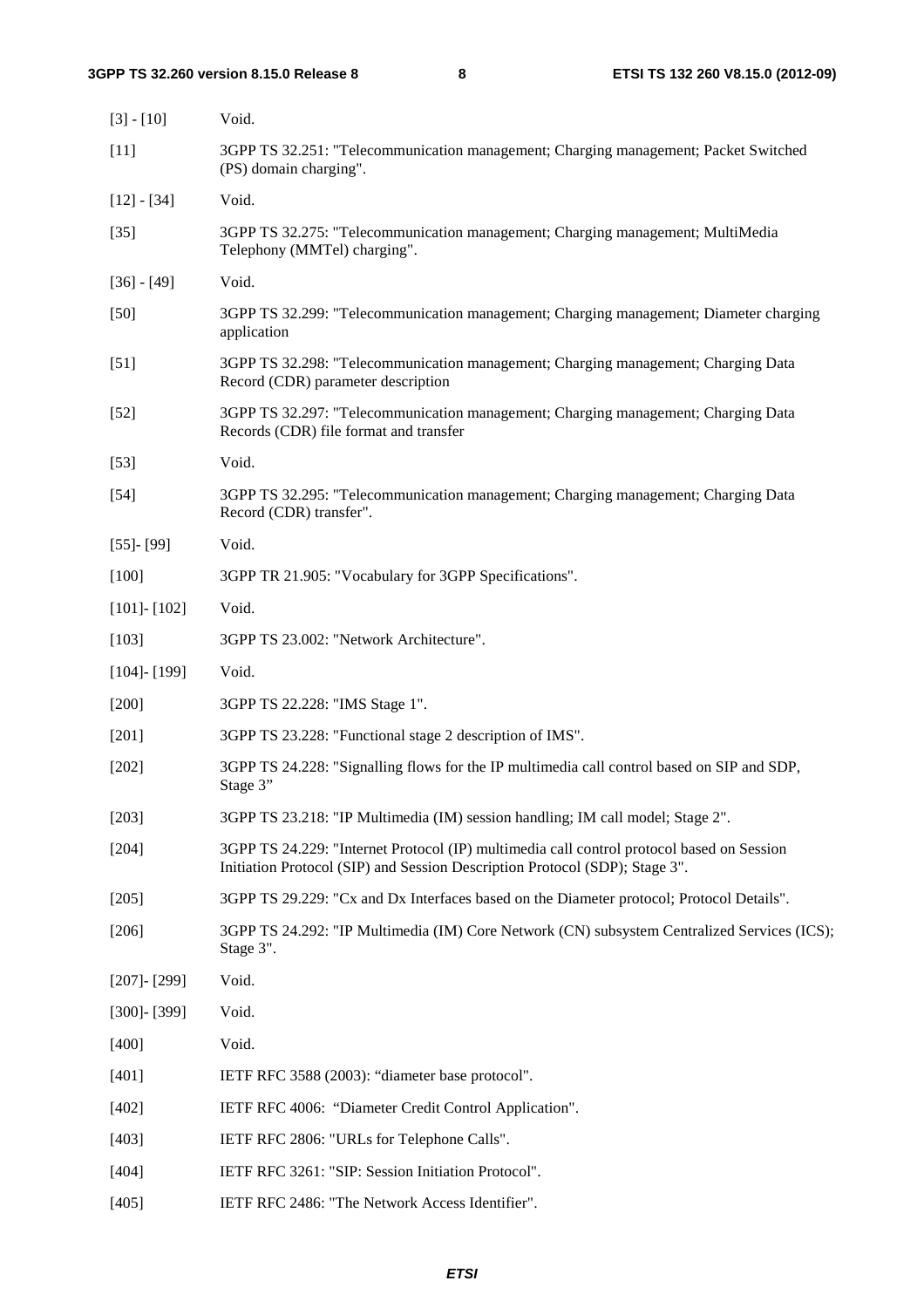[3] - [10] Void.

[11] 3GPP TS 32.251: "Telecommunication management; Charging management; Packet Switched (PS) domain charging".

[12] - [34] Void.

[35] 3GPP TS 32.275: "Telecommunication management; Charging management; MultiMedia Telephony (MMTel) charging".

[36] - [49] Void.

[50] 3GPP TS 32.299: "Telecommunication management; Charging management; Diameter charging application

[51] 3GPP TS 32.298: "Telecommunication management; Charging management; Charging Data Record (CDR) parameter description

[52] 3GPP TS 32.297: "Telecommunication management; Charging management; Charging Data Records (CDR) file format and transfer

[53] Void.

[54] 3GPP TS 32.295: "Telecommunication management; Charging management; Charging Data Record (CDR) transfer".

[55]- [99] Void.

[100] 3GPP TR 21.905: "Vocabulary for 3GPP Specifications".

[101]- [102] Void.

[103] 3GPP TS 23.002: "Network Architecture".

[104]- [199] Void.

[200] 3GPP TS 22.228: "IMS Stage 1".

[201] 3GPP TS 23.228: "Functional stage 2 description of IMS".

[202] 3GPP TS 24.228: "Signalling flows for the IP multimedia call control based on SIP and SDP, Stage 3"

[203] 3GPP TS 23.218: "IP Multimedia (IM) session handling; IM call model; Stage 2".

[204] 3GPP TS 24.229: "Internet Protocol (IP) multimedia call control protocol based on Session Initiation Protocol (SIP) and Session Description Protocol (SDP); Stage 3".

[205] 3GPP TS 29.229: "Cx and Dx Interfaces based on the Diameter protocol; Protocol Details".

[206] 3GPP TS 24.292: "IP Multimedia (IM) Core Network (CN) subsystem Centralized Services (ICS); Stage 3".

[207]- [299] Void.

[300]- [399] Void.

[400] Void.

[401] IETF RFC 3588 (2003): "diameter base protocol".

[402] IETF RFC 4006: "Diameter Credit Control Application".

[403] IETF RFC 2806: "URLs for Telephone Calls".

[404] IETF RFC 3261: "SIP: Session Initiation Protocol".

[405] IETF RFC 2486: "The Network Access Identifier".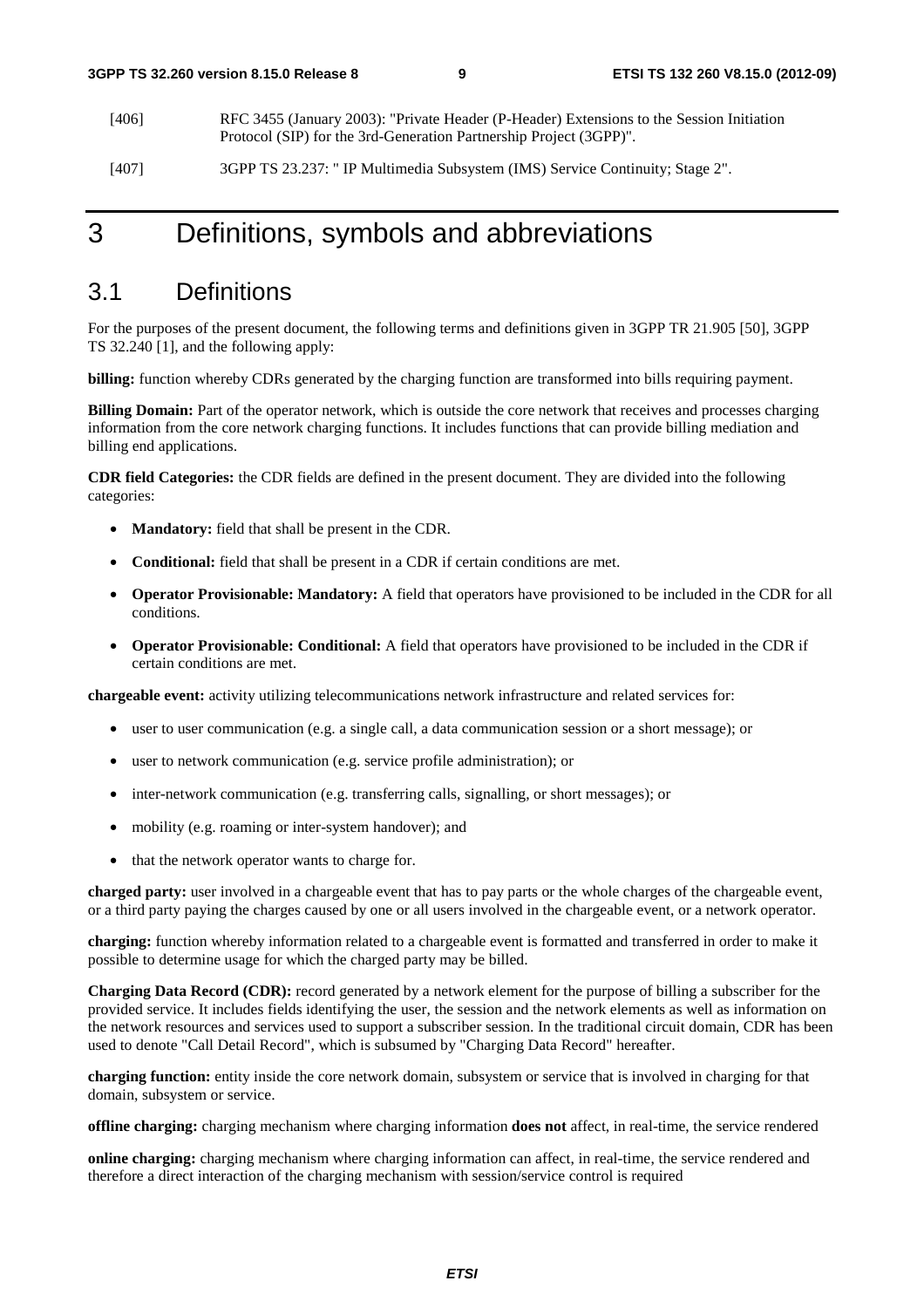[406] RFC 3455 (January 2003): "Private Header (P-Header) Extensions to the Session Initiation Protocol (SIP) for the 3rd-Generation Partnership Project (3GPP)".

[407] 3GPP TS 23.237: " IP Multimedia Subsystem (IMS) Service Continuity; Stage 2".

# 3 Definitions, symbols and abbreviations

## 3.1 Definitions

For the purposes of the present document, the following terms and definitions given in 3GPP TR 21.905 [50], 3GPP TS 32.240 [1], and the following apply:

**billing:** function whereby CDRs generated by the charging function are transformed into bills requiring payment.

**Billing Domain:** Part of the operator network, which is outside the core network that receives and processes charging information from the core network charging functions. It includes functions that can provide billing mediation and billing end applications.

**CDR field Categories:** the CDR fields are defined in the present document. They are divided into the following categories:

- **Mandatory:** field that shall be present in the CDR.
- **Conditional:** field that shall be present in a CDR if certain conditions are met.
- **Operator Provisionable: Mandatory:** A field that operators have provisioned to be included in the CDR for all conditions.
- **Operator Provisionable: Conditional:** A field that operators have provisioned to be included in the CDR if certain conditions are met.

**chargeable event:** activity utilizing telecommunications network infrastructure and related services for:

- user to user communication (e.g. a single call, a data communication session or a short message); or
- user to network communication (e.g. service profile administration); or
- inter-network communication (e.g. transferring calls, signalling, or short messages); or
- mobility (e.g. roaming or inter-system handover); and
- that the network operator wants to charge for.

**charged party:** user involved in a chargeable event that has to pay parts or the whole charges of the chargeable event, or a third party paying the charges caused by one or all users involved in the chargeable event, or a network operator.

**charging:** function whereby information related to a chargeable event is formatted and transferred in order to make it possible to determine usage for which the charged party may be billed.

**Charging Data Record (CDR):** record generated by a network element for the purpose of billing a subscriber for the provided service. It includes fields identifying the user, the session and the network elements as well as information on the network resources and services used to support a subscriber session. In the traditional circuit domain, CDR has been used to denote "Call Detail Record", which is subsumed by "Charging Data Record" hereafter.

**charging function:** entity inside the core network domain, subsystem or service that is involved in charging for that domain, subsystem or service.

**offline charging:** charging mechanism where charging information **does not** affect, in real-time, the service rendered

**online charging:** charging mechanism where charging information can affect, in real-time, the service rendered and therefore a direct interaction of the charging mechanism with session/service control is required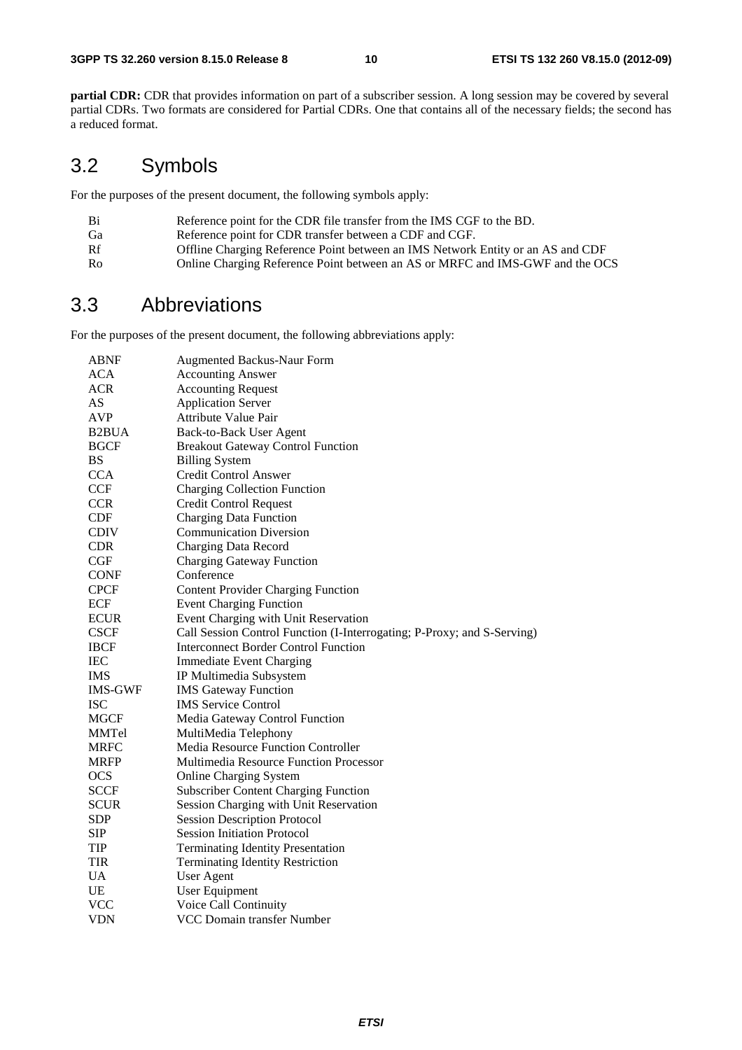**partial CDR:** CDR that provides information on part of a subscriber session. A long session may be covered by several partial CDRs. Two formats are considered for Partial CDRs. One that contains all of the necessary fields; the second has a reduced format.

## 3.2 Symbols

For the purposes of the present document, the following symbols apply:

| | |
|---|---|
| Bi | Reference point for the CDR file transfer from the IMS CGF to the BD. |
| Ga | Reference point for CDR transfer between a CDF and CGF. |
| Rf | Offline Charging Reference Point between an IMS Network Entity or an AS and CDF |
| Ro | Online Charging Reference Point between an AS or MRFC and IMS-GWF and the OCS |

## 3.3 Abbreviations

For the purposes of the present document, the following abbreviations apply:

| | |
|---|---|
| ABNF | Augmented Backus-Naur Form |
| ACA | Accounting Answer |
| ACR | Accounting Request |
| AS | Application Server |
| AVP | Attribute Value Pair |
| B2BUA | Back-to-Back User Agent |
| BGCF | Breakout Gateway Control Function |
| BS | Billing System |
| CCA | Credit Control Answer |
| CCF | Charging Collection Function |
| CCR | Credit Control Request |
| CDF | Charging Data Function |
| CDIV | Communication Diversion |
| CDR | Charging Data Record |
| CGF | Charging Gateway Function |
| CONF | Conference |
| CPCF | Content Provider Charging Function |
| ECF | Event Charging Function |
| ECUR | Event Charging with Unit Reservation |
| CSCF | Call Session Control Function (I-Interrogating; P-Proxy; and S-Serving) |
| IBCF | Interconnect Border Control Function |
| IEC | Immediate Event Charging |
| IMS | IP Multimedia Subsystem |
| IMS-GWF | IMS Gateway Function |
| ISC | IMS Service Control |
| MGCF | Media Gateway Control Function |
| MMTel | MultiMedia Telephony |
| MRFC | Media Resource Function Controller |
| MRFP | Multimedia Resource Function Processor |
| OCS | Online Charging System |
| SCCF | Subscriber Content Charging Function |
| SCUR | Session Charging with Unit Reservation |
| SDP | Session Description Protocol |
| SIP | Session Initiation Protocol |
| TIP | Terminating Identity Presentation |
| TIR | Terminating Identity Restriction |
| UA | User Agent |
| UE | User Equipment |
| VCC | Voice Call Continuity |
| VDN | VCC Domain transfer Number |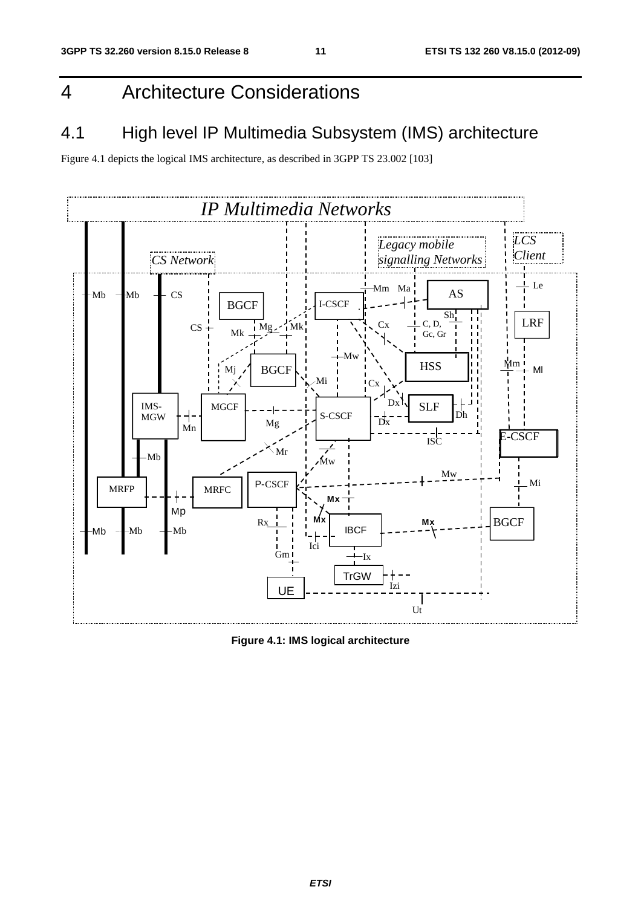# 4 Architecture Considerations

## 4.1 High level IP Multimedia Subsystem (IMS) architecture

Figure 4.1 depicts the logical IMS architecture, as described in 3GPP TS 23.002 [103]

**Figure 4.1: IMS logical architecture**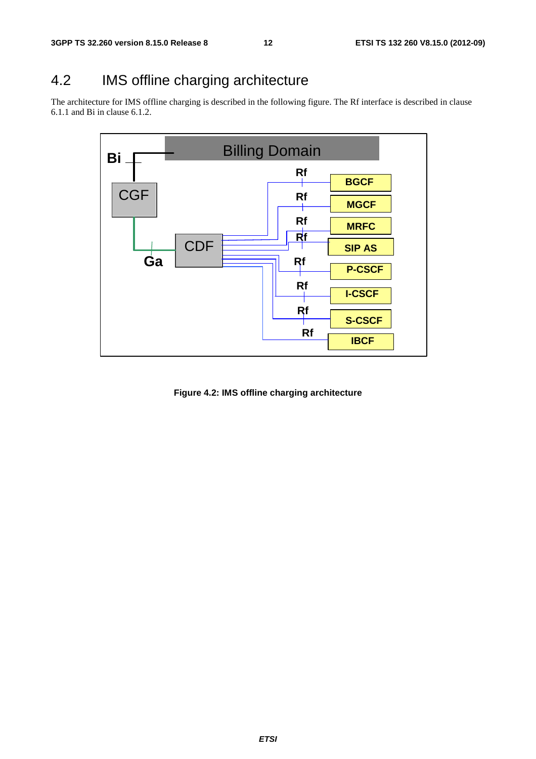## 4.2 IMS offline charging architecture

The architecture for IMS offline charging is described in the following figure. The Rf interface is described in clause 6.1.1 and Bi in clause 6.1.2.

**Figure 4.2: IMS offline charging architecture**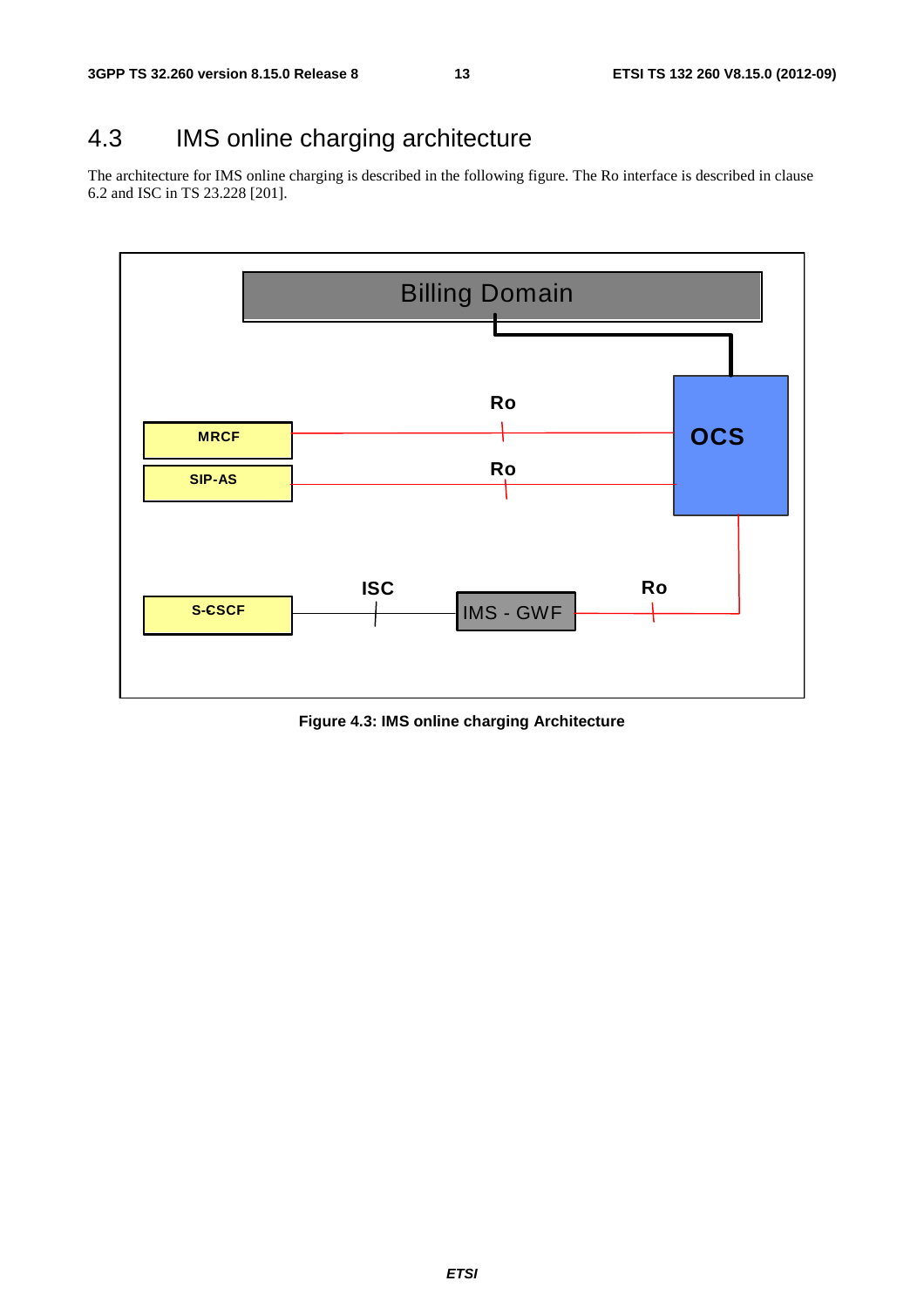## 4.3 IMS online charging architecture

The architecture for IMS online charging is described in the following figure. The Ro interface is described in clause 6.2 and ISC in TS 23.228 [201].

Figure 4.3: IMS online charging Architecture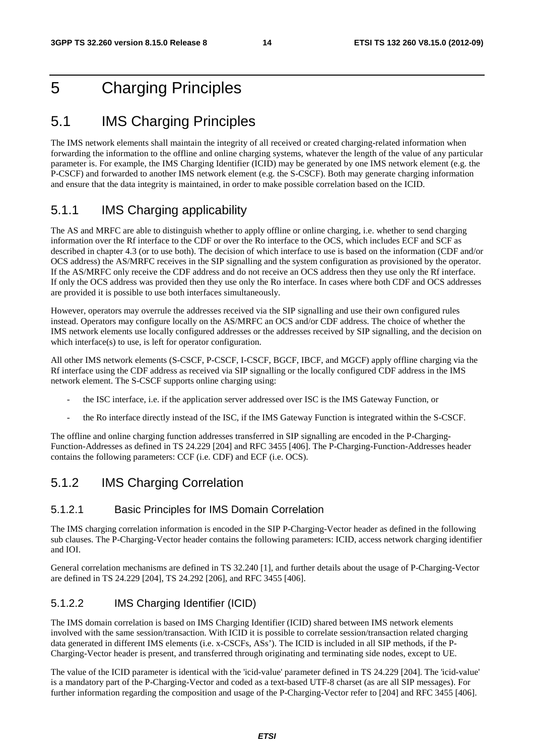# 5 Charging Principles

## 5.1 IMS Charging Principles

The IMS network elements shall maintain the integrity of all received or created charging-related information when forwarding the information to the offline and online charging systems, whatever the length of the value of any particular parameter is. For example, the IMS Charging Identifier (ICID) may be generated by one IMS network element (e.g. the P-CSCF) and forwarded to another IMS network element (e.g. the S-CSCF). Both may generate charging information and ensure that the data integrity is maintained, in order to make possible correlation based on the ICID.

### 5.1.1 IMS Charging applicability

The AS and MRFC are able to distinguish whether to apply offline or online charging, i.e. whether to send charging information over the Rf interface to the CDF or over the Ro interface to the OCS, which includes ECF and SCF as described in chapter 4.3 (or to use both). The decision of which interface to use is based on the information (CDF and/or OCS address) the AS/MRFC receives in the SIP signalling and the system configuration as provisioned by the operator. If the AS/MRFC only receive the CDF address and do not receive an OCS address then they use only the Rf interface. If only the OCS address was provided then they use only the Ro interface. In cases where both CDF and OCS addresses are provided it is possible to use both interfaces simultaneously.

However, operators may overrule the addresses received via the SIP signalling and use their own configured rules instead. Operators may configure locally on the AS/MRFC an OCS and/or CDF address. The choice of whether the IMS network elements use locally configured addresses or the addresses received by SIP signalling, and the decision on which interface(s) to use, is left for operator configuration.

All other IMS network elements (S-CSCF, P-CSCF, I-CSCF, BGCF, IBCF, and MGCF) apply offline charging via the Rf interface using the CDF address as received via SIP signalling or the locally configured CDF address in the IMS network element. The S-CSCF supports online charging using:

- the ISC interface, i.e. if the application server addressed over ISC is the IMS Gateway Function, or
- the Ro interface directly instead of the ISC, if the IMS Gateway Function is integrated within the S-CSCF.

The offline and online charging function addresses transferred in SIP signalling are encoded in the P-Charging-Function-Addresses as defined in TS 24.229 [204] and RFC 3455 [406]. The P-Charging-Function-Addresses header contains the following parameters: CCF (i.e. CDF) and ECF (i.e. OCS).

### 5.1.2 IMS Charging Correlation

#### 5.1.2.1 Basic Principles for IMS Domain Correlation

The IMS charging correlation information is encoded in the SIP P-Charging-Vector header as defined in the following sub clauses. The P-Charging-Vector header contains the following parameters: ICID, access network charging identifier and IOI.

General correlation mechanisms are defined in TS 32.240 [1], and further details about the usage of P-Charging-Vector are defined in TS 24.229 [204], TS 24.292 [206], and RFC 3455 [406].

#### 5.1.2.2 IMS Charging Identifier (ICID)

The IMS domain correlation is based on IMS Charging Identifier (ICID) shared between IMS network elements involved with the same session/transaction. With ICID it is possible to correlate session/transaction related charging data generated in different IMS elements (i.e. x-CSCFs, ASs'). The ICID is included in all SIP methods, if the P-Charging-Vector header is present, and transferred through originating and terminating side nodes, except to UE.

The value of the ICID parameter is identical with the 'icid-value' parameter defined in TS 24.229 [204]. The 'icid-value' is a mandatory part of the P-Charging-Vector and coded as a text-based UTF-8 charset (as are all SIP messages). For further information regarding the composition and usage of the P-Charging-Vector refer to [204] and RFC 3455 [406].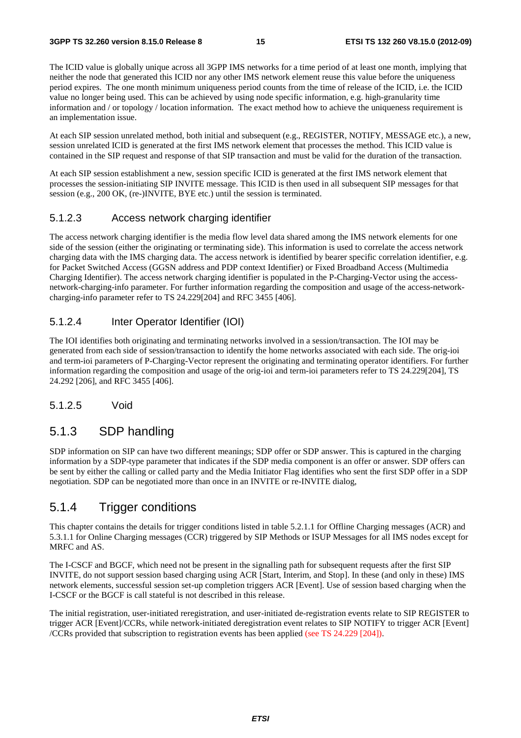The ICID value is globally unique across all 3GPP IMS networks for a time period of at least one month, implying that neither the node that generated this ICID nor any other IMS network element reuse this value before the uniqueness period expires. The one month minimum uniqueness period counts from the time of release of the ICID, i.e. the ICID value no longer being used. This can be achieved by using node specific information, e.g. high-granularity time information and / or topology / location information. The exact method how to achieve the uniqueness requirement is an implementation issue.

At each SIP session unrelated method, both initial and subsequent (e.g., REGISTER, NOTIFY, MESSAGE etc.), a new, session unrelated ICID is generated at the first IMS network element that processes the method. This ICID value is contained in the SIP request and response of that SIP transaction and must be valid for the duration of the transaction.

At each SIP session establishment a new, session specific ICID is generated at the first IMS network element that processes the session-initiating SIP INVITE message. This ICID is then used in all subsequent SIP messages for that session (e.g., 200 OK, (re-)INVITE, BYE etc.) until the session is terminated.

#### 5.1.2.3 Access network charging identifier

The access network charging identifier is the media flow level data shared among the IMS network elements for one side of the session (either the originating or terminating side). This information is used to correlate the access network charging data with the IMS charging data. The access network is identified by bearer specific correlation identifier, e.g. for Packet Switched Access (GGSN address and PDP context Identifier) or Fixed Broadband Access (Multimedia Charging Identifier). The access network charging identifier is populated in the P-Charging-Vector using the access-network-charging-info parameter. For further information regarding the composition and usage of the access-network-charging-info parameter refer to TS 24.229[204] and RFC 3455 [406].

#### 5.1.2.4 Inter Operator Identifier (IOI)

The IOI identifies both originating and terminating networks involved in a session/transaction. The IOI may be generated from each side of session/transaction to identify the home networks associated with each side. The orig-ioi and term-ioi parameters of P-Charging-Vector represent the originating and terminating operator identifiers. For further information regarding the composition and usage of the orig-ioi and term-ioi parameters refer to TS 24.229[204], TS 24.292 [206], and RFC 3455 [406].

#### 5.1.2.5 Void

### 5.1.3 SDP handling

SDP information on SIP can have two different meanings; SDP offer or SDP answer. This is captured in the charging information by a SDP-type parameter that indicates if the SDP media component is an offer or answer. SDP offers can be sent by either the calling or called party and the Media Initiator Flag identifies who sent the first SDP offer in a SDP negotiation. SDP can be negotiated more than once in an INVITE or re-INVITE dialog,

### 5.1.4 Trigger conditions

This chapter contains the details for trigger conditions listed in table 5.2.1.1 for Offline Charging messages (ACR) and 5.3.1.1 for Online Charging messages (CCR) triggered by SIP Methods or ISUP Messages for all IMS nodes except for MRFC and AS.

The I-CSCF and BGCF, which need not be present in the signalling path for subsequent requests after the first SIP INVITE, do not support session based charging using ACR [Start, Interim, and Stop]. In these (and only in these) IMS network elements, successful session set-up completion triggers ACR [Event]. Use of session based charging when the I-CSCF or the BGCF is call stateful is not described in this release.

The initial registration, user-initiated reregistration, and user-initiated de-registration events relate to SIP REGISTER to trigger ACR [Event]/CCRs, while network-initiated deregistration event relates to SIP NOTIFY to trigger ACR [Event] /CCRs provided that subscription to registration events has been applied (see TS 24.229 [204]).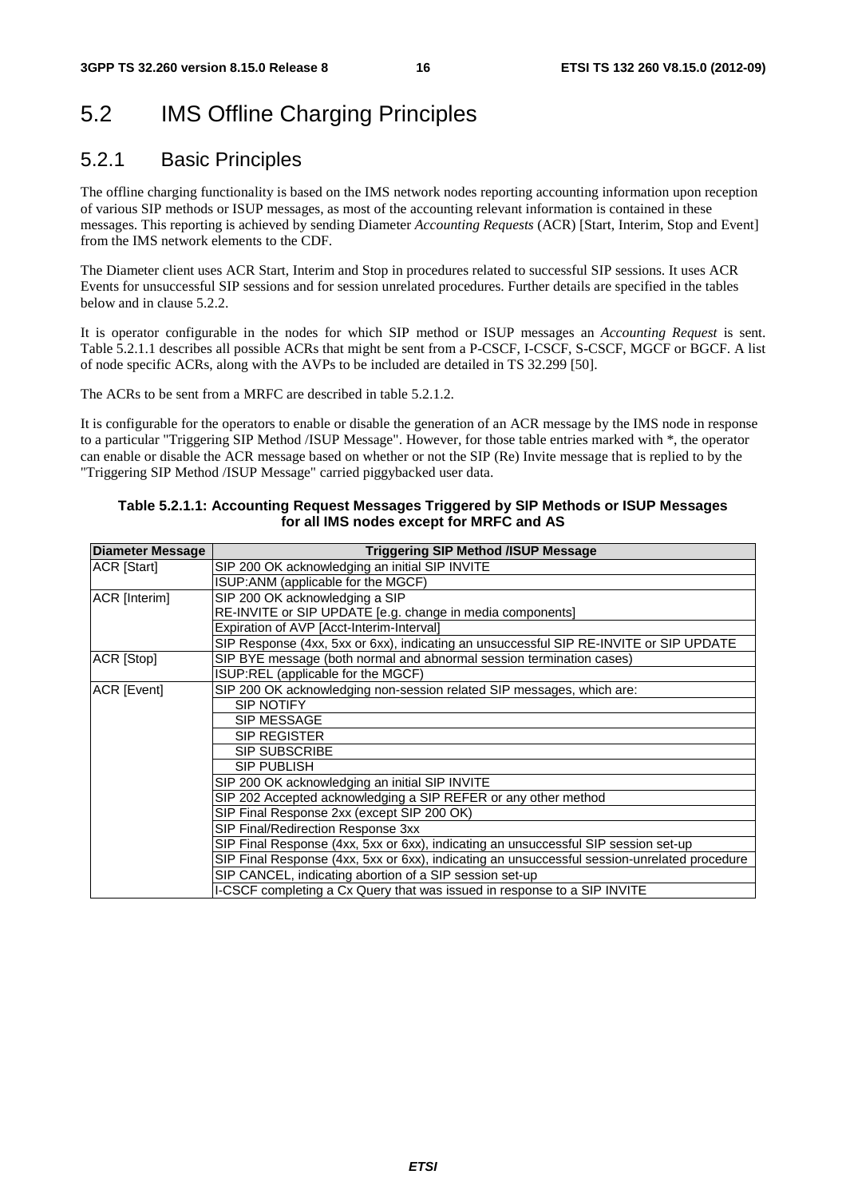## 5.2 IMS Offline Charging Principles

### 5.2.1 Basic Principles

The offline charging functionality is based on the IMS network nodes reporting accounting information upon reception of various SIP methods or ISUP messages, as most of the accounting relevant information is contained in these messages. This reporting is achieved by sending Diameter *Accounting Requests* (ACR) [Start, Interim, Stop and Event] from the IMS network elements to the CDF.

The Diameter client uses ACR Start, Interim and Stop in procedures related to successful SIP sessions. It uses ACR Events for unsuccessful SIP sessions and for session unrelated procedures. Further details are specified in the tables below and in clause 5.2.2.

It is operator configurable in the nodes for which SIP method or ISUP messages an *Accounting Request* is sent. Table 5.2.1.1 describes all possible ACRs that might be sent from a P-CSCF, I-CSCF, S-CSCF, MGCF or BGCF. A list of node specific ACRs, along with the AVPs to be included are detailed in TS 32.299 [50].

The ACRs to be sent from a MRFC are described in table 5.2.1.2.

It is configurable for the operators to enable or disable the generation of an ACR message by the IMS node in response to a particular "Triggering SIP Method /ISUP Message". However, for those table entries marked with *, the operator can enable or disable the ACR message based on whether or not the SIP (Re) Invite message that is replied to by the "Triggering SIP Method /ISUP Message" carried piggybacked user data.

**Table 5.2.1.1: Accounting Request Messages Triggered by SIP Methods or ISUP Messages for all IMS nodes except for MRFC and AS**

| Diameter Message | Triggering SIP Method /ISUP Message |
|---|---|
| ACR [Start] | SIP 200 OK acknowledging an initial SIP INVITE |
| | ISUP:ANM (applicable for the MGCF) |
| ACR [Interim] | SIP 200 OK acknowledging a SIP RE-INVITE or SIP UPDATE [e.g. change in media components] |
| | Expiration of AVP [Acct-Interim-Interval] |
| | SIP Response (4xx, 5xx or 6xx), indicating an unsuccessful SIP RE-INVITE or SIP UPDATE |
| ACR [Stop] | SIP BYE message (both normal and abnormal session termination cases) |
| | ISUP:REL (applicable for the MGCF) |
| ACR [Event] | SIP 200 OK acknowledging non-session related SIP messages, which are: |
| | SIP NOTIFY |
| | SIP MESSAGE |
| | SIP REGISTER |
| | SIP SUBSCRIBE |
| | SIP PUBLISH |
| | SIP 200 OK acknowledging an initial SIP INVITE |
| | SIP 202 Accepted acknowledging a SIP REFER or any other method |
| | SIP Final Response 2xx (except SIP 200 OK) |
| | SIP Final/Redirection Response 3xx |
| | SIP Final Response (4xx, 5xx or 6xx), indicating an unsuccessful SIP session set-up |
| | SIP Final Response (4xx, 5xx or 6xx), indicating an unsuccessful session-unrelated procedure |
| | SIP CANCEL, indicating abortion of a SIP session set-up |
| | I-CSCF completing a Cx Query that was issued in response to a SIP INVITE |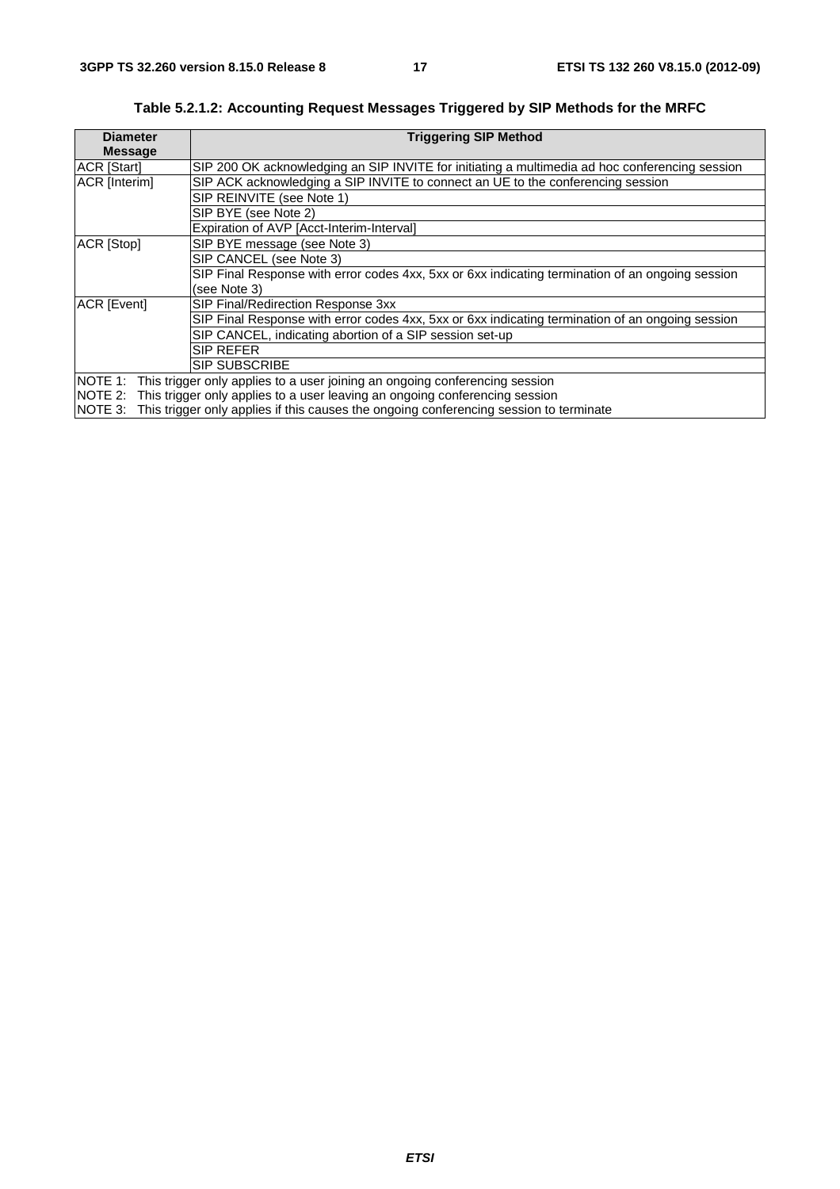**Table 5.2.1.2: Accounting Request Messages Triggered by SIP Methods for the MRFC**

| Diameter Message | Triggering SIP Method |
|---|---|
| ACR [Start] | SIP 200 OK acknowledging an SIP INVITE for initiating a multimedia ad hoc conferencing session |
| ACR [Interim] | SIP ACK acknowledging a SIP INVITE to connect an UE to the conferencing session |
| | SIP REINVITE (see Note 1) |
| | SIP BYE (see Note 2) |
| | Expiration of AVP [Acct-Interim-Interval] |
| ACR [Stop] | SIP BYE message (see Note 3) |
| | SIP CANCEL (see Note 3) |
| | SIP Final Response with error codes 4xx, 5xx or 6xx indicating termination of an ongoing session (see Note 3) |
| ACR [Event] | SIP Final/Redirection Response 3xx |
| | SIP Final Response with error codes 4xx, 5xx or 6xx indicating termination of an ongoing session |
| | SIP CANCEL, indicating abortion of a SIP session set-up |
| | SIP REFER |
| | SIP SUBSCRIBE |
| NOTE 1: This trigger only applies to a user joining an ongoing conferencing session<br>NOTE 2: This trigger only applies to a user leaving an ongoing conferencing session<br>NOTE 3: This trigger only applies if this causes the ongoing conferencing session to terminate | |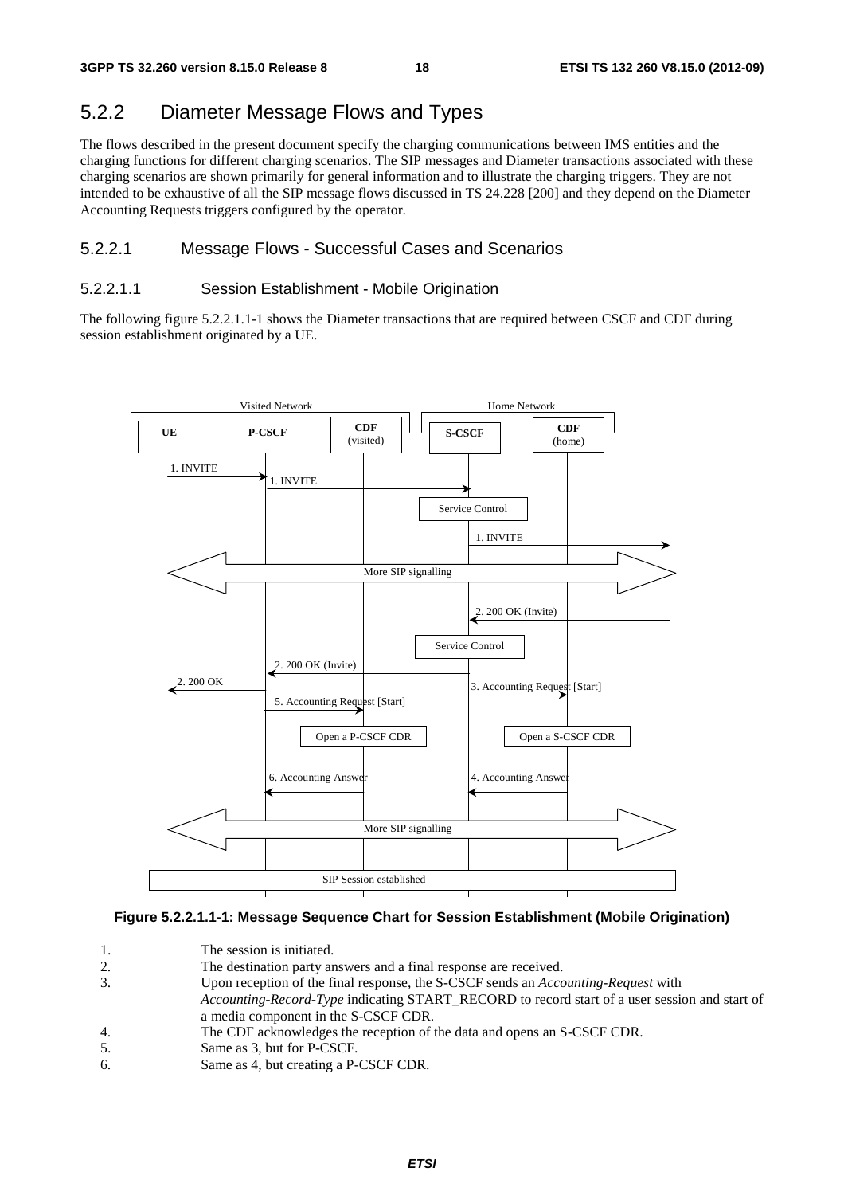## 5.2.2 Diameter Message Flows and Types

The flows described in the present document specify the charging communications between IMS entities and the charging functions for different charging scenarios. The SIP messages and Diameter transactions associated with these charging scenarios are shown primarily for general information and to illustrate the charging triggers. They are not intended to be exhaustive of all the SIP message flows discussed in TS 24.228 [200] and they depend on the Diameter Accounting Requests triggers configured by the operator.

### 5.2.2.1 Message Flows - Successful Cases and Scenarios

#### 5.2.2.1.1 Session Establishment - Mobile Origination

The following figure 5.2.2.1.1-1 shows the Diameter transactions that are required between CSCF and CDF during session establishment originated by a UE.

**Figure 5.2.2.1.1-1: Message Sequence Chart for Session Establishment (Mobile Origination)**

1. The session is initiated.
2. The destination party answers and a final response are received.
3. Upon reception of the final response, the S-CSCF sends an *Accounting-Request* with *Accounting-Record-Type* indicating START_RECORD to record start of a user session and start of a media component in the S-CSCF CDR.
4. The CDF acknowledges the reception of the data and opens an S-CSCF CDR.
5. Same as 3, but for P-CSCF.
6. Same as 4, but creating a P-CSCF CDR.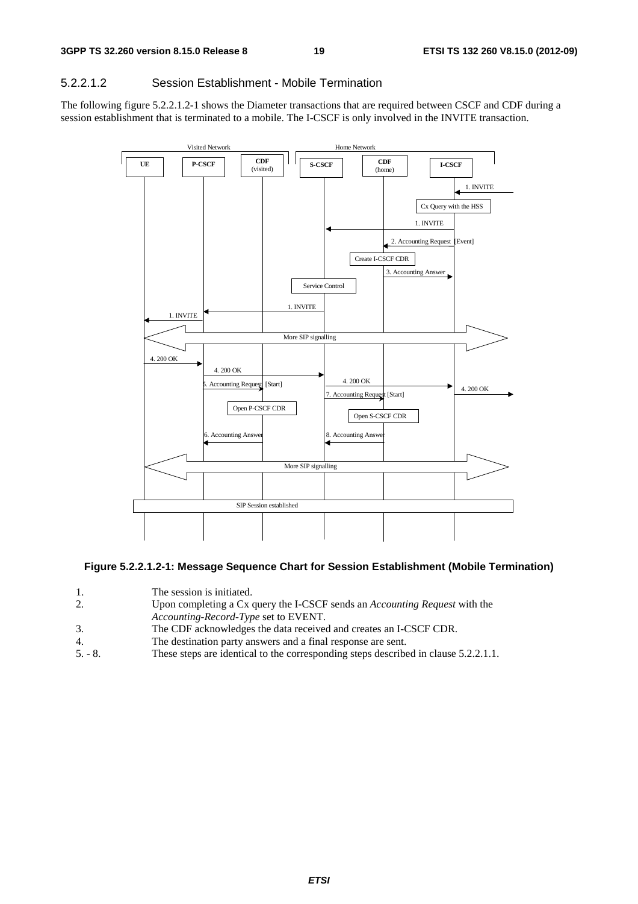#### 5.2.2.1.2 Session Establishment - Mobile Termination

The following figure 5.2.2.1.2-1 shows the Diameter transactions that are required between CSCF and CDF during a session establishment that is terminated to a mobile. The I-CSCF is only involved in the INVITE transaction.

**Figure 5.2.2.1.2-1: Message Sequence Chart for Session Establishment (Mobile Termination)**

1. The session is initiated.
2. Upon completing a Cx query the I-CSCF sends an *Accounting Request* with the *Accounting-Record-Type* set to EVENT.
3. The CDF acknowledges the data received and creates an I-CSCF CDR.
4. The destination party answers and a final response are sent.

5. - 8. These steps are identical to the corresponding steps described in clause 5.2.2.1.1.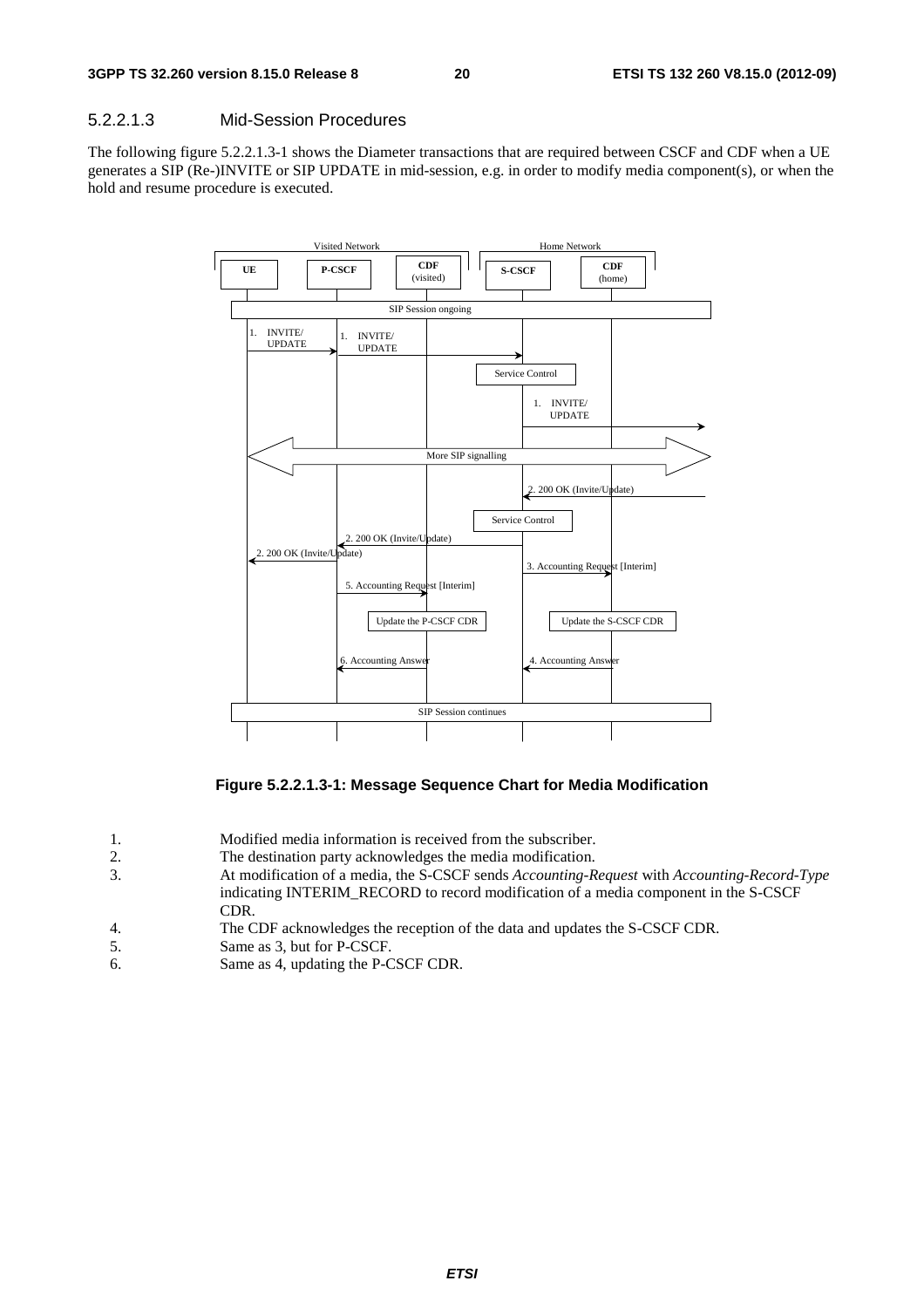#### 5.2.2.1.3 Mid-Session Procedures

The following figure 5.2.2.1.3-1 shows the Diameter transactions that are required between CSCF and CDF when a UE generates a SIP (Re-)INVITE or SIP UPDATE in mid-session, e.g. in order to modify media component(s), or when the hold and resume procedure is executed.

**Figure 5.2.2.1.3-1: Message Sequence Chart for Media Modification**

1. Modified media information is received from the subscriber.
2. The destination party acknowledges the media modification.
3. At modification of a media, the S-CSCF sends *Accounting-Request* with *Accounting-Record-Type* indicating INTERIM_RECORD to record modification of a media component in the S-CSCF CDR.
4. The CDF acknowledges the reception of the data and updates the S-CSCF CDR.
5. Same as 3, but for P-CSCF.
6. Same as 4, updating the P-CSCF CDR.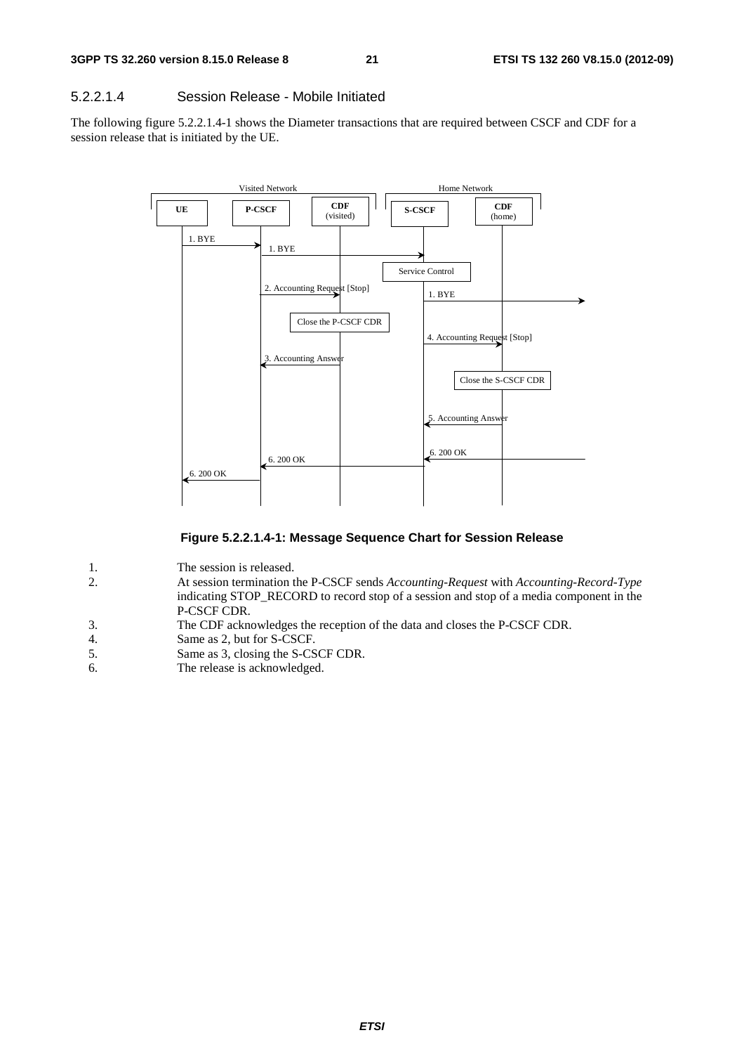#### 5.2.2.1.4 Session Release - Mobile Initiated

The following figure 5.2.2.1.4-1 shows the Diameter transactions that are required between CSCF and CDF for a session release that is initiated by the UE.

**Figure 5.2.2.1.4-1: Message Sequence Chart for Session Release**

1. The session is released.
2. At session termination the P-CSCF sends *Accounting-Request* with *Accounting-Record-Type* indicating STOP_RECORD to record stop of a session and stop of a media component in the P-CSCF CDR.
3. The CDF acknowledges the reception of the data and closes the P-CSCF CDR.
4. Same as 2, but for S-CSCF.
5. Same as 3, closing the S-CSCF CDR.
6. The release is acknowledged.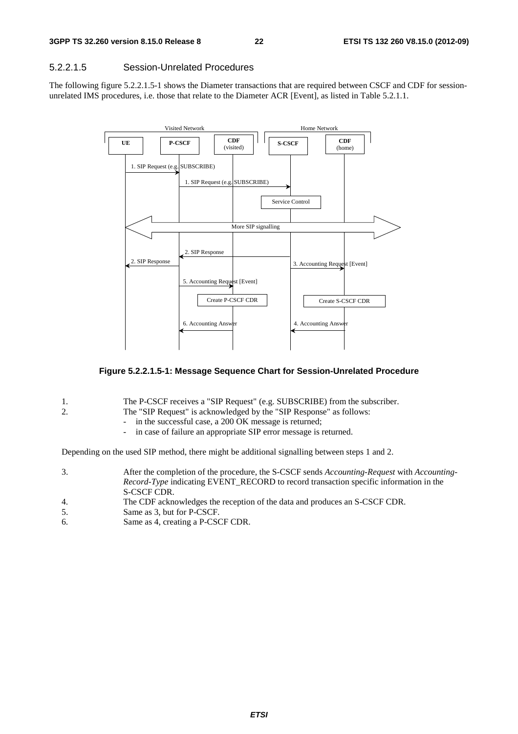#### 5.2.2.1.5 Session-Unrelated Procedures

The following figure 5.2.2.1.5-1 shows the Diameter transactions that are required between CSCF and CDF for session-unrelated IMS procedures, i.e. those that relate to the Diameter ACR [Event], as listed in Table 5.2.1.1.

**Figure 5.2.2.1.5-1: Message Sequence Chart for Session-Unrelated Procedure**

1. The P-CSCF receives a "SIP Request" (e.g. SUBSCRIBE) from the subscriber.
2. The "SIP Request" is acknowledged by the "SIP Response" as follows:
   - in the successful case, a 200 OK message is returned;
   - in case of failure an appropriate SIP error message is returned.

Depending on the used SIP method, there might be additional signalling between steps 1 and 2.

3. After the completion of the procedure, the S-CSCF sends *Accounting-Request* with *Accounting-Record-Type* indicating EVENT_RECORD to record transaction specific information in the S-CSCF CDR.
4. The CDF acknowledges the reception of the data and produces an S-CSCF CDR.
5. Same as 3, but for P-CSCF.
6. Same as 4, creating a P-CSCF CDR.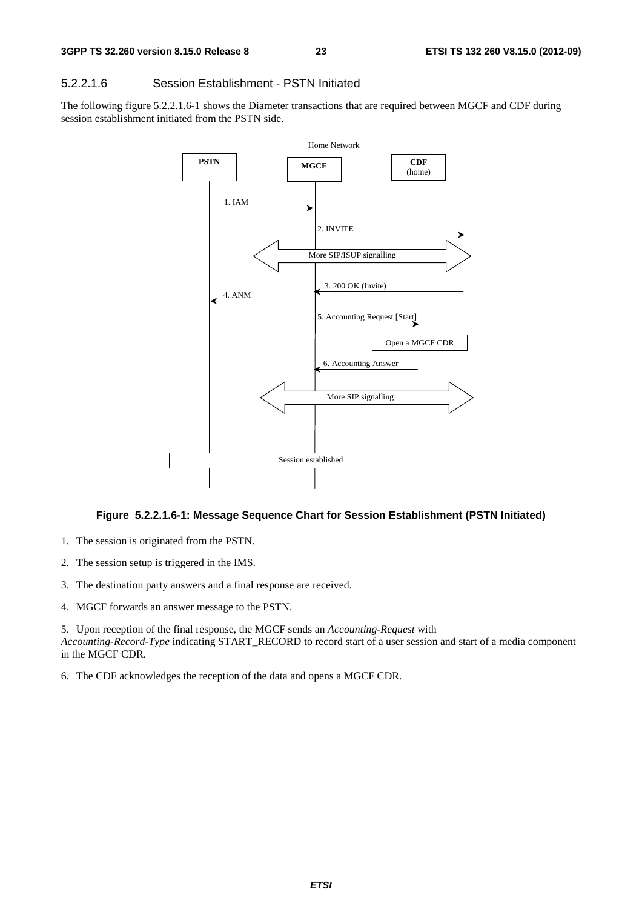#### 5.2.2.1.6 Session Establishment - PSTN Initiated

The following figure 5.2.2.1.6-1 shows the Diameter transactions that are required between MGCF and CDF during session establishment initiated from the PSTN side.

**Figure 5.2.2.1.6-1: Message Sequence Chart for Session Establishment (PSTN Initiated)**

1. The session is originated from the PSTN.
2. The session setup is triggered in the IMS.
3. The destination party answers and a final response are received.
4. MGCF forwards an answer message to the PSTN.
5. Upon reception of the final response, the MGCF sends an *Accounting-Request* with *Accounting-Record-Type* indicating START_RECORD to record start of a user session and start of a media component in the MGCF CDR.
6. The CDF acknowledges the reception of the data and opens a MGCF CDR.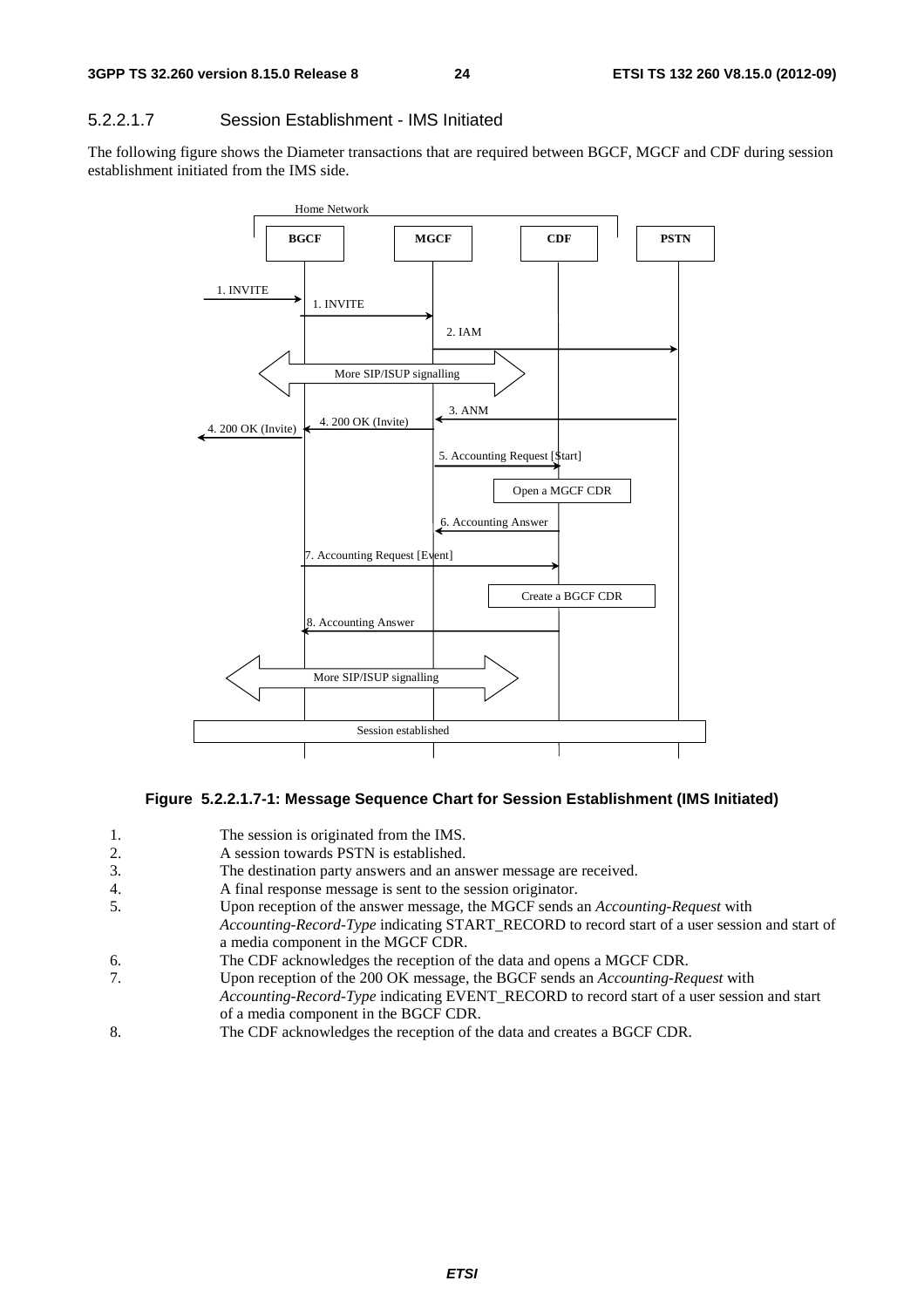#### 5.2.2.1.7 Session Establishment - IMS Initiated

The following figure shows the Diameter transactions that are required between BGCF, MGCF and CDF during session establishment initiated from the IMS side.

**Figure 5.2.2.1.7-1: Message Sequence Chart for Session Establishment (IMS Initiated)**

1. The session is originated from the IMS.
2. A session towards PSTN is established.
3. The destination party answers and an answer message are received.
4. A final response message is sent to the session originator.
5. Upon reception of the answer message, the MGCF sends an *Accounting-Request* with *Accounting-Record-Type* indicating START_RECORD to record start of a user session and start of a media component in the MGCF CDR.
6. The CDF acknowledges the reception of the data and opens a MGCF CDR.
7. Upon reception of the 200 OK message, the BGCF sends an *Accounting-Request* with *Accounting-Record-Type* indicating EVENT_RECORD to record start of a user session and start of a media component in the BGCF CDR.
8. The CDF acknowledges the reception of the data and creates a BGCF CDR.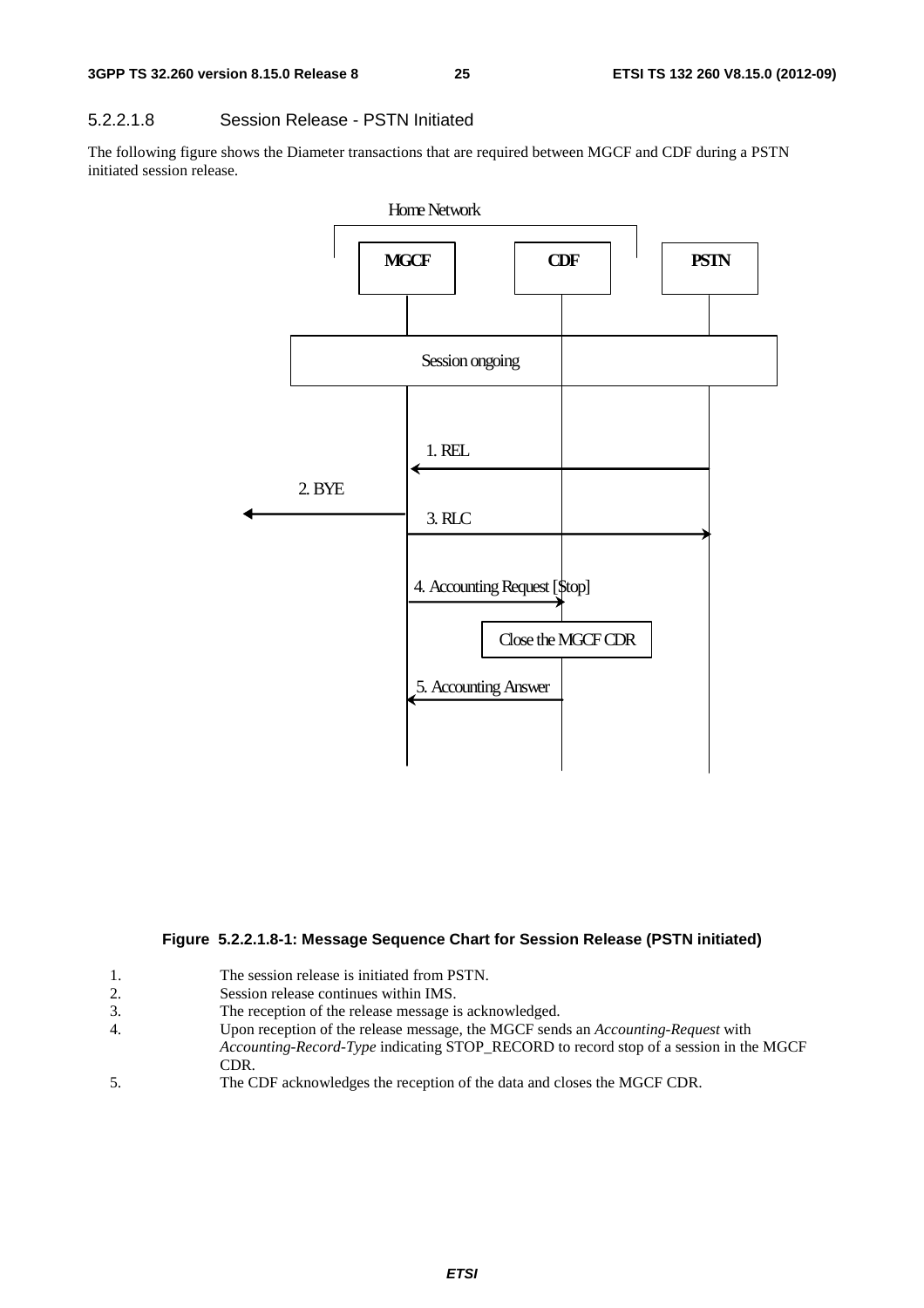#### 5.2.2.1.8 Session Release - PSTN Initiated

The following figure shows the Diameter transactions that are required between MGCF and CDF during a PSTN initiated session release.

**Figure 5.2.2.1.8-1: Message Sequence Chart for Session Release (PSTN initiated)**

1. The session release is initiated from PSTN.
2. Session release continues within IMS.
3. The reception of the release message is acknowledged.
4. Upon reception of the release message, the MGCF sends an *Accounting-Request* with *Accounting-Record-Type* indicating STOP_RECORD to record stop of a session in the MGCF CDR.
5. The CDF acknowledges the reception of the data and closes the MGCF CDR.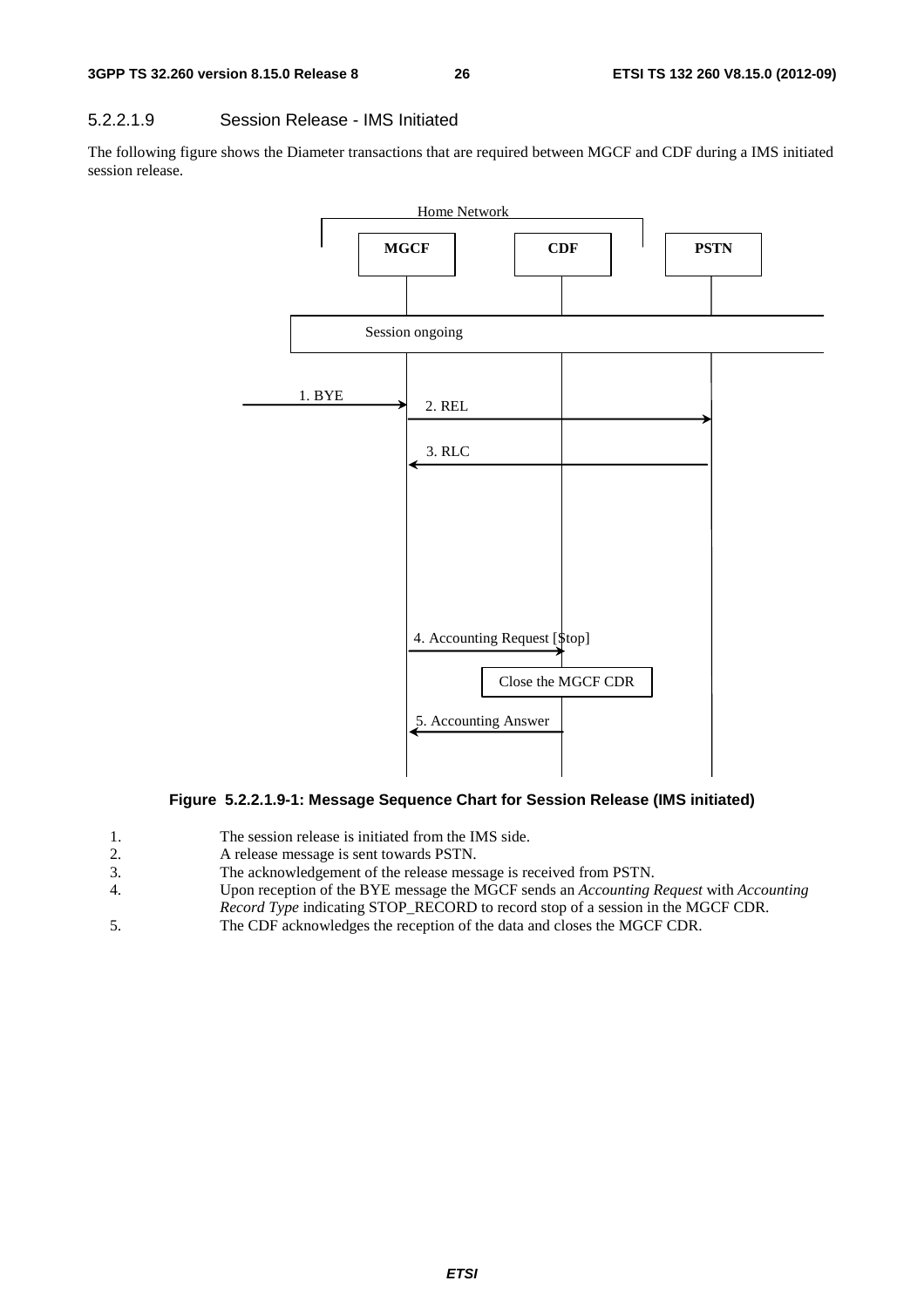### 5.2.2.1.9 Session Release - IMS Initiated

The following figure shows the Diameter transactions that are required between MGCF and CDF during a IMS initiated session release.

Home Network

MGCF

CDF

PSTN

Session ongoing

1. BYE

2. REL

3. RLC

4. Accounting Request [Stop]

Close the MGCF CDR

5. Accounting Answer

**Figure 5.2.2.1.9-1: Message Sequence Chart for Session Release (IMS initiated)**

1. The session release is initiated from the IMS side.
2. A release message is sent towards PSTN.
3. The acknowledgement of the release message is received from PSTN.
4. Upon reception of the BYE message the MGCF sends an *Accounting Request* with *Accounting Record Type* indicating STOP_RECORD to record stop of a session in the MGCF CDR.
5. The CDF acknowledges the reception of the data and closes the MGCF CDR.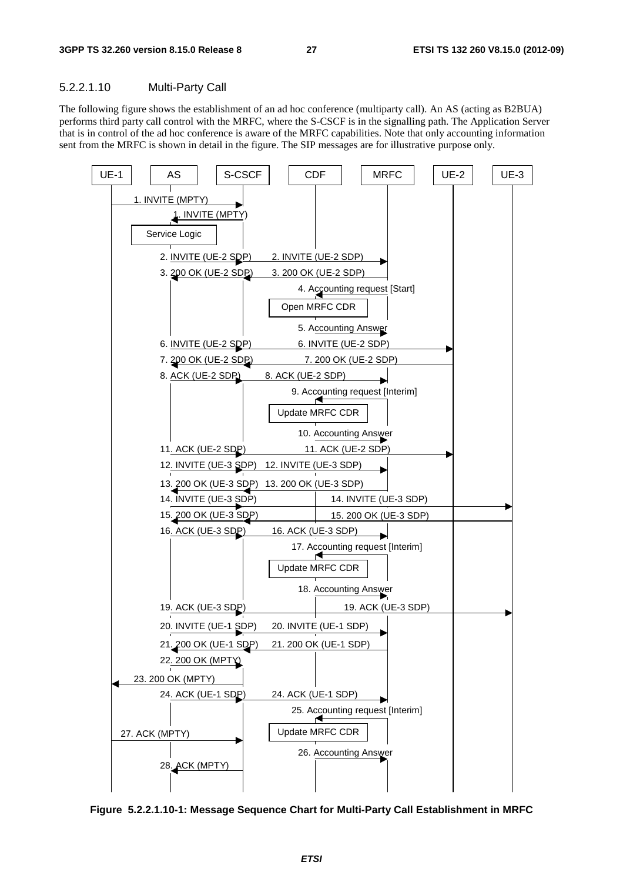#### 5.2.2.1.10 Multi-Party Call

The following figure shows the establishment of an ad hoc conference (multiparty call). An AS (acting as B2BUA) performs third party call control with the MRFC, where the S-CSCF is in the signalling path. The Application Server that is in control of the ad hoc conference is aware of the MRFC capabilities. Note that only accounting information sent from the MRFC is shown in detail in the figure. The SIP messages are for illustrative purpose only.

**Figure 5.2.2.1.10-1: Message Sequence Chart for Multi-Party Call Establishment in MRFC**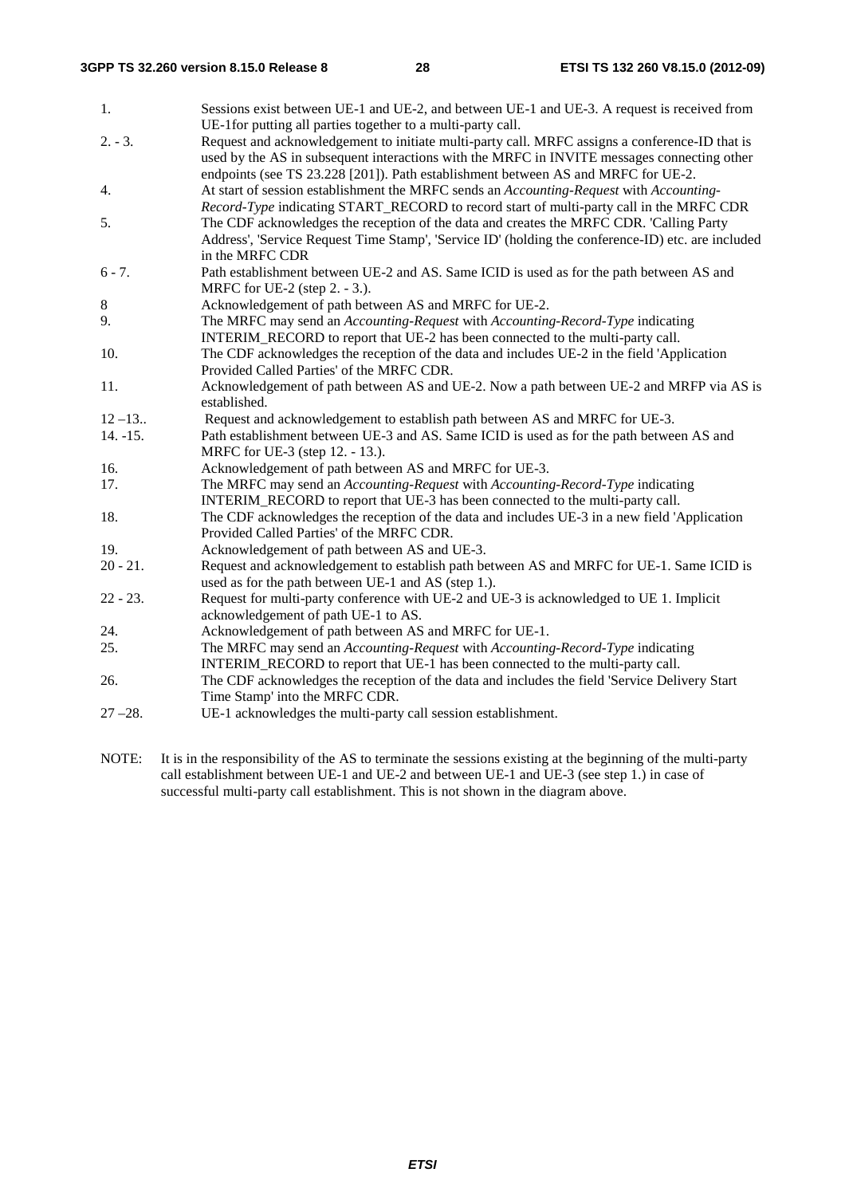1. Sessions exist between UE-1 and UE-2, and between UE-1 and UE-3. A request is received from UE-1for putting all parties together to a multi-party call.

2. - 3. Request and acknowledgement to initiate multi-party call. MRFC assigns a conference-ID that is used by the AS in subsequent interactions with the MRFC in INVITE messages connecting other endpoints (see TS 23.228 [201]). Path establishment between AS and MRFC for UE-2.

4. At start of session establishment the MRFC sends an *Accounting-Request* with *Accounting-Record-Type* indicating START_RECORD to record start of multi-party call in the MRFC CDR

5. The CDF acknowledges the reception of the data and creates the MRFC CDR. 'Calling Party Address', 'Service Request Time Stamp', 'Service ID' (holding the conference-ID) etc. are included in the MRFC CDR

6 - 7. Path establishment between UE-2 and AS. Same ICID is used as for the path between AS and MRFC for UE-2 (step 2. - 3.).

8 Acknowledgement of path between AS and MRFC for UE-2.

9. The MRFC may send an *Accounting-Request* with *Accounting-Record-Type* indicating INTERIM_RECORD to report that UE-2 has been connected to the multi-party call.

10. The CDF acknowledges the reception of the data and includes UE-2 in the field 'Application Provided Called Parties' of the MRFC CDR.

11. Acknowledgement of path between AS and UE-2. Now a path between UE-2 and MRFP via AS is established.

12 –13.. Request and acknowledgement to establish path between AS and MRFC for UE-3.

14. -15. Path establishment between UE-3 and AS. Same ICID is used as for the path between AS and MRFC for UE-3 (step 12. - 13.).

16. Acknowledgement of path between AS and MRFC for UE-3.

17. The MRFC may send an *Accounting-Request* with *Accounting-Record-Type* indicating INTERIM_RECORD to report that UE-3 has been connected to the multi-party call.

18. The CDF acknowledges the reception of the data and includes UE-3 in a new field 'Application Provided Called Parties' of the MRFC CDR.

19. Acknowledgement of path between AS and UE-3.

20 - 21. Request and acknowledgement to establish path between AS and MRFC for UE-1. Same ICID is used as for the path between UE-1 and AS (step 1.).

22 - 23. Request for multi-party conference with UE-2 and UE-3 is acknowledged to UE 1. Implicit acknowledgement of path UE-1 to AS.

24. Acknowledgement of path between AS and MRFC for UE-1.

25. The MRFC may send an *Accounting-Request* with *Accounting-Record-Type* indicating INTERIM_RECORD to report that UE-1 has been connected to the multi-party call.

26. The CDF acknowledges the reception of the data and includes the field 'Service Delivery Start Time Stamp' into the MRFC CDR.

27 –28. UE-1 acknowledges the multi-party call session establishment.

NOTE: It is in the responsibility of the AS to terminate the sessions existing at the beginning of the multi-party call establishment between UE-1 and UE-2 and between UE-1 and UE-3 (see step 1.) in case of successful multi-party call establishment. This is not shown in the diagram above.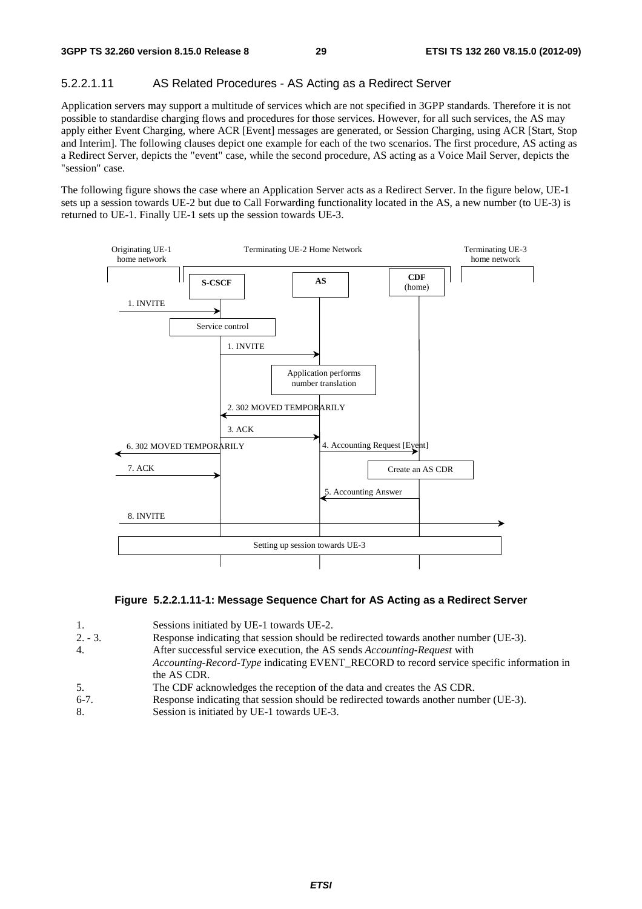#### 5.2.2.1.11 AS Related Procedures - AS Acting as a Redirect Server

Application servers may support a multitude of services which are not specified in 3GPP standards. Therefore it is not possible to standardise charging flows and procedures for those services. However, for all such services, the AS may apply either Event Charging, where ACR [Event] messages are generated, or Session Charging, using ACR [Start, Stop and Interim]. The following clauses depict one example for each of the two scenarios. The first procedure, AS acting as a Redirect Server, depicts the "event" case, while the second procedure, AS acting as a Voice Mail Server, depicts the "session" case.

The following figure shows the case where an Application Server acts as a Redirect Server. In the figure below, UE-1 sets up a session towards UE-2 but due to Call Forwarding functionality located in the AS, a new number (to UE-3) is returned to UE-1. Finally UE-1 sets up the session towards UE-3.

**Figure 5.2.2.1.11-1: Message Sequence Chart for AS Acting as a Redirect Server**

| | |
|---|---|
| 1. | Sessions initiated by UE-1 towards UE-2. |
| 2. - 3. | Response indicating that session should be redirected towards another number (UE-3). |
| 4. | After successful service execution, the AS sends *Accounting-Request* with *Accounting-Record-Type* indicating EVENT_RECORD to record service specific information in the AS CDR. |
| 5. | The CDF acknowledges the reception of the data and creates the AS CDR. |
| 6-7. | Response indicating that session should be redirected towards another number (UE-3). |
| 8. | Session is initiated by UE-1 towards UE-3. |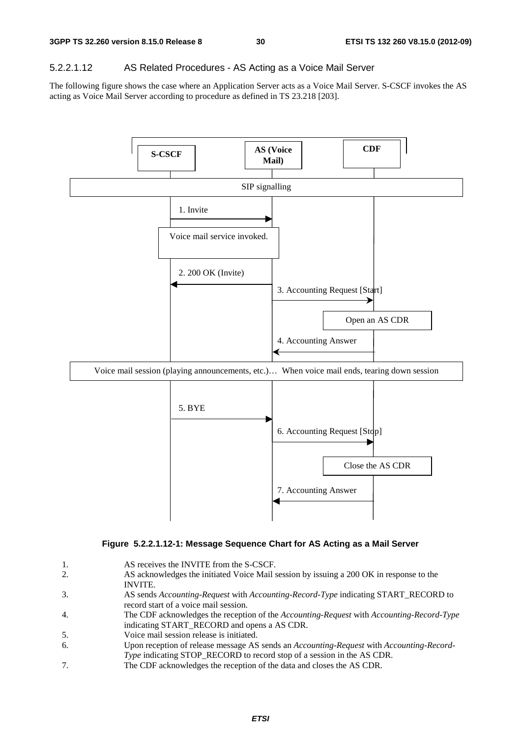#### 5.2.2.1.12 AS Related Procedures - AS Acting as a Voice Mail Server

The following figure shows the case where an Application Server acts as a Voice Mail Server. S-CSCF invokes the AS acting as Voice Mail Server according to procedure as defined in TS 23.218 [203].

**Figure 5.2.2.1.12-1: Message Sequence Chart for AS Acting as a Mail Server**

1. AS receives the INVITE from the S-CSCF.
2. AS acknowledges the initiated Voice Mail session by issuing a 200 OK in response to the INVITE.
3. AS sends *Accounting-Request* with *Accounting-Record-Type* indicating START_RECORD to record start of a voice mail session.
4. The CDF acknowledges the reception of the *Accounting-Request* with *Accounting-Record-Type* indicating START_RECORD and opens a AS CDR.
5. Voice mail session release is initiated.
6. Upon reception of release message AS sends an *Accounting-Request* with *Accounting-Record-Type* indicating STOP_RECORD to record stop of a session in the AS CDR.
7. The CDF acknowledges the reception of the data and closes the AS CDR.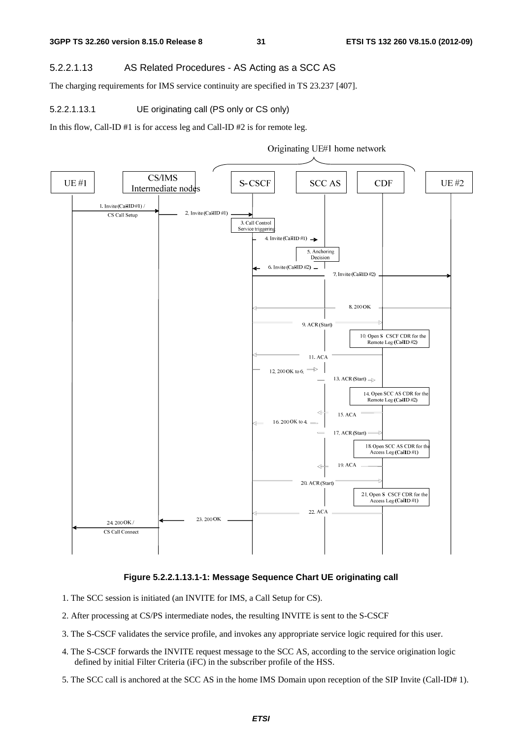#### 5.2.2.1.13 AS Related Procedures - AS Acting as a SCC AS

The charging requirements for IMS service continuity are specified in TS 23.237 [407].

##### 5.2.2.1.13.1 UE originating call (PS only or CS only)

In this flow, Call-ID #1 is for access leg and Call-ID #2 is for remote leg.

**Figure 5.2.2.1.13.1-1: Message Sequence Chart UE originating call**

1. The SCC session is initiated (an INVITE for IMS, a Call Setup for CS).
2. After processing at CS/PS intermediate nodes, the resulting INVITE is sent to the S-CSCF
3. The S-CSCF validates the service profile, and invokes any appropriate service logic required for this user.
4. The S-CSCF forwards the INVITE request message to the SCC AS, according to the service origination logic defined by initial Filter Criteria (iFC) in the subscriber profile of the HSS.
5. The SCC call is anchored at the SCC AS in the home IMS Domain upon reception of the SIP Invite (Call-ID# 1).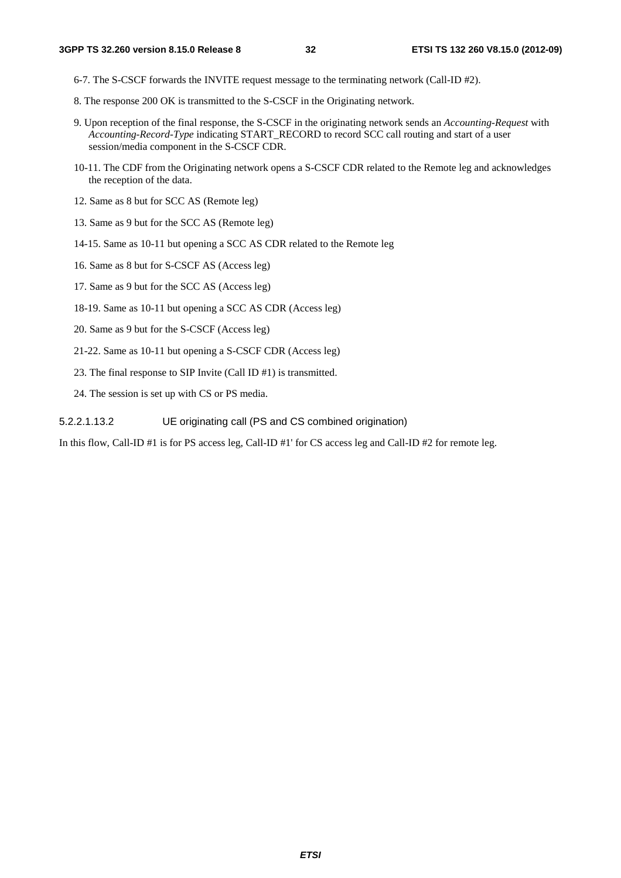6-7. The S-CSCF forwards the INVITE request message to the terminating network (Call-ID #2).

8. The response 200 OK is transmitted to the S-CSCF in the Originating network.

9. Upon reception of the final response, the S-CSCF in the originating network sends an *Accounting-Request* with *Accounting-Record-Type* indicating START_RECORD to record SCC call routing and start of a user session/media component in the S-CSCF CDR.

10-11. The CDF from the Originating network opens a S-CSCF CDR related to the Remote leg and acknowledges the reception of the data.

12. Same as 8 but for SCC AS (Remote leg)

13. Same as 9 but for the SCC AS (Remote leg)

14-15. Same as 10-11 but opening a SCC AS CDR related to the Remote leg

16. Same as 8 but for S-CSCF AS (Access leg)

17. Same as 9 but for the SCC AS (Access leg)

18-19. Same as 10-11 but opening a SCC AS CDR (Access leg)

20. Same as 9 but for the S-CSCF (Access leg)

21-22. Same as 10-11 but opening a S-CSCF CDR (Access leg)

23. The final response to SIP Invite (Call ID #1) is transmitted.

24. The session is set up with CS or PS media.

##### 5.2.2.1.13.2 UE originating call (PS and CS combined origination)

In this flow, Call-ID #1 is for PS access leg, Call-ID #1' for CS access leg and Call-ID #2 for remote leg.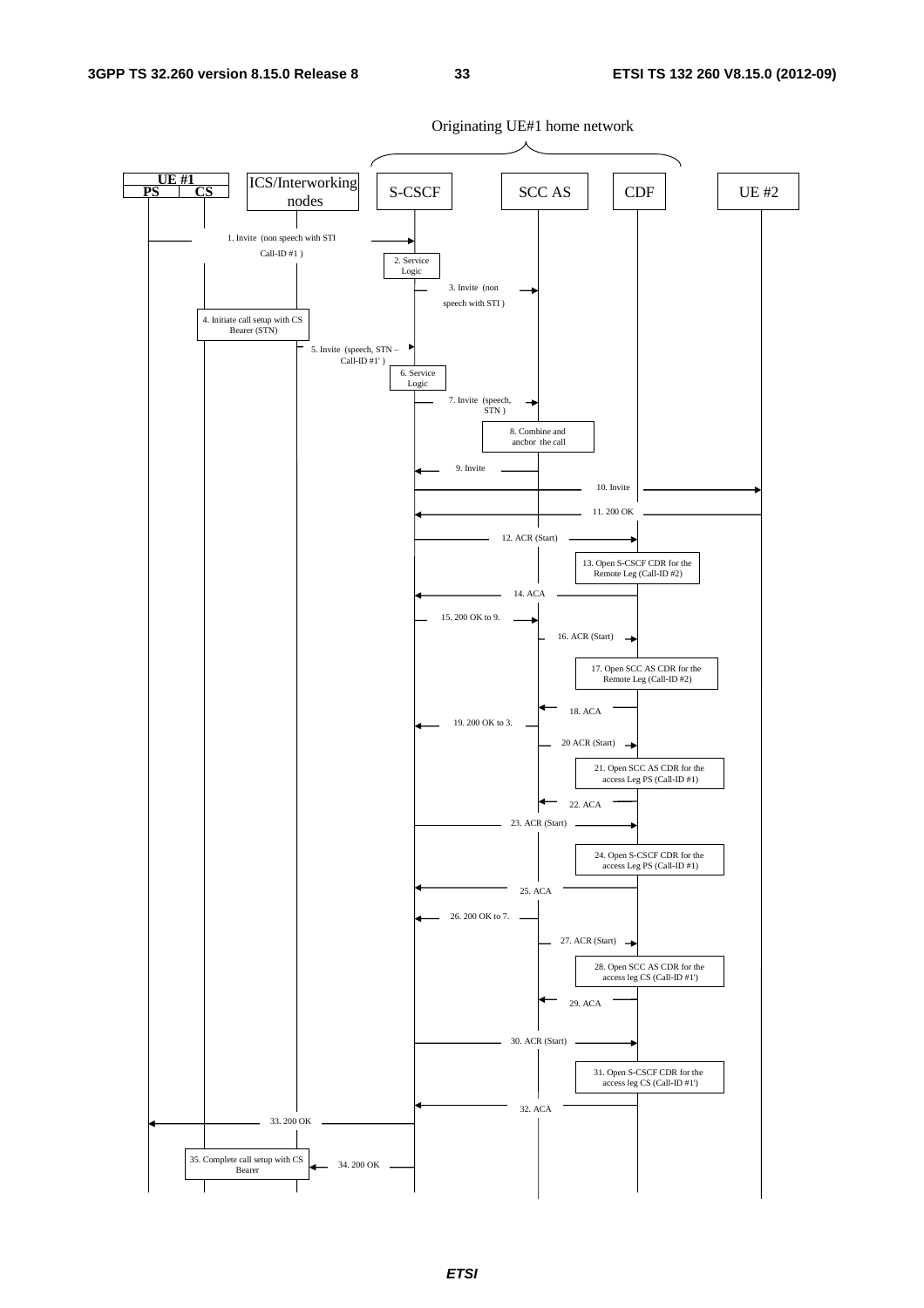Originating UE#1 home network

UE #1 (PS | CS) — ICS/Interworking nodes — S-CSCF — SCC AS — CDF — UE #2

1. Invite (non speech with STI Call-ID #1 )

2. Service Logic

3. Invite (non speech with STI )

4. Initiate call setup with CS Bearer (STN)

5. Invite (speech, STN – Call-ID #1' )

6. Service Logic

7. Invite (speech, STN )

8. Combine and anchor the call

9. Invite

10. Invite

11. 200 OK

12. ACR (Start)

13. Open S-CSCF CDR for the Remote Leg (Call-ID #2)

14. ACA

15. 200 OK to 9.

16. ACR (Start)

17. Open SCC AS CDR for the Remote Leg (Call-ID #2)

18. ACA

19. 200 OK to 3.

20 ACR (Start)

21. Open SCC AS CDR for the access Leg PS (Call-ID #1)

22. ACA

23. ACR (Start)

24. Open S-CSCF CDR for the access Leg PS (Call-ID #1)

25. ACA

26. 200 OK to 7.

27. ACR (Start)

28. Open SCC AS CDR for the access leg CS (Call-ID #1')

29. ACA

30. ACR (Start)

31. Open S-CSCF CDR for the access leg CS (Call-ID #1')

32. ACA

33. 200 OK

34. 200 OK

35. Complete call setup with CS Bearer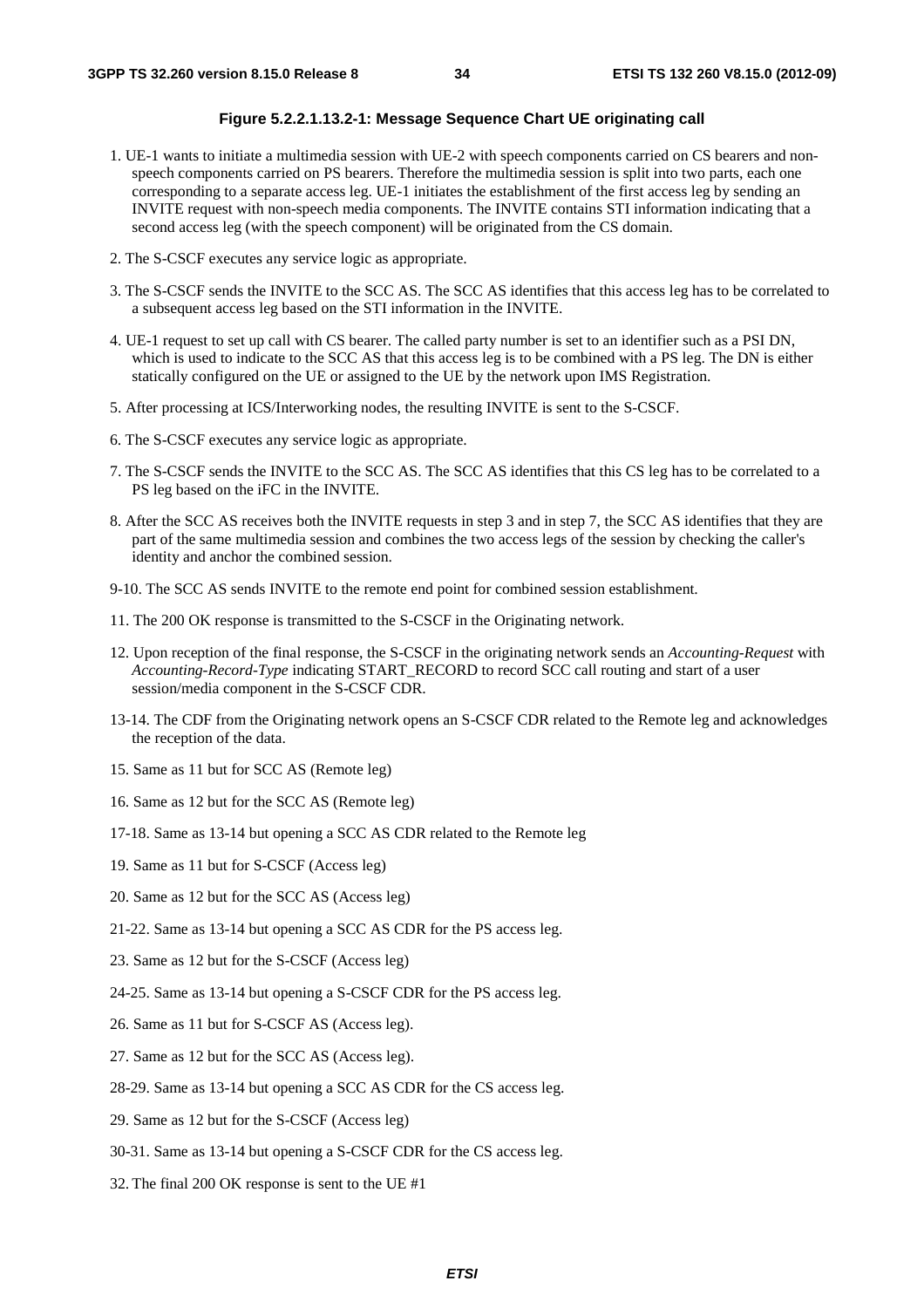**Figure 5.2.2.1.13.2-1: Message Sequence Chart UE originating call**

1. UE-1 wants to initiate a multimedia session with UE-2 with speech components carried on CS bearers and non-speech components carried on PS bearers. Therefore the multimedia session is split into two parts, each one corresponding to a separate access leg. UE-1 initiates the establishment of the first access leg by sending an INVITE request with non-speech media components. The INVITE contains STI information indicating that a second access leg (with the speech component) will be originated from the CS domain.

2. The S-CSCF executes any service logic as appropriate.

3. The S-CSCF sends the INVITE to the SCC AS. The SCC AS identifies that this access leg has to be correlated to a subsequent access leg based on the STI information in the INVITE.

4. UE-1 request to set up call with CS bearer. The called party number is set to an identifier such as a PSI DN, which is used to indicate to the SCC AS that this access leg is to be combined with a PS leg. The DN is either statically configured on the UE or assigned to the UE by the network upon IMS Registration.

5. After processing at ICS/Interworking nodes, the resulting INVITE is sent to the S-CSCF.

6. The S-CSCF executes any service logic as appropriate.

7. The S-CSCF sends the INVITE to the SCC AS. The SCC AS identifies that this CS leg has to be correlated to a PS leg based on the iFC in the INVITE.

8. After the SCC AS receives both the INVITE requests in step 3 and in step 7, the SCC AS identifies that they are part of the same multimedia session and combines the two access legs of the session by checking the caller's identity and anchor the combined session.

9-10. The SCC AS sends INVITE to the remote end point for combined session establishment.

11. The 200 OK response is transmitted to the S-CSCF in the Originating network.

12. Upon reception of the final response, the S-CSCF in the originating network sends an *Accounting-Request* with *Accounting-Record-Type* indicating START_RECORD to record SCC call routing and start of a user session/media component in the S-CSCF CDR.

13-14. The CDF from the Originating network opens an S-CSCF CDR related to the Remote leg and acknowledges the reception of the data.

15. Same as 11 but for SCC AS (Remote leg)

16. Same as 12 but for the SCC AS (Remote leg)

17-18. Same as 13-14 but opening a SCC AS CDR related to the Remote leg

19. Same as 11 but for S-CSCF (Access leg)

20. Same as 12 but for the SCC AS (Access leg)

21-22. Same as 13-14 but opening a SCC AS CDR for the PS access leg.

23. Same as 12 but for the S-CSCF (Access leg)

24-25. Same as 13-14 but opening a S-CSCF CDR for the PS access leg.

26. Same as 11 but for S-CSCF AS (Access leg).

27. Same as 12 but for the SCC AS (Access leg).

28-29. Same as 13-14 but opening a SCC AS CDR for the CS access leg.

29. Same as 12 but for the S-CSCF (Access leg)

30-31. Same as 13-14 but opening a S-CSCF CDR for the CS access leg.

32. The final 200 OK response is sent to the UE #1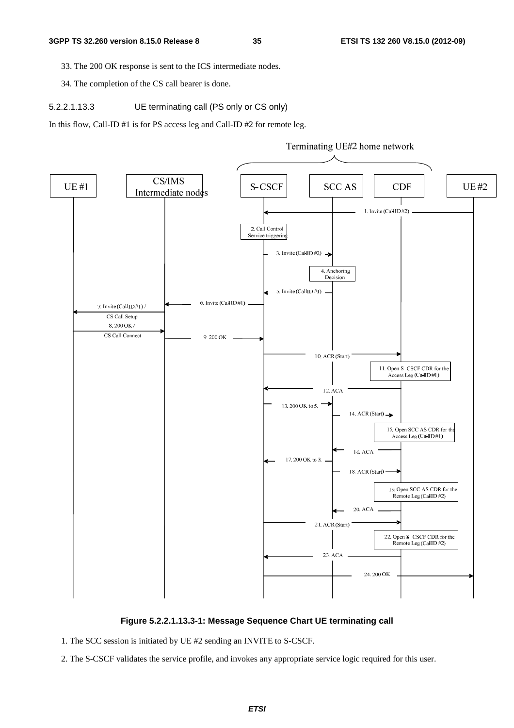33. The 200 OK response is sent to the ICS intermediate nodes.

34. The completion of the CS call bearer is done.

#### 5.2.2.1.13.3 UE terminating call (PS only or CS only)

In this flow, Call-ID #1 is for PS access leg and Call-ID #2 for remote leg.

**Figure 5.2.2.1.13.3-1: Message Sequence Chart UE terminating call**

1. The SCC session is initiated by UE #2 sending an INVITE to S-CSCF.

2. The S-CSCF validates the service profile, and invokes any appropriate service logic required for this user.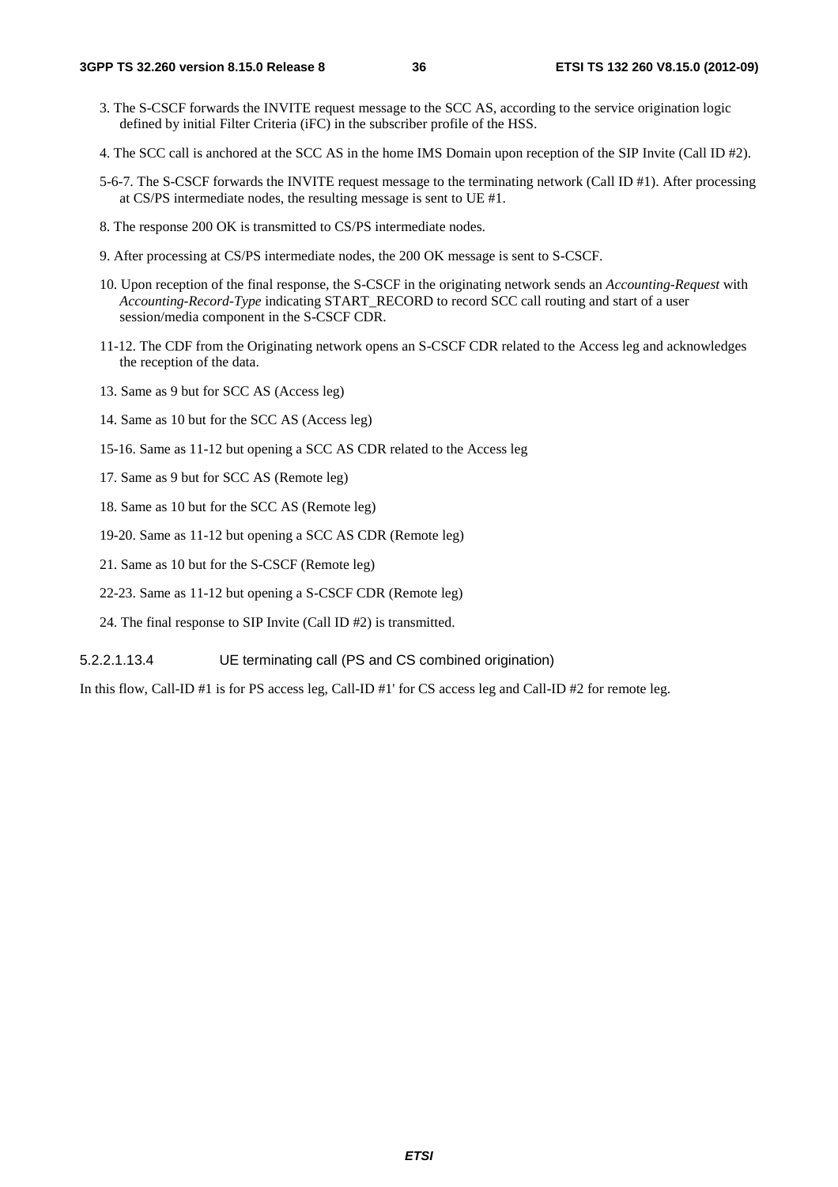3. The S-CSCF forwards the INVITE request message to the SCC AS, according to the service origination logic defined by initial Filter Criteria (iFC) in the subscriber profile of the HSS.

4. The SCC call is anchored at the SCC AS in the home IMS Domain upon reception of the SIP Invite (Call ID #2).

5-6-7. The S-CSCF forwards the INVITE request message to the terminating network (Call ID #1). After processing at CS/PS intermediate nodes, the resulting message is sent to UE #1.

8. The response 200 OK is transmitted to CS/PS intermediate nodes.

9. After processing at CS/PS intermediate nodes, the 200 OK message is sent to S-CSCF.

10. Upon reception of the final response, the S-CSCF in the originating network sends an *Accounting-Request* with *Accounting-Record-Type* indicating START_RECORD to record SCC call routing and start of a user session/media component in the S-CSCF CDR.

11-12. The CDF from the Originating network opens an S-CSCF CDR related to the Access leg and acknowledges the reception of the data.

13. Same as 9 but for SCC AS (Access leg)

14. Same as 10 but for the SCC AS (Access leg)

15-16. Same as 11-12 but opening a SCC AS CDR related to the Access leg

17. Same as 9 but for SCC AS (Remote leg)

18. Same as 10 but for the SCC AS (Remote leg)

19-20. Same as 11-12 but opening a SCC AS CDR (Remote leg)

21. Same as 10 but for the S-CSCF (Remote leg)

22-23. Same as 11-12 but opening a S-CSCF CDR (Remote leg)

24. The final response to SIP Invite (Call ID #2) is transmitted.

###### 5.2.2.1.13.4 UE terminating call (PS and CS combined origination)

In this flow, Call-ID #1 is for PS access leg, Call-ID #1' for CS access leg and Call-ID #2 for remote leg.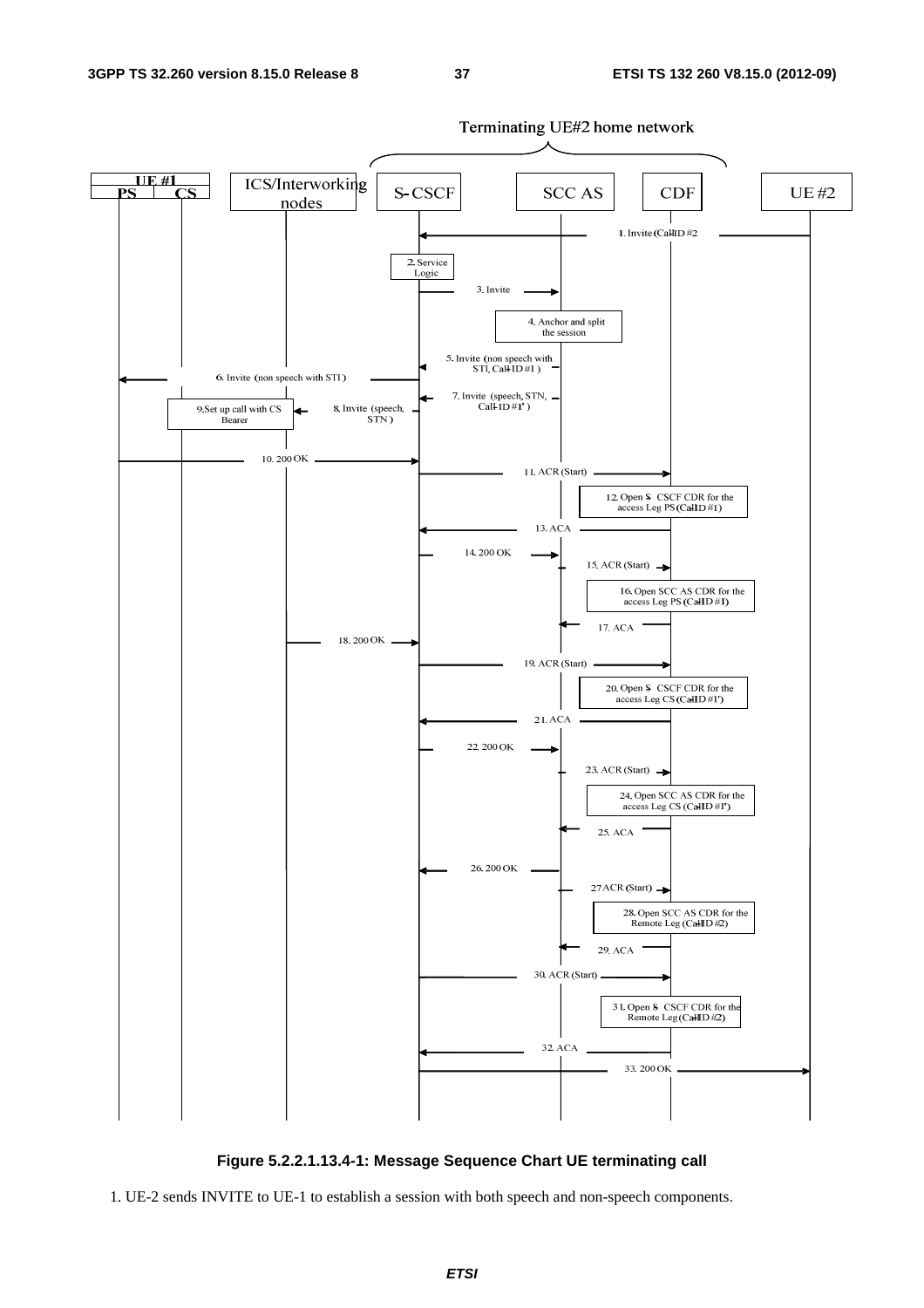**Figure 5.2.2.1.13.4-1: Message Sequence Chart UE terminating call**

1. UE-2 sends INVITE to UE-1 to establish a session with both speech and non-speech components.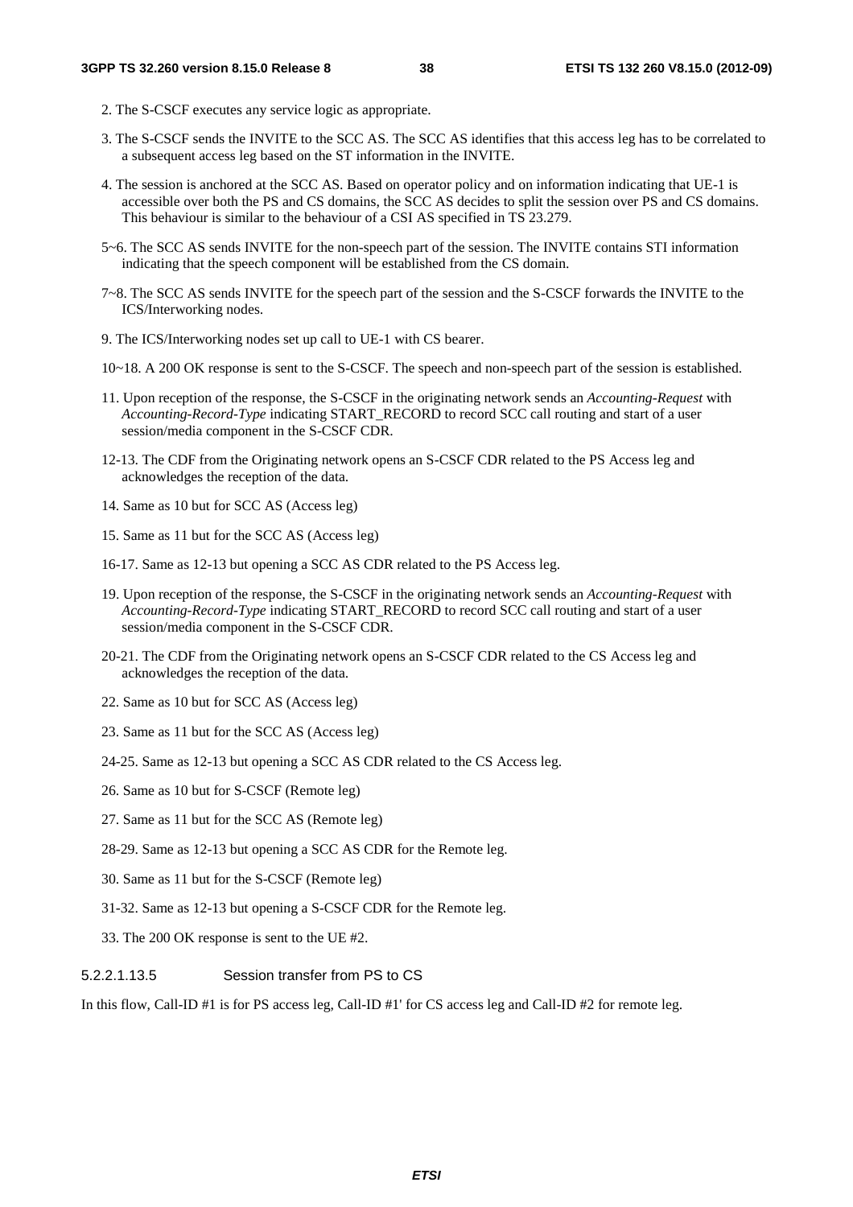2. The S-CSCF executes any service logic as appropriate.

3. The S-CSCF sends the INVITE to the SCC AS. The SCC AS identifies that this access leg has to be correlated to a subsequent access leg based on the ST information in the INVITE.

4. The session is anchored at the SCC AS. Based on operator policy and on information indicating that UE-1 is accessible over both the PS and CS domains, the SCC AS decides to split the session over PS and CS domains. This behaviour is similar to the behaviour of a CSI AS specified in TS 23.279.

5~6. The SCC AS sends INVITE for the non-speech part of the session. The INVITE contains STI information indicating that the speech component will be established from the CS domain.

7~8. The SCC AS sends INVITE for the speech part of the session and the S-CSCF forwards the INVITE to the ICS/Interworking nodes.

9. The ICS/Interworking nodes set up call to UE-1 with CS bearer.

10~18. A 200 OK response is sent to the S-CSCF. The speech and non-speech part of the session is established.

11. Upon reception of the response, the S-CSCF in the originating network sends an *Accounting-Request* with *Accounting-Record-Type* indicating START_RECORD to record SCC call routing and start of a user session/media component in the S-CSCF CDR.

12-13. The CDF from the Originating network opens an S-CSCF CDR related to the PS Access leg and acknowledges the reception of the data.

14. Same as 10 but for SCC AS (Access leg)

15. Same as 11 but for the SCC AS (Access leg)

16-17. Same as 12-13 but opening a SCC AS CDR related to the PS Access leg.

19. Upon reception of the response, the S-CSCF in the originating network sends an *Accounting-Request* with *Accounting-Record-Type* indicating START_RECORD to record SCC call routing and start of a user session/media component in the S-CSCF CDR.

20-21. The CDF from the Originating network opens an S-CSCF CDR related to the CS Access leg and acknowledges the reception of the data.

22. Same as 10 but for SCC AS (Access leg)

23. Same as 11 but for the SCC AS (Access leg)

24-25. Same as 12-13 but opening a SCC AS CDR related to the CS Access leg.

26. Same as 10 but for S-CSCF (Remote leg)

27. Same as 11 but for the SCC AS (Remote leg)

28-29. Same as 12-13 but opening a SCC AS CDR for the Remote leg.

30. Same as 11 but for the S-CSCF (Remote leg)

31-32. Same as 12-13 but opening a S-CSCF CDR for the Remote leg.

33. The 200 OK response is sent to the UE #2.

##### 5.2.2.1.13.5 Session transfer from PS to CS

In this flow, Call-ID #1 is for PS access leg, Call-ID #1' for CS access leg and Call-ID #2 for remote leg.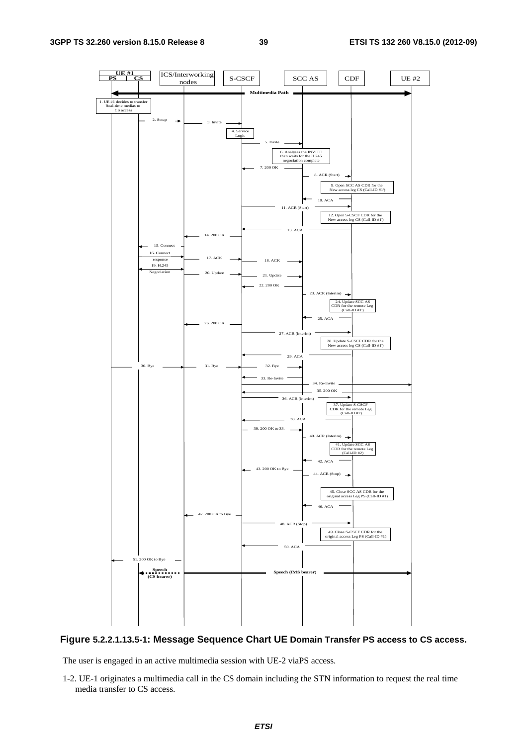**Figure 5.2.2.1.13.5-1: Message Sequence Chart UE Domain Transfer PS access to CS access.**

The user is engaged in an active multimedia session with UE-2 viaPS access.

1-2. UE-1 originates a multimedia call in the CS domain including the STN information to request the real time media transfer to CS access.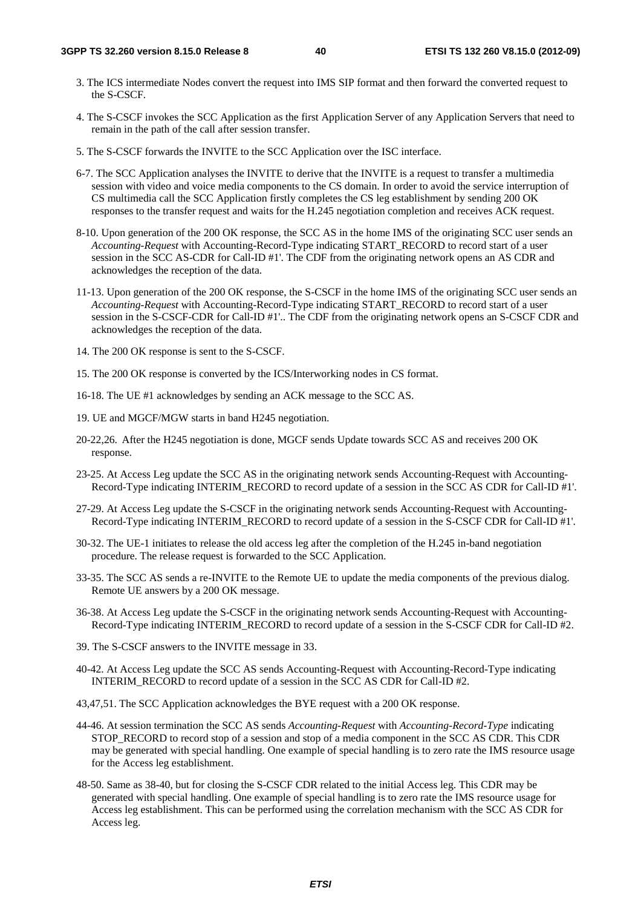3. The ICS intermediate Nodes convert the request into IMS SIP format and then forward the converted request to the S-CSCF.

4. The S-CSCF invokes the SCC Application as the first Application Server of any Application Servers that need to remain in the path of the call after session transfer.

5. The S-CSCF forwards the INVITE to the SCC Application over the ISC interface.

6-7. The SCC Application analyses the INVITE to derive that the INVITE is a request to transfer a multimedia session with video and voice media components to the CS domain. In order to avoid the service interruption of CS multimedia call the SCC Application firstly completes the CS leg establishment by sending 200 OK responses to the transfer request and waits for the H.245 negotiation completion and receives ACK request.

8-10. Upon generation of the 200 OK response, the SCC AS in the home IMS of the originating SCC user sends an *Accounting-Request* with Accounting-Record-Type indicating START_RECORD to record start of a user session in the SCC AS-CDR for Call-ID #1'. The CDF from the originating network opens an AS CDR and acknowledges the reception of the data.

11-13. Upon generation of the 200 OK response, the S-CSCF in the home IMS of the originating SCC user sends an *Accounting-Request* with Accounting-Record-Type indicating START_RECORD to record start of a user session in the S-CSCF-CDR for Call-ID #1'.. The CDF from the originating network opens an S-CSCF CDR and acknowledges the reception of the data.

14. The 200 OK response is sent to the S-CSCF.

15. The 200 OK response is converted by the ICS/Interworking nodes in CS format.

16-18. The UE #1 acknowledges by sending an ACK message to the SCC AS.

19. UE and MGCF/MGW starts in band H245 negotiation.

20-22,26. After the H245 negotiation is done, MGCF sends Update towards SCC AS and receives 200 OK response.

23-25. At Access Leg update the SCC AS in the originating network sends Accounting-Request with Accounting-Record-Type indicating INTERIM_RECORD to record update of a session in the SCC AS CDR for Call-ID #1'.

27-29. At Access Leg update the S-CSCF in the originating network sends Accounting-Request with Accounting-Record-Type indicating INTERIM_RECORD to record update of a session in the S-CSCF CDR for Call-ID #1'.

30-32. The UE-1 initiates to release the old access leg after the completion of the H.245 in-band negotiation procedure. The release request is forwarded to the SCC Application.

33-35. The SCC AS sends a re-INVITE to the Remote UE to update the media components of the previous dialog. Remote UE answers by a 200 OK message.

36-38. At Access Leg update the S-CSCF in the originating network sends Accounting-Request with Accounting-Record-Type indicating INTERIM_RECORD to record update of a session in the S-CSCF CDR for Call-ID #2.

39. The S-CSCF answers to the INVITE message in 33.

40-42. At Access Leg update the SCC AS sends Accounting-Request with Accounting-Record-Type indicating INTERIM_RECORD to record update of a session in the SCC AS CDR for Call-ID #2.

43,47,51. The SCC Application acknowledges the BYE request with a 200 OK response.

44-46. At session termination the SCC AS sends *Accounting-Request* with *Accounting-Record-Type* indicating STOP_RECORD to record stop of a session and stop of a media component in the SCC AS CDR. This CDR may be generated with special handling. One example of special handling is to zero rate the IMS resource usage for the Access leg establishment.

48-50. Same as 38-40, but for closing the S-CSCF CDR related to the initial Access leg. This CDR may be generated with special handling. One example of special handling is to zero rate the IMS resource usage for Access leg establishment. This can be performed using the correlation mechanism with the SCC AS CDR for Access leg.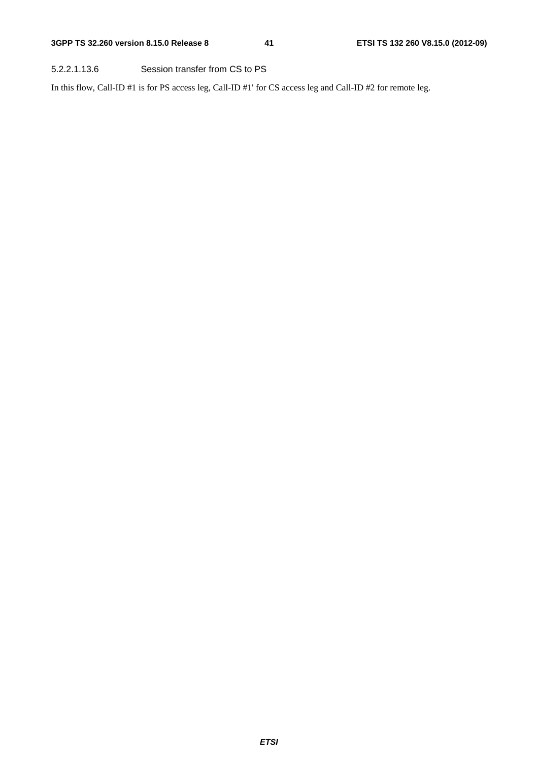##### 5.2.2.1.13.6 Session transfer from CS to PS

In this flow, Call-ID #1 is for PS access leg, Call-ID #1' for CS access leg and Call-ID #2 for remote leg.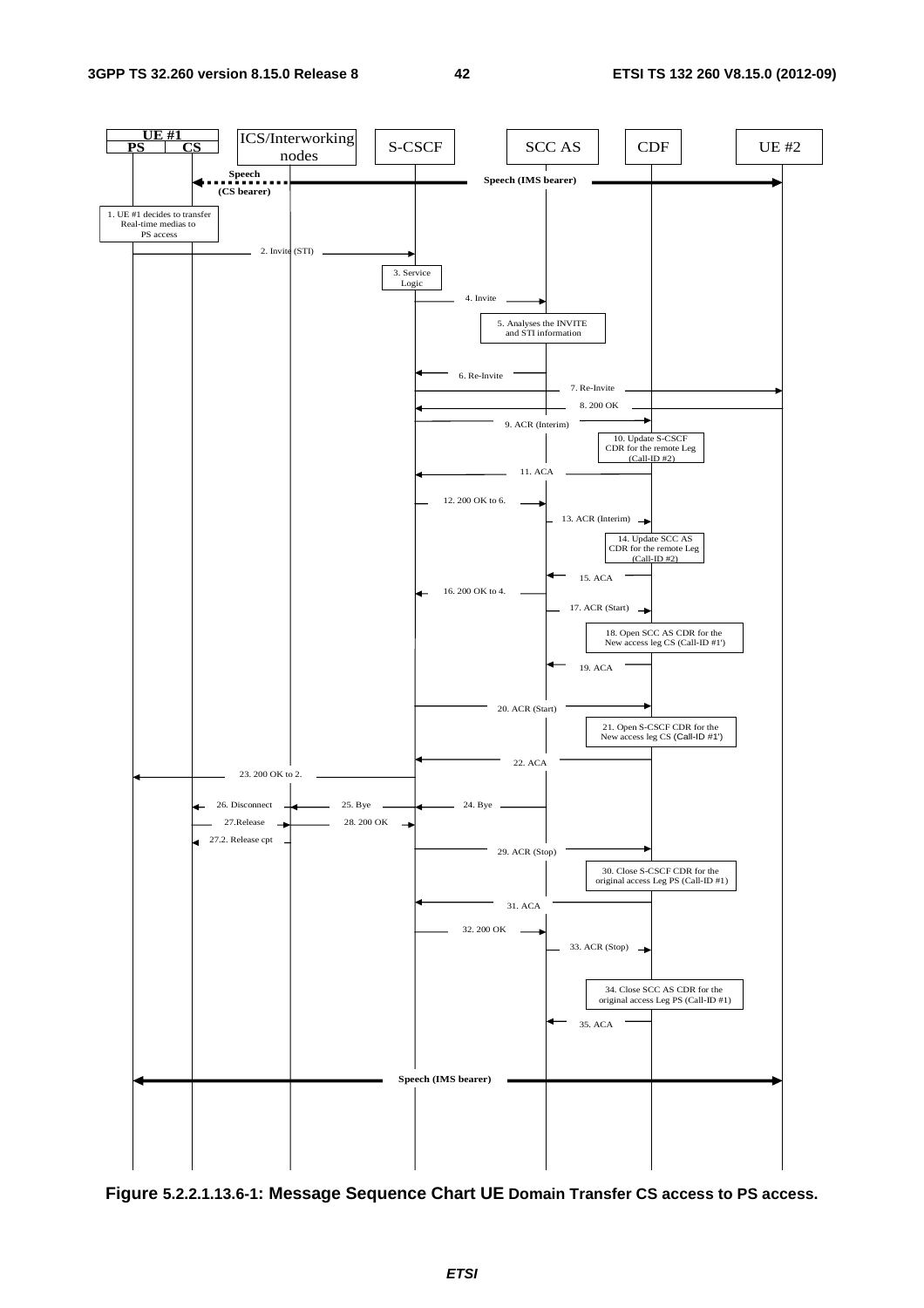Figure 5.2.2.1.13.6-1: Message Sequence Chart UE Domain Transfer CS access to PS access.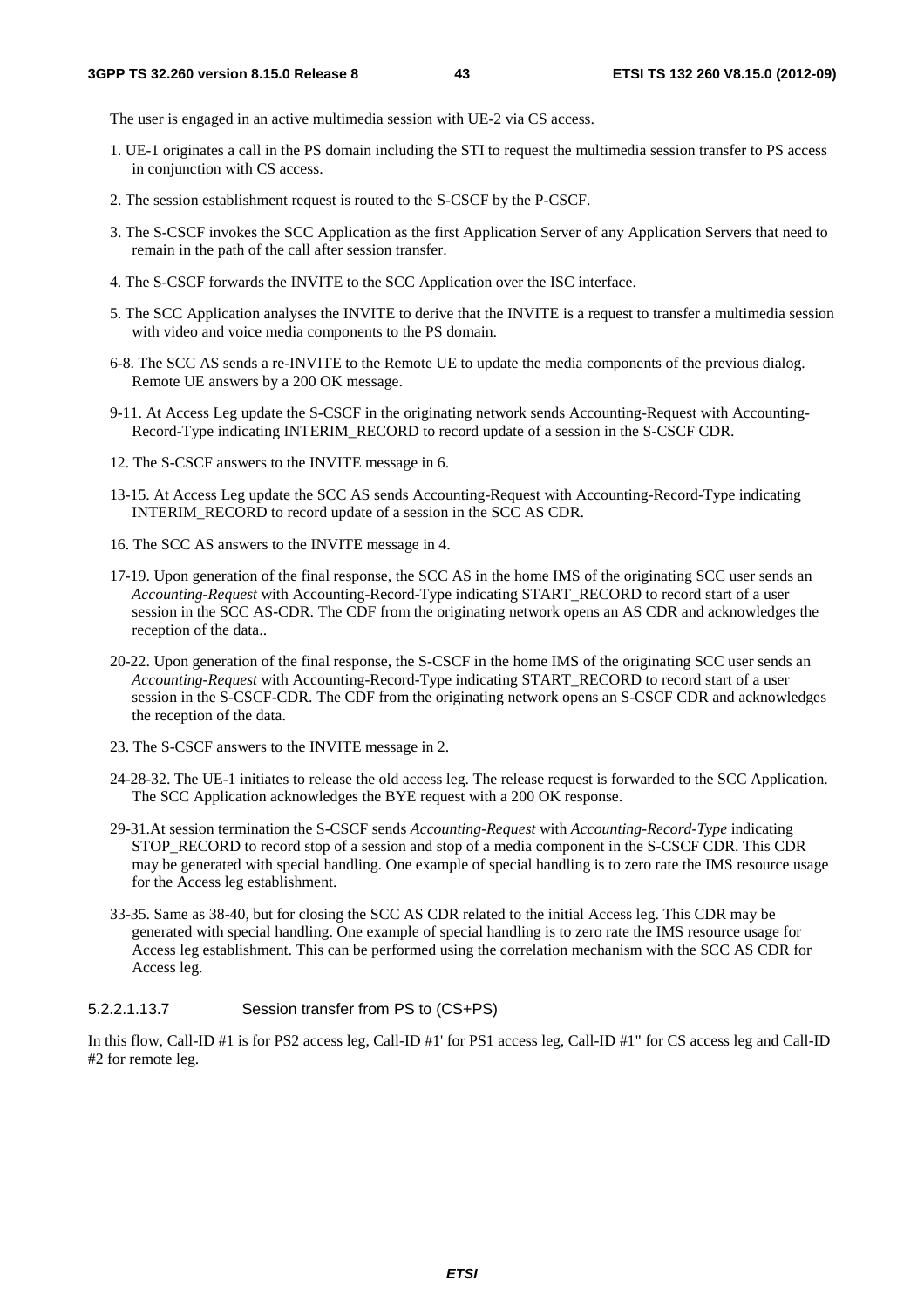The user is engaged in an active multimedia session with UE-2 via CS access.

1. UE-1 originates a call in the PS domain including the STI to request the multimedia session transfer to PS access in conjunction with CS access.

2. The session establishment request is routed to the S-CSCF by the P-CSCF.

3. The S-CSCF invokes the SCC Application as the first Application Server of any Application Servers that need to remain in the path of the call after session transfer.

4. The S-CSCF forwards the INVITE to the SCC Application over the ISC interface.

5. The SCC Application analyses the INVITE to derive that the INVITE is a request to transfer a multimedia session with video and voice media components to the PS domain.

6-8. The SCC AS sends a re-INVITE to the Remote UE to update the media components of the previous dialog. Remote UE answers by a 200 OK message.

9-11. At Access Leg update the S-CSCF in the originating network sends Accounting-Request with Accounting-Record-Type indicating INTERIM_RECORD to record update of a session in the S-CSCF CDR.

12. The S-CSCF answers to the INVITE message in 6.

13-15. At Access Leg update the SCC AS sends Accounting-Request with Accounting-Record-Type indicating INTERIM_RECORD to record update of a session in the SCC AS CDR.

16. The SCC AS answers to the INVITE message in 4.

17-19. Upon generation of the final response, the SCC AS in the home IMS of the originating SCC user sends an *Accounting-Request* with Accounting-Record-Type indicating START_RECORD to record start of a user session in the SCC AS-CDR. The CDF from the originating network opens an AS CDR and acknowledges the reception of the data..

20-22. Upon generation of the final response, the S-CSCF in the home IMS of the originating SCC user sends an *Accounting-Request* with Accounting-Record-Type indicating START_RECORD to record start of a user session in the S-CSCF-CDR. The CDF from the originating network opens an S-CSCF CDR and acknowledges the reception of the data.

23. The S-CSCF answers to the INVITE message in 2.

24-28-32. The UE-1 initiates to release the old access leg. The release request is forwarded to the SCC Application. The SCC Application acknowledges the BYE request with a 200 OK response.

29-31.At session termination the S-CSCF sends *Accounting-Request* with *Accounting-Record-Type* indicating STOP_RECORD to record stop of a session and stop of a media component in the S-CSCF CDR. This CDR may be generated with special handling. One example of special handling is to zero rate the IMS resource usage for the Access leg establishment.

33-35. Same as 38-40, but for closing the SCC AS CDR related to the initial Access leg. This CDR may be generated with special handling. One example of special handling is to zero rate the IMS resource usage for Access leg establishment. This can be performed using the correlation mechanism with the SCC AS CDR for Access leg.

##### 5.2.2.1.13.7 Session transfer from PS to (CS+PS)

In this flow, Call-ID #1 is for PS2 access leg, Call-ID #1' for PS1 access leg, Call-ID #1'' for CS access leg and Call-ID #2 for remote leg.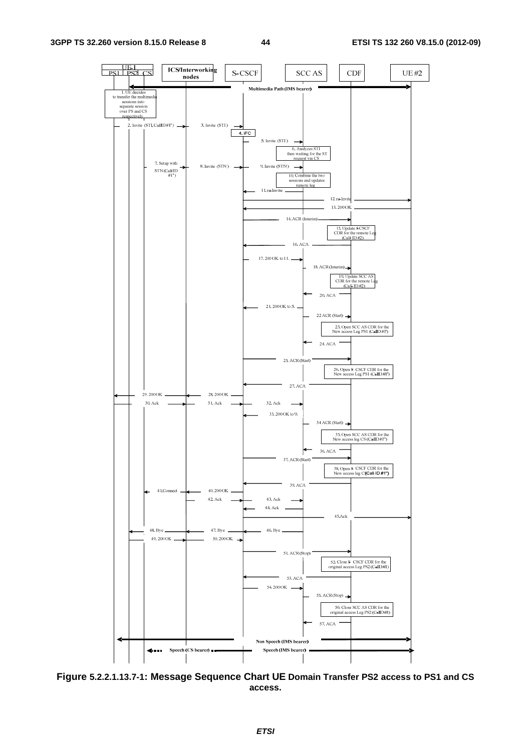**Figure 5.2.2.1.13.7-1: Message Sequence Chart UE Domain Transfer PS2 access to PS1 and CS access.**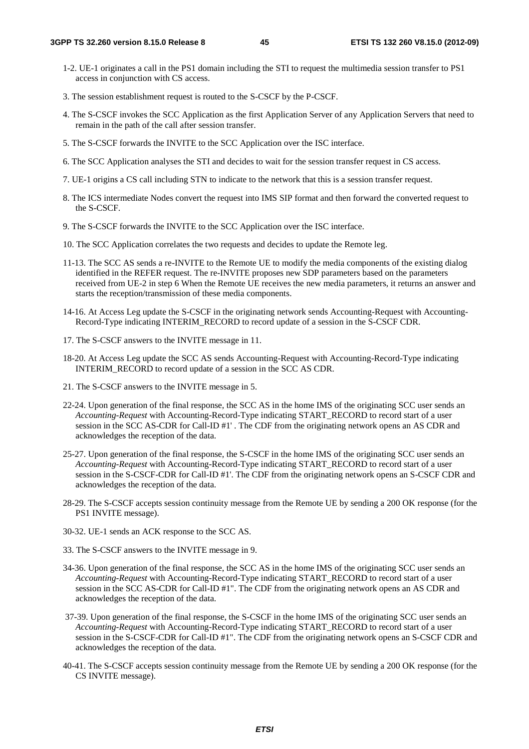1-2. UE-1 originates a call in the PS1 domain including the STI to request the multimedia session transfer to PS1 access in conjunction with CS access.

3. The session establishment request is routed to the S-CSCF by the P-CSCF.

4. The S-CSCF invokes the SCC Application as the first Application Server of any Application Servers that need to remain in the path of the call after session transfer.

5. The S-CSCF forwards the INVITE to the SCC Application over the ISC interface.

6. The SCC Application analyses the STI and decides to wait for the session transfer request in CS access.

7. UE-1 origins a CS call including STN to indicate to the network that this is a session transfer request.

8. The ICS intermediate Nodes convert the request into IMS SIP format and then forward the converted request to the S-CSCF.

9. The S-CSCF forwards the INVITE to the SCC Application over the ISC interface.

10. The SCC Application correlates the two requests and decides to update the Remote leg.

11-13. The SCC AS sends a re-INVITE to the Remote UE to modify the media components of the existing dialog identified in the REFER request. The re-INVITE proposes new SDP parameters based on the parameters received from UE-2 in step 6 When the Remote UE receives the new media parameters, it returns an answer and starts the reception/transmission of these media components.

14-16. At Access Leg update the S-CSCF in the originating network sends Accounting-Request with Accounting-Record-Type indicating INTERIM_RECORD to record update of a session in the S-CSCF CDR.

17. The S-CSCF answers to the INVITE message in 11.

18-20. At Access Leg update the SCC AS sends Accounting-Request with Accounting-Record-Type indicating INTERIM_RECORD to record update of a session in the SCC AS CDR.

21. The S-CSCF answers to the INVITE message in 5.

22-24. Upon generation of the final response, the SCC AS in the home IMS of the originating SCC user sends an *Accounting-Request* with Accounting-Record-Type indicating START_RECORD to record start of a user session in the SCC AS-CDR for Call-ID #1' . The CDF from the originating network opens an AS CDR and acknowledges the reception of the data.

25-27. Upon generation of the final response, the S-CSCF in the home IMS of the originating SCC user sends an *Accounting-Request* with Accounting-Record-Type indicating START_RECORD to record start of a user session in the S-CSCF-CDR for Call-ID #1'. The CDF from the originating network opens an S-CSCF CDR and acknowledges the reception of the data.

28-29. The S-CSCF accepts session continuity message from the Remote UE by sending a 200 OK response (for the PS1 INVITE message).

30-32. UE-1 sends an ACK response to the SCC AS.

33. The S-CSCF answers to the INVITE message in 9.

34-36. Upon generation of the final response, the SCC AS in the home IMS of the originating SCC user sends an *Accounting-Request* with Accounting-Record-Type indicating START_RECORD to record start of a user session in the SCC AS-CDR for Call-ID #1". The CDF from the originating network opens an AS CDR and acknowledges the reception of the data.

37-39. Upon generation of the final response, the S-CSCF in the home IMS of the originating SCC user sends an *Accounting-Request* with Accounting-Record-Type indicating START_RECORD to record start of a user session in the S-CSCF-CDR for Call-ID #1". The CDF from the originating network opens an S-CSCF CDR and acknowledges the reception of the data.

40-41. The S-CSCF accepts session continuity message from the Remote UE by sending a 200 OK response (for the CS INVITE message).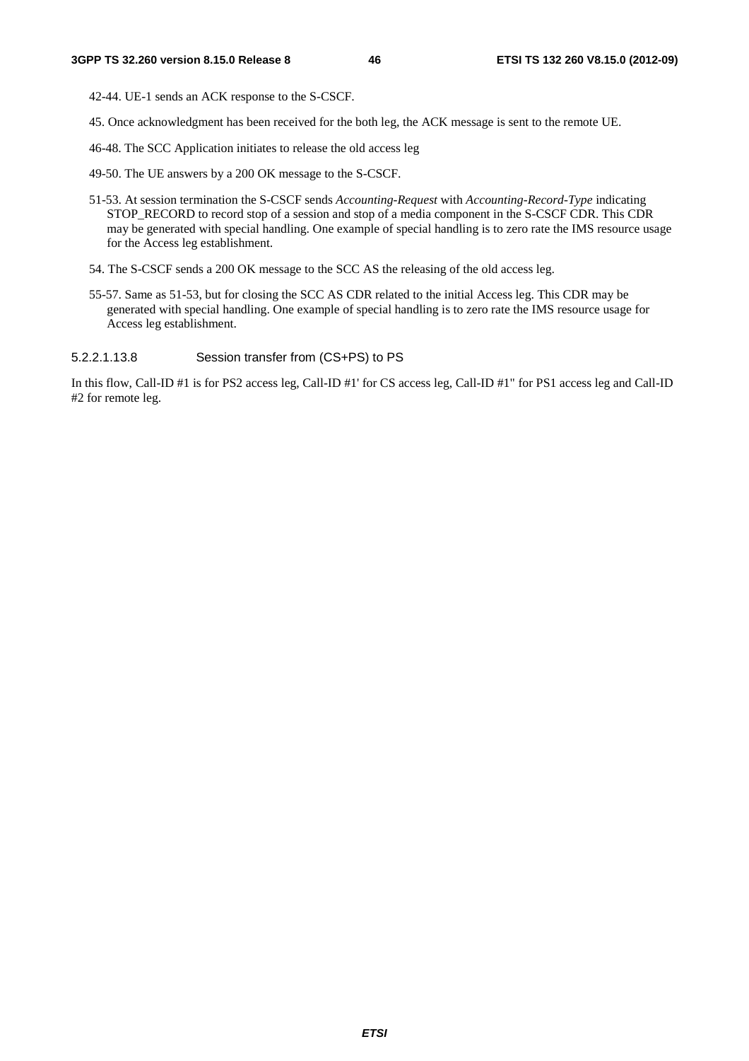42-44. UE-1 sends an ACK response to the S-CSCF.

45. Once acknowledgment has been received for the both leg, the ACK message is sent to the remote UE.

46-48. The SCC Application initiates to release the old access leg

49-50. The UE answers by a 200 OK message to the S-CSCF.

51-53. At session termination the S-CSCF sends *Accounting-Request* with *Accounting-Record-Type* indicating STOP_RECORD to record stop of a session and stop of a media component in the S-CSCF CDR. This CDR may be generated with special handling. One example of special handling is to zero rate the IMS resource usage for the Access leg establishment.

54. The S-CSCF sends a 200 OK message to the SCC AS the releasing of the old access leg.

55-57. Same as 51-53, but for closing the SCC AS CDR related to the initial Access leg. This CDR may be generated with special handling. One example of special handling is to zero rate the IMS resource usage for Access leg establishment.

###### 5.2.2.1.13.8 Session transfer from (CS+PS) to PS

In this flow, Call-ID #1 is for PS2 access leg, Call-ID #1' for CS access leg, Call-ID #1" for PS1 access leg and Call-ID #2 for remote leg.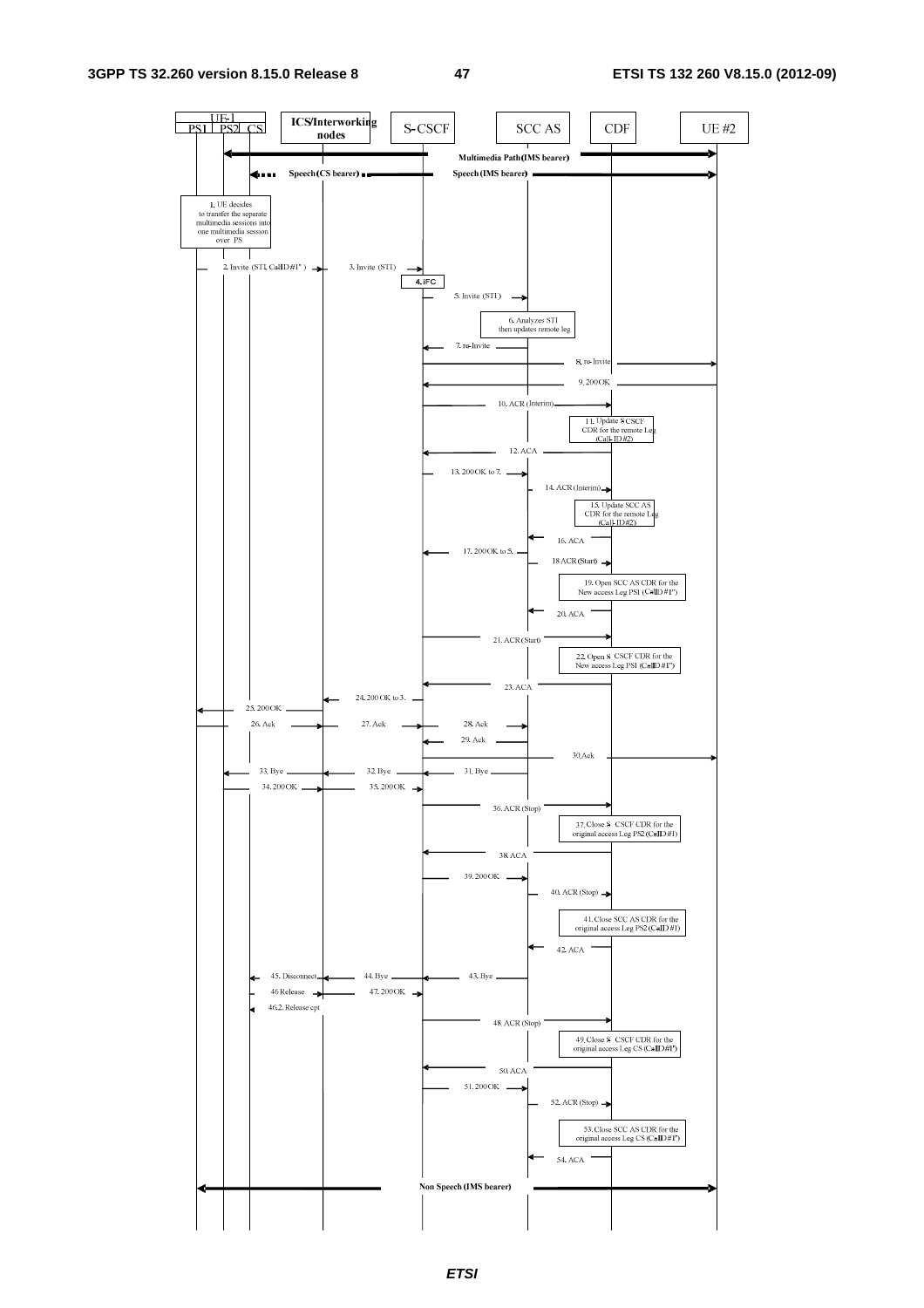UE-1 (PS1, PS2, CS) | ICS/Interworking nodes | S-CSCF | SCC AS | CDF | UE #2

Multimedia Path (IMS bearer)

Speech (CS bearer) — Speech (IMS bearer)

1. UE decides to transfer the separate multimedia sessions into one multimedia session over PS

2. Invite (STI, CallID#1" )

3. Invite (STI)

4. iFC

5. Invite (STI)

6. Analyzes STI then updates remote leg

7. re-Invite

8. re-Invite

9. 200 OK

10. ACR (Interim)

11. Update S-CSCF CDR for the remote Leg (Call-ID #2)

12. ACA

13. 200 OK to 7.

14. ACR (Interim)

15. Update SCC AS CDR for the remote Leg (Call-ID #2)

16. ACA

17. 200 OK to 5.

18 ACR (Start)

19. Open SCC AS CDR for the New access Leg PS1 (CallID #1")

20. ACA

21. ACR (Start)

22. Open S-CSCF CDR for the New access Leg PS1 (CallID #1")

23. ACA

24. 200 OK to 3.

25. 200 OK

26. Ack

27. Ack

28. Ack

29. Ack

30. Ack

31. Bye

32. Bye

33. Bye

34. 200 OK

35. 200 OK

36. ACR (Stop)

37. Close S-CSCF CDR for the original access Leg PS2 (CallID #1)

38. ACA

39. 200 OK

40. ACR (Stop)

41. Close SCC AS CDR for the original access Leg PS2 (CallID #1)

42. ACA

43. Bye

44. Bye

45. Disconnect

46 Release

46.2. Release cpt

47. 200 OK

48. ACR (Stop)

49. Close S-CSCF CDR for the original access Leg CS (CallID #1')

50. ACA

51. 200 OK

52. ACR (Stop)

53. Close SCC AS CDR for the original access Leg CS (CallID #1')

54. ACA

Non Speech (IMS bearer)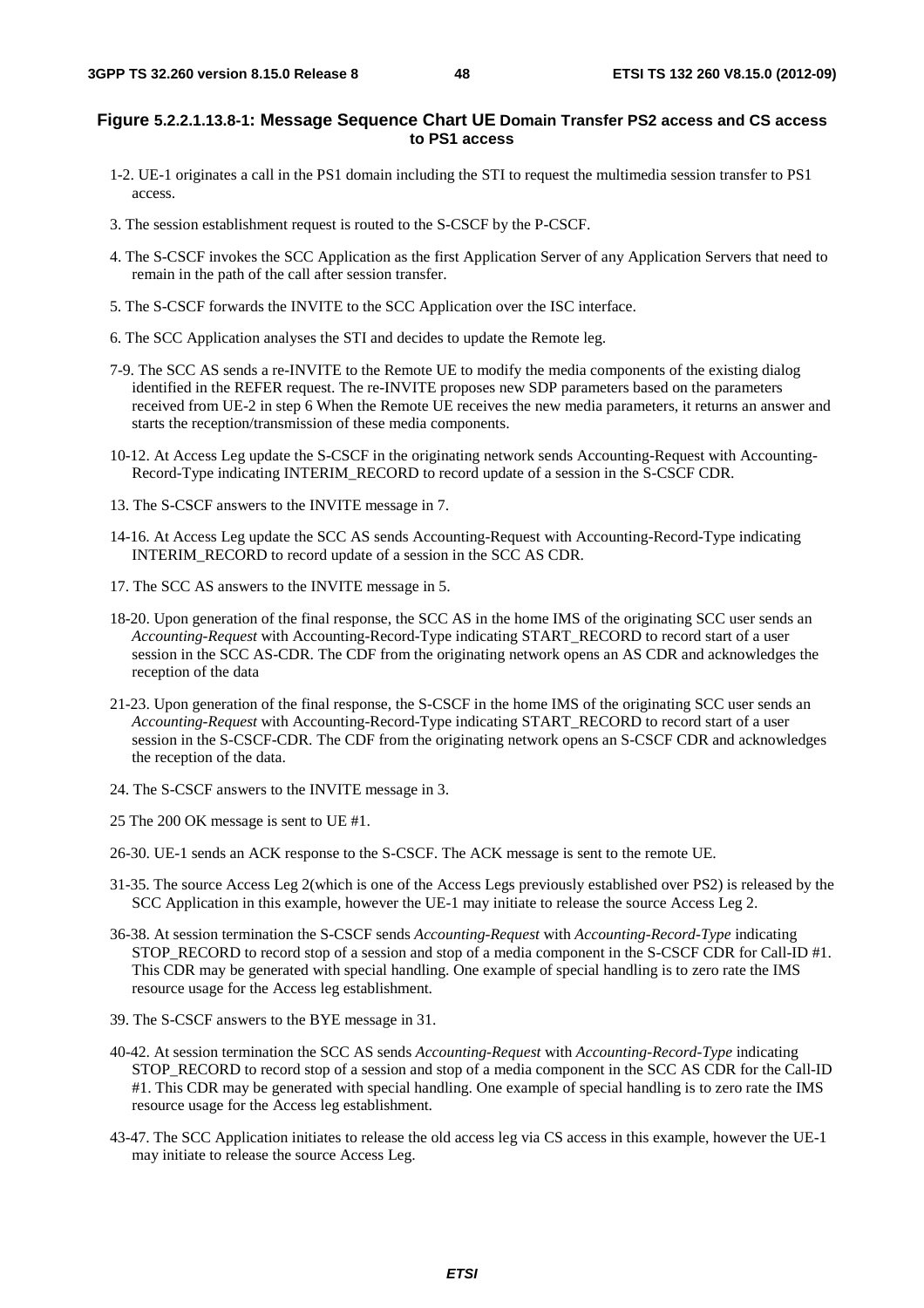**Figure 5.2.2.1.13.8-1: Message Sequence Chart UE Domain Transfer PS2 access and CS access to PS1 access**

1-2. UE-1 originates a call in the PS1 domain including the STI to request the multimedia session transfer to PS1 access.

3. The session establishment request is routed to the S-CSCF by the P-CSCF.

4. The S-CSCF invokes the SCC Application as the first Application Server of any Application Servers that need to remain in the path of the call after session transfer.

5. The S-CSCF forwards the INVITE to the SCC Application over the ISC interface.

6. The SCC Application analyses the STI and decides to update the Remote leg.

7-9. The SCC AS sends a re-INVITE to the Remote UE to modify the media components of the existing dialog identified in the REFER request. The re-INVITE proposes new SDP parameters based on the parameters received from UE-2 in step 6 When the Remote UE receives the new media parameters, it returns an answer and starts the reception/transmission of these media components.

10-12. At Access Leg update the S-CSCF in the originating network sends Accounting-Request with Accounting-Record-Type indicating INTERIM_RECORD to record update of a session in the S-CSCF CDR.

13. The S-CSCF answers to the INVITE message in 7.

14-16. At Access Leg update the SCC AS sends Accounting-Request with Accounting-Record-Type indicating INTERIM_RECORD to record update of a session in the SCC AS CDR.

17. The SCC AS answers to the INVITE message in 5.

18-20. Upon generation of the final response, the SCC AS in the home IMS of the originating SCC user sends an *Accounting-Request* with Accounting-Record-Type indicating START_RECORD to record start of a user session in the SCC AS-CDR. The CDF from the originating network opens an AS CDR and acknowledges the reception of the data

21-23. Upon generation of the final response, the S-CSCF in the home IMS of the originating SCC user sends an *Accounting-Request* with Accounting-Record-Type indicating START_RECORD to record start of a user session in the S-CSCF-CDR. The CDF from the originating network opens an S-CSCF CDR and acknowledges the reception of the data.

24. The S-CSCF answers to the INVITE message in 3.

25 The 200 OK message is sent to UE #1.

26-30. UE-1 sends an ACK response to the S-CSCF. The ACK message is sent to the remote UE.

31-35. The source Access Leg 2(which is one of the Access Legs previously established over PS2) is released by the SCC Application in this example, however the UE-1 may initiate to release the source Access Leg 2.

36-38. At session termination the S-CSCF sends *Accounting-Request* with *Accounting-Record-Type* indicating STOP_RECORD to record stop of a session and stop of a media component in the S-CSCF CDR for Call-ID #1. This CDR may be generated with special handling. One example of special handling is to zero rate the IMS resource usage for the Access leg establishment.

39. The S-CSCF answers to the BYE message in 31.

40-42. At session termination the SCC AS sends *Accounting-Request* with *Accounting-Record-Type* indicating STOP_RECORD to record stop of a session and stop of a media component in the SCC AS CDR for the Call-ID #1. This CDR may be generated with special handling. One example of special handling is to zero rate the IMS resource usage for the Access leg establishment.

43-47. The SCC Application initiates to release the old access leg via CS access in this example, however the UE-1 may initiate to release the source Access Leg.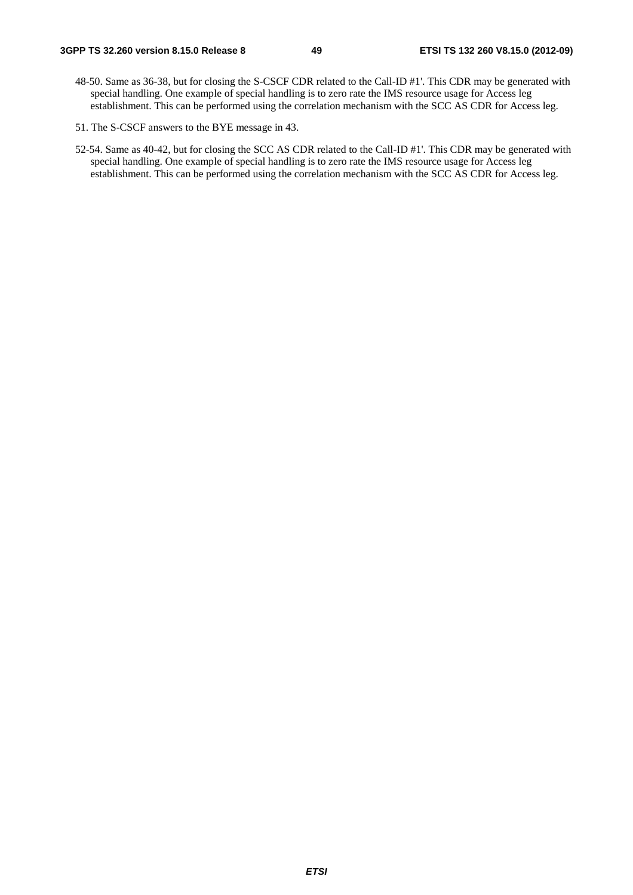48-50. Same as 36-38, but for closing the S-CSCF CDR related to the Call-ID #1'. This CDR may be generated with special handling. One example of special handling is to zero rate the IMS resource usage for Access leg establishment. This can be performed using the correlation mechanism with the SCC AS CDR for Access leg.

51. The S-CSCF answers to the BYE message in 43.

52-54. Same as 40-42, but for closing the SCC AS CDR related to the Call-ID #1'. This CDR may be generated with special handling. One example of special handling is to zero rate the IMS resource usage for Access leg establishment. This can be performed using the correlation mechanism with the SCC AS CDR for Access leg.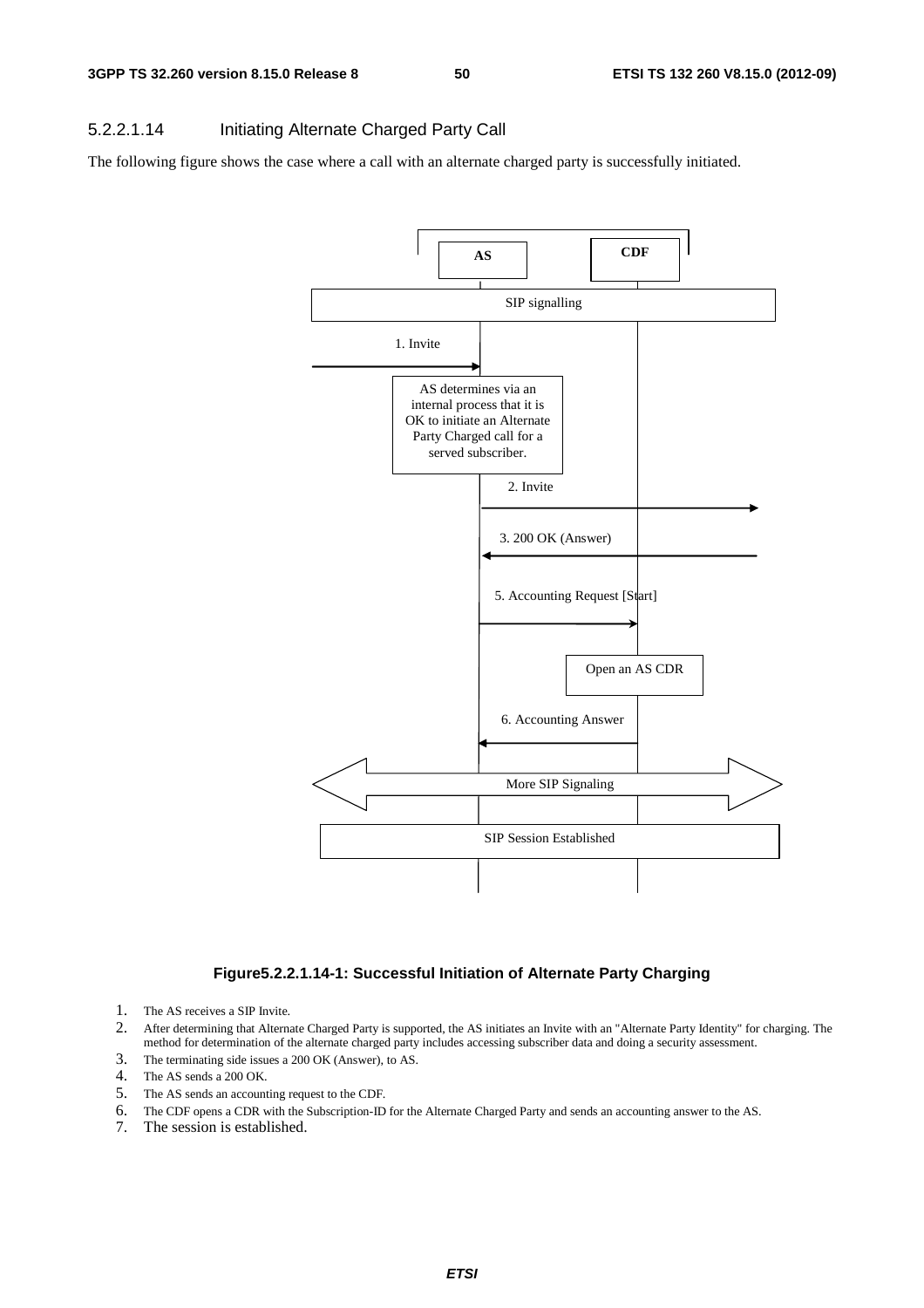#### 5.2.2.1.14 Initiating Alternate Charged Party Call

The following figure shows the case where a call with an alternate charged party is successfully initiated.

AS

CDF

SIP signalling

1. Invite

AS determines via an internal process that it is OK to initiate an Alternate Party Charged call for a served subscriber.

2. Invite

3. 200 OK (Answer)

5. Accounting Request [Start]

Open an AS CDR

6. Accounting Answer

More SIP Signaling

SIP Session Established

**Figure5.2.2.1.14-1: Successful Initiation of Alternate Party Charging**

1. The AS receives a SIP Invite.
2. After determining that Alternate Charged Party is supported, the AS initiates an Invite with an "Alternate Party Identity" for charging. The method for determination of the alternate charged party includes accessing subscriber data and doing a security assessment.
3. The terminating side issues a 200 OK (Answer), to AS.
4. The AS sends a 200 OK.
5. The AS sends an accounting request to the CDF.
6. The CDF opens a CDR with the Subscription-ID for the Alternate Charged Party and sends an accounting answer to the AS.
7. The session is established.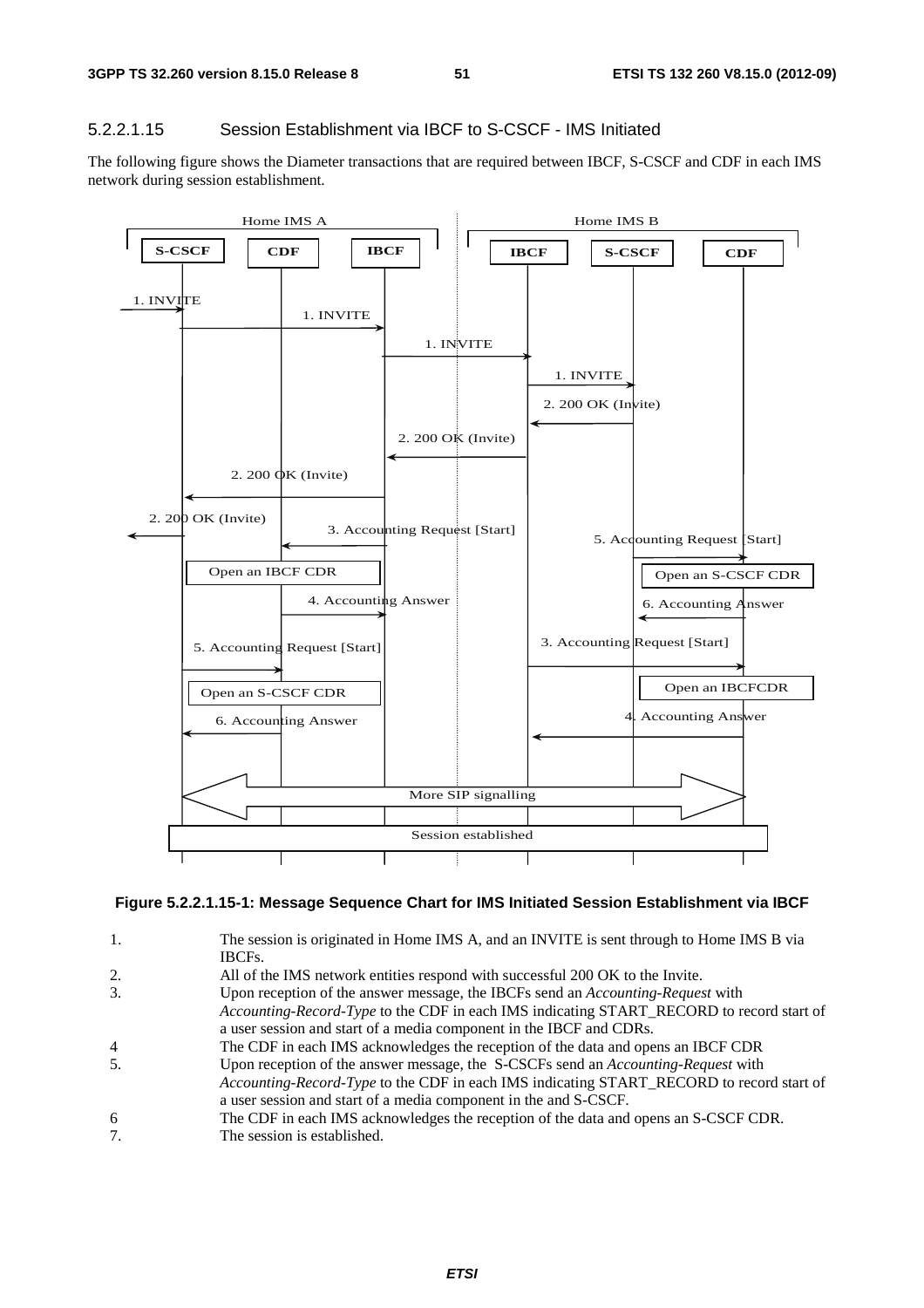#### 5.2.2.1.15 Session Establishment via IBCF to S-CSCF - IMS Initiated

The following figure shows the Diameter transactions that are required between IBCF, S-CSCF and CDF in each IMS network during session establishment.

**Figure 5.2.2.1.15-1: Message Sequence Chart for IMS Initiated Session Establishment via IBCF**

1. The session is originated in Home IMS A, and an INVITE is sent through to Home IMS B via IBCFs.
2. All of the IMS network entities respond with successful 200 OK to the Invite.
3. Upon reception of the answer message, the IBCFs send an *Accounting-Request* with *Accounting-Record-Type* to the CDF in each IMS indicating START_RECORD to record start of a user session and start of a media component in the IBCF and CDRs.
4. The CDF in each IMS acknowledges the reception of the data and opens an IBCF CDR
5. Upon reception of the answer message, the S-CSCFs send an *Accounting-Request* with *Accounting-Record-Type* to the CDF in each IMS indicating START_RECORD to record start of a user session and start of a media component in the and S-CSCF.
6. The CDF in each IMS acknowledges the reception of the data and opens an S-CSCF CDR.
7. The session is established.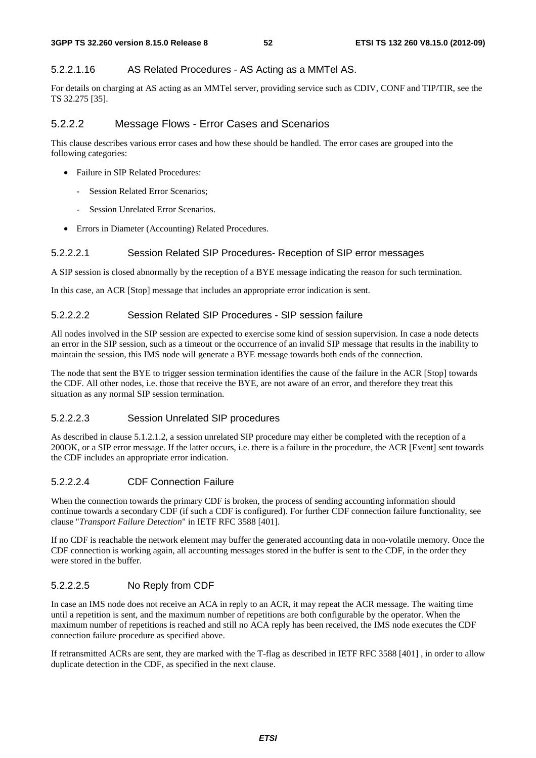#### 5.2.2.1.16 AS Related Procedures - AS Acting as a MMTel AS.

For details on charging at AS acting as an MMTel server, providing service such as CDIV, CONF and TIP/TIR, see the TS 32.275 [35].

### 5.2.2.2 Message Flows - Error Cases and Scenarios

This clause describes various error cases and how these should be handled. The error cases are grouped into the following categories:

- Failure in SIP Related Procedures:
  - Session Related Error Scenarios;
  - Session Unrelated Error Scenarios.
- Errors in Diameter (Accounting) Related Procedures.

#### 5.2.2.2.1 Session Related SIP Procedures- Reception of SIP error messages

A SIP session is closed abnormally by the reception of a BYE message indicating the reason for such termination.

In this case, an ACR [Stop] message that includes an appropriate error indication is sent.

#### 5.2.2.2.2 Session Related SIP Procedures - SIP session failure

All nodes involved in the SIP session are expected to exercise some kind of session supervision. In case a node detects an error in the SIP session, such as a timeout or the occurrence of an invalid SIP message that results in the inability to maintain the session, this IMS node will generate a BYE message towards both ends of the connection.

The node that sent the BYE to trigger session termination identifies the cause of the failure in the ACR [Stop] towards the CDF. All other nodes, i.e. those that receive the BYE, are not aware of an error, and therefore they treat this situation as any normal SIP session termination.

#### 5.2.2.2.3 Session Unrelated SIP procedures

As described in clause 5.1.2.1.2, a session unrelated SIP procedure may either be completed with the reception of a 200OK, or a SIP error message. If the latter occurs, i.e. there is a failure in the procedure, the ACR [Event] sent towards the CDF includes an appropriate error indication.

#### 5.2.2.2.4 CDF Connection Failure

When the connection towards the primary CDF is broken, the process of sending accounting information should continue towards a secondary CDF (if such a CDF is configured). For further CDF connection failure functionality, see clause "*Transport Failure Detection*" in IETF RFC 3588 [401].

If no CDF is reachable the network element may buffer the generated accounting data in non-volatile memory. Once the CDF connection is working again, all accounting messages stored in the buffer is sent to the CDF, in the order they were stored in the buffer.

#### 5.2.2.2.5 No Reply from CDF

In case an IMS node does not receive an ACA in reply to an ACR, it may repeat the ACR message. The waiting time until a repetition is sent, and the maximum number of repetitions are both configurable by the operator. When the maximum number of repetitions is reached and still no ACA reply has been received, the IMS node executes the CDF connection failure procedure as specified above.

If retransmitted ACRs are sent, they are marked with the T-flag as described in IETF RFC 3588 [401] , in order to allow duplicate detection in the CDF, as specified in the next clause.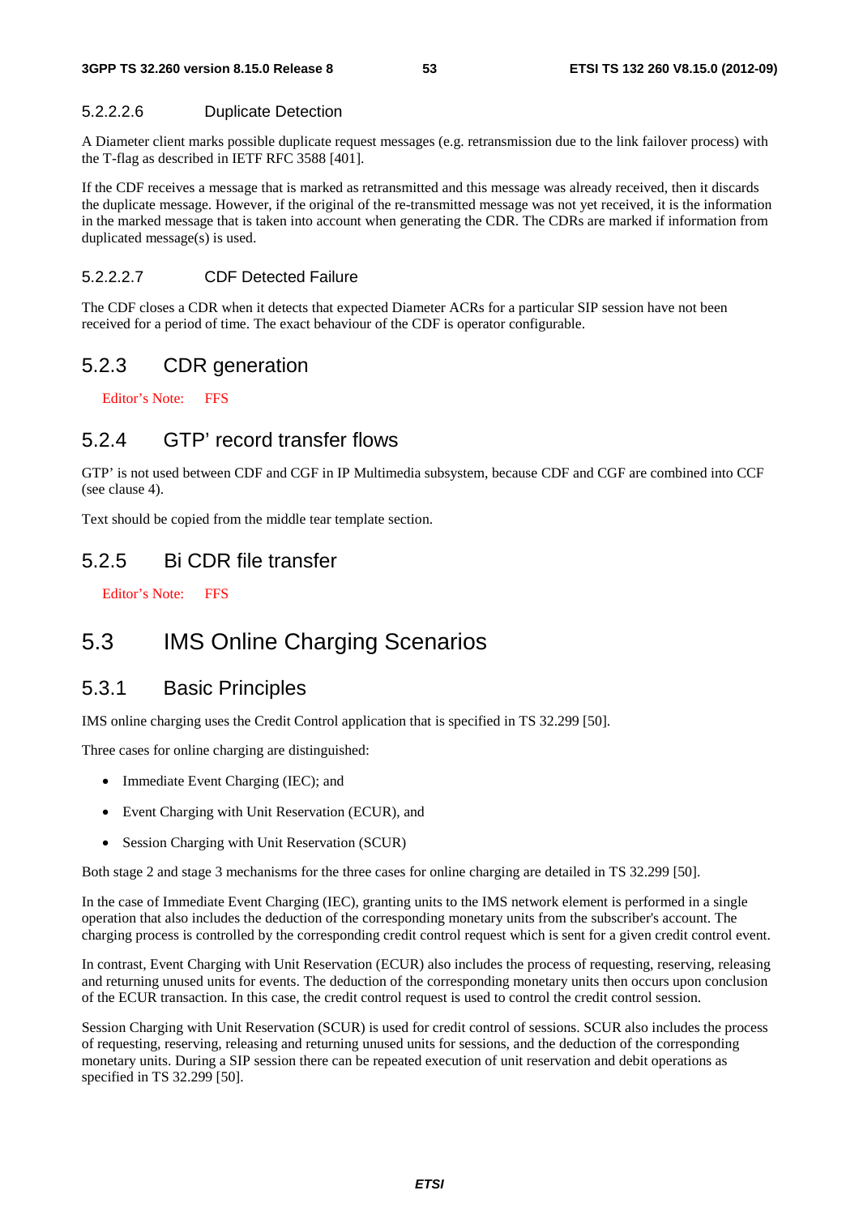##### 5.2.2.2.6 Duplicate Detection

A Diameter client marks possible duplicate request messages (e.g. retransmission due to the link failover process) with the T-flag as described in IETF RFC 3588 [401].

If the CDF receives a message that is marked as retransmitted and this message was already received, then it discards the duplicate message. However, if the original of the re-transmitted message was not yet received, it is the information in the marked message that is taken into account when generating the CDR. The CDRs are marked if information from duplicated message(s) is used.

##### 5.2.2.2.7 CDF Detected Failure

The CDF closes a CDR when it detects that expected Diameter ACRs for a particular SIP session have not been received for a period of time. The exact behaviour of the CDF is operator configurable.

### 5.2.3 CDR generation

Editor's Note: FFS

### 5.2.4 GTP' record transfer flows

GTP' is not used between CDF and CGF in IP Multimedia subsystem, because CDF and CGF are combined into CCF (see clause 4).

Text should be copied from the middle tear template section.

### 5.2.5 Bi CDR file transfer

Editor's Note: FFS

## 5.3 IMS Online Charging Scenarios

### 5.3.1 Basic Principles

IMS online charging uses the Credit Control application that is specified in TS 32.299 [50].

Three cases for online charging are distinguished:

- Immediate Event Charging (IEC); and
- Event Charging with Unit Reservation (ECUR), and
- Session Charging with Unit Reservation (SCUR)

Both stage 2 and stage 3 mechanisms for the three cases for online charging are detailed in TS 32.299 [50].

In the case of Immediate Event Charging (IEC), granting units to the IMS network element is performed in a single operation that also includes the deduction of the corresponding monetary units from the subscriber's account. The charging process is controlled by the corresponding credit control request which is sent for a given credit control event.

In contrast, Event Charging with Unit Reservation (ECUR) also includes the process of requesting, reserving, releasing and returning unused units for events. The deduction of the corresponding monetary units then occurs upon conclusion of the ECUR transaction. In this case, the credit control request is used to control the credit control session.

Session Charging with Unit Reservation (SCUR) is used for credit control of sessions. SCUR also includes the process of requesting, reserving, releasing and returning unused units for sessions, and the deduction of the corresponding monetary units. During a SIP session there can be repeated execution of unit reservation and debit operations as specified in TS 32.299 [50].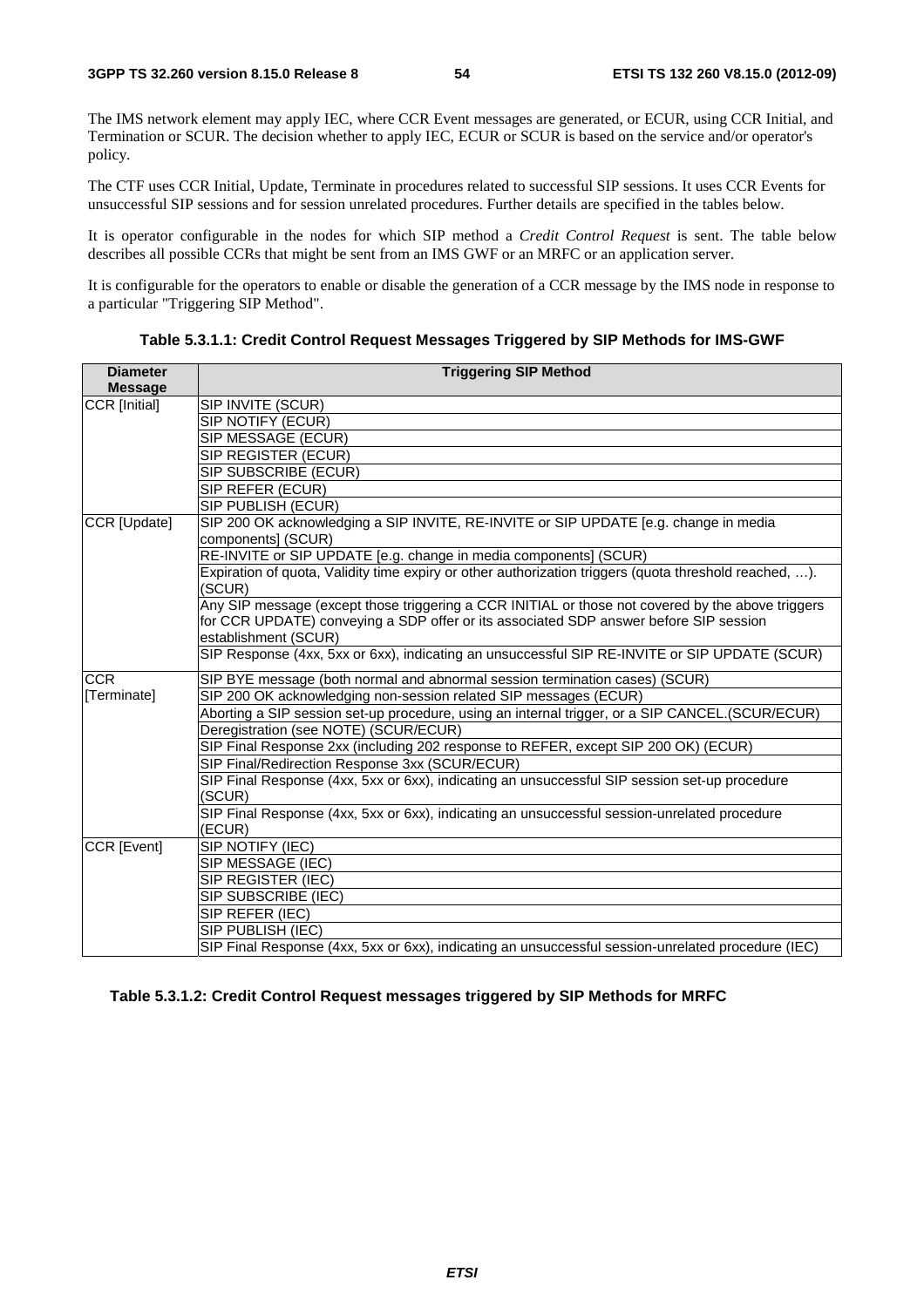The IMS network element may apply IEC, where CCR Event messages are generated, or ECUR, using CCR Initial, and Termination or SCUR. The decision whether to apply IEC, ECUR or SCUR is based on the service and/or operator's policy.

The CTF uses CCR Initial, Update, Terminate in procedures related to successful SIP sessions. It uses CCR Events for unsuccessful SIP sessions and for session unrelated procedures. Further details are specified in the tables below.

It is operator configurable in the nodes for which SIP method a *Credit Control Request* is sent. The table below describes all possible CCRs that might be sent from an IMS GWF or an MRFC or an application server.

It is configurable for the operators to enable or disable the generation of a CCR message by the IMS node in response to a particular "Triggering SIP Method".

**Table 5.3.1.1: Credit Control Request Messages Triggered by SIP Methods for IMS-GWF**

| Diameter Message | Triggering SIP Method |
|---|---|
| CCR [Initial] | SIP INVITE (SCUR) |
| | SIP NOTIFY (ECUR) |
| | SIP MESSAGE (ECUR) |
| | SIP REGISTER (ECUR) |
| | SIP SUBSCRIBE (ECUR) |
| | SIP REFER (ECUR) |
| | SIP PUBLISH (ECUR) |
| CCR [Update] | SIP 200 OK acknowledging a SIP INVITE, RE-INVITE or SIP UPDATE [e.g. change in media components] (SCUR) |
| | RE-INVITE or SIP UPDATE [e.g. change in media components] (SCUR) |
| | Expiration of quota, Validity time expiry or other authorization triggers (quota threshold reached, …). (SCUR) |
| | Any SIP message (except those triggering a CCR INITIAL or those not covered by the above triggers for CCR UPDATE) conveying a SDP offer or its associated SDP answer before SIP session establishment (SCUR) |
| | SIP Response (4xx, 5xx or 6xx), indicating an unsuccessful SIP RE-INVITE or SIP UPDATE (SCUR) |
| CCR [Terminate] | SIP BYE message (both normal and abnormal session termination cases) (SCUR) |
| | SIP 200 OK acknowledging non-session related SIP messages (ECUR) |
| | Aborting a SIP session set-up procedure, using an internal trigger, or a SIP CANCEL.(SCUR/ECUR) |
| | Deregistration (see NOTE) (SCUR/ECUR) |
| | SIP Final Response 2xx (including 202 response to REFER, except SIP 200 OK) (ECUR) |
| | SIP Final/Redirection Response 3xx (SCUR/ECUR) |
| | SIP Final Response (4xx, 5xx or 6xx), indicating an unsuccessful SIP session set-up procedure (SCUR) |
| | SIP Final Response (4xx, 5xx or 6xx), indicating an unsuccessful session-unrelated procedure (ECUR) |
| CCR [Event] | SIP NOTIFY (IEC) |
| | SIP MESSAGE (IEC) |
| | SIP REGISTER (IEC) |
| | SIP SUBSCRIBE (IEC) |
| | SIP REFER (IEC) |
| | SIP PUBLISH (IEC) |
| | SIP Final Response (4xx, 5xx or 6xx), indicating an unsuccessful session-unrelated procedure (IEC) |

**Table 5.3.1.2: Credit Control Request messages triggered by SIP Methods for MRFC**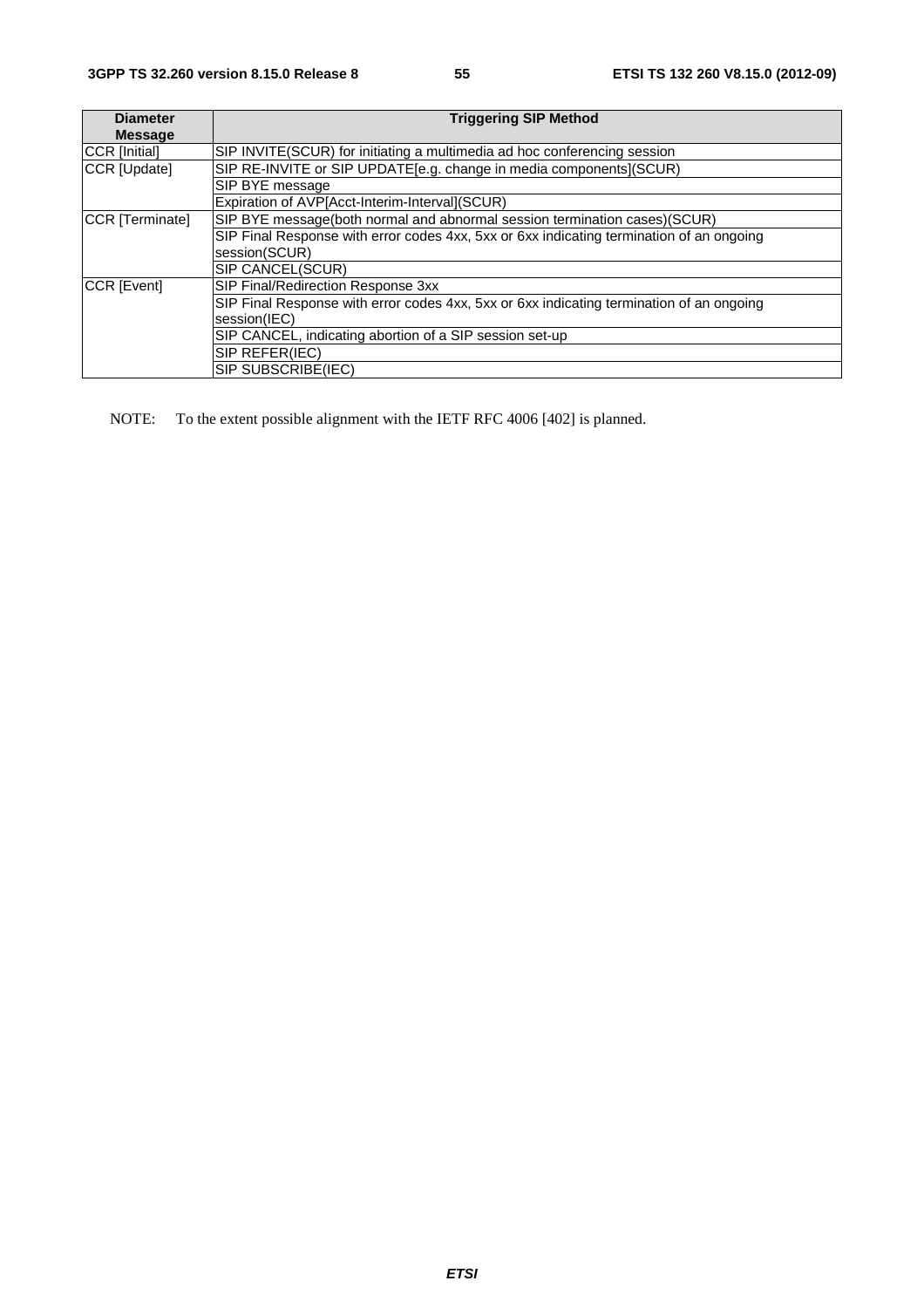| Diameter Message | Triggering SIP Method |
| --- | --- |
| CCR [Initial] | SIP INVITE(SCUR) for initiating a multimedia ad hoc conferencing session |
| CCR [Update] | SIP RE-INVITE or SIP UPDATE[e.g. change in media components](SCUR) |
| | SIP BYE message |
| | Expiration of AVP[Acct-Interim-Interval](SCUR) |
| CCR [Terminate] | SIP BYE message(both normal and abnormal session termination cases)(SCUR) |
| | SIP Final Response with error codes 4xx, 5xx or 6xx indicating termination of an ongoing session(SCUR) |
| | SIP CANCEL(SCUR) |
| CCR [Event] | SIP Final/Redirection Response 3xx |
| | SIP Final Response with error codes 4xx, 5xx or 6xx indicating termination of an ongoing session(IEC) |
| | SIP CANCEL, indicating abortion of a SIP session set-up |
| | SIP REFER(IEC) |
| | SIP SUBSCRIBE(IEC) |

NOTE: To the extent possible alignment with the IETF RFC 4006 [402] is planned.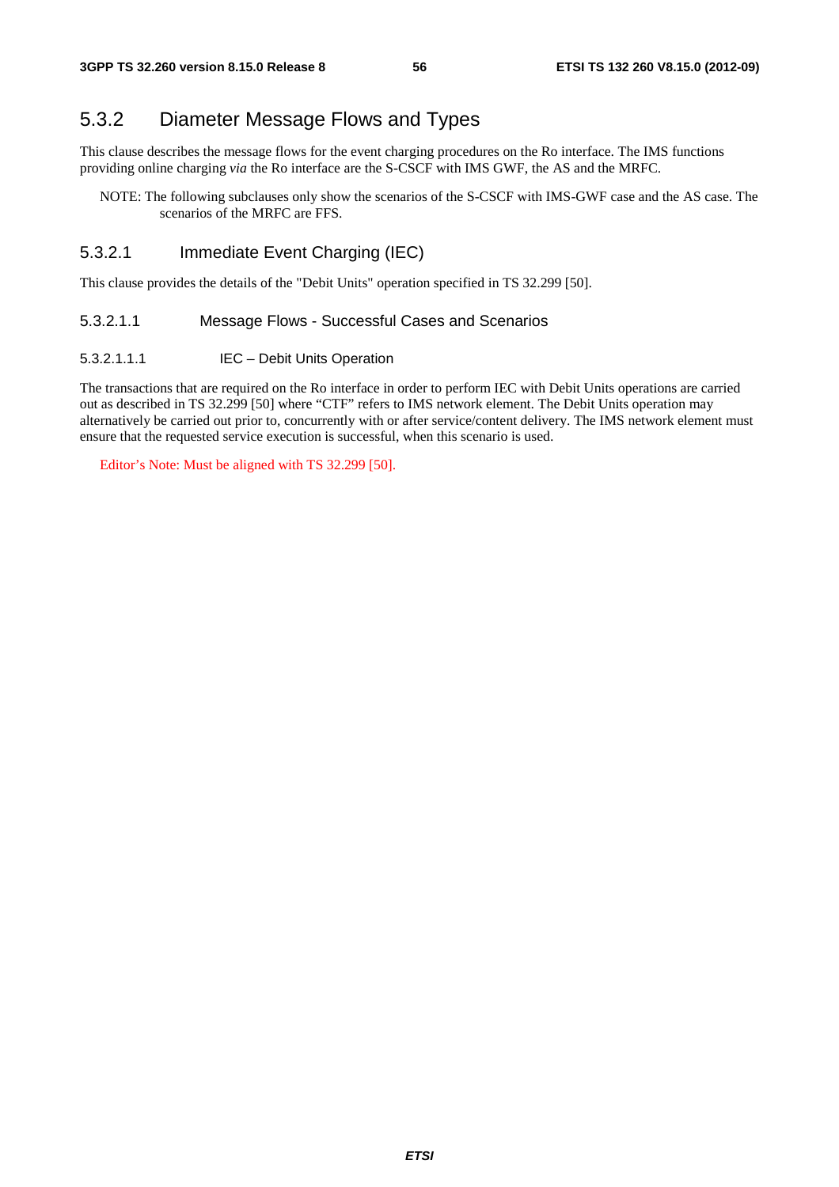### 5.3.2 Diameter Message Flows and Types

This clause describes the message flows for the event charging procedures on the Ro interface. The IMS functions providing online charging *via* the Ro interface are the S-CSCF with IMS GWF, the AS and the MRFC.

NOTE: The following subclauses only show the scenarios of the S-CSCF with IMS-GWF case and the AS case. The scenarios of the MRFC are FFS.

#### 5.3.2.1 Immediate Event Charging (IEC)

This clause provides the details of the "Debit Units" operation specified in TS 32.299 [50].

##### 5.3.2.1.1 Message Flows - Successful Cases and Scenarios

###### 5.3.2.1.1.1 IEC – Debit Units Operation

The transactions that are required on the Ro interface in order to perform IEC with Debit Units operations are carried out as described in TS 32.299 [50] where "CTF" refers to IMS network element. The Debit Units operation may alternatively be carried out prior to, concurrently with or after service/content delivery. The IMS network element must ensure that the requested service execution is successful, when this scenario is used.

Editor's Note: Must be aligned with TS 32.299 [50].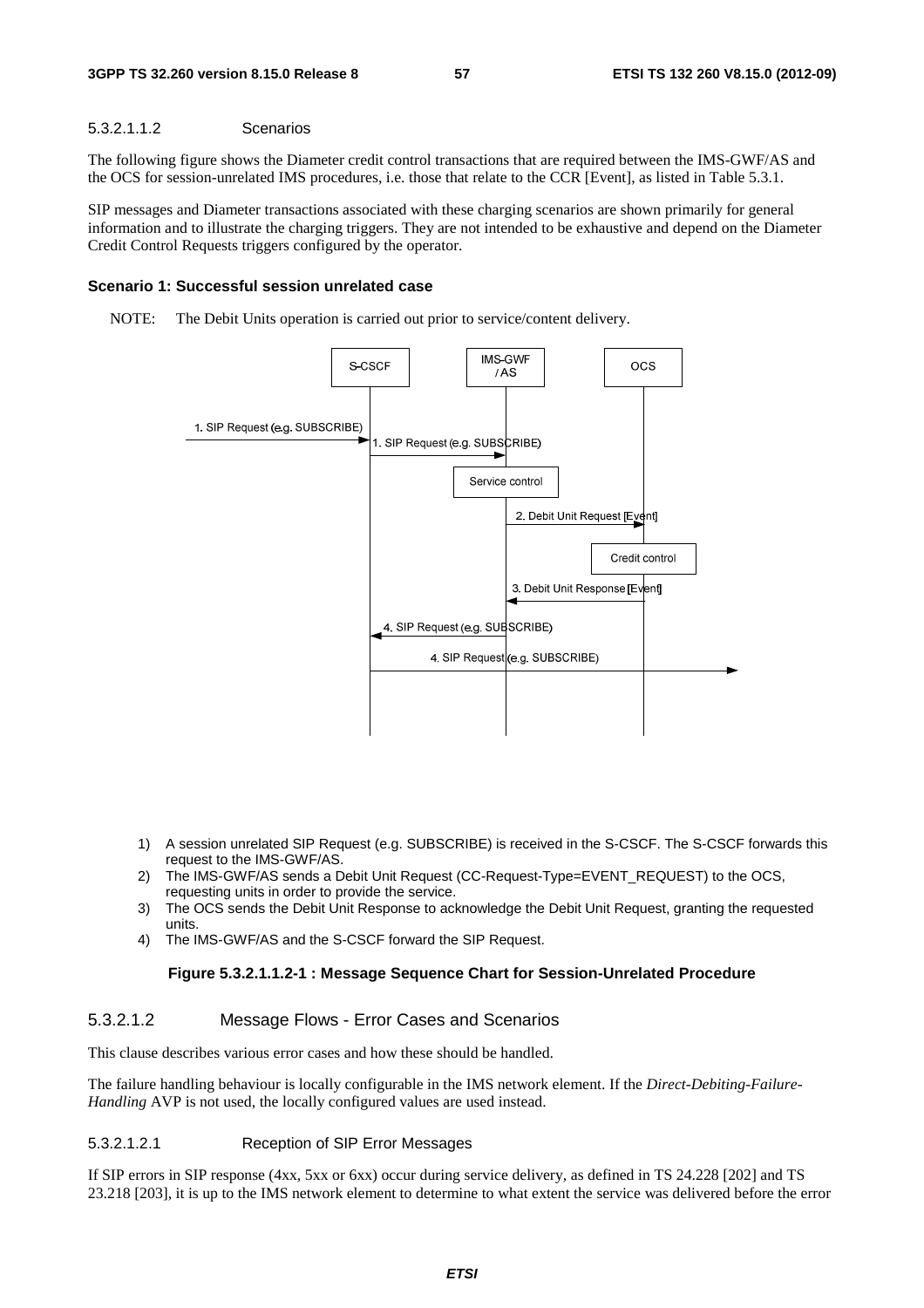#### 5.3.2.1.1.2 Scenarios

The following figure shows the Diameter credit control transactions that are required between the IMS-GWF/AS and the OCS for session-unrelated IMS procedures, i.e. those that relate to the CCR [Event], as listed in Table 5.3.1.

SIP messages and Diameter transactions associated with these charging scenarios are shown primarily for general information and to illustrate the charging triggers. They are not intended to be exhaustive and depend on the Diameter Credit Control Requests triggers configured by the operator.

**Scenario 1: Successful session unrelated case**

NOTE: The Debit Units operation is carried out prior to service/content delivery.

1) A session unrelated SIP Request (e.g. SUBSCRIBE) is received in the S-CSCF. The S-CSCF forwards this request to the IMS-GWF/AS.
2) The IMS-GWF/AS sends a Debit Unit Request (CC-Request-Type=EVENT_REQUEST) to the OCS, requesting units in order to provide the service.
3) The OCS sends the Debit Unit Response to acknowledge the Debit Unit Request, granting the requested units.
4) The IMS-GWF/AS and the S-CSCF forward the SIP Request.

**Figure 5.3.2.1.1.2-1 : Message Sequence Chart for Session-Unrelated Procedure**

#### 5.3.2.1.2 Message Flows - Error Cases and Scenarios

This clause describes various error cases and how these should be handled.

The failure handling behaviour is locally configurable in the IMS network element. If the *Direct-Debiting-Failure-Handling* AVP is not used, the locally configured values are used instead.

##### 5.3.2.1.2.1 Reception of SIP Error Messages

If SIP errors in SIP response (4xx, 5xx or 6xx) occur during service delivery, as defined in TS 24.228 [202] and TS 23.218 [203], it is up to the IMS network element to determine to what extent the service was delivered before the error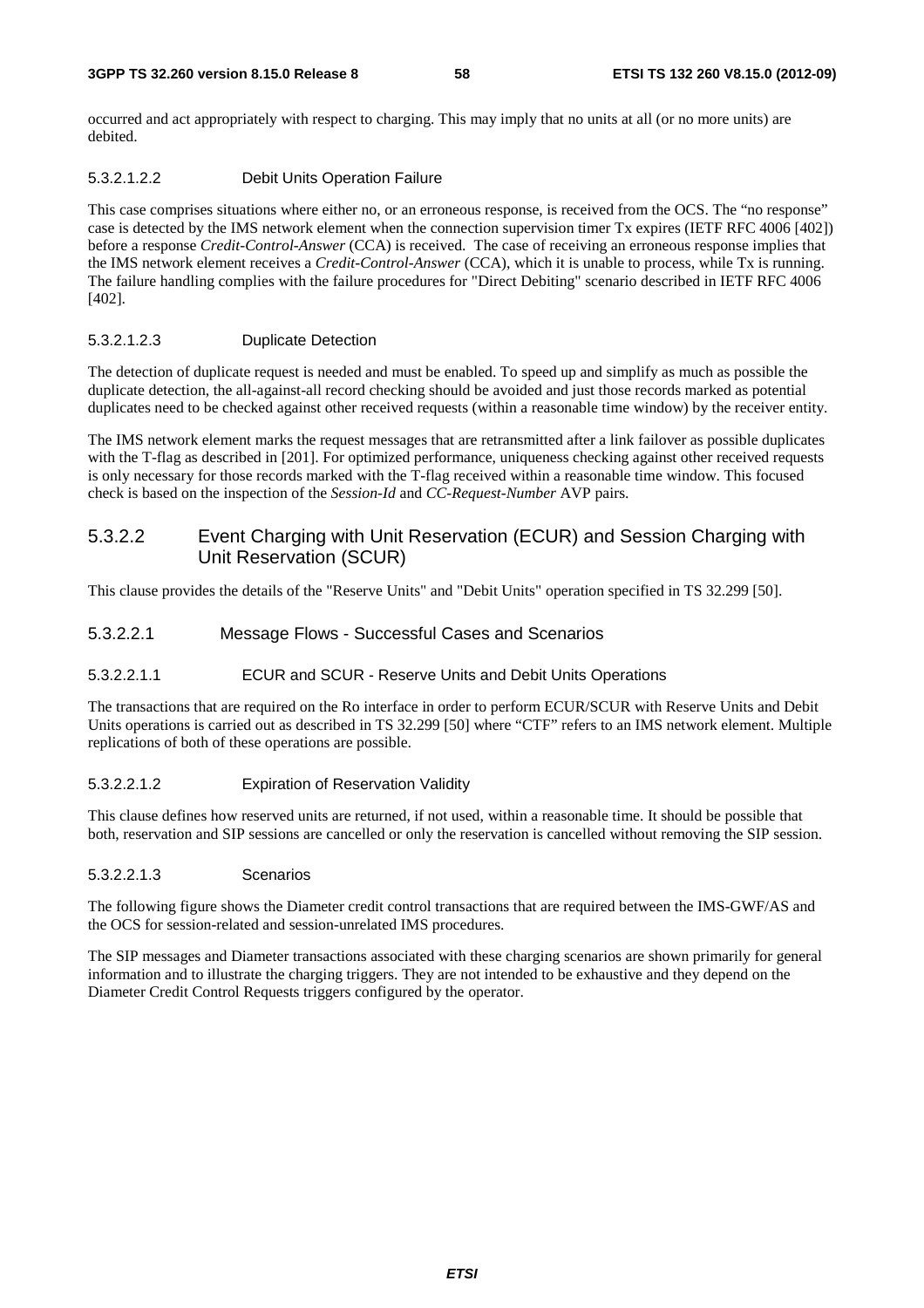occurred and act appropriately with respect to charging. This may imply that no units at all (or no more units) are debited.

##### 5.3.2.1.2.2 Debit Units Operation Failure

This case comprises situations where either no, or an erroneous response, is received from the OCS. The "no response" case is detected by the IMS network element when the connection supervision timer Tx expires (IETF RFC 4006 [402]) before a response *Credit-Control-Answer* (CCA) is received. The case of receiving an erroneous response implies that the IMS network element receives a *Credit-Control-Answer* (CCA), which it is unable to process, while Tx is running. The failure handling complies with the failure procedures for "Direct Debiting" scenario described in IETF RFC 4006 [402].

##### 5.3.2.1.2.3 Duplicate Detection

The detection of duplicate request is needed and must be enabled. To speed up and simplify as much as possible the duplicate detection, the all-against-all record checking should be avoided and just those records marked as potential duplicates need to be checked against other received requests (within a reasonable time window) by the receiver entity.

The IMS network element marks the request messages that are retransmitted after a link failover as possible duplicates with the T-flag as described in [201]. For optimized performance, uniqueness checking against other received requests is only necessary for those records marked with the T-flag received within a reasonable time window. This focused check is based on the inspection of the *Session-Id* and *CC-Request-Number* AVP pairs.

### 5.3.2.2 Event Charging with Unit Reservation (ECUR) and Session Charging with Unit Reservation (SCUR)

This clause provides the details of the "Reserve Units" and "Debit Units" operation specified in TS 32.299 [50].

#### 5.3.2.2.1 Message Flows - Successful Cases and Scenarios

##### 5.3.2.2.1.1 ECUR and SCUR - Reserve Units and Debit Units Operations

The transactions that are required on the Ro interface in order to perform ECUR/SCUR with Reserve Units and Debit Units operations is carried out as described in TS 32.299 [50] where "CTF" refers to an IMS network element. Multiple replications of both of these operations are possible.

##### 5.3.2.2.1.2 Expiration of Reservation Validity

This clause defines how reserved units are returned, if not used, within a reasonable time. It should be possible that both, reservation and SIP sessions are cancelled or only the reservation is cancelled without removing the SIP session.

##### 5.3.2.2.1.3 Scenarios

The following figure shows the Diameter credit control transactions that are required between the IMS-GWF/AS and the OCS for session-related and session-unrelated IMS procedures.

The SIP messages and Diameter transactions associated with these charging scenarios are shown primarily for general information and to illustrate the charging triggers. They are not intended to be exhaustive and they depend on the Diameter Credit Control Requests triggers configured by the operator.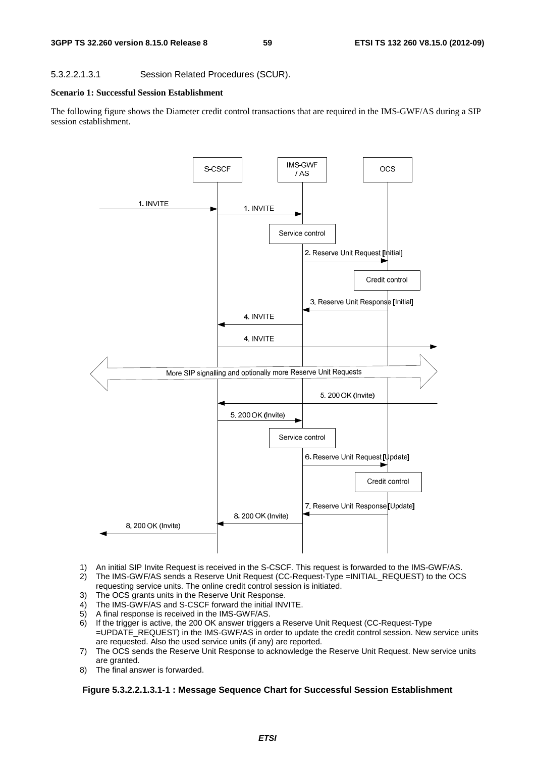5.3.2.2.1.3.1 Session Related Procedures (SCUR).

**Scenario 1: Successful Session Establishment**

The following figure shows the Diameter credit control transactions that are required in the IMS-GWF/AS during a SIP session establishment.

1) An initial SIP Invite Request is received in the S-CSCF. This request is forwarded to the IMS-GWF/AS.
2) The IMS-GWF/AS sends a Reserve Unit Request (CC-Request-Type =INITIAL_REQUEST) to the OCS requesting service units. The online credit control session is initiated.
3) The OCS grants units in the Reserve Unit Response.
4) The IMS-GWF/AS and S-CSCF forward the initial INVITE.
5) A final response is received in the IMS-GWF/AS.
6) If the trigger is active, the 200 OK answer triggers a Reserve Unit Request (CC-Request-Type =UPDATE_REQUEST) in the IMS-GWF/AS in order to update the credit control session. New service units are requested. Also the used service units (if any) are reported.
7) The OCS sends the Reserve Unit Response to acknowledge the Reserve Unit Request. New service units are granted.
8) The final answer is forwarded.

**Figure 5.3.2.2.1.3.1-1 : Message Sequence Chart for Successful Session Establishment**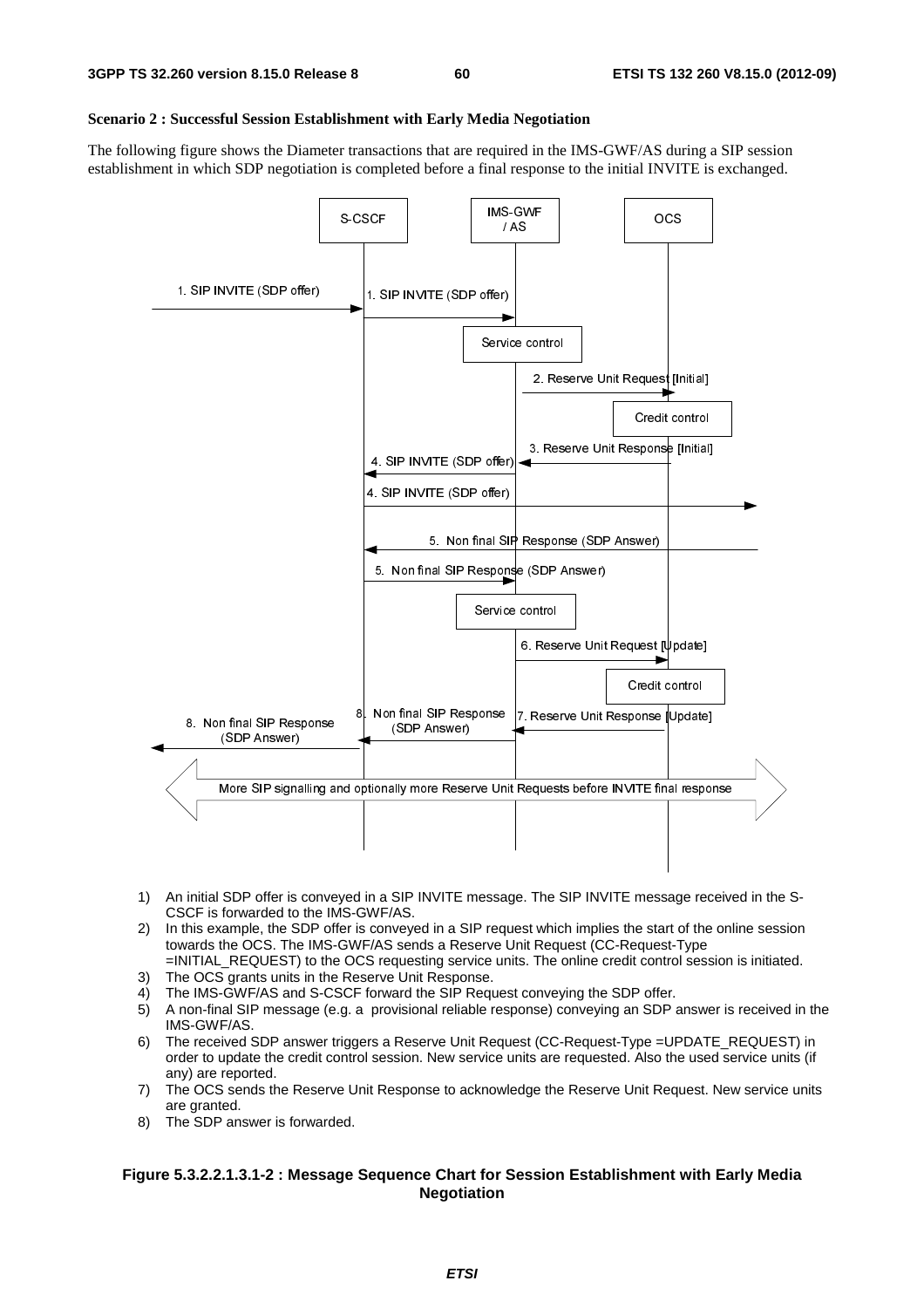**Scenario 2 : Successful Session Establishment with Early Media Negotiation**

The following figure shows the Diameter transactions that are required in the IMS-GWF/AS during a SIP session establishment in which SDP negotiation is completed before a final response to the initial INVITE is exchanged.

1) An initial SDP offer is conveyed in a SIP INVITE message. The SIP INVITE message received in the S-CSCF is forwarded to the IMS-GWF/AS.
2) In this example, the SDP offer is conveyed in a SIP request which implies the start of the online session towards the OCS. The IMS-GWF/AS sends a Reserve Unit Request (CC-Request-Type =INITIAL_REQUEST) to the OCS requesting service units. The online credit control session is initiated.
3) The OCS grants units in the Reserve Unit Response.
4) The IMS-GWF/AS and S-CSCF forward the SIP Request conveying the SDP offer.
5) A non-final SIP message (e.g. a provisional reliable response) conveying an SDP answer is received in the IMS-GWF/AS.
6) The received SDP answer triggers a Reserve Unit Request (CC-Request-Type =UPDATE_REQUEST) in order to update the credit control session. New service units are requested. Also the used service units (if any) are reported.
7) The OCS sends the Reserve Unit Response to acknowledge the Reserve Unit Request. New service units are granted.
8) The SDP answer is forwarded.

**Figure 5.3.2.2.1.3.1-2 : Message Sequence Chart for Session Establishment with Early Media Negotiation**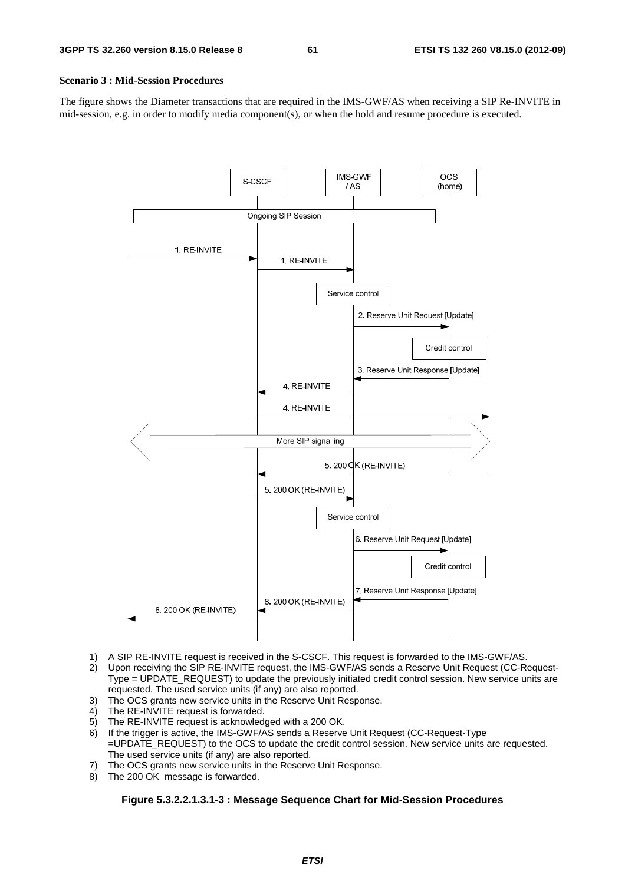**Scenario 3 : Mid-Session Procedures**

The figure shows the Diameter transactions that are required in the IMS-GWF/AS when receiving a SIP Re-INVITE in mid-session, e.g. in order to modify media component(s), or when the hold and resume procedure is executed.

1) A SIP RE-INVITE request is received in the S-CSCF. This request is forwarded to the IMS-GWF/AS.
2) Upon receiving the SIP RE-INVITE request, the IMS-GWF/AS sends a Reserve Unit Request (CC-Request-Type = UPDATE_REQUEST) to update the previously initiated credit control session. New service units are requested. The used service units (if any) are also reported.
3) The OCS grants new service units in the Reserve Unit Response.
4) The RE-INVITE request is forwarded.
5) The RE-INVITE request is acknowledged with a 200 OK.
6) If the trigger is active, the IMS-GWF/AS sends a Reserve Unit Request (CC-Request-Type =UPDATE_REQUEST) to the OCS to update the credit control session. New service units are requested. The used service units (if any) are also reported.
7) The OCS grants new service units in the Reserve Unit Response.
8) The 200 OK message is forwarded.

**Figure 5.3.2.2.1.3.1-3 : Message Sequence Chart for Mid-Session Procedures**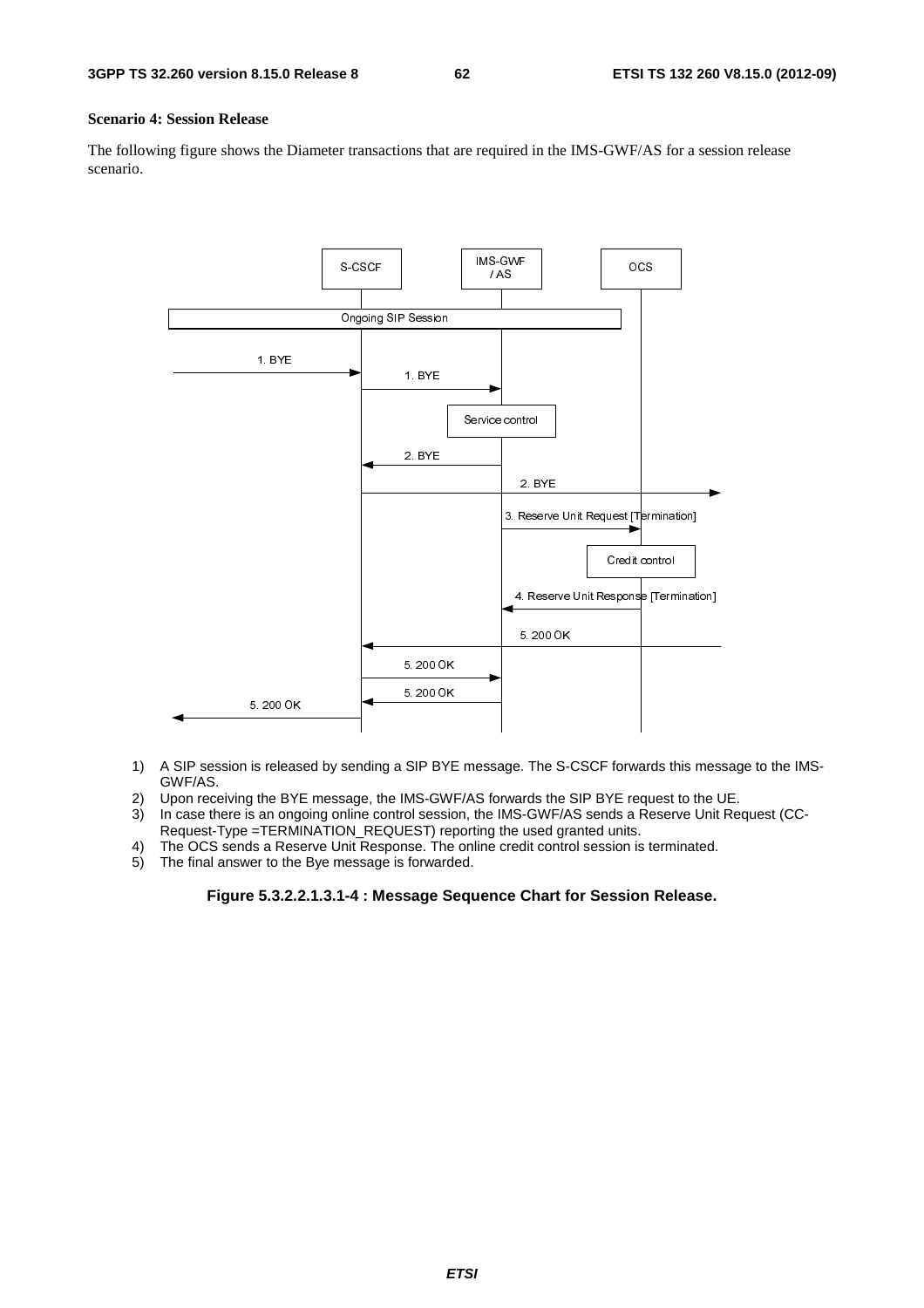**Scenario 4: Session Release**

The following figure shows the Diameter transactions that are required in the IMS-GWF/AS for a session release scenario.

1) A SIP session is released by sending a SIP BYE message. The S-CSCF forwards this message to the IMS-GWF/AS.
2) Upon receiving the BYE message, the IMS-GWF/AS forwards the SIP BYE request to the UE.
3) In case there is an ongoing online control session, the IMS-GWF/AS sends a Reserve Unit Request (CC-Request-Type =TERMINATION_REQUEST) reporting the used granted units.
4) The OCS sends a Reserve Unit Response. The online credit control session is terminated.
5) The final answer to the Bye message is forwarded.

**Figure 5.3.2.2.1.3.1-4 : Message Sequence Chart for Session Release.**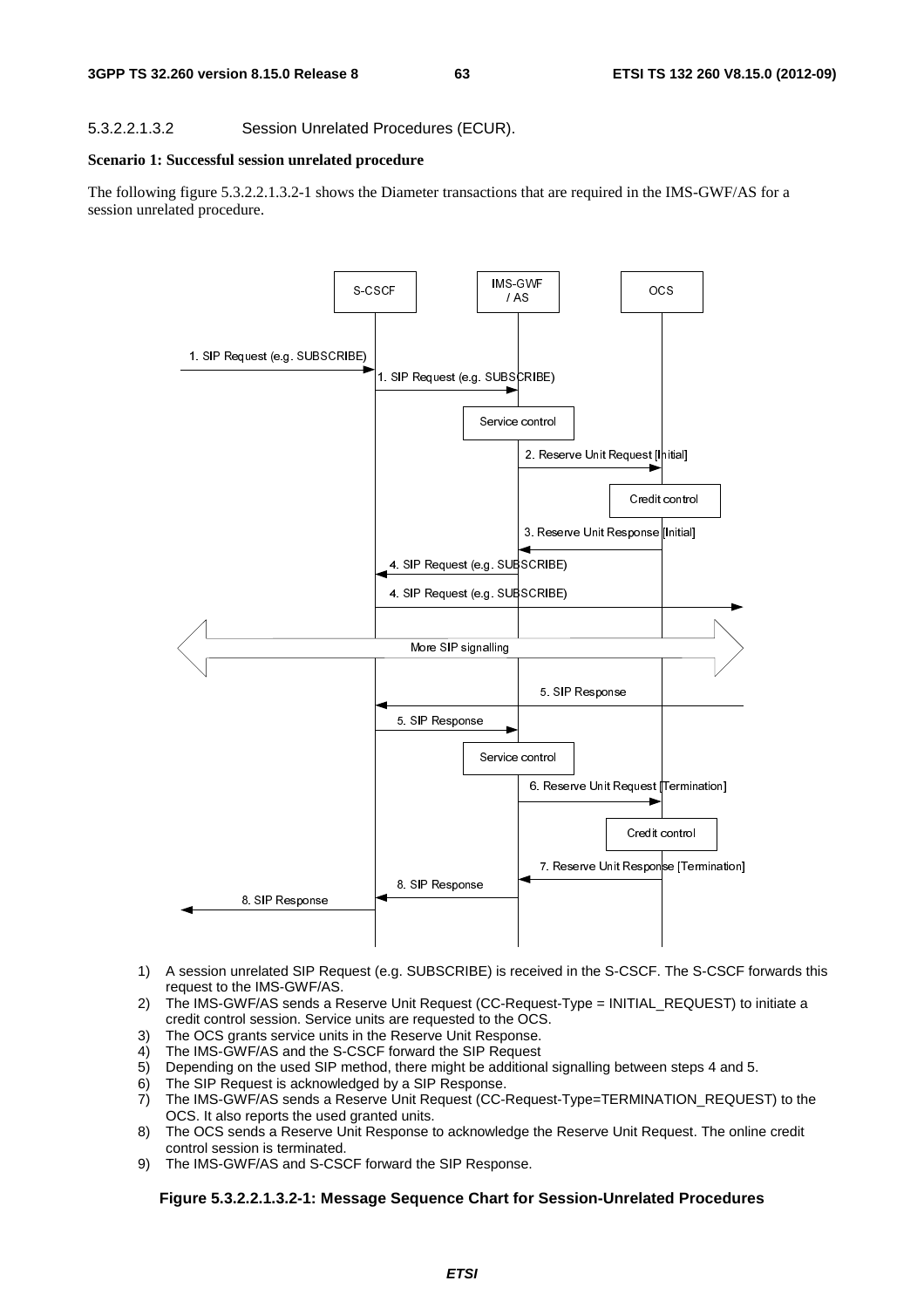#### 5.3.2.2.1.3.2 Session Unrelated Procedures (ECUR).

**Scenario 1: Successful session unrelated procedure**

The following figure 5.3.2.2.1.3.2-1 shows the Diameter transactions that are required in the IMS-GWF/AS for a session unrelated procedure.

1) A session unrelated SIP Request (e.g. SUBSCRIBE) is received in the S-CSCF. The S-CSCF forwards this request to the IMS-GWF/AS.
2) The IMS-GWF/AS sends a Reserve Unit Request (CC-Request-Type = INITIAL_REQUEST) to initiate a credit control session. Service units are requested to the OCS.
3) The OCS grants service units in the Reserve Unit Response.
4) The IMS-GWF/AS and the S-CSCF forward the SIP Request
5) Depending on the used SIP method, there might be additional signalling between steps 4 and 5.
6) The SIP Request is acknowledged by a SIP Response.
7) The IMS-GWF/AS sends a Reserve Unit Request (CC-Request-Type=TERMINATION_REQUEST) to the OCS. It also reports the used granted units.
8) The OCS sends a Reserve Unit Response to acknowledge the Reserve Unit Request. The online credit control session is terminated.
9) The IMS-GWF/AS and S-CSCF forward the SIP Response.

**Figure 5.3.2.2.1.3.2-1: Message Sequence Chart for Session-Unrelated Procedures**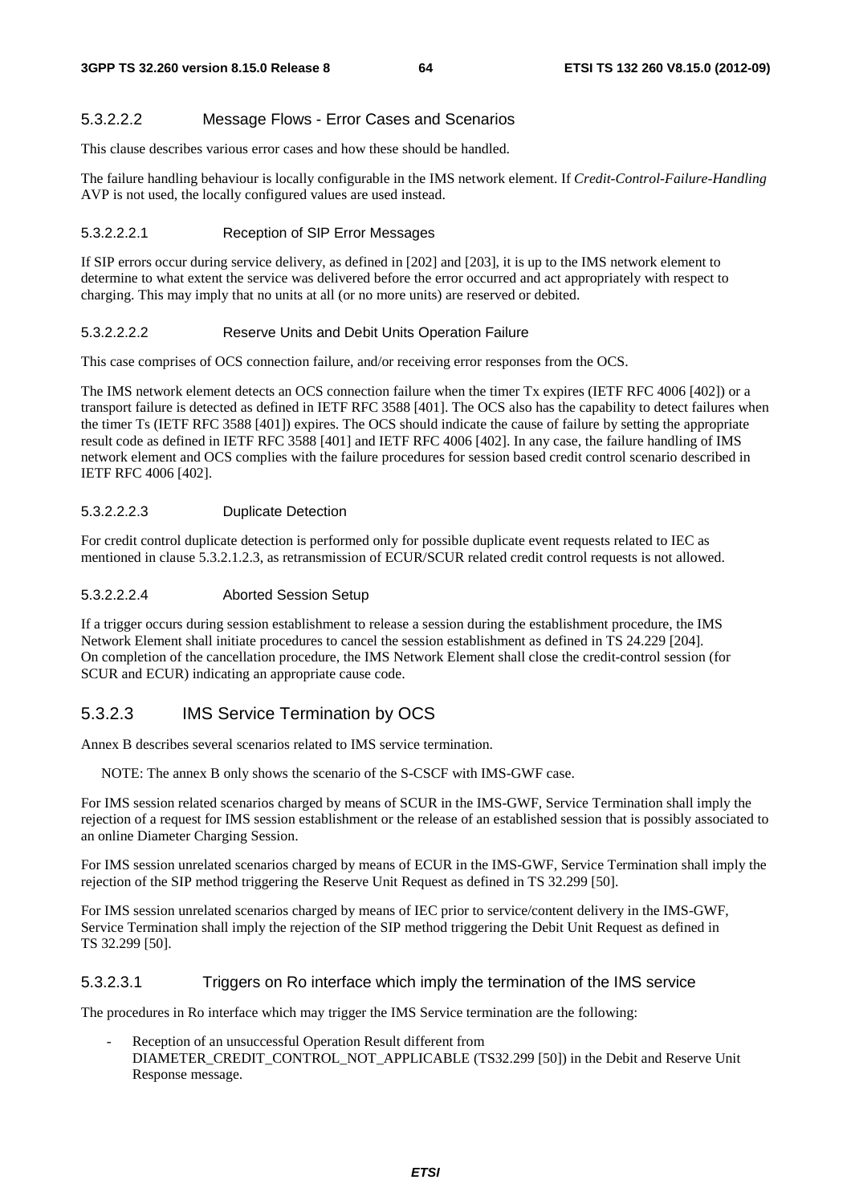#### 5.3.2.2.2 Message Flows - Error Cases and Scenarios

This clause describes various error cases and how these should be handled.

The failure handling behaviour is locally configurable in the IMS network element. If *Credit-Control-Failure-Handling* AVP is not used, the locally configured values are used instead.

##### 5.3.2.2.2.1 Reception of SIP Error Messages

If SIP errors occur during service delivery, as defined in [202] and [203], it is up to the IMS network element to determine to what extent the service was delivered before the error occurred and act appropriately with respect to charging. This may imply that no units at all (or no more units) are reserved or debited.

##### 5.3.2.2.2.2 Reserve Units and Debit Units Operation Failure

This case comprises of OCS connection failure, and/or receiving error responses from the OCS.

The IMS network element detects an OCS connection failure when the timer Tx expires (IETF RFC 4006 [402]) or a transport failure is detected as defined in IETF RFC 3588 [401]. The OCS also has the capability to detect failures when the timer Ts (IETF RFC 3588 [401]) expires. The OCS should indicate the cause of failure by setting the appropriate result code as defined in IETF RFC 3588 [401] and IETF RFC 4006 [402]. In any case, the failure handling of IMS network element and OCS complies with the failure procedures for session based credit control scenario described in IETF RFC 4006 [402].

##### 5.3.2.2.2.3 Duplicate Detection

For credit control duplicate detection is performed only for possible duplicate event requests related to IEC as mentioned in clause 5.3.2.1.2.3, as retransmission of ECUR/SCUR related credit control requests is not allowed.

##### 5.3.2.2.2.4 Aborted Session Setup

If a trigger occurs during session establishment to release a session during the establishment procedure, the IMS Network Element shall initiate procedures to cancel the session establishment as defined in TS 24.229 [204]. On completion of the cancellation procedure, the IMS Network Element shall close the credit-control session (for SCUR and ECUR) indicating an appropriate cause code.

### 5.3.2.3 IMS Service Termination by OCS

Annex B describes several scenarios related to IMS service termination.

NOTE: The annex B only shows the scenario of the S-CSCF with IMS-GWF case.

For IMS session related scenarios charged by means of SCUR in the IMS-GWF, Service Termination shall imply the rejection of a request for IMS session establishment or the release of an established session that is possibly associated to an online Diameter Charging Session.

For IMS session unrelated scenarios charged by means of ECUR in the IMS-GWF, Service Termination shall imply the rejection of the SIP method triggering the Reserve Unit Request as defined in TS 32.299 [50].

For IMS session unrelated scenarios charged by means of IEC prior to service/content delivery in the IMS-GWF, Service Termination shall imply the rejection of the SIP method triggering the Debit Unit Request as defined in TS 32.299 [50].

#### 5.3.2.3.1 Triggers on Ro interface which imply the termination of the IMS service

The procedures in Ro interface which may trigger the IMS Service termination are the following:

- Reception of an unsuccessful Operation Result different from DIAMETER_CREDIT_CONTROL_NOT_APPLICABLE (TS32.299 [50]) in the Debit and Reserve Unit Response message.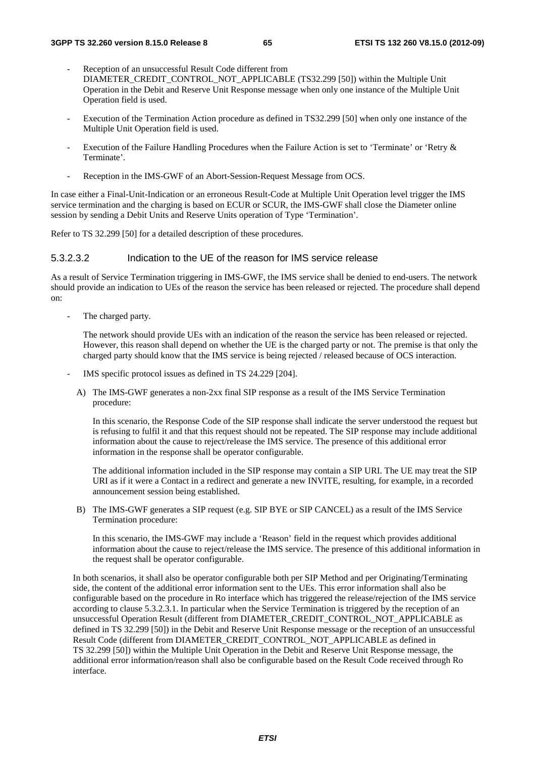- Reception of an unsuccessful Result Code different from DIAMETER_CREDIT_CONTROL_NOT_APPLICABLE (TS32.299 [50]) within the Multiple Unit Operation in the Debit and Reserve Unit Response message when only one instance of the Multiple Unit Operation field is used.

- Execution of the Termination Action procedure as defined in TS32.299 [50] when only one instance of the Multiple Unit Operation field is used.

- Execution of the Failure Handling Procedures when the Failure Action is set to 'Terminate' or 'Retry & Terminate'.

- Reception in the IMS-GWF of an Abort-Session-Request Message from OCS.

In case either a Final-Unit-Indication or an erroneous Result-Code at Multiple Unit Operation level trigger the IMS service termination and the charging is based on ECUR or SCUR, the IMS-GWF shall close the Diameter online session by sending a Debit Units and Reserve Units operation of Type 'Termination'.

Refer to TS 32.299 [50] for a detailed description of these procedures.

#### 5.3.2.3.2 Indication to the UE of the reason for IMS service release

As a result of Service Termination triggering in IMS-GWF, the IMS service shall be denied to end-users. The network should provide an indication to UEs of the reason the service has been released or rejected. The procedure shall depend on:

- The charged party.

  The network should provide UEs with an indication of the reason the service has been released or rejected. However, this reason shall depend on whether the UE is the charged party or not. The premise is that only the charged party should know that the IMS service is being rejected / released because of OCS interaction.

- IMS specific protocol issues as defined in TS 24.229 [204].

  A) The IMS-GWF generates a non-2xx final SIP response as a result of the IMS Service Termination procedure:

     In this scenario, the Response Code of the SIP response shall indicate the server understood the request but is refusing to fulfil it and that this request should not be repeated. The SIP response may include additional information about the cause to reject/release the IMS service. The presence of this additional error information in the response shall be operator configurable.

     The additional information included in the SIP response may contain a SIP URI. The UE may treat the SIP URI as if it were a Contact in a redirect and generate a new INVITE, resulting, for example, in a recorded announcement session being established.

  B) The IMS-GWF generates a SIP request (e.g. SIP BYE or SIP CANCEL) as a result of the IMS Service Termination procedure:

     In this scenario, the IMS-GWF may include a 'Reason' field in the request which provides additional information about the cause to reject/release the IMS service. The presence of this additional information in the request shall be operator configurable.

  In both scenarios, it shall also be operator configurable both per SIP Method and per Originating/Terminating side, the content of the additional error information sent to the UEs. This error information shall also be configurable based on the procedure in Ro interface which has triggered the release/rejection of the IMS service according to clause 5.3.2.3.1. In particular when the Service Termination is triggered by the reception of an unsuccessful Operation Result (different from DIAMETER_CREDIT_CONTROL_NOT_APPLICABLE as defined in TS 32.299 [50]) in the Debit and Reserve Unit Response message or the reception of an unsuccessful Result Code (different from DIAMETER_CREDIT_CONTROL_NOT_APPLICABLE as defined in TS 32.299 [50]) within the Multiple Unit Operation in the Debit and Reserve Unit Response message, the additional error information/reason shall also be configurable based on the Result Code received through Ro interface.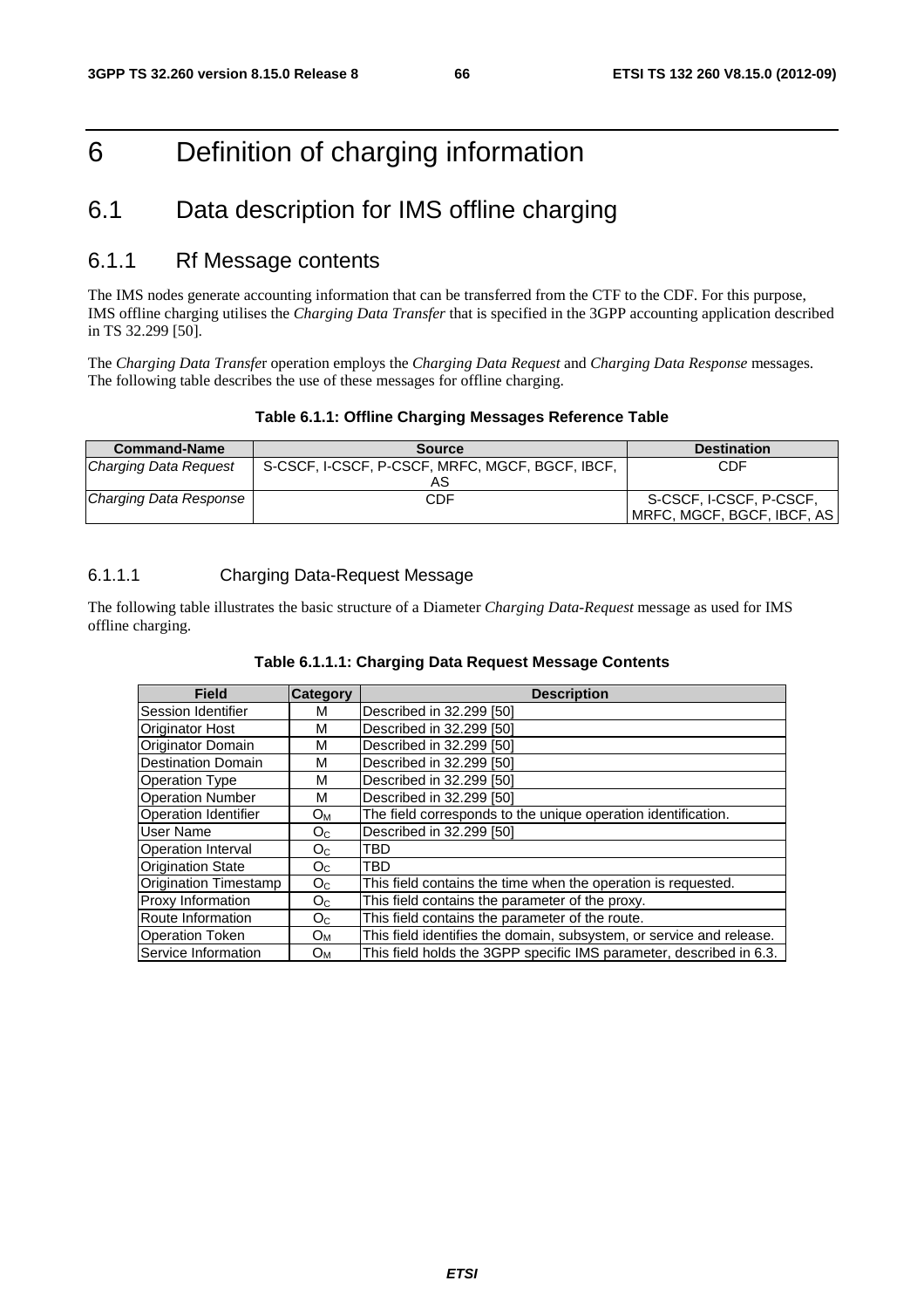# 6 Definition of charging information

## 6.1 Data description for IMS offline charging

### 6.1.1 Rf Message contents

The IMS nodes generate accounting information that can be transferred from the CTF to the CDF. For this purpose, IMS offline charging utilises the *Charging Data Transfer* that is specified in the 3GPP accounting application described in TS 32.299 [50].

The *Charging Data Transfer* operation employs the *Charging Data Request* and *Charging Data Response* messages. The following table describes the use of these messages for offline charging.

**Table 6.1.1: Offline Charging Messages Reference Table**

| Command-Name | Source | Destination |
|---|---|---|
| *Charging Data Request* | S-CSCF, I-CSCF, P-CSCF, MRFC, MGCF, BGCF, IBCF, AS | CDF |
| *Charging Data Response* | CDF | S-CSCF, I-CSCF, P-CSCF, MRFC, MGCF, BGCF, IBCF, AS |

#### 6.1.1.1 Charging Data-Request Message

The following table illustrates the basic structure of a Diameter *Charging Data-Request* message as used for IMS offline charging.

**Table 6.1.1.1: Charging Data Request Message Contents**

| Field | Category | Description |
|---|---|---|
| Session Identifier | M | Described in 32.299 [50] |
| Originator Host | M | Described in 32.299 [50] |
| Originator Domain | M | Described in 32.299 [50] |
| Destination Domain | M | Described in 32.299 [50] |
| Operation Type | M | Described in 32.299 [50] |
| Operation Number | M | Described in 32.299 [50] |
| Operation Identifier | $O_M$ | The field corresponds to the unique operation identification. |
| User Name | $O_C$ | Described in 32.299 [50] |
| Operation Interval | $O_C$ | TBD |
| Origination State | $O_C$ | TBD |
| Origination Timestamp | $O_C$ | This field contains the time when the operation is requested. |
| Proxy Information | $O_C$ | This field contains the parameter of the proxy. |
| Route Information | $O_C$ | This field contains the parameter of the route. |
| Operation Token | $O_M$ | This field identifies the domain, subsystem, or service and release. |
| Service Information | $O_M$ | This field holds the 3GPP specific IMS parameter, described in 6.3. |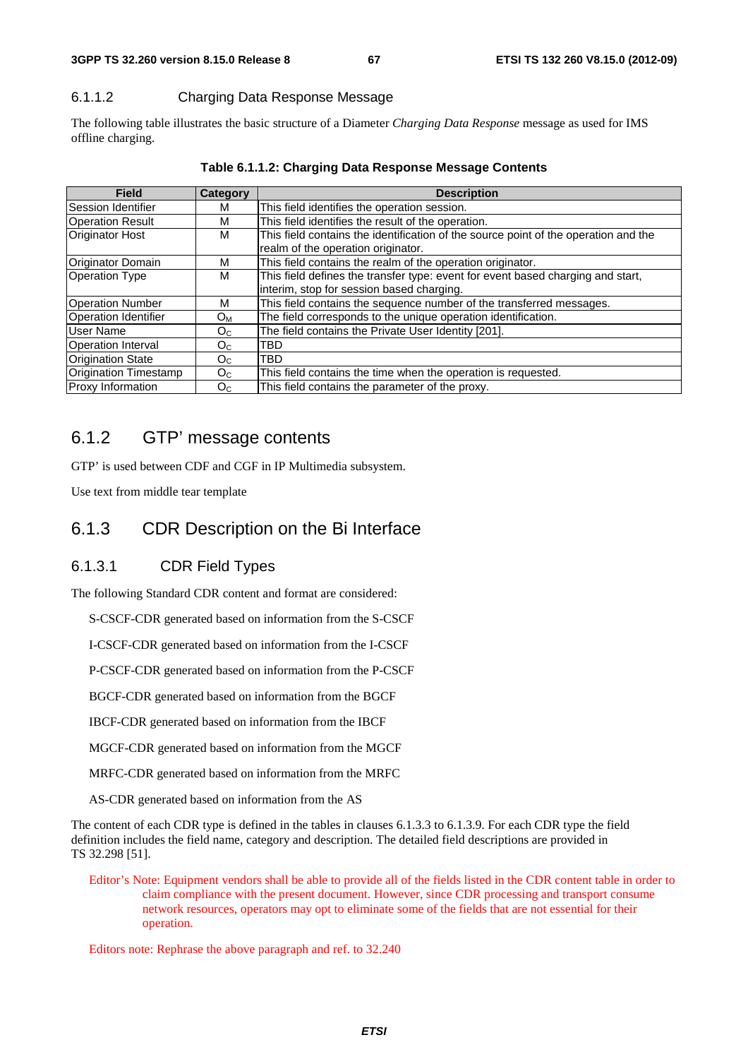#### 6.1.1.2 Charging Data Response Message

The following table illustrates the basic structure of a Diameter *Charging Data Response* message as used for IMS offline charging.

**Table 6.1.1.2: Charging Data Response Message Contents**

| Field | Category | Description |
|---|---|---|
| Session Identifier | M | This field identifies the operation session. |
| Operation Result | M | This field identifies the result of the operation. |
| Originator Host | M | This field contains the identification of the source point of the operation and the realm of the operation originator. |
| Originator Domain | M | This field contains the realm of the operation originator. |
| Operation Type | M | This field defines the transfer type: event for event based charging and start, interim, stop for session based charging. |
| Operation Number | M | This field contains the sequence number of the transferred messages. |
| Operation Identifier | $O_M$ | The field corresponds to the unique operation identification. |
| User Name | $O_C$ | The field contains the Private User Identity [201]. |
| Operation Interval | $O_C$ | TBD |
| Origination State | $O_C$ | TBD |
| Origination Timestamp | $O_C$ | This field contains the time when the operation is requested. |
| Proxy Information | $O_C$ | This field contains the parameter of the proxy. |

### 6.1.2 GTP' message contents

GTP' is used between CDF and CGF in IP Multimedia subsystem.

Use text from middle tear template

### 6.1.3 CDR Description on the Bi Interface

#### 6.1.3.1 CDR Field Types

The following Standard CDR content and format are considered:

S-CSCF-CDR generated based on information from the S-CSCF

I-CSCF-CDR generated based on information from the I-CSCF

P-CSCF-CDR generated based on information from the P-CSCF

BGCF-CDR generated based on information from the BGCF

IBCF-CDR generated based on information from the IBCF

MGCF-CDR generated based on information from the MGCF

MRFC-CDR generated based on information from the MRFC

AS-CDR generated based on information from the AS

The content of each CDR type is defined in the tables in clauses 6.1.3.3 to 6.1.3.9. For each CDR type the field definition includes the field name, category and description. The detailed field descriptions are provided in TS 32.298 [51].

Editor's Note: Equipment vendors shall be able to provide all of the fields listed in the CDR content table in order to claim compliance with the present document. However, since CDR processing and transport consume network resources, operators may opt to eliminate some of the fields that are not essential for their operation.

Editors note: Rephrase the above paragraph and ref. to 32.240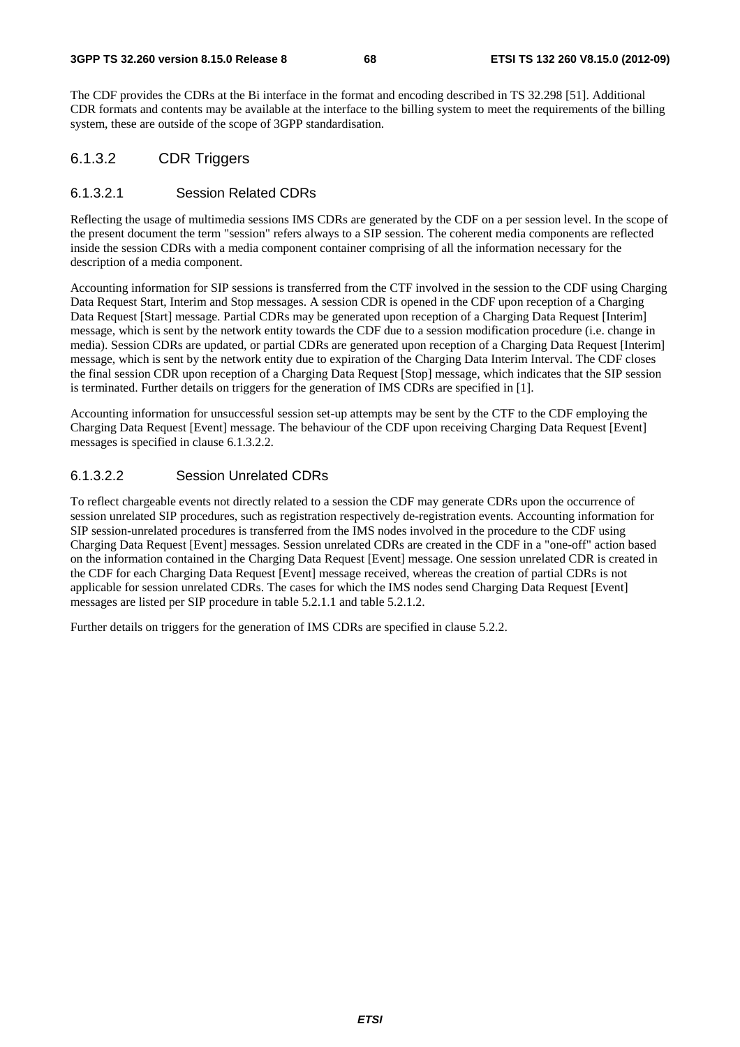The CDF provides the CDRs at the Bi interface in the format and encoding described in TS 32.298 [51]. Additional CDR formats and contents may be available at the interface to the billing system to meet the requirements of the billing system, these are outside of the scope of 3GPP standardisation.

### 6.1.3.2 CDR Triggers

#### 6.1.3.2.1 Session Related CDRs

Reflecting the usage of multimedia sessions IMS CDRs are generated by the CDF on a per session level. In the scope of the present document the term "session" refers always to a SIP session. The coherent media components are reflected inside the session CDRs with a media component container comprising of all the information necessary for the description of a media component.

Accounting information for SIP sessions is transferred from the CTF involved in the session to the CDF using Charging Data Request Start, Interim and Stop messages. A session CDR is opened in the CDF upon reception of a Charging Data Request [Start] message. Partial CDRs may be generated upon reception of a Charging Data Request [Interim] message, which is sent by the network entity towards the CDF due to a session modification procedure (i.e. change in media). Session CDRs are updated, or partial CDRs are generated upon reception of a Charging Data Request [Interim] message, which is sent by the network entity due to expiration of the Charging Data Interim Interval. The CDF closes the final session CDR upon reception of a Charging Data Request [Stop] message, which indicates that the SIP session is terminated. Further details on triggers for the generation of IMS CDRs are specified in [1].

Accounting information for unsuccessful session set-up attempts may be sent by the CTF to the CDF employing the Charging Data Request [Event] message. The behaviour of the CDF upon receiving Charging Data Request [Event] messages is specified in clause 6.1.3.2.2.

#### 6.1.3.2.2 Session Unrelated CDRs

To reflect chargeable events not directly related to a session the CDF may generate CDRs upon the occurrence of session unrelated SIP procedures, such as registration respectively de-registration events. Accounting information for SIP session-unrelated procedures is transferred from the IMS nodes involved in the procedure to the CDF using Charging Data Request [Event] messages. Session unrelated CDRs are created in the CDF in a "one-off" action based on the information contained in the Charging Data Request [Event] message. One session unrelated CDR is created in the CDF for each Charging Data Request [Event] message received, whereas the creation of partial CDRs is not applicable for session unrelated CDRs. The cases for which the IMS nodes send Charging Data Request [Event] messages are listed per SIP procedure in table 5.2.1.1 and table 5.2.1.2.

Further details on triggers for the generation of IMS CDRs are specified in clause 5.2.2.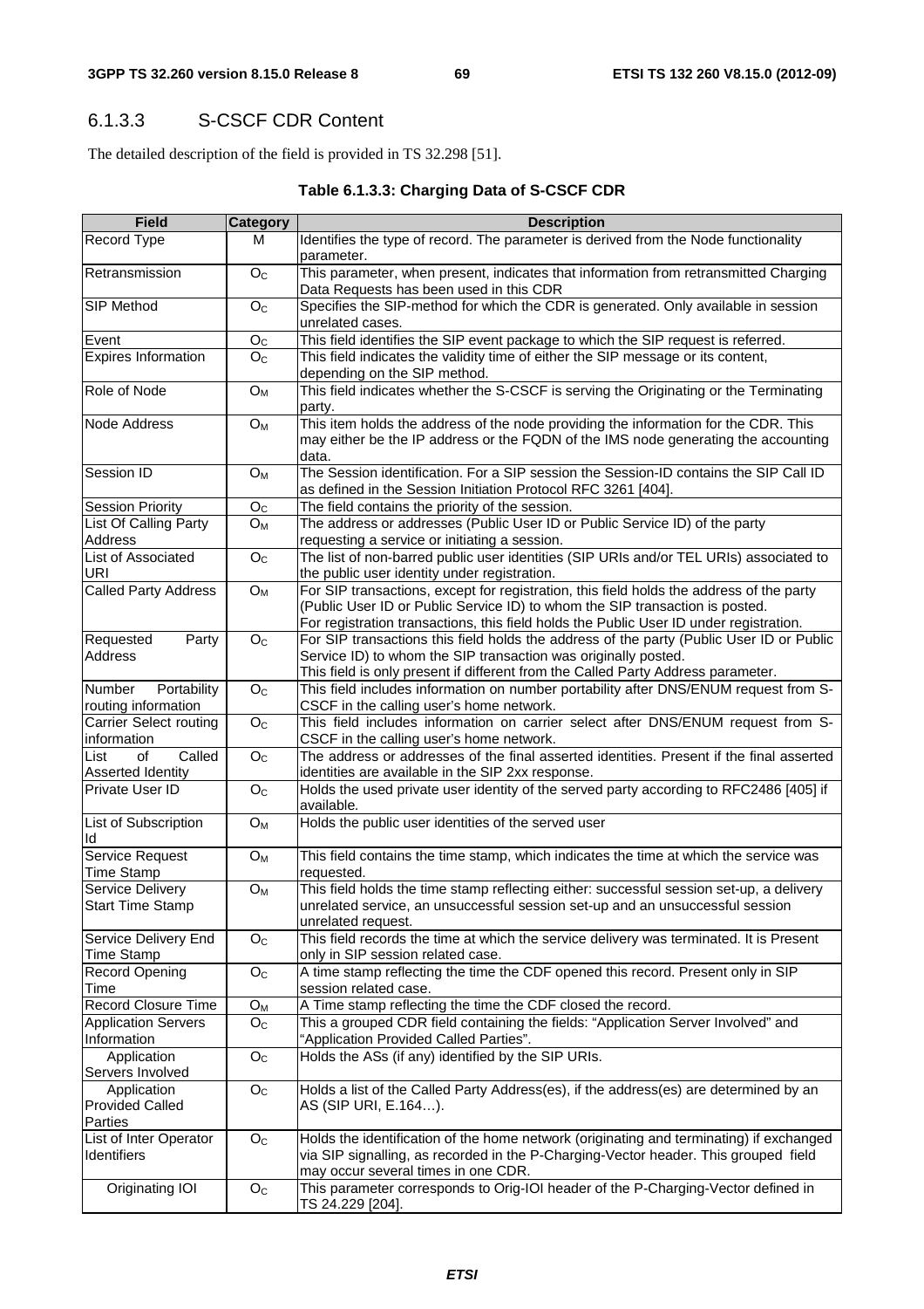### 6.1.3.3 S-CSCF CDR Content

The detailed description of the field is provided in TS 32.298 [51].

**Table 6.1.3.3: Charging Data of S-CSCF CDR**

| Field | Category | Description |
|---|---|---|
| Record Type | M | Identifies the type of record. The parameter is derived from the Node functionality parameter. |
| Retransmission | $O_C$ | This parameter, when present, indicates that information from retransmitted Charging Data Requests has been used in this CDR |
| SIP Method | $O_C$ | Specifies the SIP-method for which the CDR is generated. Only available in session unrelated cases. |
| Event | $O_C$ | This field identifies the SIP event package to which the SIP request is referred. |
| Expires Information | $O_C$ | This field indicates the validity time of either the SIP message or its content, depending on the SIP method. |
| Role of Node | $O_M$ | This field indicates whether the S-CSCF is serving the Originating or the Terminating party. |
| Node Address | $O_M$ | This item holds the address of the node providing the information for the CDR. This may either be the IP address or the FQDN of the IMS node generating the accounting data. |
| Session ID | $O_M$ | The Session identification. For a SIP session the Session-ID contains the SIP Call ID as defined in the Session Initiation Protocol RFC 3261 [404]. |
| Session Priority | $O_C$ | The field contains the priority of the session. |
| List Of Calling Party Address | $O_M$ | The address or addresses (Public User ID or Public Service ID) of the party requesting a service or initiating a session. |
| List of Associated URI | $O_C$ | The list of non-barred public user identities (SIP URIs and/or TEL URIs) associated to the public user identity under registration. |
| Called Party Address | $O_M$ | For SIP transactions, except for registration, this field holds the address of the party (Public User ID or Public Service ID) to whom the SIP transaction is posted.<br>For registration transactions, this field holds the Public User ID under registration. |
| Requested Party Address | $O_C$ | For SIP transactions this field holds the address of the party (Public User ID or Public Service ID) to whom the SIP transaction was originally posted.<br>This field is only present if different from the Called Party Address parameter. |
| Number Portability routing information | $O_C$ | This field includes information on number portability after DNS/ENUM request from S-CSCF in the calling user's home network. |
| Carrier Select routing information | $O_C$ | This field includes information on carrier select after DNS/ENUM request from S-CSCF in the calling user's home network. |
| List of Called Asserted Identity | $O_C$ | The address or addresses of the final asserted identities. Present if the final asserted identities are available in the SIP 2xx response. |
| Private User ID | $O_C$ | Holds the used private user identity of the served party according to RFC2486 [405] if available. |
| List of Subscription Id | $O_M$ | Holds the public user identities of the served user |
| Service Request Time Stamp | $O_M$ | This field contains the time stamp, which indicates the time at which the service was requested. |
| Service Delivery Start Time Stamp | $O_M$ | This field holds the time stamp reflecting either: successful session set-up, a delivery unrelated service, an unsuccessful session set-up and an unsuccessful session unrelated request. |
| Service Delivery End Time Stamp | $O_C$ | This field records the time at which the service delivery was terminated. It is Present only in SIP session related case. |
| Record Opening Time | $O_C$ | A time stamp reflecting the time the CDF opened this record. Present only in SIP session related case. |
| Record Closure Time | $O_M$ | A Time stamp reflecting the time the CDF closed the record. |
| Application Servers Information | $O_C$ | This a grouped CDR field containing the fields: "Application Server Involved" and "Application Provided Called Parties". |
| Application Servers Involved | $O_C$ | Holds the ASs (if any) identified by the SIP URIs. |
| Application Provided Called Parties | $O_C$ | Holds a list of the Called Party Address(es), if the address(es) are determined by an AS (SIP URI, E.164…). |
| List of Inter Operator Identifiers | $O_C$ | Holds the identification of the home network (originating and terminating) if exchanged via SIP signalling, as recorded in the P-Charging-Vector header. This grouped field may occur several times in one CDR. |
| Originating IOI | $O_C$ | This parameter corresponds to Orig-IOI header of the P-Charging-Vector defined in TS 24.229 [204]. |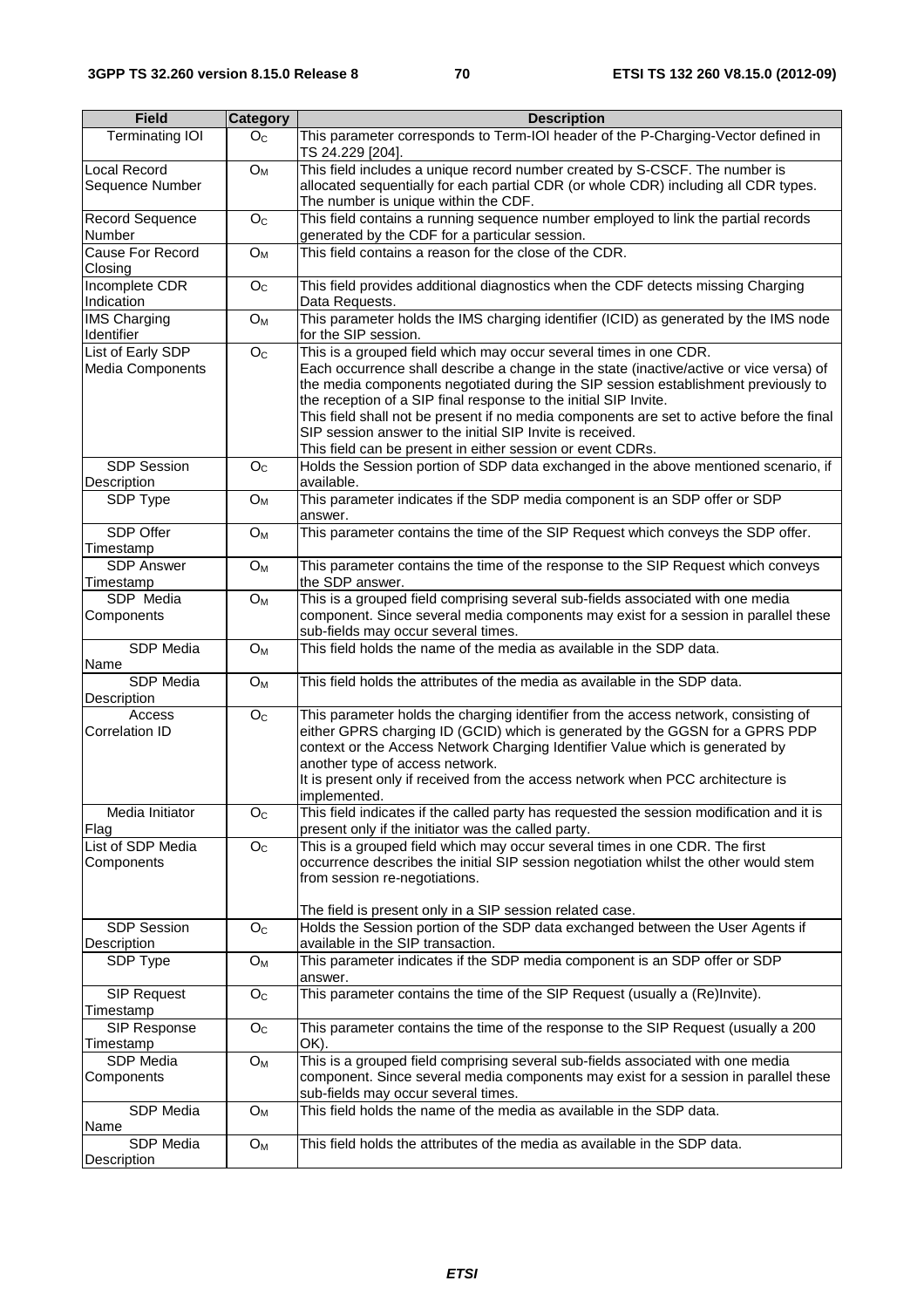| Field | Category | Description |
|---|---|---|
| Terminating IOI | $O_C$ | This parameter corresponds to Term-IOI header of the P-Charging-Vector defined in TS 24.229 [204]. |
| Local Record Sequence Number | $O_M$ | This field includes a unique record number created by S-CSCF. The number is allocated sequentially for each partial CDR (or whole CDR) including all CDR types. The number is unique within the CDF. |
| Record Sequence Number | $O_C$ | This field contains a running sequence number employed to link the partial records generated by the CDF for a particular session. |
| Cause For Record Closing | $O_M$ | This field contains a reason for the close of the CDR. |
| Incomplete CDR Indication | $O_C$ | This field provides additional diagnostics when the CDF detects missing Charging Data Requests. |
| IMS Charging Identifier | $O_M$ | This parameter holds the IMS charging identifier (ICID) as generated by the IMS node for the SIP session. |
| List of Early SDP Media Components | $O_C$ | This is a grouped field which may occur several times in one CDR.<br>Each occurrence shall describe a change in the state (inactive/active or vice versa) of the media components negotiated during the SIP session establishment previously to the reception of a SIP final response to the initial SIP Invite.<br>This field shall not be present if no media components are set to active before the final SIP session answer to the initial SIP Invite is received.<br>This field can be present in either session or event CDRs. |
| SDP Session Description | $O_C$ | Holds the Session portion of SDP data exchanged in the above mentioned scenario, if available. |
| SDP Type | $O_M$ | This parameter indicates if the SDP media component is an SDP offer or SDP answer. |
| SDP Offer Timestamp | $O_M$ | This parameter contains the time of the SIP Request which conveys the SDP offer. |
| SDP Answer Timestamp | $O_M$ | This parameter contains the time of the response to the SIP Request which conveys the SDP answer. |
| SDP Media Components | $O_M$ | This is a grouped field comprising several sub-fields associated with one media component. Since several media components may exist for a session in parallel these sub-fields may occur several times. |
| SDP Media Name | $O_M$ | This field holds the name of the media as available in the SDP data. |
| SDP Media Description | $O_M$ | This field holds the attributes of the media as available in the SDP data. |
| Access Correlation ID | $O_C$ | This parameter holds the charging identifier from the access network, consisting of either GPRS charging ID (GCID) which is generated by the GGSN for a GPRS PDP context or the Access Network Charging Identifier Value which is generated by another type of access network.<br>It is present only if received from the access network when PCC architecture is implemented. |
| Media Initiator Flag | $O_C$ | This field indicates if the called party has requested the session modification and it is present only if the initiator was the called party. |
| List of SDP Media Components | $O_C$ | This is a grouped field which may occur several times in one CDR. The first occurrence describes the initial SIP session negotiation whilst the other would stem from session re-negotiations.<br><br>The field is present only in a SIP session related case. |
| SDP Session Description | $O_C$ | Holds the Session portion of the SDP data exchanged between the User Agents if available in the SIP transaction. |
| SDP Type | $O_M$ | This parameter indicates if the SDP media component is an SDP offer or SDP answer. |
| SIP Request Timestamp | $O_C$ | This parameter contains the time of the SIP Request (usually a (Re)Invite). |
| SIP Response Timestamp | $O_C$ | This parameter contains the time of the response to the SIP Request (usually a 200 OK). |
| SDP Media Components | $O_M$ | This is a grouped field comprising several sub-fields associated with one media component. Since several media components may exist for a session in parallel these sub-fields may occur several times. |
| SDP Media Name | $O_M$ | This field holds the name of the media as available in the SDP data. |
| SDP Media Description | $O_M$ | This field holds the attributes of the media as available in the SDP data. |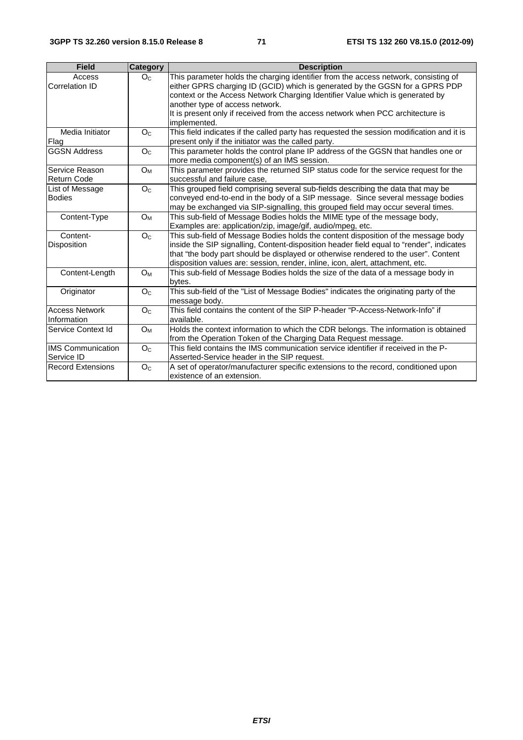| Field | Category | Description |
|---|---|---|
| Access Correlation ID | $O_C$ | This parameter holds the charging identifier from the access network, consisting of either GPRS charging ID (GCID) which is generated by the GGSN for a GPRS PDP context or the Access Network Charging Identifier Value which is generated by another type of access network.<br>It is present only if received from the access network when PCC architecture is implemented. |
| Media Initiator Flag | $O_C$ | This field indicates if the called party has requested the session modification and it is present only if the initiator was the called party. |
| GGSN Address | $O_C$ | This parameter holds the control plane IP address of the GGSN that handles one or more media component(s) of an IMS session. |
| Service Reason Return Code | $O_M$ | This parameter provides the returned SIP status code for the service request for the successful and failure case, |
| List of Message Bodies | $O_C$ | This grouped field comprising several sub-fields describing the data that may be conveyed end-to-end in the body of a SIP message. Since several message bodies may be exchanged via SIP-signalling, this grouped field may occur several times. |
| Content-Type | $O_M$ | This sub-field of Message Bodies holds the MIME type of the message body, Examples are: application/zip, image/gif, audio/mpeg, etc. |
| Content-Disposition | $O_C$ | This sub-field of Message Bodies holds the content disposition of the message body inside the SIP signalling, Content-disposition header field equal to "render", indicates that "the body part should be displayed or otherwise rendered to the user". Content disposition values are: session, render, inline, icon, alert, attachment, etc. |
| Content-Length | $O_M$ | This sub-field of Message Bodies holds the size of the data of a message body in bytes. |
| Originator | $O_C$ | This sub-field of the "List of Message Bodies" indicates the originating party of the message body. |
| Access Network Information | $O_C$ | This field contains the content of the SIP P-header "P-Access-Network-Info" if available. |
| Service Context Id | $O_M$ | Holds the context information to which the CDR belongs. The information is obtained from the Operation Token of the Charging Data Request message. |
| IMS Communication Service ID | $O_C$ | This field contains the IMS communication service identifier if received in the P-Asserted-Service header in the SIP request. |
| Record Extensions | $O_C$ | A set of operator/manufacturer specific extensions to the record, conditioned upon existence of an extension. |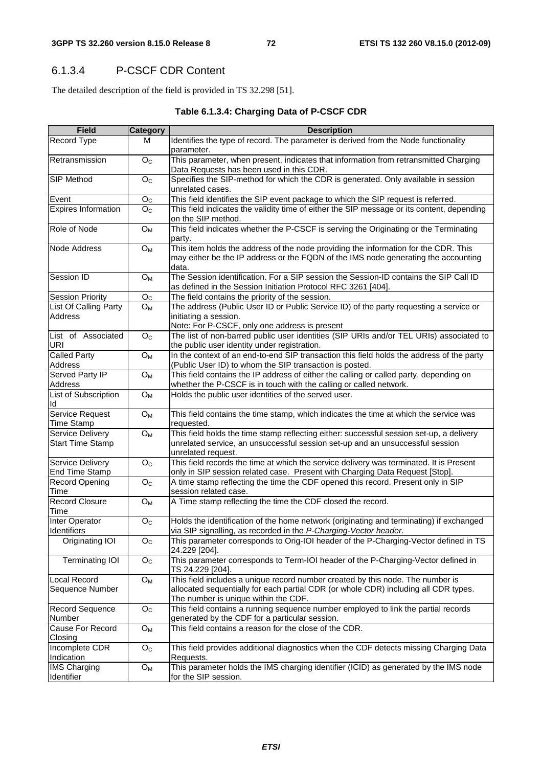### 6.1.3.4 P-CSCF CDR Content

The detailed description of the field is provided in TS 32.298 [51].

**Table 6.1.3.4: Charging Data of P-CSCF CDR**

| Field | Category | Description |
|---|---|---|
| Record Type | M | Identifies the type of record. The parameter is derived from the Node functionality parameter. |
| Retransmission | $O_C$ | This parameter, when present, indicates that information from retransmitted Charging Data Requests has been used in this CDR. |
| SIP Method | $O_C$ | Specifies the SIP-method for which the CDR is generated. Only available in session unrelated cases. |
| Event | $O_C$ | This field identifies the SIP event package to which the SIP request is referred. |
| Expires Information | $O_C$ | This field indicates the validity time of either the SIP message or its content, depending on the SIP method. |
| Role of Node | $O_M$ | This field indicates whether the P-CSCF is serving the Originating or the Terminating party. |
| Node Address | $O_M$ | This item holds the address of the node providing the information for the CDR. This may either be the IP address or the FQDN of the IMS node generating the accounting data. |
| Session ID | $O_M$ | The Session identification. For a SIP session the Session-ID contains the SIP Call ID as defined in the Session Initiation Protocol RFC 3261 [404]. |
| Session Priority | $O_C$ | The field contains the priority of the session. |
| List Of Calling Party Address | $O_M$ | The address (Public User ID or Public Service ID) of the party requesting a service or initiating a session.<br>Note: For P-CSCF, only one address is present |
| List of Associated URI | $O_C$ | The list of non-barred public user identities (SIP URIs and/or TEL URIs) associated to the public user identity under registration. |
| Called Party Address | $O_M$ | In the context of an end-to-end SIP transaction this field holds the address of the party (Public User ID) to whom the SIP transaction is posted. |
| Served Party IP Address | $O_M$ | This field contains the IP address of either the calling or called party, depending on whether the P-CSCF is in touch with the calling or called network. |
| List of Subscription Id | $O_M$ | Holds the public user identities of the served user. |
| Service Request Time Stamp | $O_M$ | This field contains the time stamp, which indicates the time at which the service was requested. |
| Service Delivery Start Time Stamp | $O_M$ | This field holds the time stamp reflecting either: successful session set-up, a delivery unrelated service, an unsuccessful session set-up and an unsuccessful session unrelated request. |
| Service Delivery End Time Stamp | $O_C$ | This field records the time at which the service delivery was terminated. It is Present only in SIP session related case. Present with Charging Data Request [Stop]. |
| Record Opening Time | $O_C$ | A time stamp reflecting the time the CDF opened this record. Present only in SIP session related case. |
| Record Closure Time | $O_M$ | A Time stamp reflecting the time the CDF closed the record. |
| Inter Operator Identifiers | $O_C$ | Holds the identification of the home network (originating and terminating) if exchanged via SIP signalling, as recorded in the *P-Charging-Vector header*. |
| Originating IOI | $O_C$ | This parameter corresponds to Orig-IOI header of the P-Charging-Vector defined in TS 24.229 [204]. |
| Terminating IOI | $O_C$ | This parameter corresponds to Term-IOI header of the P-Charging-Vector defined in TS 24.229 [204]. |
| Local Record Sequence Number | $O_M$ | This field includes a unique record number created by this node. The number is allocated sequentially for each partial CDR (or whole CDR) including all CDR types. The number is unique within the CDF. |
| Record Sequence Number | $O_C$ | This field contains a running sequence number employed to link the partial records generated by the CDF for a particular session. |
| Cause For Record Closing | $O_M$ | This field contains a reason for the close of the CDR. |
| Incomplete CDR Indication | $O_C$ | This field provides additional diagnostics when the CDF detects missing Charging Data Requests. |
| IMS Charging Identifier | $O_M$ | This parameter holds the IMS charging identifier (ICID) as generated by the IMS node for the SIP session. |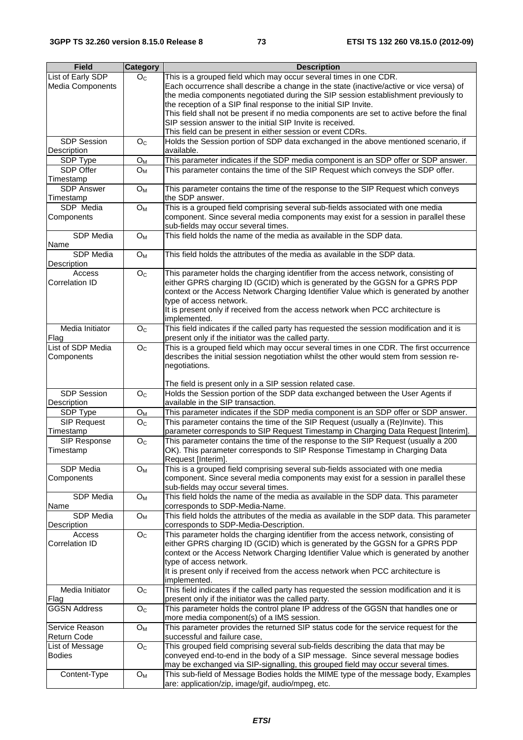| Field | Category | Description |
| --- | --- | --- |
| List of Early SDP Media Components | $O_C$ | This is a grouped field which may occur several times in one CDR.<br>Each occurrence shall describe a change in the state (inactive/active or vice versa) of the media components negotiated during the SIP session establishment previously to the reception of a SIP final response to the initial SIP Invite.<br>This field shall not be present if no media components are set to active before the final SIP session answer to the initial SIP Invite is received.<br>This field can be present in either session or event CDRs. |
| SDP Session Description | $O_C$ | Holds the Session portion of SDP data exchanged in the above mentioned scenario, if available. |
| SDP Type | $O_M$ | This parameter indicates if the SDP media component is an SDP offer or SDP answer. |
| SDP Offer Timestamp | $O_M$ | This parameter contains the time of the SIP Request which conveys the SDP offer. |
| SDP Answer Timestamp | $O_M$ | This parameter contains the time of the response to the SIP Request which conveys the SDP answer. |
| SDP Media Components | $O_M$ | This is a grouped field comprising several sub-fields associated with one media component. Since several media components may exist for a session in parallel these sub-fields may occur several times. |
| SDP Media Name | $O_M$ | This field holds the name of the media as available in the SDP data. |
| SDP Media Description | $O_M$ | This field holds the attributes of the media as available in the SDP data. |
| Access Correlation ID | $O_C$ | This parameter holds the charging identifier from the access network, consisting of either GPRS charging ID (GCID) which is generated by the GGSN for a GPRS PDP context or the Access Network Charging Identifier Value which is generated by another type of access network.<br>It is present only if received from the access network when PCC architecture is implemented. |
| Media Initiator Flag | $O_C$ | This field indicates if the called party has requested the session modification and it is present only if the initiator was the called party. |
| List of SDP Media Components | $O_C$ | This is a grouped field which may occur several times in one CDR. The first occurrence describes the initial session negotiation whilst the other would stem from session re-negotiations.<br><br>The field is present only in a SIP session related case. |
| SDP Session Description | $O_C$ | Holds the Session portion of the SDP data exchanged between the User Agents if available in the SIP transaction. |
| SDP Type | $O_M$ | This parameter indicates if the SDP media component is an SDP offer or SDP answer. |
| SIP Request Timestamp | $O_C$ | This parameter contains the time of the SIP Request (usually a (Re)Invite). This parameter corresponds to SIP Request Timestamp in Charging Data Request [Interim]. |
| SIP Response Timestamp | $O_C$ | This parameter contains the time of the response to the SIP Request (usually a 200 OK). This parameter corresponds to SIP Response Timestamp in Charging Data Request [Interim]. |
| SDP Media Components | $O_M$ | This is a grouped field comprising several sub-fields associated with one media component. Since several media components may exist for a session in parallel these sub-fields may occur several times. |
| SDP Media Name | $O_M$ | This field holds the name of the media as available in the SDP data. This parameter corresponds to SDP-Media-Name. |
| SDP Media Description | $O_M$ | This field holds the attributes of the media as available in the SDP data. This parameter corresponds to SDP-Media-Description. |
| Access Correlation ID | $O_C$ | This parameter holds the charging identifier from the access network, consisting of either GPRS charging ID (GCID) which is generated by the GGSN for a GPRS PDP context or the Access Network Charging Identifier Value which is generated by another type of access network.<br>It is present only if received from the access network when PCC architecture is implemented. |
| Media Initiator Flag | $O_C$ | This field indicates if the called party has requested the session modification and it is present only if the initiator was the called party. |
| GGSN Address | $O_C$ | This parameter holds the control plane IP address of the GGSN that handles one or more media component(s) of a IMS session. |
| Service Reason Return Code | $O_M$ | This parameter provides the returned SIP status code for the service request for the successful and failure case, |
| List of Message Bodies | $O_C$ | This grouped field comprising several sub-fields describing the data that may be conveyed end-to-end in the body of a SIP message. Since several message bodies may be exchanged via SIP-signalling, this grouped field may occur several times. |
| Content-Type | $O_M$ | This sub-field of Message Bodies holds the MIME type of the message body, Examples are: application/zip, image/gif, audio/mpeg, etc. |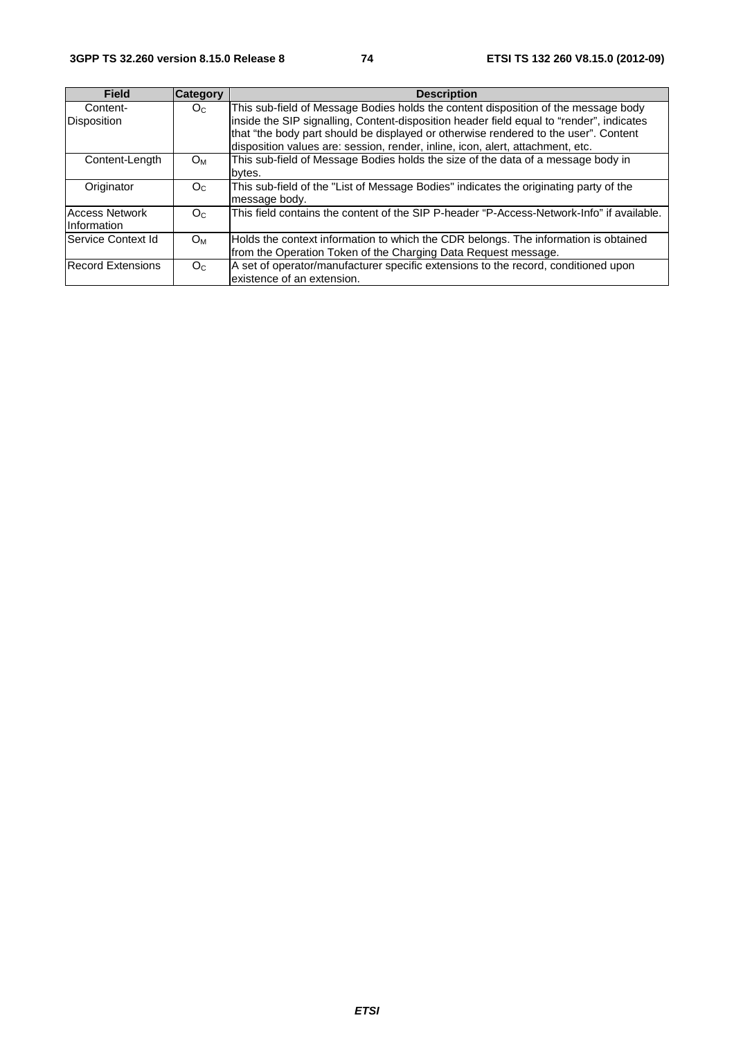| Field | Category | Description |
| --- | --- | --- |
| Content-Disposition | $O_C$ | This sub-field of Message Bodies holds the content disposition of the message body inside the SIP signalling, Content-disposition header field equal to "render", indicates that "the body part should be displayed or otherwise rendered to the user". Content disposition values are: session, render, inline, icon, alert, attachment, etc. |
| Content-Length | $O_M$ | This sub-field of Message Bodies holds the size of the data of a message body in bytes. |
| Originator | $O_C$ | This sub-field of the "List of Message Bodies" indicates the originating party of the message body. |
| Access Network Information | $O_C$ | This field contains the content of the SIP P-header "P-Access-Network-Info" if available. |
| Service Context Id | $O_M$ | Holds the context information to which the CDR belongs. The information is obtained from the Operation Token of the Charging Data Request message. |
| Record Extensions | $O_C$ | A set of operator/manufacturer specific extensions to the record, conditioned upon existence of an extension. |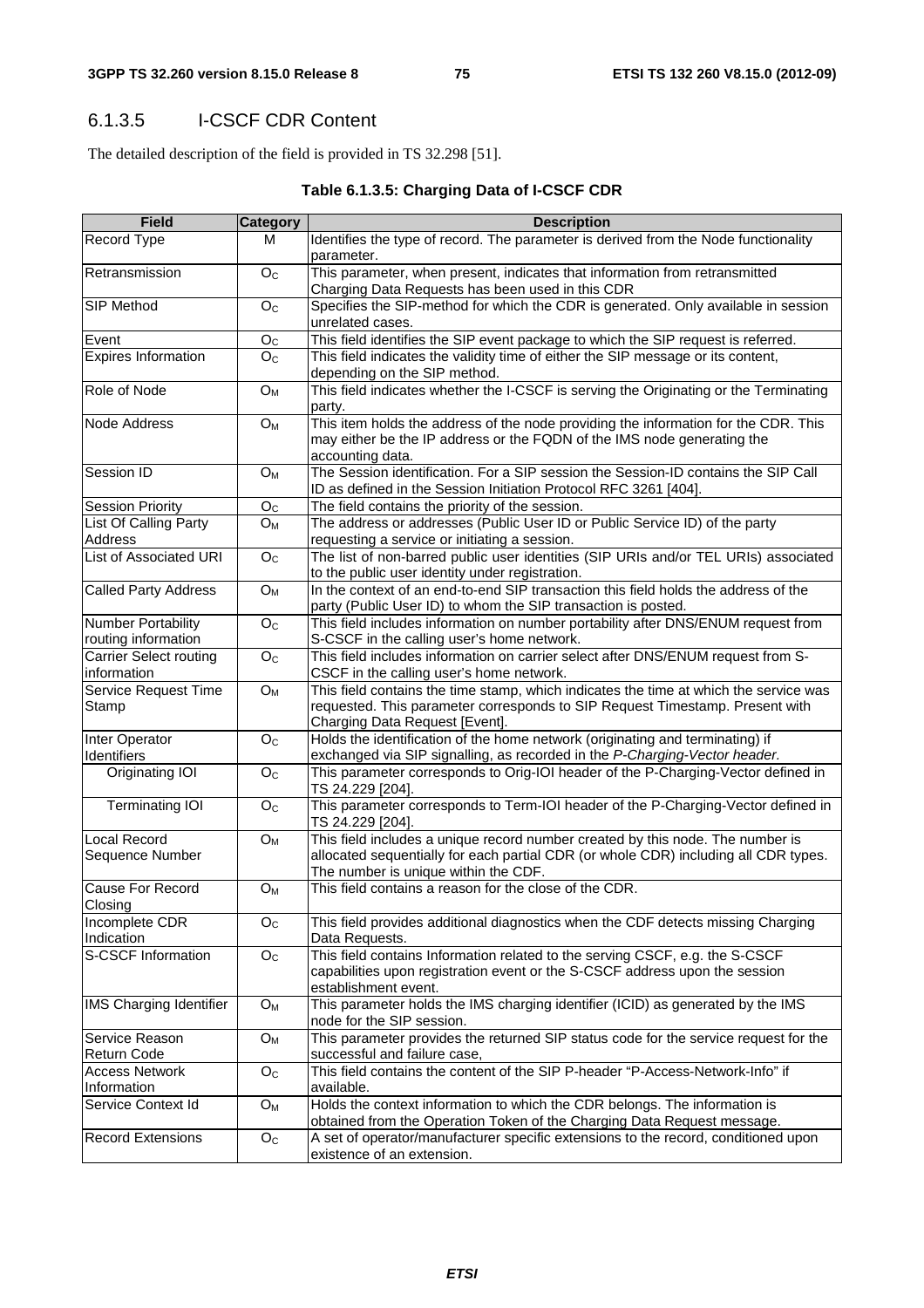### 6.1.3.5 I-CSCF CDR Content

The detailed description of the field is provided in TS 32.298 [51].

**Table 6.1.3.5: Charging Data of I-CSCF CDR**

| Field | Category | Description |
|---|---|---|
| Record Type | M | Identifies the type of record. The parameter is derived from the Node functionality parameter. |
| Retransmission | $O_C$ | This parameter, when present, indicates that information from retransmitted Charging Data Requests has been used in this CDR |
| SIP Method | $O_C$ | Specifies the SIP-method for which the CDR is generated. Only available in session unrelated cases. |
| Event | $O_C$ | This field identifies the SIP event package to which the SIP request is referred. |
| Expires Information | $O_C$ | This field indicates the validity time of either the SIP message or its content, depending on the SIP method. |
| Role of Node | $O_M$ | This field indicates whether the I-CSCF is serving the Originating or the Terminating party. |
| Node Address | $O_M$ | This item holds the address of the node providing the information for the CDR. This may either be the IP address or the FQDN of the IMS node generating the accounting data. |
| Session ID | $O_M$ | The Session identification. For a SIP session the Session-ID contains the SIP Call ID as defined in the Session Initiation Protocol RFC 3261 [404]. |
| Session Priority | $O_C$ | The field contains the priority of the session. |
| List Of Calling Party Address | $O_M$ | The address or addresses (Public User ID or Public Service ID) of the party requesting a service or initiating a session. |
| List of Associated URI | $O_C$ | The list of non-barred public user identities (SIP URIs and/or TEL URIs) associated to the public user identity under registration. |
| Called Party Address | $O_M$ | In the context of an end-to-end SIP transaction this field holds the address of the party (Public User ID) to whom the SIP transaction is posted. |
| Number Portability routing information | $O_C$ | This field includes information on number portability after DNS/ENUM request from S-CSCF in the calling user's home network. |
| Carrier Select routing information | $O_C$ | This field includes information on carrier select after DNS/ENUM request from S-CSCF in the calling user's home network. |
| Service Request Time Stamp | $O_M$ | This field contains the time stamp, which indicates the time at which the service was requested. This parameter corresponds to SIP Request Timestamp. Present with Charging Data Request [Event]. |
| Inter Operator Identifiers | $O_C$ | Holds the identification of the home network (originating and terminating) if exchanged via SIP signalling, as recorded in the *P-Charging-Vector header.* |
| Originating IOI | $O_C$ | This parameter corresponds to Orig-IOI header of the P-Charging-Vector defined in TS 24.229 [204]. |
| Terminating IOI | $O_C$ | This parameter corresponds to Term-IOI header of the P-Charging-Vector defined in TS 24.229 [204]. |
| Local Record Sequence Number | $O_M$ | This field includes a unique record number created by this node. The number is allocated sequentially for each partial CDR (or whole CDR) including all CDR types. The number is unique within the CDF. |
| Cause For Record Closing | $O_M$ | This field contains a reason for the close of the CDR. |
| Incomplete CDR Indication | $O_C$ | This field provides additional diagnostics when the CDF detects missing Charging Data Requests. |
| S-CSCF Information | $O_C$ | This field contains Information related to the serving CSCF, e.g. the S-CSCF capabilities upon registration event or the S-CSCF address upon the session establishment event. |
| IMS Charging Identifier | $O_M$ | This parameter holds the IMS charging identifier (ICID) as generated by the IMS node for the SIP session. |
| Service Reason Return Code | $O_M$ | This parameter provides the returned SIP status code for the service request for the successful and failure case, |
| Access Network Information | $O_C$ | This field contains the content of the SIP P-header "P-Access-Network-Info" if available. |
| Service Context Id | $O_M$ | Holds the context information to which the CDR belongs. The information is obtained from the Operation Token of the Charging Data Request message. |
| Record Extensions | $O_C$ | A set of operator/manufacturer specific extensions to the record, conditioned upon existence of an extension. |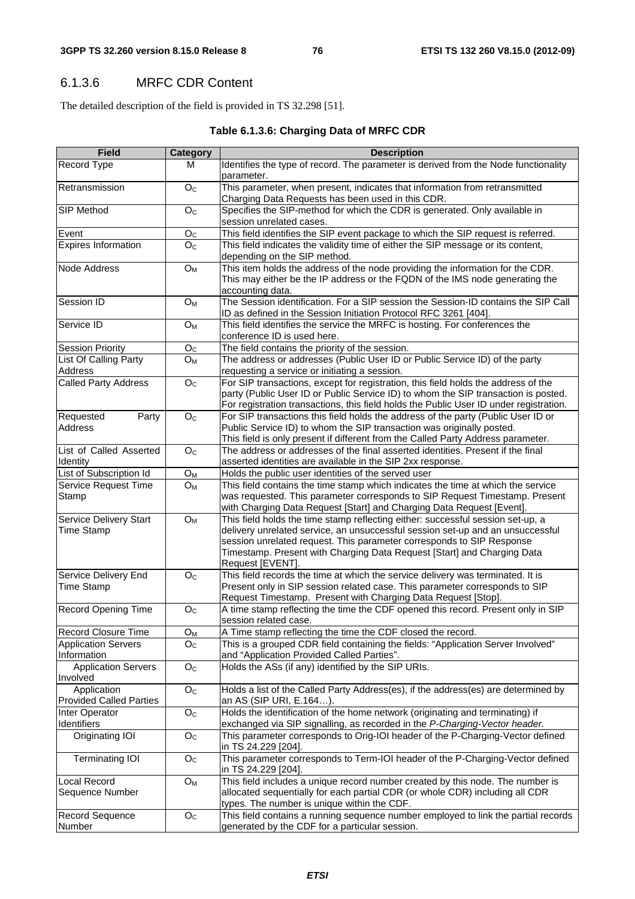### 6.1.3.6 MRFC CDR Content

The detailed description of the field is provided in TS 32.298 [51].

**Table 6.1.3.6: Charging Data of MRFC CDR**

| Field | Category | Description |
|---|---|---|
| Record Type | M | Identifies the type of record. The parameter is derived from the Node functionality parameter. |
| Retransmission | $O_C$ | This parameter, when present, indicates that information from retransmitted Charging Data Requests has been used in this CDR. |
| SIP Method | $O_C$ | Specifies the SIP-method for which the CDR is generated. Only available in session unrelated cases. |
| Event | $O_C$ | This field identifies the SIP event package to which the SIP request is referred. |
| Expires Information | $O_C$ | This field indicates the validity time of either the SIP message or its content, depending on the SIP method. |
| Node Address | $O_M$ | This item holds the address of the node providing the information for the CDR. This may either be the IP address or the FQDN of the IMS node generating the accounting data. |
| Session ID | $O_M$ | The Session identification. For a SIP session the Session-ID contains the SIP Call ID as defined in the Session Initiation Protocol RFC 3261 [404]. |
| Service ID | $O_M$ | This field identifies the service the MRFC is hosting. For conferences the conference ID is used here. |
| Session Priority | $O_C$ | The field contains the priority of the session. |
| List Of Calling Party Address | $O_M$ | The address or addresses (Public User ID or Public Service ID) of the party requesting a service or initiating a session. |
| Called Party Address | $O_C$ | For SIP transactions, except for registration, this field holds the address of the party (Public User ID or Public Service ID) to whom the SIP transaction is posted. For registration transactions, this field holds the Public User ID under registration. |
| Requested Party Address | $O_C$ | For SIP transactions this field holds the address of the party (Public User ID or Public Service ID) to whom the SIP transaction was originally posted. This field is only present if different from the Called Party Address parameter. |
| List of Called Asserted Identity | $O_C$ | The address or addresses of the final asserted identities. Present if the final asserted identities are available in the SIP 2xx response. |
| List of Subscription Id | $O_M$ | Holds the public user identities of the served user |
| Service Request Time Stamp | $O_M$ | This field contains the time stamp which indicates the time at which the service was requested. This parameter corresponds to SIP Request Timestamp. Present with Charging Data Request [Start] and Charging Data Request [Event]. |
| Service Delivery Start Time Stamp | $O_M$ | This field holds the time stamp reflecting either: successful session set-up, a delivery unrelated service, an unsuccessful session set-up and an unsuccessful session unrelated request. This parameter corresponds to SIP Response Timestamp. Present with Charging Data Request [Start] and Charging Data Request [EVENT]. |
| Service Delivery End Time Stamp | $O_C$ | This field records the time at which the service delivery was terminated. It is Present only in SIP session related case. This parameter corresponds to SIP Request Timestamp. Present with Charging Data Request [Stop]. |
| Record Opening Time | $O_C$ | A time stamp reflecting the time the CDF opened this record. Present only in SIP session related case. |
| Record Closure Time | $O_M$ | A Time stamp reflecting the time the CDF closed the record. |
| Application Servers Information | $O_C$ | This is a grouped CDR field containing the fields: "Application Server Involved" and "Application Provided Called Parties". |
| Application Servers Involved | $O_C$ | Holds the ASs (if any) identified by the SIP URIs. |
| Application Provided Called Parties | $O_C$ | Holds a list of the Called Party Address(es), if the address(es) are determined by an AS (SIP URI, E.164…). |
| Inter Operator Identifiers | $O_C$ | Holds the identification of the home network (originating and terminating) if exchanged via SIP signalling, as recorded in the *P-Charging-Vector header.* |
| Originating IOI | $O_C$ | This parameter corresponds to Orig-IOI header of the P-Charging-Vector defined in TS 24.229 [204]. |
| Terminating IOI | $O_C$ | This parameter corresponds to Term-IOI header of the P-Charging-Vector defined in TS 24.229 [204]. |
| Local Record Sequence Number | $O_M$ | This field includes a unique record number created by this node. The number is allocated sequentially for each partial CDR (or whole CDR) including all CDR types. The number is unique within the CDF. |
| Record Sequence Number | $O_C$ | This field contains a running sequence number employed to link the partial records generated by the CDF for a particular session. |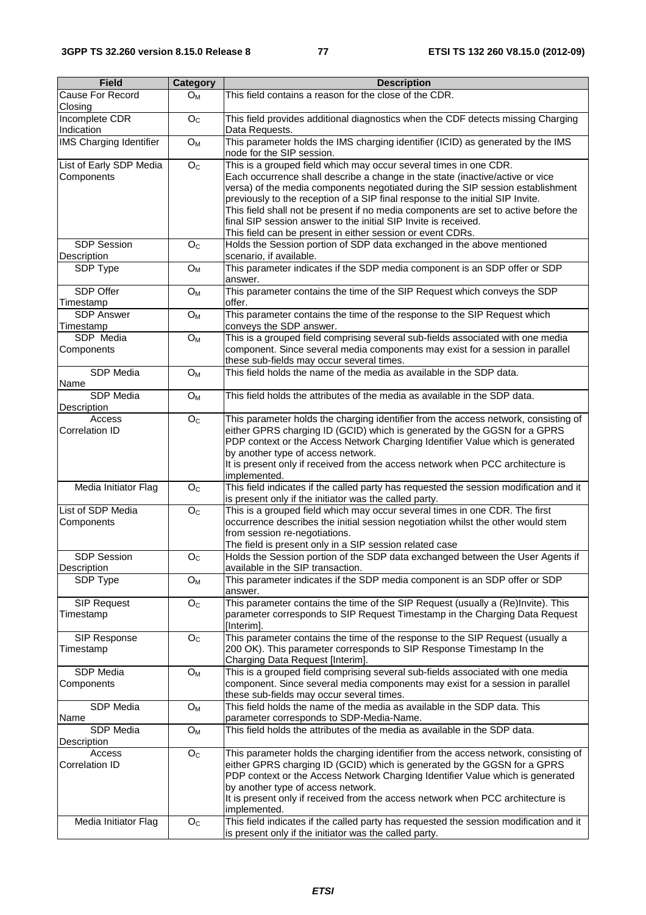| Field | Category | Description |
|---|---|---|
| Cause For Record Closing | $O_M$ | This field contains a reason for the close of the CDR. |
| Incomplete CDR Indication | $O_C$ | This field provides additional diagnostics when the CDF detects missing Charging Data Requests. |
| IMS Charging Identifier | $O_M$ | This parameter holds the IMS charging identifier (ICID) as generated by the IMS node for the SIP session. |
| List of Early SDP Media Components | $O_C$ | This is a grouped field which may occur several times in one CDR.<br>Each occurrence shall describe a change in the state (inactive/active or vice versa) of the media components negotiated during the SIP session establishment previously to the reception of a SIP final response to the initial SIP Invite.<br>This field shall not be present if no media components are set to active before the final SIP session answer to the initial SIP Invite is received.<br>This field can be present in either session or event CDRs. |
| SDP Session Description | $O_C$ | Holds the Session portion of SDP data exchanged in the above mentioned scenario, if available. |
| SDP Type | $O_M$ | This parameter indicates if the SDP media component is an SDP offer or SDP answer. |
| SDP Offer Timestamp | $O_M$ | This parameter contains the time of the SIP Request which conveys the SDP offer. |
| SDP Answer Timestamp | $O_M$ | This parameter contains the time of the response to the SIP Request which conveys the SDP answer. |
| SDP Media Components | $O_M$ | This is a grouped field comprising several sub-fields associated with one media component. Since several media components may exist for a session in parallel these sub-fields may occur several times. |
| SDP Media Name | $O_M$ | This field holds the name of the media as available in the SDP data. |
| SDP Media Description | $O_M$ | This field holds the attributes of the media as available in the SDP data. |
| Access Correlation ID | $O_C$ | This parameter holds the charging identifier from the access network, consisting of either GPRS charging ID (GCID) which is generated by the GGSN for a GPRS PDP context or the Access Network Charging Identifier Value which is generated by another type of access network.<br>It is present only if received from the access network when PCC architecture is implemented. |
| Media Initiator Flag | $O_C$ | This field indicates if the called party has requested the session modification and it is present only if the initiator was the called party. |
| List of SDP Media Components | $O_C$ | This is a grouped field which may occur several times in one CDR. The first occurrence describes the initial session negotiation whilst the other would stem from session re-negotiations.<br>The field is present only in a SIP session related case |
| SDP Session Description | $O_C$ | Holds the Session portion of the SDP data exchanged between the User Agents if available in the SIP transaction. |
| SDP Type | $O_M$ | This parameter indicates if the SDP media component is an SDP offer or SDP answer. |
| SIP Request Timestamp | $O_C$ | This parameter contains the time of the SIP Request (usually a (Re)Invite). This parameter corresponds to SIP Request Timestamp in the Charging Data Request [Interim]. |
| SIP Response Timestamp | $O_C$ | This parameter contains the time of the response to the SIP Request (usually a 200 OK). This parameter corresponds to SIP Response Timestamp In the Charging Data Request [Interim]. |
| SDP Media Components | $O_M$ | This is a grouped field comprising several sub-fields associated with one media component. Since several media components may exist for a session in parallel these sub-fields may occur several times. |
| SDP Media Name | $O_M$ | This field holds the name of the media as available in the SDP data. This parameter corresponds to SDP-Media-Name. |
| SDP Media Description | $O_M$ | This field holds the attributes of the media as available in the SDP data. |
| Access Correlation ID | $O_C$ | This parameter holds the charging identifier from the access network, consisting of either GPRS charging ID (GCID) which is generated by the GGSN for a GPRS PDP context or the Access Network Charging Identifier Value which is generated by another type of access network.<br>It is present only if received from the access network when PCC architecture is implemented. |
| Media Initiator Flag | $O_C$ | This field indicates if the called party has requested the session modification and it is present only if the initiator was the called party. |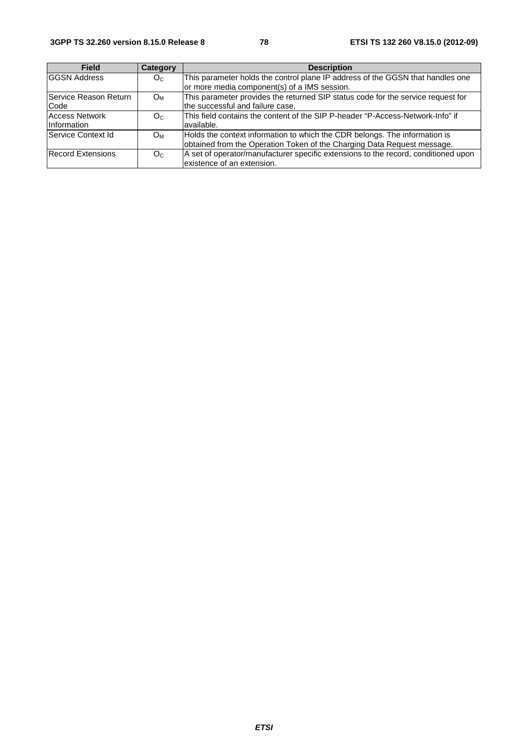| Field | Category | Description |
| --- | --- | --- |
| GGSN Address | $O_C$ | This parameter holds the control plane IP address of the GGSN that handles one or more media component(s) of a IMS session. |
| Service Reason Return Code | $O_M$ | This parameter provides the returned SIP status code for the service request for the successful and failure case, |
| Access Network Information | $O_C$ | This field contains the content of the SIP P-header "P-Access-Network-Info" if available. |
| Service Context Id | $O_M$ | Holds the context information to which the CDR belongs. The information is obtained from the Operation Token of the Charging Data Request message. |
| Record Extensions | $O_C$ | A set of operator/manufacturer specific extensions to the record, conditioned upon existence of an extension. |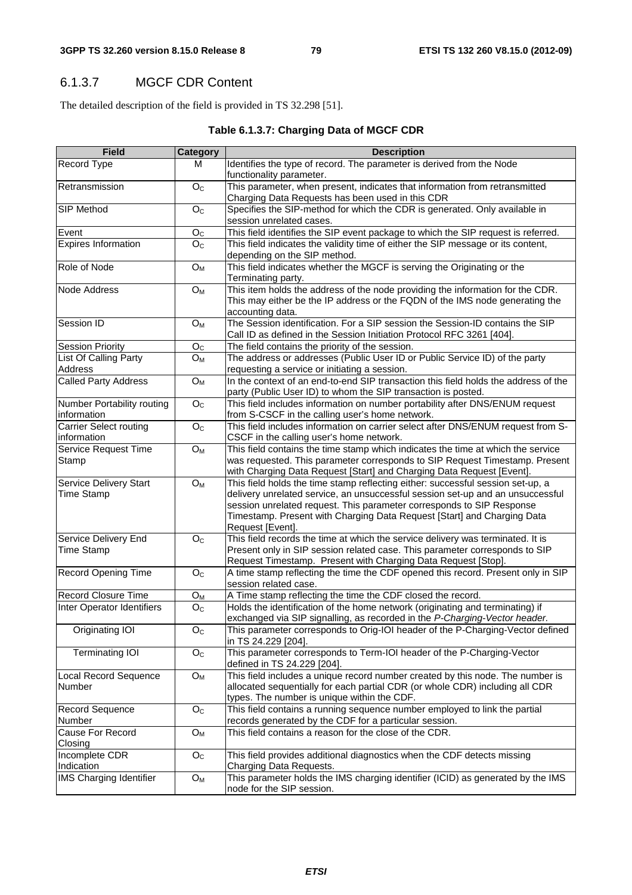### 6.1.3.7 MGCF CDR Content

The detailed description of the field is provided in TS 32.298 [51].

**Table 6.1.3.7: Charging Data of MGCF CDR**

| Field | Category | Description |
|---|---|---|
| Record Type | M | Identifies the type of record. The parameter is derived from the Node functionality parameter. |
| Retransmission | $O_C$ | This parameter, when present, indicates that information from retransmitted Charging Data Requests has been used in this CDR |
| SIP Method | $O_C$ | Specifies the SIP-method for which the CDR is generated. Only available in session unrelated cases. |
| Event | $O_C$ | This field identifies the SIP event package to which the SIP request is referred. |
| Expires Information | $O_C$ | This field indicates the validity time of either the SIP message or its content, depending on the SIP method. |
| Role of Node | $O_M$ | This field indicates whether the MGCF is serving the Originating or the Terminating party. |
| Node Address | $O_M$ | This item holds the address of the node providing the information for the CDR. This may either be the IP address or the FQDN of the IMS node generating the accounting data. |
| Session ID | $O_M$ | The Session identification. For a SIP session the Session-ID contains the SIP Call ID as defined in the Session Initiation Protocol RFC 3261 [404]. |
| Session Priority | $O_C$ | The field contains the priority of the session. |
| List Of Calling Party Address | $O_M$ | The address or addresses (Public User ID or Public Service ID) of the party requesting a service or initiating a session. |
| Called Party Address | $O_M$ | In the context of an end-to-end SIP transaction this field holds the address of the party (Public User ID) to whom the SIP transaction is posted. |
| Number Portability routing information | $O_C$ | This field includes information on number portability after DNS/ENUM request from S-CSCF in the calling user's home network. |
| Carrier Select routing information | $O_C$ | This field includes information on carrier select after DNS/ENUM request from S-CSCF in the calling user's home network. |
| Service Request Time Stamp | $O_M$ | This field contains the time stamp which indicates the time at which the service was requested. This parameter corresponds to SIP Request Timestamp. Present with Charging Data Request [Start] and Charging Data Request [Event]. |
| Service Delivery Start Time Stamp | $O_M$ | This field holds the time stamp reflecting either: successful session set-up, a delivery unrelated service, an unsuccessful session set-up and an unsuccessful session unrelated request. This parameter corresponds to SIP Response Timestamp. Present with Charging Data Request [Start] and Charging Data Request [Event]. |
| Service Delivery End Time Stamp | $O_C$ | This field records the time at which the service delivery was terminated. It is Present only in SIP session related case. This parameter corresponds to SIP Request Timestamp. Present with Charging Data Request [Stop]. |
| Record Opening Time | $O_C$ | A time stamp reflecting the time the CDF opened this record. Present only in SIP session related case. |
| Record Closure Time | $O_M$ | A Time stamp reflecting the time the CDF closed the record. |
| Inter Operator Identifiers | $O_C$ | Holds the identification of the home network (originating and terminating) if exchanged via SIP signalling, as recorded in the *P-Charging-Vector header.* |
| Originating IOI | $O_C$ | This parameter corresponds to Orig-IOI header of the P-Charging-Vector defined in TS 24.229 [204]. |
| Terminating IOI | $O_C$ | This parameter corresponds to Term-IOI header of the P-Charging-Vector defined in TS 24.229 [204]. |
| Local Record Sequence Number | $O_M$ | This field includes a unique record number created by this node. The number is allocated sequentially for each partial CDR (or whole CDR) including all CDR types. The number is unique within the CDF. |
| Record Sequence Number | $O_C$ | This field contains a running sequence number employed to link the partial records generated by the CDF for a particular session. |
| Cause For Record Closing | $O_M$ | This field contains a reason for the close of the CDR. |
| Incomplete CDR Indication | $O_C$ | This field provides additional diagnostics when the CDF detects missing Charging Data Requests. |
| IMS Charging Identifier | $O_M$ | This parameter holds the IMS charging identifier (ICID) as generated by the IMS node for the SIP session. |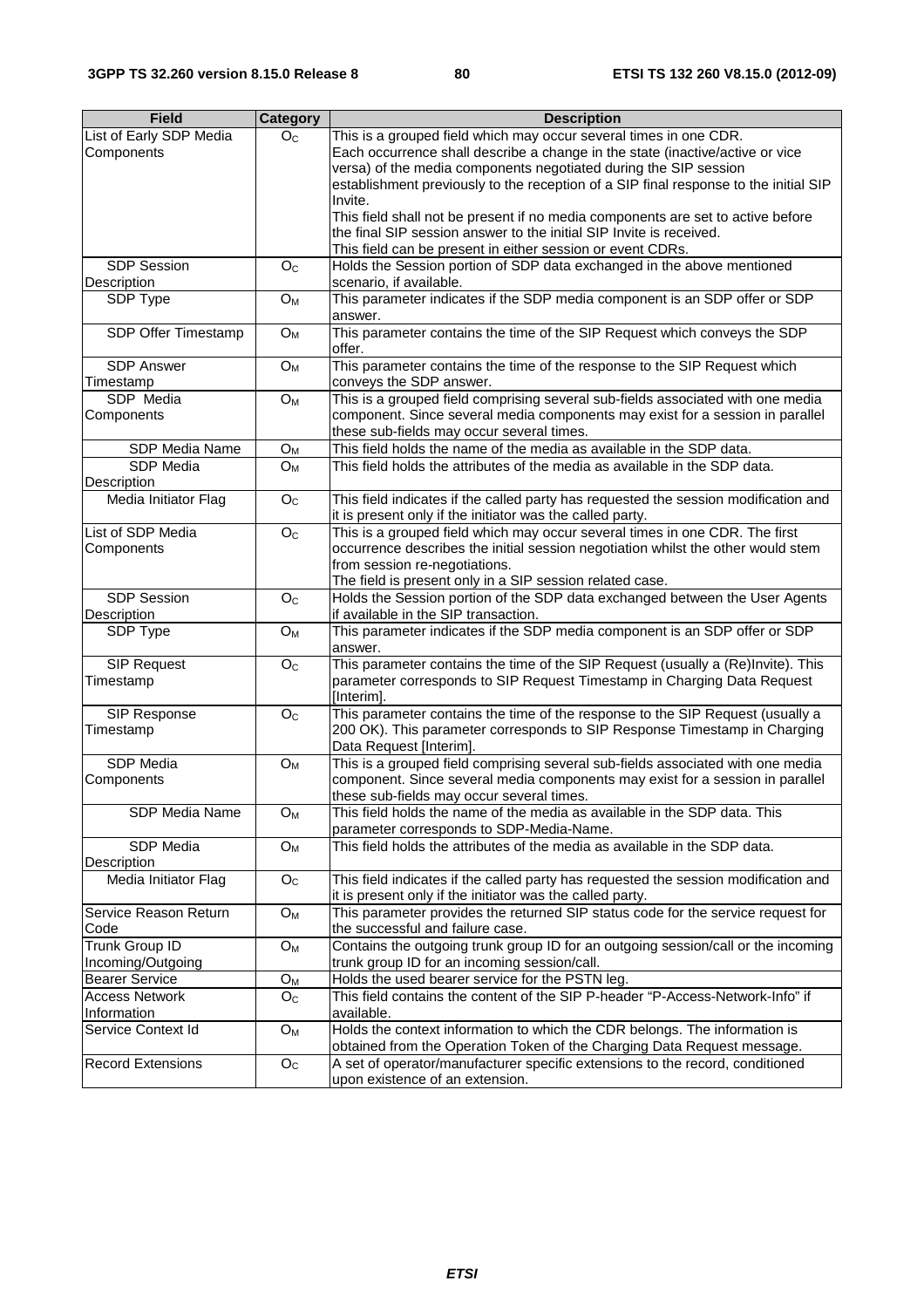| Field | Category | Description |
| --- | --- | --- |
| List of Early SDP Media Components | $O_C$ | This is a grouped field which may occur several times in one CDR. Each occurrence shall describe a change in the state (inactive/active or vice versa) of the media components negotiated during the SIP session establishment previously to the reception of a SIP final response to the initial SIP Invite. This field shall not be present if no media components are set to active before the final SIP session answer to the initial SIP Invite is received. This field can be present in either session or event CDRs. |
| SDP Session Description | $O_C$ | Holds the Session portion of SDP data exchanged in the above mentioned scenario, if available. |
| SDP Type | $O_M$ | This parameter indicates if the SDP media component is an SDP offer or SDP answer. |
| SDP Offer Timestamp | $O_M$ | This parameter contains the time of the SIP Request which conveys the SDP offer. |
| SDP Answer Timestamp | $O_M$ | This parameter contains the time of the response to the SIP Request which conveys the SDP answer. |
| SDP Media Components | $O_M$ | This is a grouped field comprising several sub-fields associated with one media component. Since several media components may exist for a session in parallel these sub-fields may occur several times. |
| SDP Media Name | $O_M$ | This field holds the name of the media as available in the SDP data. |
| SDP Media Description | $O_M$ | This field holds the attributes of the media as available in the SDP data. |
| Media Initiator Flag | $O_C$ | This field indicates if the called party has requested the session modification and it is present only if the initiator was the called party. |
| List of SDP Media Components | $O_C$ | This is a grouped field which may occur several times in one CDR. The first occurrence describes the initial session negotiation whilst the other would stem from session re-negotiations. The field is present only in a SIP session related case. |
| SDP Session Description | $O_C$ | Holds the Session portion of the SDP data exchanged between the User Agents if available in the SIP transaction. |
| SDP Type | $O_M$ | This parameter indicates if the SDP media component is an SDP offer or SDP answer. |
| SIP Request Timestamp | $O_C$ | This parameter contains the time of the SIP Request (usually a (Re)Invite). This parameter corresponds to SIP Request Timestamp in Charging Data Request [Interim]. |
| SIP Response Timestamp | $O_C$ | This parameter contains the time of the response to the SIP Request (usually a 200 OK). This parameter corresponds to SIP Response Timestamp in Charging Data Request [Interim]. |
| SDP Media Components | $O_M$ | This is a grouped field comprising several sub-fields associated with one media component. Since several media components may exist for a session in parallel these sub-fields may occur several times. |
| SDP Media Name | $O_M$ | This field holds the name of the media as available in the SDP data. This parameter corresponds to SDP-Media-Name. |
| SDP Media Description | $O_M$ | This field holds the attributes of the media as available in the SDP data. |
| Media Initiator Flag | $O_C$ | This field indicates if the called party has requested the session modification and it is present only if the initiator was the called party. |
| Service Reason Return Code | $O_M$ | This parameter provides the returned SIP status code for the service request for the successful and failure case. |
| Trunk Group ID Incoming/Outgoing | $O_M$ | Contains the outgoing trunk group ID for an outgoing session/call or the incoming trunk group ID for an incoming session/call. |
| Bearer Service | $O_M$ | Holds the used bearer service for the PSTN leg. |
| Access Network Information | $O_C$ | This field contains the content of the SIP P-header "P-Access-Network-Info" if available. |
| Service Context Id | $O_M$ | Holds the context information to which the CDR belongs. The information is obtained from the Operation Token of the Charging Data Request message. |
| Record Extensions | $O_C$ | A set of operator/manufacturer specific extensions to the record, conditioned upon existence of an extension. |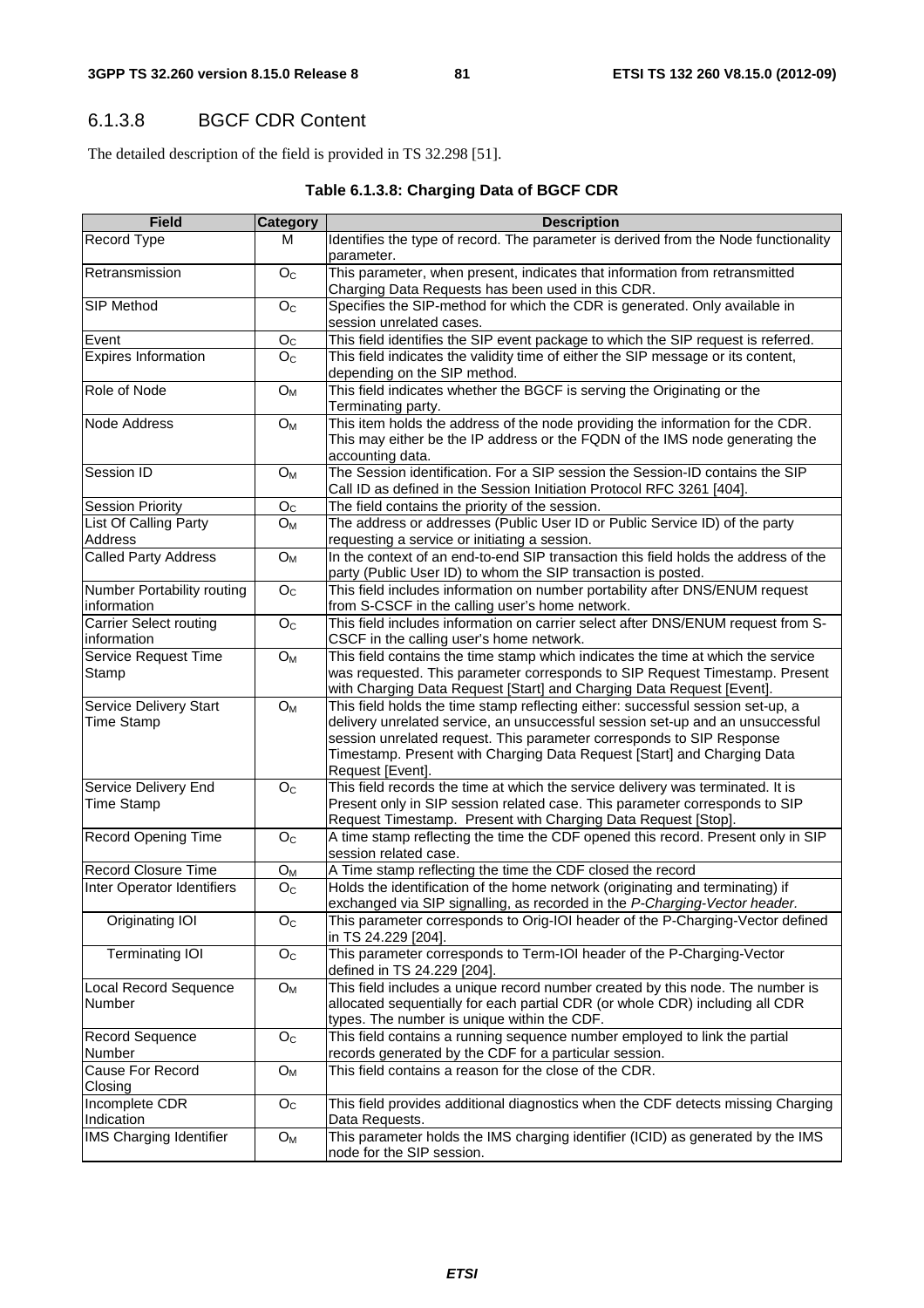### 6.1.3.8 BGCF CDR Content

The detailed description of the field is provided in TS 32.298 [51].

**Table 6.1.3.8: Charging Data of BGCF CDR**

| Field | Category | Description |
|---|---|---|
| Record Type | M | Identifies the type of record. The parameter is derived from the Node functionality parameter. |
| Retransmission | $O_C$ | This parameter, when present, indicates that information from retransmitted Charging Data Requests has been used in this CDR. |
| SIP Method | $O_C$ | Specifies the SIP-method for which the CDR is generated. Only available in session unrelated cases. |
| Event | $O_C$ | This field identifies the SIP event package to which the SIP request is referred. |
| Expires Information | $O_C$ | This field indicates the validity time of either the SIP message or its content, depending on the SIP method. |
| Role of Node | $O_M$ | This field indicates whether the BGCF is serving the Originating or the Terminating party. |
| Node Address | $O_M$ | This item holds the address of the node providing the information for the CDR. This may either be the IP address or the FQDN of the IMS node generating the accounting data. |
| Session ID | $O_M$ | The Session identification. For a SIP session the Session-ID contains the SIP Call ID as defined in the Session Initiation Protocol RFC 3261 [404]. |
| Session Priority | $O_C$ | The field contains the priority of the session. |
| List Of Calling Party Address | $O_M$ | The address or addresses (Public User ID or Public Service ID) of the party requesting a service or initiating a session. |
| Called Party Address | $O_M$ | In the context of an end-to-end SIP transaction this field holds the address of the party (Public User ID) to whom the SIP transaction is posted. |
| Number Portability routing information | $O_C$ | This field includes information on number portability after DNS/ENUM request from S-CSCF in the calling user's home network. |
| Carrier Select routing information | $O_C$ | This field includes information on carrier select after DNS/ENUM request from S-CSCF in the calling user's home network. |
| Service Request Time Stamp | $O_M$ | This field contains the time stamp which indicates the time at which the service was requested. This parameter corresponds to SIP Request Timestamp. Present with Charging Data Request [Start] and Charging Data Request [Event]. |
| Service Delivery Start Time Stamp | $O_M$ | This field holds the time stamp reflecting either: successful session set-up, a delivery unrelated service, an unsuccessful session set-up and an unsuccessful session unrelated request. This parameter corresponds to SIP Response Timestamp. Present with Charging Data Request [Start] and Charging Data Request [Event]. |
| Service Delivery End Time Stamp | $O_C$ | This field records the time at which the service delivery was terminated. It is Present only in SIP session related case. This parameter corresponds to SIP Request Timestamp. Present with Charging Data Request [Stop]. |
| Record Opening Time | $O_C$ | A time stamp reflecting the time the CDF opened this record. Present only in SIP session related case. |
| Record Closure Time | $O_M$ | A Time stamp reflecting the time the CDF closed the record |
| Inter Operator Identifiers | $O_C$ | Holds the identification of the home network (originating and terminating) if exchanged via SIP signalling, as recorded in the *P-Charging-Vector header.* |
| Originating IOI | $O_C$ | This parameter corresponds to Orig-IOI header of the P-Charging-Vector defined in TS 24.229 [204]. |
| Terminating IOI | $O_C$ | This parameter corresponds to Term-IOI header of the P-Charging-Vector defined in TS 24.229 [204]. |
| Local Record Sequence Number | $O_M$ | This field includes a unique record number created by this node. The number is allocated sequentially for each partial CDR (or whole CDR) including all CDR types. The number is unique within the CDF. |
| Record Sequence Number | $O_C$ | This field contains a running sequence number employed to link the partial records generated by the CDF for a particular session. |
| Cause For Record Closing | $O_M$ | This field contains a reason for the close of the CDR. |
| Incomplete CDR Indication | $O_C$ | This field provides additional diagnostics when the CDF detects missing Charging Data Requests. |
| IMS Charging Identifier | $O_M$ | This parameter holds the IMS charging identifier (ICID) as generated by the IMS node for the SIP session. |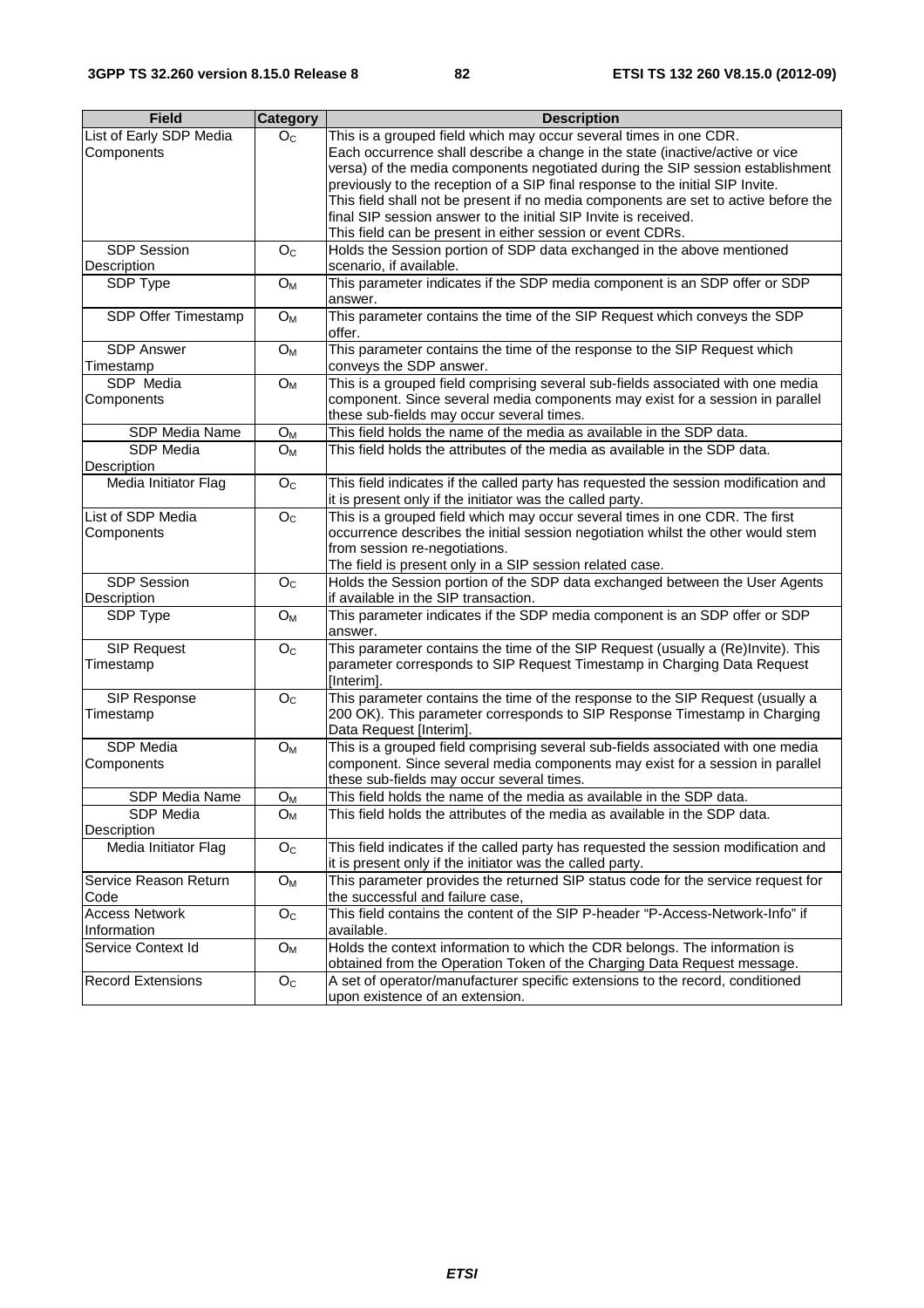| Field | Category | Description |
| --- | --- | --- |
| List of Early SDP Media Components | $O_C$ | This is a grouped field which may occur several times in one CDR.<br>Each occurrence shall describe a change in the state (inactive/active or vice versa) of the media components negotiated during the SIP session establishment previously to the reception of a SIP final response to the initial SIP Invite.<br>This field shall not be present if no media components are set to active before the final SIP session answer to the initial SIP Invite is received.<br>This field can be present in either session or event CDRs. |
| SDP Session Description | $O_C$ | Holds the Session portion of SDP data exchanged in the above mentioned scenario, if available. |
| SDP Type | $O_M$ | This parameter indicates if the SDP media component is an SDP offer or SDP answer. |
| SDP Offer Timestamp | $O_M$ | This parameter contains the time of the SIP Request which conveys the SDP offer. |
| SDP Answer Timestamp | $O_M$ | This parameter contains the time of the response to the SIP Request which conveys the SDP answer. |
| SDP Media Components | $O_M$ | This is a grouped field comprising several sub-fields associated with one media component. Since several media components may exist for a session in parallel these sub-fields may occur several times. |
| SDP Media Name | $O_M$ | This field holds the name of the media as available in the SDP data. |
| SDP Media Description | $O_M$ | This field holds the attributes of the media as available in the SDP data. |
| Media Initiator Flag | $O_C$ | This field indicates if the called party has requested the session modification and it is present only if the initiator was the called party. |
| List of SDP Media Components | $O_C$ | This is a grouped field which may occur several times in one CDR. The first occurrence describes the initial session negotiation whilst the other would stem from session re-negotiations.<br>The field is present only in a SIP session related case. |
| SDP Session Description | $O_C$ | Holds the Session portion of the SDP data exchanged between the User Agents if available in the SIP transaction. |
| SDP Type | $O_M$ | This parameter indicates if the SDP media component is an SDP offer or SDP answer. |
| SIP Request Timestamp | $O_C$ | This parameter contains the time of the SIP Request (usually a (Re)Invite). This parameter corresponds to SIP Request Timestamp in Charging Data Request [Interim]. |
| SIP Response Timestamp | $O_C$ | This parameter contains the time of the response to the SIP Request (usually a 200 OK). This parameter corresponds to SIP Response Timestamp in Charging Data Request [Interim]. |
| SDP Media Components | $O_M$ | This is a grouped field comprising several sub-fields associated with one media component. Since several media components may exist for a session in parallel these sub-fields may occur several times. |
| SDP Media Name | $O_M$ | This field holds the name of the media as available in the SDP data. |
| SDP Media Description | $O_M$ | This field holds the attributes of the media as available in the SDP data. |
| Media Initiator Flag | $O_C$ | This field indicates if the called party has requested the session modification and it is present only if the initiator was the called party. |
| Service Reason Return Code | $O_M$ | This parameter provides the returned SIP status code for the service request for the successful and failure case, |
| Access Network Information | $O_C$ | This field contains the content of the SIP P-header "P-Access-Network-Info" if available. |
| Service Context Id | $O_M$ | Holds the context information to which the CDR belongs. The information is obtained from the Operation Token of the Charging Data Request message. |
| Record Extensions | $O_C$ | A set of operator/manufacturer specific extensions to the record, conditioned upon existence of an extension. |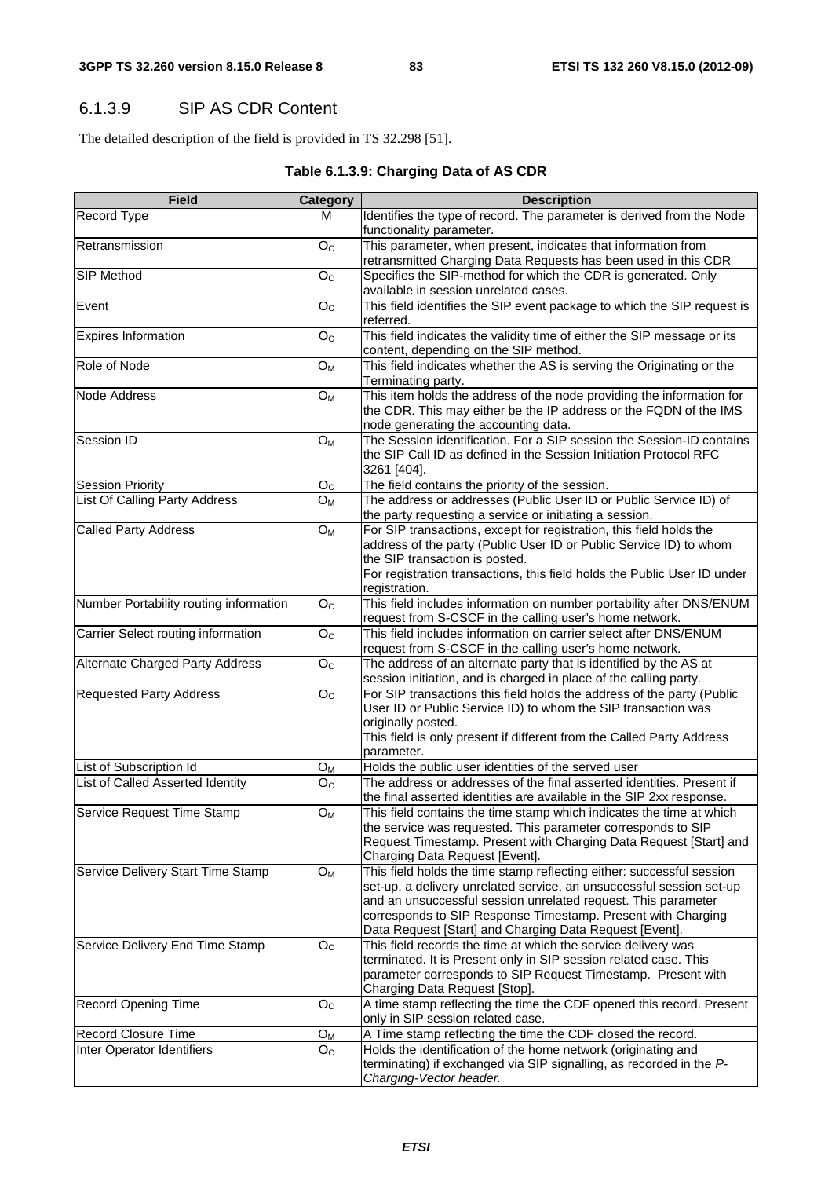### 6.1.3.9 SIP AS CDR Content

The detailed description of the field is provided in TS 32.298 [51].

**Table 6.1.3.9: Charging Data of AS CDR**

| Field | Category | Description |
|---|---|---|
| Record Type | M | Identifies the type of record. The parameter is derived from the Node functionality parameter. |
| Retransmission | $O_C$ | This parameter, when present, indicates that information from retransmitted Charging Data Requests has been used in this CDR |
| SIP Method | $O_C$ | Specifies the SIP-method for which the CDR is generated. Only available in session unrelated cases. |
| Event | $O_C$ | This field identifies the SIP event package to which the SIP request is referred. |
| Expires Information | $O_C$ | This field indicates the validity time of either the SIP message or its content, depending on the SIP method. |
| Role of Node | $O_M$ | This field indicates whether the AS is serving the Originating or the Terminating party. |
| Node Address | $O_M$ | This item holds the address of the node providing the information for the CDR. This may either be the IP address or the FQDN of the IMS node generating the accounting data. |
| Session ID | $O_M$ | The Session identification. For a SIP session the Session-ID contains the SIP Call ID as defined in the Session Initiation Protocol RFC 3261 [404]. |
| Session Priority | $O_C$ | The field contains the priority of the session. |
| List Of Calling Party Address | $O_M$ | The address or addresses (Public User ID or Public Service ID) of the party requesting a service or initiating a session. |
| Called Party Address | $O_M$ | For SIP transactions, except for registration, this field holds the address of the party (Public User ID or Public Service ID) to whom the SIP transaction is posted.<br>For registration transactions, this field holds the Public User ID under registration. |
| Number Portability routing information | $O_C$ | This field includes information on number portability after DNS/ENUM request from S-CSCF in the calling user's home network. |
| Carrier Select routing information | $O_C$ | This field includes information on carrier select after DNS/ENUM request from S-CSCF in the calling user's home network. |
| Alternate Charged Party Address | $O_C$ | The address of an alternate party that is identified by the AS at session initiation, and is charged in place of the calling party. |
| Requested Party Address | $O_C$ | For SIP transactions this field holds the address of the party (Public User ID or Public Service ID) to whom the SIP transaction was originally posted.<br>This field is only present if different from the Called Party Address parameter. |
| List of Subscription Id | $O_M$ | Holds the public user identities of the served user |
| List of Called Asserted Identity | $O_C$ | The address or addresses of the final asserted identities. Present if the final asserted identities are available in the SIP 2xx response. |
| Service Request Time Stamp | $O_M$ | This field contains the time stamp which indicates the time at which the service was requested. This parameter corresponds to SIP Request Timestamp. Present with Charging Data Request [Start] and Charging Data Request [Event]. |
| Service Delivery Start Time Stamp | $O_M$ | This field holds the time stamp reflecting either: successful session set-up, a delivery unrelated service, an unsuccessful session set-up and an unsuccessful session unrelated request. This parameter corresponds to SIP Response Timestamp. Present with Charging Data Request [Start] and Charging Data Request [Event]. |
| Service Delivery End Time Stamp | $O_C$ | This field records the time at which the service delivery was terminated. It is Present only in SIP session related case. This parameter corresponds to SIP Request Timestamp. Present with Charging Data Request [Stop]. |
| Record Opening Time | $O_C$ | A time stamp reflecting the time the CDF opened this record. Present only in SIP session related case. |
| Record Closure Time | $O_M$ | A Time stamp reflecting the time the CDF closed the record. |
| Inter Operator Identifiers | $O_C$ | Holds the identification of the home network (originating and terminating) if exchanged via SIP signalling, as recorded in the *P-Charging-Vector header.* |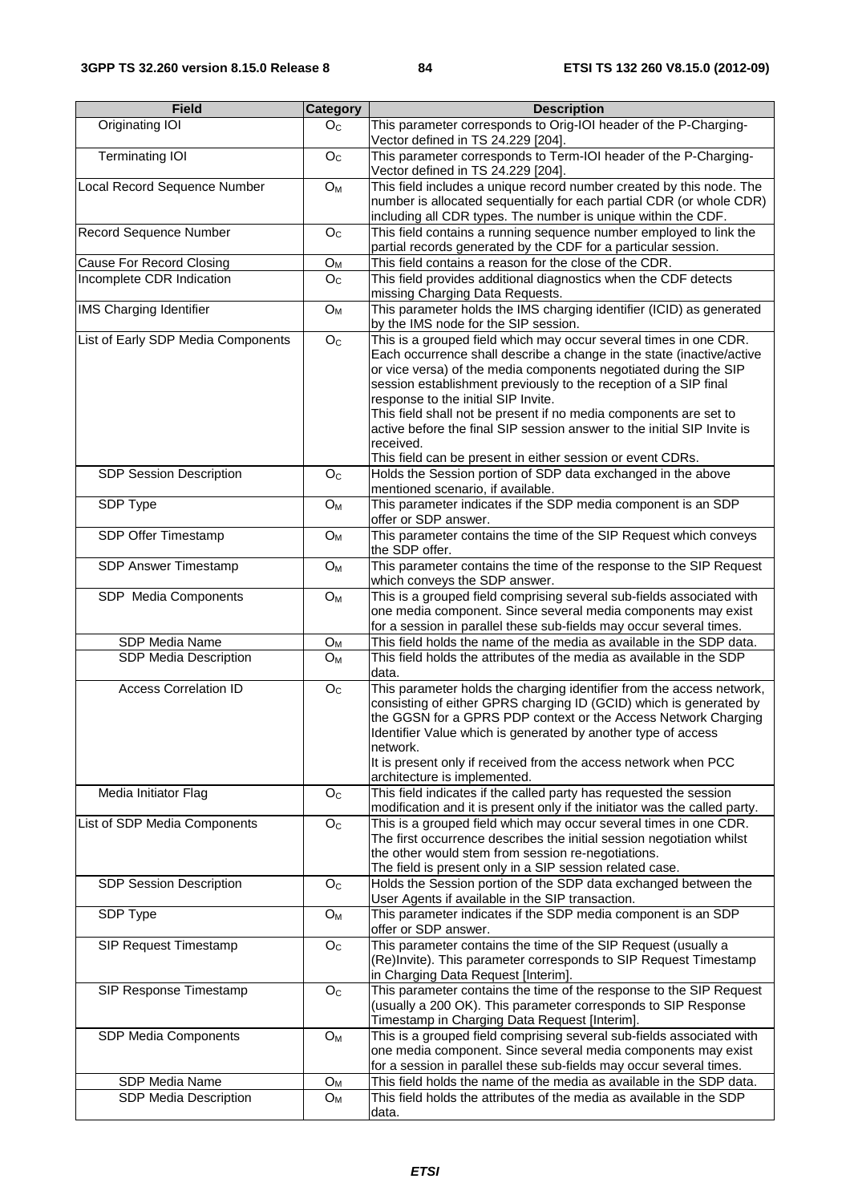| Field | Category | Description |
|---|---|---|
| Originating IOI | $O_C$ | This parameter corresponds to Orig-IOI header of the P-Charging-Vector defined in TS 24.229 [204]. |
| Terminating IOI | $O_C$ | This parameter corresponds to Term-IOI header of the P-Charging-Vector defined in TS 24.229 [204]. |
| Local Record Sequence Number | $O_M$ | This field includes a unique record number created by this node. The number is allocated sequentially for each partial CDR (or whole CDR) including all CDR types. The number is unique within the CDF. |
| Record Sequence Number | $O_C$ | This field contains a running sequence number employed to link the partial records generated by the CDF for a particular session. |
| Cause For Record Closing | $O_M$ | This field contains a reason for the close of the CDR. |
| Incomplete CDR Indication | $O_C$ | This field provides additional diagnostics when the CDF detects missing Charging Data Requests. |
| IMS Charging Identifier | $O_M$ | This parameter holds the IMS charging identifier (ICID) as generated by the IMS node for the SIP session. |
| List of Early SDP Media Components | $O_C$ | This is a grouped field which may occur several times in one CDR. Each occurrence shall describe a change in the state (inactive/active or vice versa) of the media components negotiated during the SIP session establishment previously to the reception of a SIP final response to the initial SIP Invite.<br>This field shall not be present if no media components are set to active before the final SIP session answer to the initial SIP Invite is received.<br>This field can be present in either session or event CDRs. |
| SDP Session Description | $O_C$ | Holds the Session portion of SDP data exchanged in the above mentioned scenario, if available. |
| SDP Type | $O_M$ | This parameter indicates if the SDP media component is an SDP offer or SDP answer. |
| SDP Offer Timestamp | $O_M$ | This parameter contains the time of the SIP Request which conveys the SDP offer. |
| SDP Answer Timestamp | $O_M$ | This parameter contains the time of the response to the SIP Request which conveys the SDP answer. |
| SDP Media Components | $O_M$ | This is a grouped field comprising several sub-fields associated with one media component. Since several media components may exist for a session in parallel these sub-fields may occur several times. |
| SDP Media Name | $O_M$ | This field holds the name of the media as available in the SDP data. |
| SDP Media Description | $O_M$ | This field holds the attributes of the media as available in the SDP data. |
| Access Correlation ID | $O_C$ | This parameter holds the charging identifier from the access network, consisting of either GPRS charging ID (GCID) which is generated by the GGSN for a GPRS PDP context or the Access Network Charging Identifier Value which is generated by another type of access network.<br>It is present only if received from the access network when PCC architecture is implemented. |
| Media Initiator Flag | $O_C$ | This field indicates if the called party has requested the session modification and it is present only if the initiator was the called party. |
| List of SDP Media Components | $O_C$ | This is a grouped field which may occur several times in one CDR. The first occurrence describes the initial session negotiation whilst the other would stem from session re-negotiations.<br>The field is present only in a SIP session related case. |
| SDP Session Description | $O_C$ | Holds the Session portion of the SDP data exchanged between the User Agents if available in the SIP transaction. |
| SDP Type | $O_M$ | This parameter indicates if the SDP media component is an SDP offer or SDP answer. |
| SIP Request Timestamp | $O_C$ | This parameter contains the time of the SIP Request (usually a (Re)Invite). This parameter corresponds to SIP Request Timestamp in Charging Data Request [Interim]. |
| SIP Response Timestamp | $O_C$ | This parameter contains the time of the response to the SIP Request (usually a 200 OK). This parameter corresponds to SIP Response Timestamp in Charging Data Request [Interim]. |
| SDP Media Components | $O_M$ | This is a grouped field comprising several sub-fields associated with one media component. Since several media components may exist for a session in parallel these sub-fields may occur several times. |
| SDP Media Name | $O_M$ | This field holds the name of the media as available in the SDP data. |
| SDP Media Description | $O_M$ | This field holds the attributes of the media as available in the SDP data. |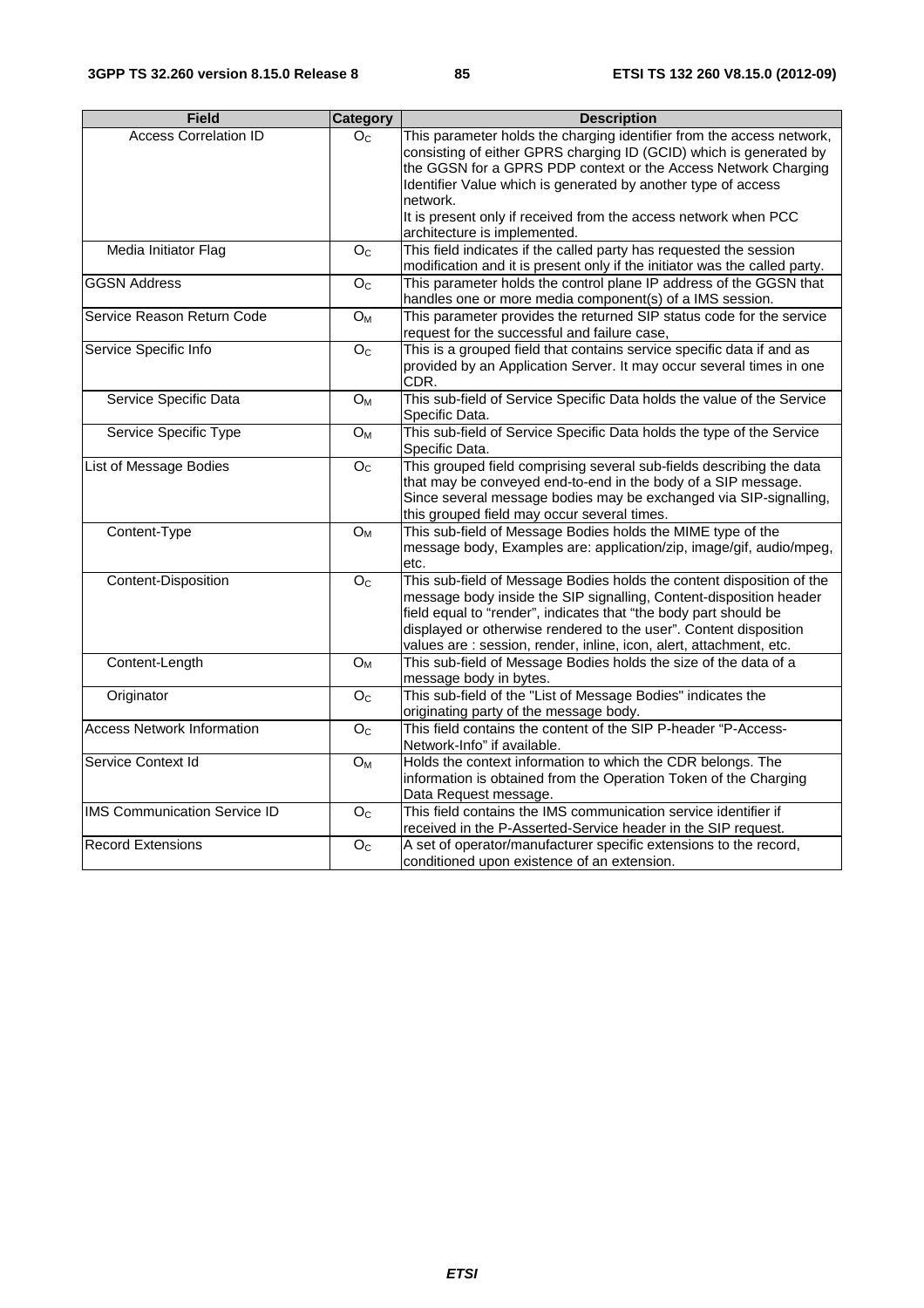| Field | Category | Description |
|---|---|---|
| Access Correlation ID | $O_C$ | This parameter holds the charging identifier from the access network, consisting of either GPRS charging ID (GCID) which is generated by the GGSN for a GPRS PDP context or the Access Network Charging Identifier Value which is generated by another type of access network.<br>It is present only if received from the access network when PCC architecture is implemented. |
| Media Initiator Flag | $O_C$ | This field indicates if the called party has requested the session modification and it is present only if the initiator was the called party. |
| GGSN Address | $O_C$ | This parameter holds the control plane IP address of the GGSN that handles one or more media component(s) of a IMS session. |
| Service Reason Return Code | $O_M$ | This parameter provides the returned SIP status code for the service request for the successful and failure case, |
| Service Specific Info | $O_C$ | This is a grouped field that contains service specific data if and as provided by an Application Server. It may occur several times in one CDR. |
| Service Specific Data | $O_M$ | This sub-field of Service Specific Data holds the value of the Service Specific Data. |
| Service Specific Type | $O_M$ | This sub-field of Service Specific Data holds the type of the Service Specific Data. |
| List of Message Bodies | $O_C$ | This grouped field comprising several sub-fields describing the data that may be conveyed end-to-end in the body of a SIP message. Since several message bodies may be exchanged via SIP-signalling, this grouped field may occur several times. |
| Content-Type | $O_M$ | This sub-field of Message Bodies holds the MIME type of the message body, Examples are: application/zip, image/gif, audio/mpeg, etc. |
| Content-Disposition | $O_C$ | This sub-field of Message Bodies holds the content disposition of the message body inside the SIP signalling, Content-disposition header field equal to "render", indicates that "the body part should be displayed or otherwise rendered to the user". Content disposition values are : session, render, inline, icon, alert, attachment, etc. |
| Content-Length | $O_M$ | This sub-field of Message Bodies holds the size of the data of a message body in bytes. |
| Originator | $O_C$ | This sub-field of the "List of Message Bodies" indicates the originating party of the message body. |
| Access Network Information | $O_C$ | This field contains the content of the SIP P-header "P-Access-Network-Info" if available. |
| Service Context Id | $O_M$ | Holds the context information to which the CDR belongs. The information is obtained from the Operation Token of the Charging Data Request message. |
| IMS Communication Service ID | $O_C$ | This field contains the IMS communication service identifier if received in the P-Asserted-Service header in the SIP request. |
| Record Extensions | $O_C$ | A set of operator/manufacturer specific extensions to the record, conditioned upon existence of an extension. |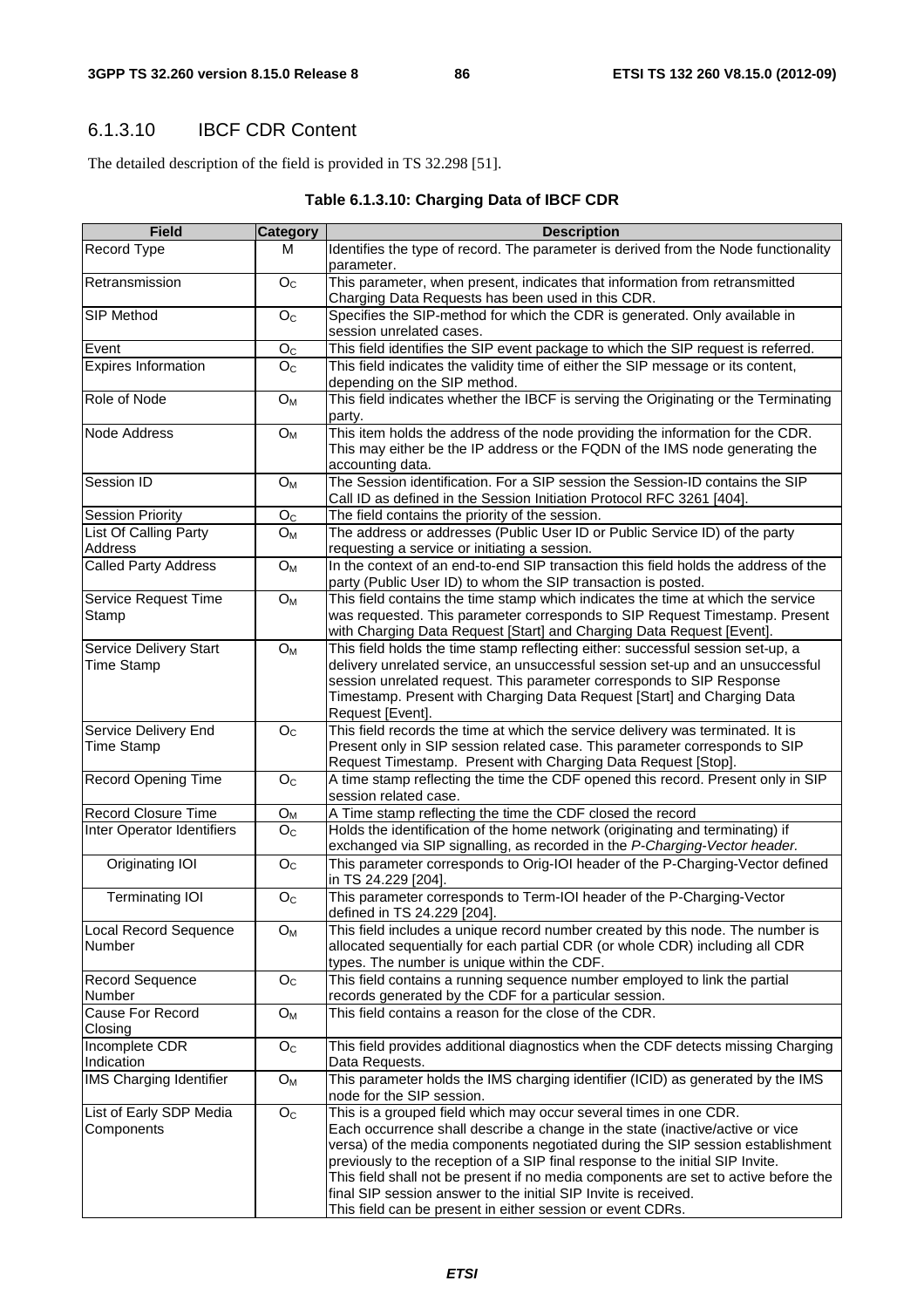### 6.1.3.10 IBCF CDR Content

The detailed description of the field is provided in TS 32.298 [51].

**Table 6.1.3.10: Charging Data of IBCF CDR**

| Field | Category | Description |
|---|---|---|
| Record Type | M | Identifies the type of record. The parameter is derived from the Node functionality parameter. |
| Retransmission | $O_C$ | This parameter, when present, indicates that information from retransmitted Charging Data Requests has been used in this CDR. |
| SIP Method | $O_C$ | Specifies the SIP-method for which the CDR is generated. Only available in session unrelated cases. |
| Event | $O_C$ | This field identifies the SIP event package to which the SIP request is referred. |
| Expires Information | $O_C$ | This field indicates the validity time of either the SIP message or its content, depending on the SIP method. |
| Role of Node | $O_M$ | This field indicates whether the IBCF is serving the Originating or the Terminating party. |
| Node Address | $O_M$ | This item holds the address of the node providing the information for the CDR. This may either be the IP address or the FQDN of the IMS node generating the accounting data. |
| Session ID | $O_M$ | The Session identification. For a SIP session the Session-ID contains the SIP Call ID as defined in the Session Initiation Protocol RFC 3261 [404]. |
| Session Priority | $O_C$ | The field contains the priority of the session. |
| List Of Calling Party Address | $O_M$ | The address or addresses (Public User ID or Public Service ID) of the party requesting a service or initiating a session. |
| Called Party Address | $O_M$ | In the context of an end-to-end SIP transaction this field holds the address of the party (Public User ID) to whom the SIP transaction is posted. |
| Service Request Time Stamp | $O_M$ | This field contains the time stamp which indicates the time at which the service was requested. This parameter corresponds to SIP Request Timestamp. Present with Charging Data Request [Start] and Charging Data Request [Event]. |
| Service Delivery Start Time Stamp | $O_M$ | This field holds the time stamp reflecting either: successful session set-up, a delivery unrelated service, an unsuccessful session set-up and an unsuccessful session unrelated request. This parameter corresponds to SIP Response Timestamp. Present with Charging Data Request [Start] and Charging Data Request [Event]. |
| Service Delivery End Time Stamp | $O_C$ | This field records the time at which the service delivery was terminated. It is Present only in SIP session related case. This parameter corresponds to SIP Request Timestamp. Present with Charging Data Request [Stop]. |
| Record Opening Time | $O_C$ | A time stamp reflecting the time the CDF opened this record. Present only in SIP session related case. |
| Record Closure Time | $O_M$ | A Time stamp reflecting the time the CDF closed the record |
| Inter Operator Identifiers | $O_C$ | Holds the identification of the home network (originating and terminating) if exchanged via SIP signalling, as recorded in the *P-Charging-Vector header*. |
| Originating IOI | $O_C$ | This parameter corresponds to Orig-IOI header of the P-Charging-Vector defined in TS 24.229 [204]. |
| Terminating IOI | $O_C$ | This parameter corresponds to Term-IOI header of the P-Charging-Vector defined in TS 24.229 [204]. |
| Local Record Sequence Number | $O_M$ | This field includes a unique record number created by this node. The number is allocated sequentially for each partial CDR (or whole CDR) including all CDR types. The number is unique within the CDF. |
| Record Sequence Number | $O_C$ | This field contains a running sequence number employed to link the partial records generated by the CDF for a particular session. |
| Cause For Record Closing | $O_M$ | This field contains a reason for the close of the CDR. |
| Incomplete CDR Indication | $O_C$ | This field provides additional diagnostics when the CDF detects missing Charging Data Requests. |
| IMS Charging Identifier | $O_M$ | This parameter holds the IMS charging identifier (ICID) as generated by the IMS node for the SIP session. |
| List of Early SDP Media Components | $O_C$ | This is a grouped field which may occur several times in one CDR. Each occurrence shall describe a change in the state (inactive/active or vice versa) of the media components negotiated during the SIP session establishment previously to the reception of a SIP final response to the initial SIP Invite. This field shall not be present if no media components are set to active before the final SIP session answer to the initial SIP Invite is received. This field can be present in either session or event CDRs. |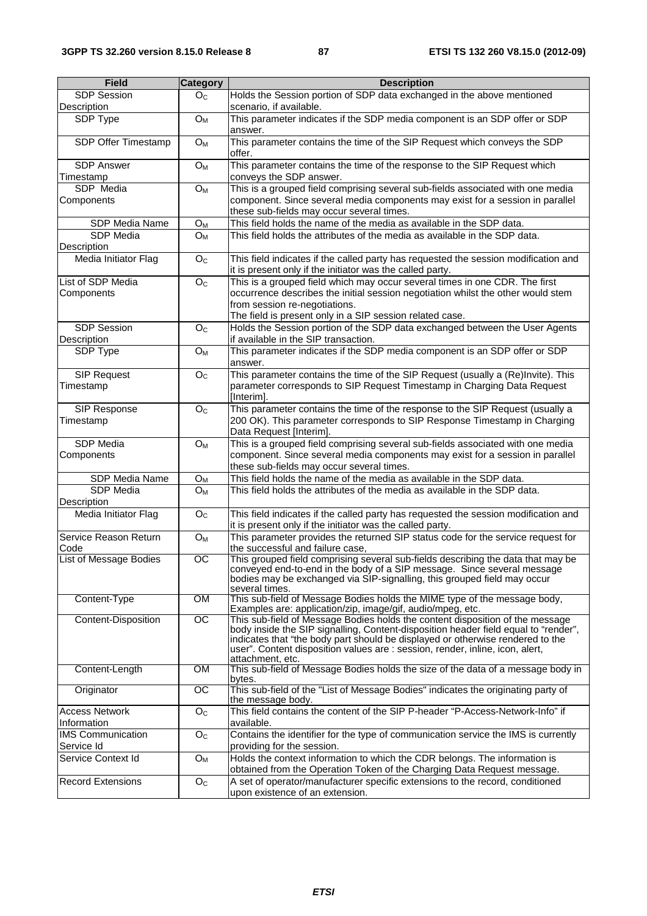| Field | Category | Description |
| --- | --- | --- |
| SDP Session Description | $O_C$ | Holds the Session portion of SDP data exchanged in the above mentioned scenario, if available. |
| SDP Type | $O_M$ | This parameter indicates if the SDP media component is an SDP offer or SDP answer. |
| SDP Offer Timestamp | $O_M$ | This parameter contains the time of the SIP Request which conveys the SDP offer. |
| SDP Answer Timestamp | $O_M$ | This parameter contains the time of the response to the SIP Request which conveys the SDP answer. |
| SDP Media Components | $O_M$ | This is a grouped field comprising several sub-fields associated with one media component. Since several media components may exist for a session in parallel these sub-fields may occur several times. |
| SDP Media Name | $O_M$ | This field holds the name of the media as available in the SDP data. |
| SDP Media Description | $O_M$ | This field holds the attributes of the media as available in the SDP data. |
| Media Initiator Flag | $O_C$ | This field indicates if the called party has requested the session modification and it is present only if the initiator was the called party. |
| List of SDP Media Components | $O_C$ | This is a grouped field which may occur several times in one CDR. The first occurrence describes the initial session negotiation whilst the other would stem from session re-negotiations.<br>The field is present only in a SIP session related case. |
| SDP Session Description | $O_C$ | Holds the Session portion of the SDP data exchanged between the User Agents if available in the SIP transaction. |
| SDP Type | $O_M$ | This parameter indicates if the SDP media component is an SDP offer or SDP answer. |
| SIP Request Timestamp | $O_C$ | This parameter contains the time of the SIP Request (usually a (Re)Invite). This parameter corresponds to SIP Request Timestamp in Charging Data Request [Interim]. |
| SIP Response Timestamp | $O_C$ | This parameter contains the time of the response to the SIP Request (usually a 200 OK). This parameter corresponds to SIP Response Timestamp in Charging Data Request [Interim]. |
| SDP Media Components | $O_M$ | This is a grouped field comprising several sub-fields associated with one media component. Since several media components may exist for a session in parallel these sub-fields may occur several times. |
| SDP Media Name | $O_M$ | This field holds the name of the media as available in the SDP data. |
| SDP Media Description | $O_M$ | This field holds the attributes of the media as available in the SDP data. |
| Media Initiator Flag | $O_C$ | This field indicates if the called party has requested the session modification and it is present only if the initiator was the called party. |
| Service Reason Return Code | $O_M$ | This parameter provides the returned SIP status code for the service request for the successful and failure case, |
| List of Message Bodies | OC | This grouped field comprising several sub-fields describing the data that may be conveyed end-to-end in the body of a SIP message. Since several message bodies may be exchanged via SIP-signalling, this grouped field may occur several times. |
| Content-Type | OM | This sub-field of Message Bodies holds the MIME type of the message body, Examples are: application/zip, image/gif, audio/mpeg, etc. |
| Content-Disposition | OC | This sub-field of Message Bodies holds the content disposition of the message body inside the SIP signalling, Content-disposition header field equal to "render", indicates that "the body part should be displayed or otherwise rendered to the user". Content disposition values are : session, render, inline, icon, alert, attachment, etc. |
| Content-Length | OM | This sub-field of Message Bodies holds the size of the data of a message body in bytes. |
| Originator | OC | This sub-field of the "List of Message Bodies" indicates the originating party of the message body. |
| Access Network Information | $O_C$ | This field contains the content of the SIP P-header "P-Access-Network-Info" if available. |
| IMS Communication Service Id | $O_C$ | Contains the identifier for the type of communication service the IMS is currently providing for the session. |
| Service Context Id | $O_M$ | Holds the context information to which the CDR belongs. The information is obtained from the Operation Token of the Charging Data Request message. |
| Record Extensions | $O_C$ | A set of operator/manufacturer specific extensions to the record, conditioned upon existence of an extension. |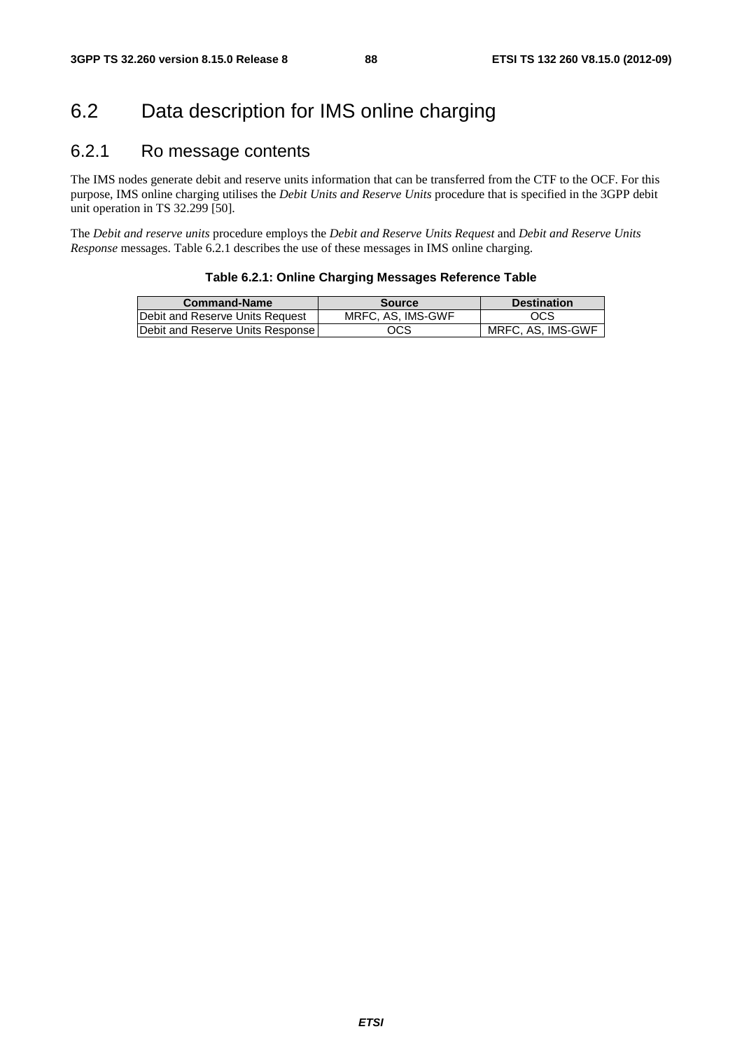## 6.2 Data description for IMS online charging

### 6.2.1 Ro message contents

The IMS nodes generate debit and reserve units information that can be transferred from the CTF to the OCF. For this purpose, IMS online charging utilises the *Debit Units and Reserve Units* procedure that is specified in the 3GPP debit unit operation in TS 32.299 [50].

The *Debit and reserve units* procedure employs the *Debit and Reserve Units Request* and *Debit and Reserve Units Response* messages. Table 6.2.1 describes the use of these messages in IMS online charging.

**Table 6.2.1: Online Charging Messages Reference Table**

| Command-Name | Source | Destination |
|---|---|---|
| Debit and Reserve Units Request | MRFC, AS, IMS-GWF | OCS |
| Debit and Reserve Units Response | OCS | MRFC, AS, IMS-GWF |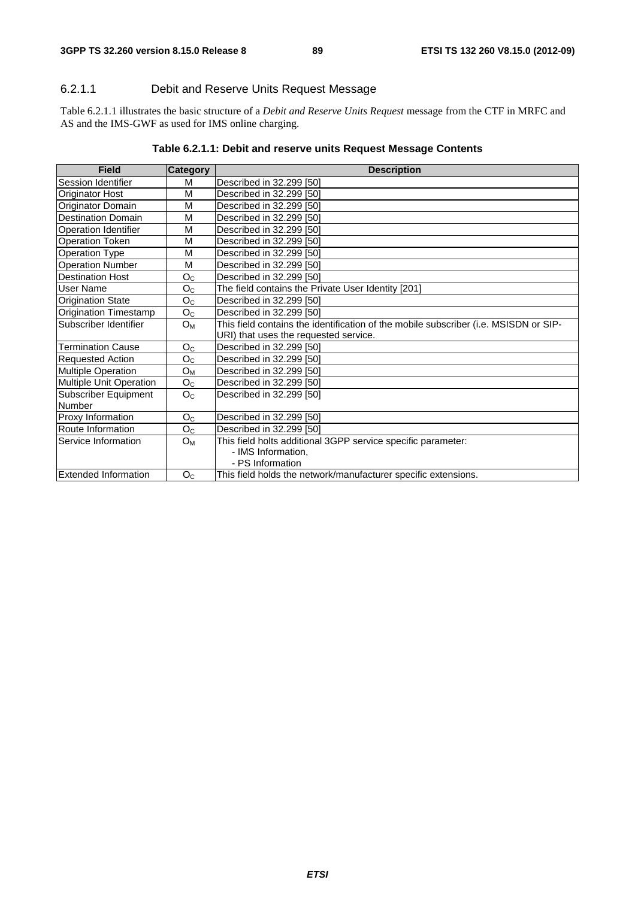### 6.2.1.1 Debit and Reserve Units Request Message

Table 6.2.1.1 illustrates the basic structure of a *Debit and Reserve Units Request* message from the CTF in MRFC and AS and the IMS-GWF as used for IMS online charging.

**Table 6.2.1.1: Debit and reserve units Request Message Contents**

| Field | Category | Description |
|---|---|---|
| Session Identifier | M | Described in 32.299 [50] |
| Originator Host | M | Described in 32.299 [50] |
| Originator Domain | M | Described in 32.299 [50] |
| Destination Domain | M | Described in 32.299 [50] |
| Operation Identifier | M | Described in 32.299 [50] |
| Operation Token | M | Described in 32.299 [50] |
| Operation Type | M | Described in 32.299 [50] |
| Operation Number | M | Described in 32.299 [50] |
| Destination Host | $O_C$ | Described in 32.299 [50] |
| User Name | $O_C$ | The field contains the Private User Identity [201] |
| Origination State | $O_C$ | Described in 32.299 [50] |
| Origination Timestamp | $O_C$ | Described in 32.299 [50] |
| Subscriber Identifier | $O_M$ | This field contains the identification of the mobile subscriber (i.e. MSISDN or SIP-URI) that uses the requested service. |
| Termination Cause | $O_C$ | Described in 32.299 [50] |
| Requested Action | $O_C$ | Described in 32.299 [50] |
| Multiple Operation | $O_M$ | Described in 32.299 [50] |
| Multiple Unit Operation | $O_C$ | Described in 32.299 [50] |
| Subscriber Equipment Number | $O_C$ | Described in 32.299 [50] |
| Proxy Information | $O_C$ | Described in 32.299 [50] |
| Route Information | $O_C$ | Described in 32.299 [50] |
| Service Information | $O_M$ | This field holts additional 3GPP service specific parameter:<br>- IMS Information,<br>- PS Information |
| Extended Information | $O_C$ | This field holds the network/manufacturer specific extensions. |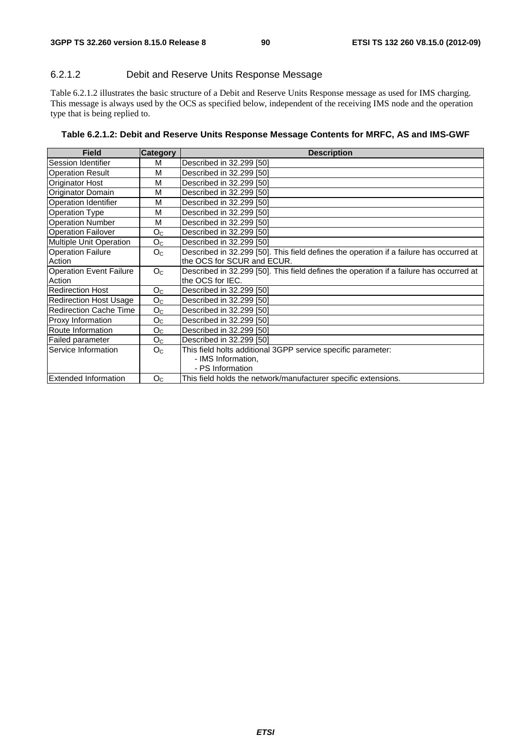### 6.2.1.2 Debit and Reserve Units Response Message

Table 6.2.1.2 illustrates the basic structure of a Debit and Reserve Units Response message as used for IMS charging. This message is always used by the OCS as specified below, independent of the receiving IMS node and the operation type that is being replied to.

**Table 6.2.1.2: Debit and Reserve Units Response Message Contents for MRFC, AS and IMS-GWF**

| Field | Category | Description |
|---|---|---|
| Session Identifier | M | Described in 32.299 [50] |
| Operation Result | M | Described in 32.299 [50] |
| Originator Host | M | Described in 32.299 [50] |
| Originator Domain | M | Described in 32.299 [50] |
| Operation Identifier | M | Described in 32.299 [50] |
| Operation Type | M | Described in 32.299 [50] |
| Operation Number | M | Described in 32.299 [50] |
| Operation Failover | $O_C$ | Described in 32.299 [50] |
| Multiple Unit Operation | $O_C$ | Described in 32.299 [50] |
| Operation Failure Action | $O_C$ | Described in 32.299 [50]. This field defines the operation if a failure has occurred at the OCS for SCUR and ECUR. |
| Operation Event Failure Action | $O_C$ | Described in 32.299 [50]. This field defines the operation if a failure has occurred at the OCS for IEC. |
| Redirection Host | $O_C$ | Described in 32.299 [50] |
| Redirection Host Usage | $O_C$ | Described in 32.299 [50] |
| Redirection Cache Time | $O_C$ | Described in 32.299 [50] |
| Proxy Information | $O_C$ | Described in 32.299 [50] |
| Route Information | $O_C$ | Described in 32.299 [50] |
| Failed parameter | $O_C$ | Described in 32.299 [50] |
| Service Information | $O_C$ | This field holts additional 3GPP service specific parameter:<br>- IMS Information,<br>- PS Information |
| Extended Information | $O_C$ | This field holds the network/manufacturer specific extensions. |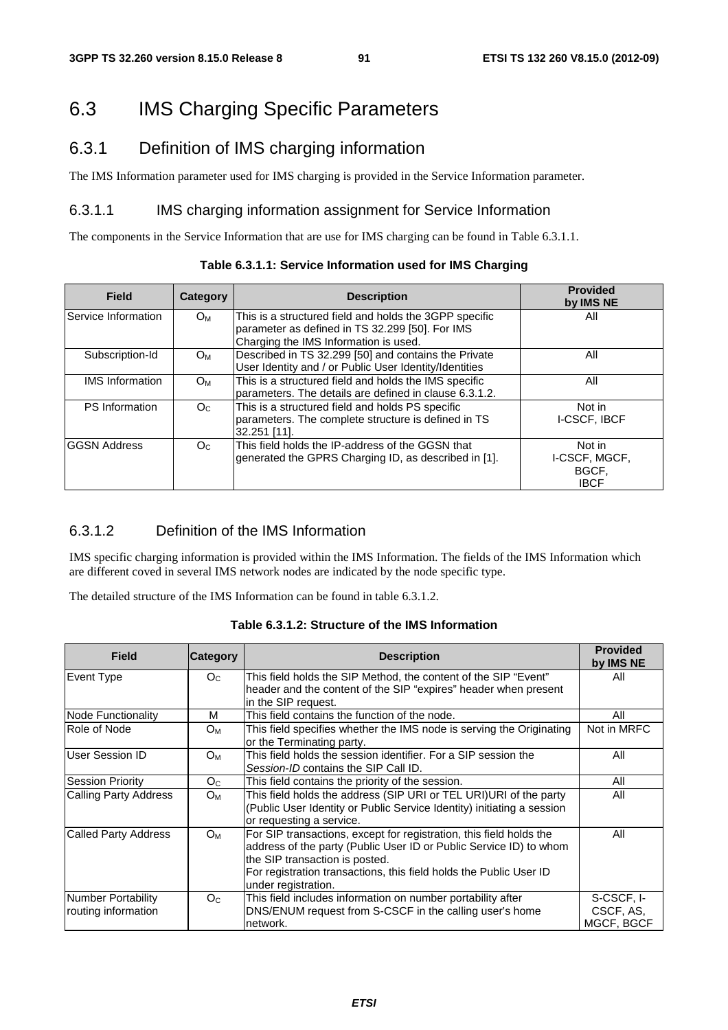# 6.3 IMS Charging Specific Parameters

## 6.3.1 Definition of IMS charging information

The IMS Information parameter used for IMS charging is provided in the Service Information parameter.

### 6.3.1.1 IMS charging information assignment for Service Information

The components in the Service Information that are use for IMS charging can be found in Table 6.3.1.1.

**Table 6.3.1.1: Service Information used for IMS Charging**

| Field | Category | Description | Provided by IMS NE |
|---|---|---|---|
| Service Information | $O_M$ | This is a structured field and holds the 3GPP specific parameter as defined in TS 32.299 [50]. For IMS Charging the IMS Information is used. | All |
| Subscription-Id | $O_M$ | Described in TS 32.299 [50] and contains the Private User Identity and / or Public User Identity/Identities | All |
| IMS Information | $O_M$ | This is a structured field and holds the IMS specific parameters. The details are defined in clause 6.3.1.2. | All |
| PS Information | $O_C$ | This is a structured field and holds PS specific parameters. The complete structure is defined in TS 32.251 [11]. | Not in I-CSCF, IBCF |
| GGSN Address | $O_C$ | This field holds the IP-address of the GGSN that generated the GPRS Charging ID, as described in [1]. | Not in I-CSCF, MGCF, BGCF, IBCF |

### 6.3.1.2 Definition of the IMS Information

IMS specific charging information is provided within the IMS Information. The fields of the IMS Information which are different coved in several IMS network nodes are indicated by the node specific type.

The detailed structure of the IMS Information can be found in table 6.3.1.2.

**Table 6.3.1.2: Structure of the IMS Information**

| Field | Category | Description | Provided by IMS NE |
|---|---|---|---|
| Event Type | $O_C$ | This field holds the SIP Method, the content of the SIP "Event" header and the content of the SIP "expires" header when present in the SIP request. | All |
| Node Functionality | M | This field contains the function of the node. | All |
| Role of Node | $O_M$ | This field specifies whether the IMS node is serving the Originating or the Terminating party. | Not in MRFC |
| User Session ID | $O_M$ | This field holds the session identifier. For a SIP session the *Session-ID* contains the SIP Call ID. | All |
| Session Priority | $O_C$ | This field contains the priority of the session. | All |
| Calling Party Address | $O_M$ | This field holds the address (SIP URI or TEL URI)URI of the party (Public User Identity or Public Service Identity) initiating a session or requesting a service. | All |
| Called Party Address | $O_M$ | For SIP transactions, except for registration, this field holds the address of the party (Public User ID or Public Service ID) to whom the SIP transaction is posted.<br>For registration transactions, this field holds the Public User ID under registration. | All |
| Number Portability routing information | $O_C$ | This field includes information on number portability after DNS/ENUM request from S-CSCF in the calling user's home network. | S-CSCF, I-CSCF, AS, MGCF, BGCF |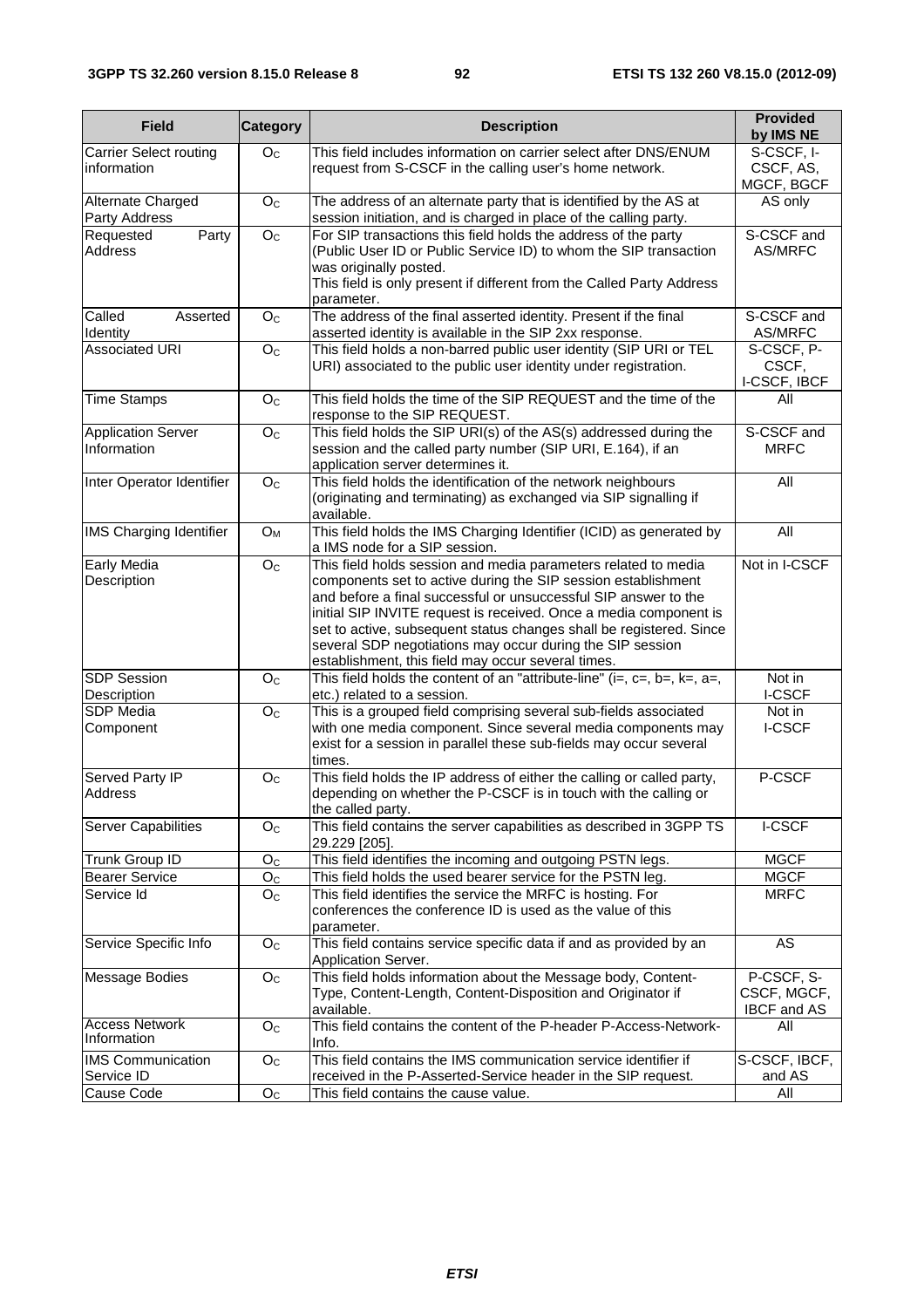| Field | Category | Description | Provided by IMS NE |
| --- | --- | --- | --- |
| Carrier Select routing information | $O_C$ | This field includes information on carrier select after DNS/ENUM request from S-CSCF in the calling user's home network. | S-CSCF, I-CSCF, AS, MGCF, BGCF |
| Alternate Charged Party Address | $O_C$ | The address of an alternate party that is identified by the AS at session initiation, and is charged in place of the calling party. | AS only |
| Requested Party Address | $O_C$ | For SIP transactions this field holds the address of the party (Public User ID or Public Service ID) to whom the SIP transaction was originally posted. This field is only present if different from the Called Party Address parameter. | S-CSCF and AS/MRFC |
| Called Asserted Identity | $O_C$ | The address of the final asserted identity. Present if the final asserted identity is available in the SIP 2xx response. | S-CSCF and AS/MRFC |
| Associated URI | $O_C$ | This field holds a non-barred public user identity (SIP URI or TEL URI) associated to the public user identity under registration. | S-CSCF, P-CSCF, I-CSCF, IBCF |
| Time Stamps | $O_C$ | This field holds the time of the SIP REQUEST and the time of the response to the SIP REQUEST. | All |
| Application Server Information | $O_C$ | This field holds the SIP URI(s) of the AS(s) addressed during the session and the called party number (SIP URI, E.164), if an application server determines it. | S-CSCF and MRFC |
| Inter Operator Identifier | $O_C$ | This field holds the identification of the network neighbours (originating and terminating) as exchanged via SIP signalling if available. | All |
| IMS Charging Identifier | $O_M$ | This field holds the IMS Charging Identifier (ICID) as generated by a IMS node for a SIP session. | All |
| Early Media Description | $O_C$ | This field holds session and media parameters related to media components set to active during the SIP session establishment and before a final successful or unsuccessful SIP answer to the initial SIP INVITE request is received. Once a media component is set to active, subsequent status changes shall be registered. Since several SDP negotiations may occur during the SIP session establishment, this field may occur several times. | Not in I-CSCF |
| SDP Session Description | $O_C$ | This field holds the content of an "attribute-line" (i=, c=, b=, k=, a=, etc.) related to a session. | Not in I-CSCF |
| SDP Media Component | $O_C$ | This is a grouped field comprising several sub-fields associated with one media component. Since several media components may exist for a session in parallel these sub-fields may occur several times. | Not in I-CSCF |
| Served Party IP Address | $O_C$ | This field holds the IP address of either the calling or called party, depending on whether the P-CSCF is in touch with the calling or the called party. | P-CSCF |
| Server Capabilities | $O_C$ | This field contains the server capabilities as described in 3GPP TS 29.229 [205]. | I-CSCF |
| Trunk Group ID | $O_C$ | This field identifies the incoming and outgoing PSTN legs. | MGCF |
| Bearer Service | $O_C$ | This field holds the used bearer service for the PSTN leg. | MGCF |
| Service Id | $O_C$ | This field identifies the service the MRFC is hosting. For conferences the conference ID is used as the value of this parameter. | MRFC |
| Service Specific Info | $O_C$ | This field contains service specific data if and as provided by an Application Server. | AS |
| Message Bodies | $O_C$ | This field holds information about the Message body, Content-Type, Content-Length, Content-Disposition and Originator if available. | P-CSCF, S-CSCF, MGCF, IBCF and AS |
| Access Network Information | $O_C$ | This field contains the content of the P-header P-Access-Network-Info. | All |
| IMS Communication Service ID | $O_C$ | This field contains the IMS communication service identifier if received in the P-Asserted-Service header in the SIP request. | S-CSCF, IBCF, and AS |
| Cause Code | $O_C$ | This field contains the cause value. | All |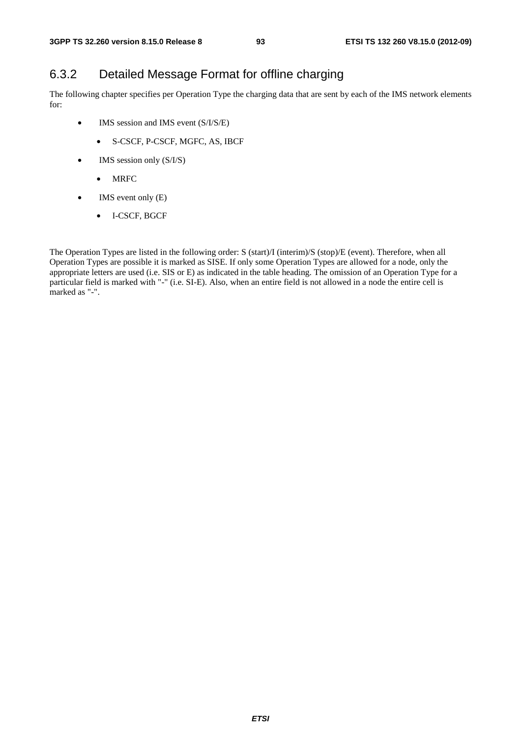### 6.3.2 Detailed Message Format for offline charging

The following chapter specifies per Operation Type the charging data that are sent by each of the IMS network elements for:

- IMS session and IMS event (S/I/S/E)
  - S-CSCF, P-CSCF, MGFC, AS, IBCF
- IMS session only (S/I/S)
  - MRFC
- IMS event only (E)
  - I-CSCF, BGCF

The Operation Types are listed in the following order: S (start)/I (interim)/S (stop)/E (event). Therefore, when all Operation Types are possible it is marked as SISE. If only some Operation Types are allowed for a node, only the appropriate letters are used (i.e. SIS or E) as indicated in the table heading. The omission of an Operation Type for a particular field is marked with "-" (i.e. SI-E). Also, when an entire field is not allowed in a node the entire cell is marked as "-".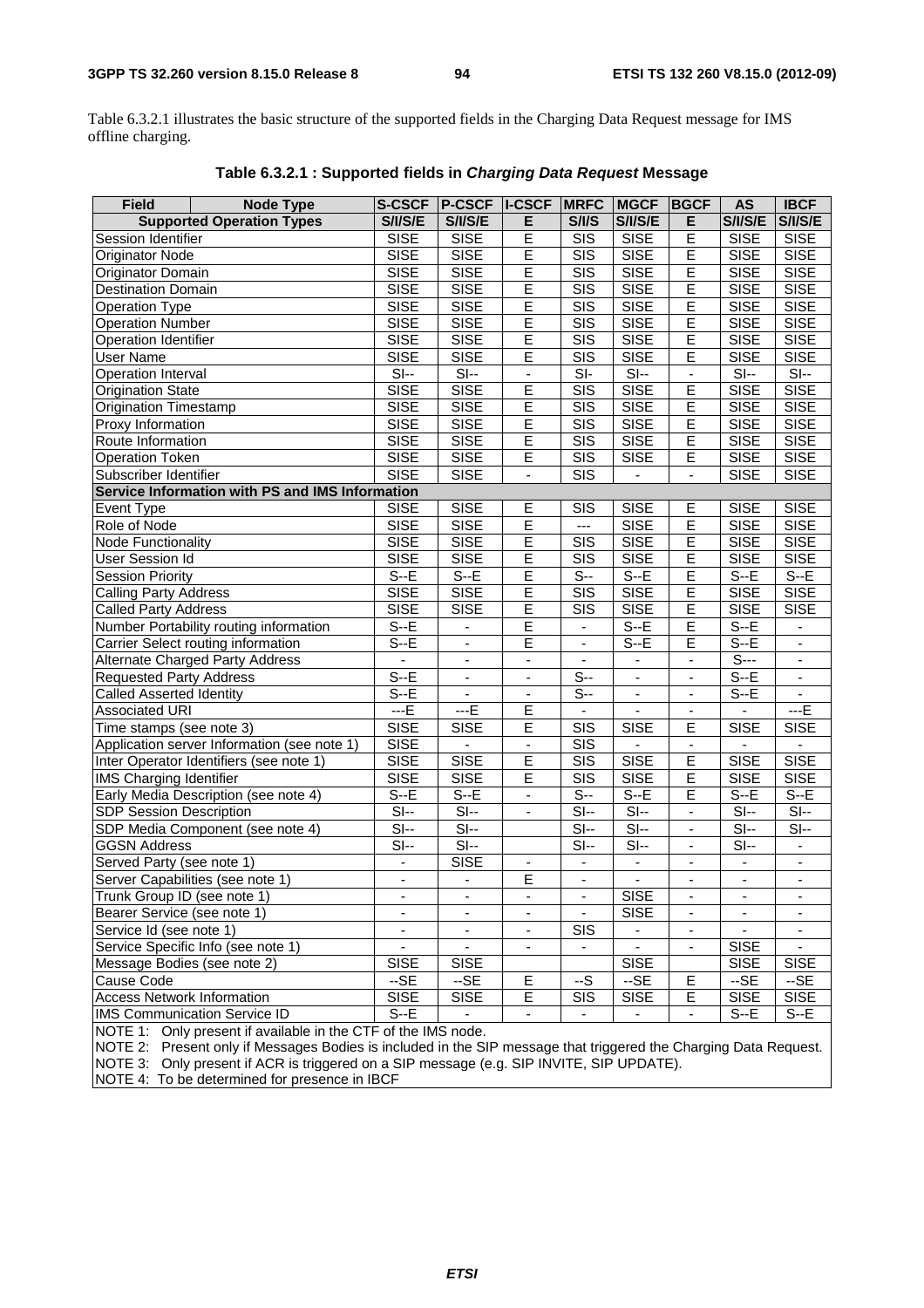Table 6.3.2.1 illustrates the basic structure of the supported fields in the Charging Data Request message for IMS offline charging.

**Table 6.3.2.1 : Supported fields in *Charging Data Request* Message**

| Field | Node Type | S-CSCF | P-CSCF | I-CSCF | MRFC | MGCF | BGCF | AS | IBCF |
|---|---|---|---|---|---|---|---|---|---|
| Supported Operation Types | | S/I/S/E | S/I/S/E | E | S/I/S | S/I/S/E | E | S/I/S/E | S/I/S/E |
| Session Identifier | | SISE | SISE | E | SIS | SISE | E | SISE | SISE |
| Originator Node | | SISE | SISE | E | SIS | SISE | E | SISE | SISE |
| Originator Domain | | SISE | SISE | E | SIS | SISE | E | SISE | SISE |
| Destination Domain | | SISE | SISE | E | SIS | SISE | E | SISE | SISE |
| Operation Type | | SISE | SISE | E | SIS | SISE | E | SISE | SISE |
| Operation Number | | SISE | SISE | E | SIS | SISE | E | SISE | SISE |
| Operation Identifier | | SISE | SISE | E | SIS | SISE | E | SISE | SISE |
| User Name | | SISE | SISE | E | SIS | SISE | E | SISE | SISE |
| Operation Interval | | SI-- | SI-- | - | SI- | SI-- | - | SI-- | SI-- |
| Origination State | | SISE | SISE | E | SIS | SISE | E | SISE | SISE |
| Origination Timestamp | | SISE | SISE | E | SIS | SISE | E | SISE | SISE |
| Proxy Information | | SISE | SISE | E | SIS | SISE | E | SISE | SISE |
| Route Information | | SISE | SISE | E | SIS | SISE | E | SISE | SISE |
| Operation Token | | SISE | SISE | E | SIS | SISE | E | SISE | SISE |
| Subscriber Identifier | | SISE | SISE | - | SIS | - | - | SISE | SISE |
| **Service Information with PS and IMS Information** | | | | | | | | | |
| Event Type | | SISE | SISE | E | SIS | SISE | E | SISE | SISE |
| Role of Node | | SISE | SISE | E | --- | SISE | E | SISE | SISE |
| Node Functionality | | SISE | SISE | E | SIS | SISE | E | SISE | SISE |
| User Session Id | | SISE | SISE | E | SIS | SISE | E | SISE | SISE |
| Session Priority | | S--E | S--E | E | S-- | S--E | E | S--E | S--E |
| Calling Party Address | | SISE | SISE | E | SIS | SISE | E | SISE | SISE |
| Called Party Address | | SISE | SISE | E | SIS | SISE | E | SISE | SISE |
| Number Portability routing information | | S--E | - | E | - | S--E | E | S--E | - |
| Carrier Select routing information | | S--E | - | E | - | S--E | E | S--E | - |
| Alternate Charged Party Address | | - | - | - | - | - | - | S--- | - |
| Requested Party Address | | S--E | - | - | S-- | - | - | S--E | - |
| Called Asserted Identity | | S--E | - | - | S-- | - | - | S--E | - |
| Associated URI | | ---E | ---E | E | - | - | - | - | ---E |
| Time stamps (see note 3) | | SISE | SISE | E | SIS | SISE | E | SISE | SISE |
| Application server Information (see note 1) | | SISE | - | - | SIS | - | - | - | - |
| Inter Operator Identifiers (see note 1) | | SISE | SISE | E | SIS | SISE | E | SISE | SISE |
| IMS Charging Identifier | | SISE | SISE | E | SIS | SISE | E | SISE | SISE |
| Early Media Description (see note 4) | | S--E | S--E | - | S-- | S--E | E | S--E | S--E |
| SDP Session Description | | SI-- | SI-- | - | SI-- | SI-- | - | SI-- | SI-- |
| SDP Media Component (see note 4) | | SI-- | SI-- | | SI-- | SI-- | - | SI-- | SI-- |
| GGSN Address | | SI-- | SI-- | | SI-- | SI-- | - | SI-- | - |
| Served Party (see note 1) | | - | SISE | - | - | - | - | - | - |
| Server Capabilities (see note 1) | | - | - | E | - | - | - | - | - |
| Trunk Group ID (see note 1) | | - | - | - | - | SISE | - | - | - |
| Bearer Service (see note 1) | | - | - | - | - | SISE | - | - | - |
| Service Id (see note 1) | | - | - | - | SIS | - | - | - | - |
| Service Specific Info (see note 1) | | - | - | - | - | - | - | SISE | - |
| Message Bodies (see note 2) | | SISE | SISE | | | SISE | | SISE | SISE |
| Cause Code | | --SE | --SE | E | --S | --SE | E | --SE | --SE |
| Access Network Information | | SISE | SISE | E | SIS | SISE | E | SISE | SISE |
| IMS Communication Service ID | | S--E | - | - | - | - | - | S--E | S--E |

NOTE 1: Only present if available in the CTF of the IMS node.
NOTE 2: Present only if Messages Bodies is included in the SIP message that triggered the Charging Data Request.
NOTE 3: Only present if ACR is triggered on a SIP message (e.g. SIP INVITE, SIP UPDATE).
NOTE 4: To be determined for presence in IBCF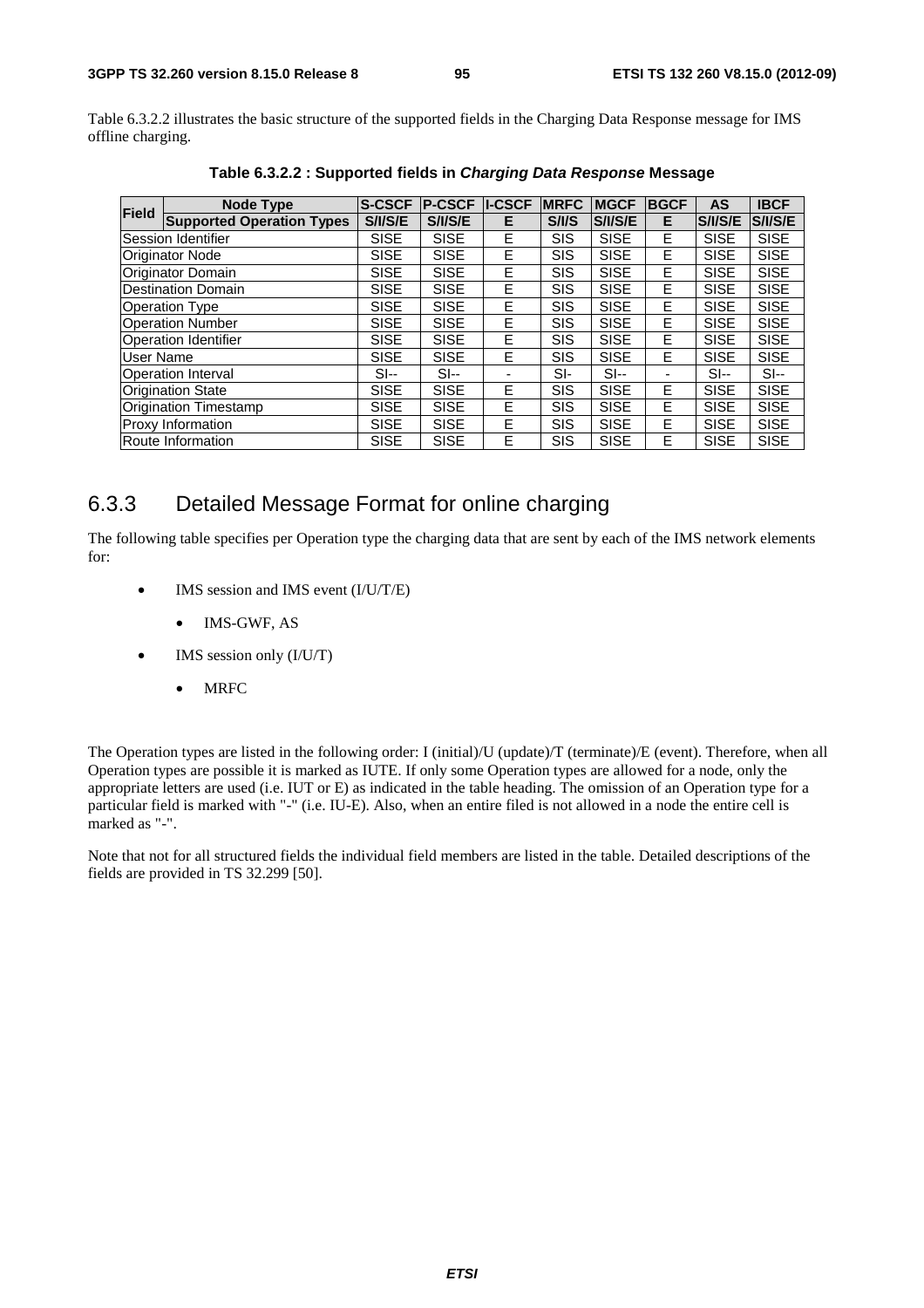Table 6.3.2.2 illustrates the basic structure of the supported fields in the Charging Data Response message for IMS offline charging.

**Table 6.3.2.2 : Supported fields in *Charging Data Response* Message**

| Field | Node Type | S-CSCF | P-CSCF | I-CSCF | MRFC | MGCF | BGCF | AS | IBCF |
|---|---|---|---|---|---|---|---|---|---|
| | Supported Operation Types | S/I/S/E | S/I/S/E | E | S/I/S | S/I/S/E | E | S/I/S/E | S/I/S/E |
| Session Identifier | | SISE | SISE | E | SIS | SISE | E | SISE | SISE |
| Originator Node | | SISE | SISE | E | SIS | SISE | E | SISE | SISE |
| Originator Domain | | SISE | SISE | E | SIS | SISE | E | SISE | SISE |
| Destination Domain | | SISE | SISE | E | SIS | SISE | E | SISE | SISE |
| Operation Type | | SISE | SISE | E | SIS | SISE | E | SISE | SISE |
| Operation Number | | SISE | SISE | E | SIS | SISE | E | SISE | SISE |
| Operation Identifier | | SISE | SISE | E | SIS | SISE | E | SISE | SISE |
| User Name | | SISE | SISE | E | SIS | SISE | E | SISE | SISE |
| Operation Interval | | SI-- | SI-- | - | SI- | SI-- | - | SI-- | SI-- |
| Origination State | | SISE | SISE | E | SIS | SISE | E | SISE | SISE |
| Origination Timestamp | | SISE | SISE | E | SIS | SISE | E | SISE | SISE |
| Proxy Information | | SISE | SISE | E | SIS | SISE | E | SISE | SISE |
| Route Information | | SISE | SISE | E | SIS | SISE | E | SISE | SISE |

## 6.3.3 Detailed Message Format for online charging

The following table specifies per Operation type the charging data that are sent by each of the IMS network elements for:

- IMS session and IMS event (I/U/T/E)
  - IMS-GWF, AS
- IMS session only (I/U/T)
  - MRFC

The Operation types are listed in the following order: I (initial)/U (update)/T (terminate)/E (event). Therefore, when all Operation types are possible it is marked as IUTE. If only some Operation types are allowed for a node, only the appropriate letters are used (i.e. IUT or E) as indicated in the table heading. The omission of an Operation type for a particular field is marked with "-" (i.e. IU-E). Also, when an entire filed is not allowed in a node the entire cell is marked as "-".

Note that not for all structured fields the individual field members are listed in the table. Detailed descriptions of the fields are provided in TS 32.299 [50].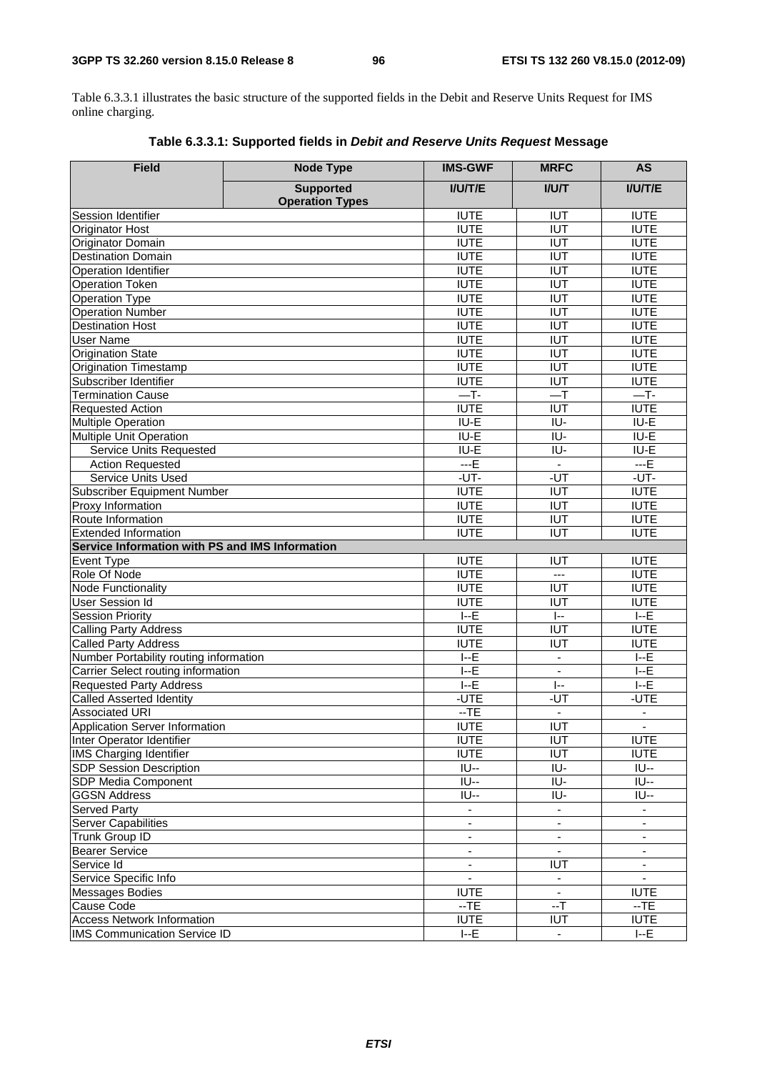Table 6.3.3.1 illustrates the basic structure of the supported fields in the Debit and Reserve Units Request for IMS online charging.

**Table 6.3.3.1: Supported fields in *Debit and Reserve Units Request* Message**

| Field | Node Type | IMS-GWF | MRFC | AS |
|---|---|---|---|---|
| | Supported Operation Types | I/U/T/E | I/U/T | I/U/T/E |
| Session Identifier | | IUTE | IUT | IUTE |
| Originator Host | | IUTE | IUT | IUTE |
| Originator Domain | | IUTE | IUT | IUTE |
| Destination Domain | | IUTE | IUT | IUTE |
| Operation Identifier | | IUTE | IUT | IUTE |
| Operation Token | | IUTE | IUT | IUTE |
| Operation Type | | IUTE | IUT | IUTE |
| Operation Number | | IUTE | IUT | IUTE |
| Destination Host | | IUTE | IUT | IUTE |
| User Name | | IUTE | IUT | IUTE |
| Origination State | | IUTE | IUT | IUTE |
| Origination Timestamp | | IUTE | IUT | IUTE |
| Subscriber Identifier | | IUTE | IUT | IUTE |
| Termination Cause | | —T- | —T | —T- |
| Requested Action | | IUTE | IUT | IUTE |
| Multiple Operation | | IU-E | IU- | IU-E |
| Multiple Unit Operation | | IU-E | IU- | IU-E |
| Service Units Requested | | IU-E | IU- | IU-E |
| Action Requested | | ---E | - | ---E |
| Service Units Used | | -UT- | -UT | -UT- |
| Subscriber Equipment Number | | IUTE | IUT | IUTE |
| Proxy Information | | IUTE | IUT | IUTE |
| Route Information | | IUTE | IUT | IUTE |
| Extended Information | | IUTE | IUT | IUTE |
| **Service Information with PS and IMS Information** | | | | |
| Event Type | | IUTE | IUT | IUTE |
| Role Of Node | | IUTE | --- | IUTE |
| Node Functionality | | IUTE | IUT | IUTE |
| User Session Id | | IUTE | IUT | IUTE |
| Session Priority | | I--E | I-- | I--E |
| Calling Party Address | | IUTE | IUT | IUTE |
| Called Party Address | | IUTE | IUT | IUTE |
| Number Portability routing information | | I--E | - | I--E |
| Carrier Select routing information | | I--E | - | I--E |
| Requested Party Address | | I--E | I-- | I--E |
| Called Asserted Identity | | -UTE | -UT | -UTE |
| Associated URI | | --TE | - | - |
| Application Server Information | | IUTE | IUT | - |
| Inter Operator Identifier | | IUTE | IUT | IUTE |
| IMS Charging Identifier | | IUTE | IUT | IUTE |
| SDP Session Description | | IU-- | IU- | IU-- |
| SDP Media Component | | IU-- | IU- | IU-- |
| GGSN Address | | IU-- | IU- | IU-- |
| Served Party | | - | - | - |
| Server Capabilities | | - | - | - |
| Trunk Group ID | | - | - | - |
| Bearer Service | | - | - | - |
| Service Id | | - | IUT | - |
| Service Specific Info | | - | - | - |
| Messages Bodies | | IUTE | - | IUTE |
| Cause Code | | --TE | --T | --TE |
| Access Network Information | | IUTE | IUT | IUTE |
| IMS Communication Service ID | | I--E | - | I--E |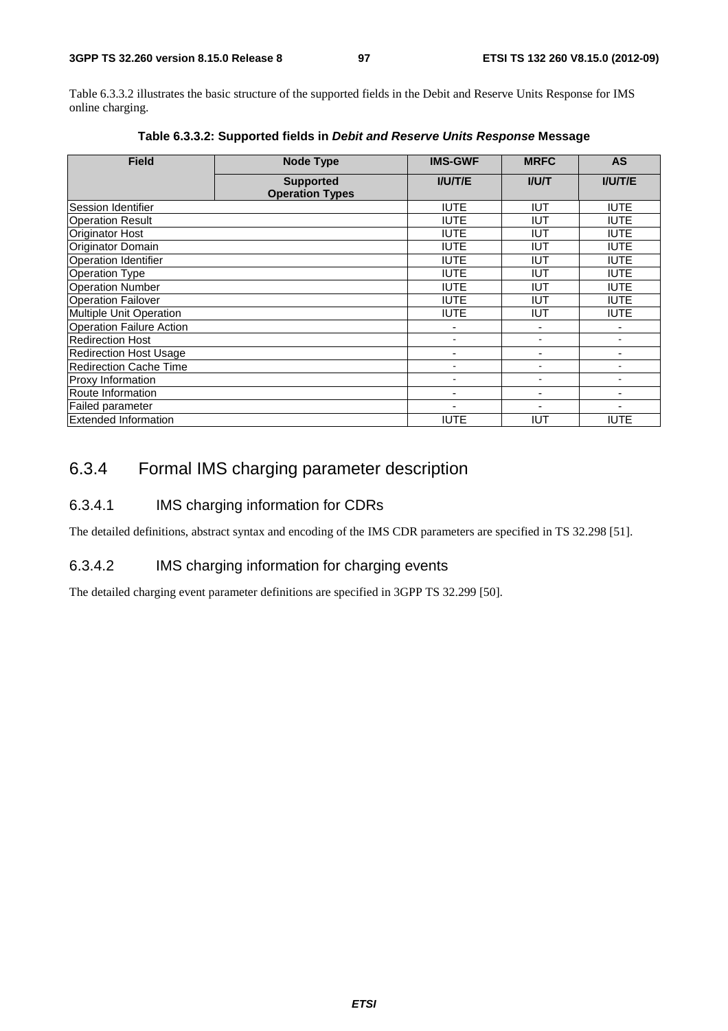Table 6.3.3.2 illustrates the basic structure of the supported fields in the Debit and Reserve Units Response for IMS online charging.

**Table 6.3.3.2: Supported fields in *Debit and Reserve Units Response* Message**

| Field | Node Type | IMS-GWF | MRFC | AS |
|---|---|---|---|---|
| | **Supported Operation Types** | **I/U/T/E** | **I/U/T** | **I/U/T/E** |
| Session Identifier | | IUTE | IUT | IUTE |
| Operation Result | | IUTE | IUT | IUTE |
| Originator Host | | IUTE | IUT | IUTE |
| Originator Domain | | IUTE | IUT | IUTE |
| Operation Identifier | | IUTE | IUT | IUTE |
| Operation Type | | IUTE | IUT | IUTE |
| Operation Number | | IUTE | IUT | IUTE |
| Operation Failover | | IUTE | IUT | IUTE |
| Multiple Unit Operation | | IUTE | IUT | IUTE |
| Operation Failure Action | | - | - | - |
| Redirection Host | | - | - | - |
| Redirection Host Usage | | - | - | - |
| Redirection Cache Time | | - | - | - |
| Proxy Information | | - | - | - |
| Route Information | | - | - | - |
| Failed parameter | | - | - | - |
| Extended Information | | IUTE | IUT | IUTE |

## 6.3.4 Formal IMS charging parameter description

### 6.3.4.1 IMS charging information for CDRs

The detailed definitions, abstract syntax and encoding of the IMS CDR parameters are specified in TS 32.298 [51].

### 6.3.4.2 IMS charging information for charging events

The detailed charging event parameter definitions are specified in 3GPP TS 32.299 [50].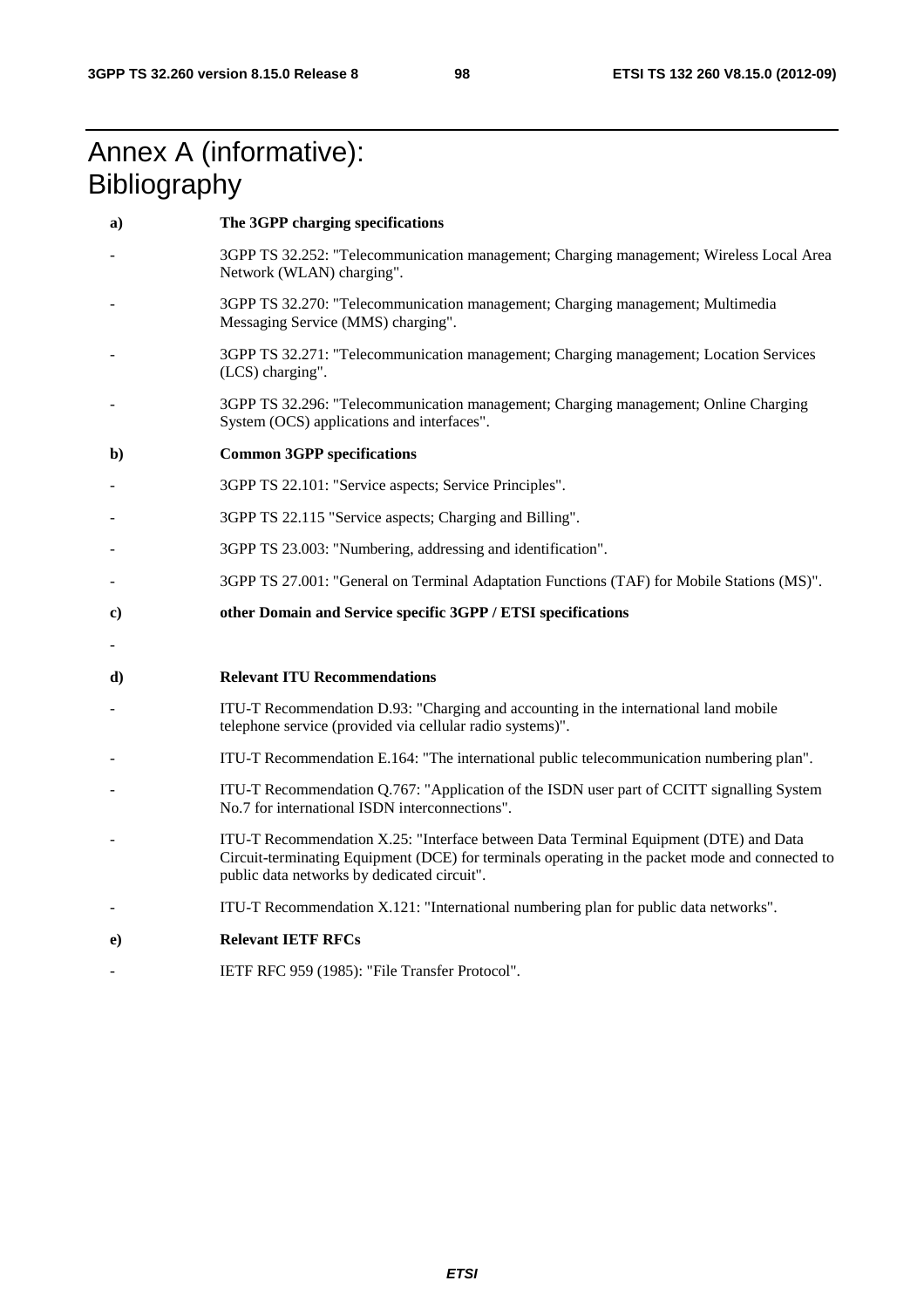# Annex A (informative): Bibliography

**a) The 3GPP charging specifications**

- 3GPP TS 32.252: "Telecommunication management; Charging management; Wireless Local Area Network (WLAN) charging".
- 3GPP TS 32.270: "Telecommunication management; Charging management; Multimedia Messaging Service (MMS) charging".
- 3GPP TS 32.271: "Telecommunication management; Charging management; Location Services (LCS) charging".
- 3GPP TS 32.296: "Telecommunication management; Charging management; Online Charging System (OCS) applications and interfaces".

**b) Common 3GPP specifications**

- 3GPP TS 22.101: "Service aspects; Service Principles".
- 3GPP TS 22.115 "Service aspects; Charging and Billing".
- 3GPP TS 23.003: "Numbering, addressing and identification".
- 3GPP TS 27.001: "General on Terminal Adaptation Functions (TAF) for Mobile Stations (MS)".

**c) other Domain and Service specific 3GPP / ETSI specifications**

-

**d) Relevant ITU Recommendations**

- ITU-T Recommendation D.93: "Charging and accounting in the international land mobile telephone service (provided via cellular radio systems)".
- ITU-T Recommendation E.164: "The international public telecommunication numbering plan".
- ITU-T Recommendation Q.767: "Application of the ISDN user part of CCITT signalling System No.7 for international ISDN interconnections".
- ITU-T Recommendation X.25: "Interface between Data Terminal Equipment (DTE) and Data Circuit-terminating Equipment (DCE) for terminals operating in the packet mode and connected to public data networks by dedicated circuit".
- ITU-T Recommendation X.121: "International numbering plan for public data networks".

**e) Relevant IETF RFCs**

- IETF RFC 959 (1985): "File Transfer Protocol".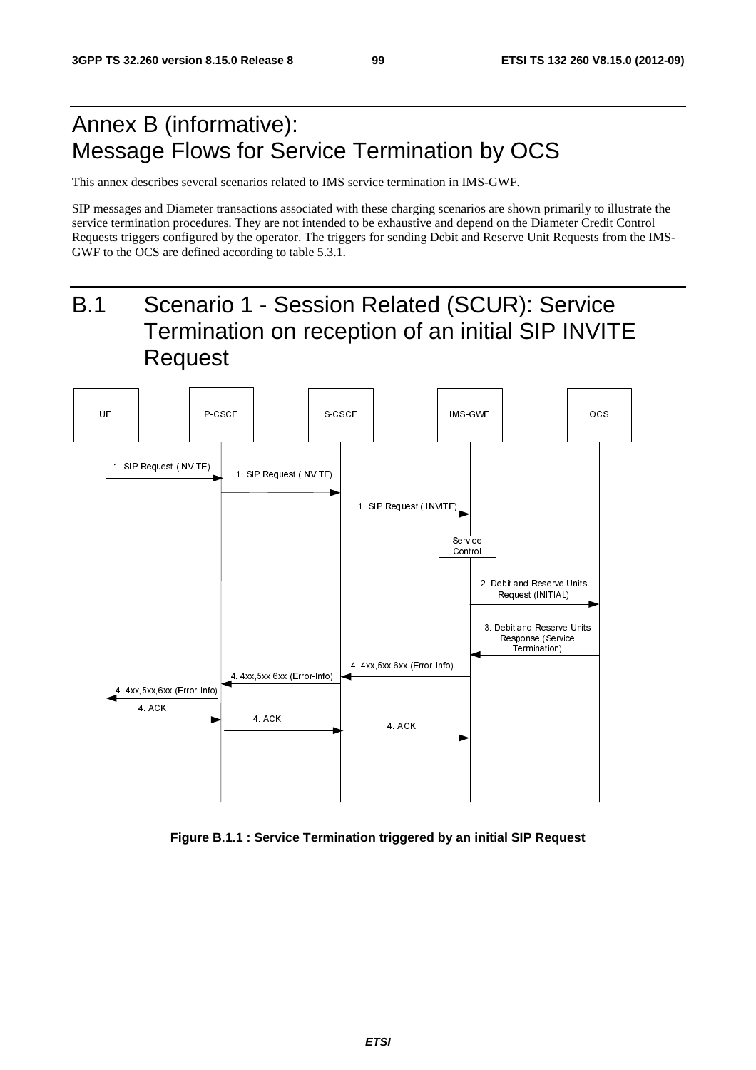# Annex B (informative): Message Flows for Service Termination by OCS

This annex describes several scenarios related to IMS service termination in IMS-GWF.

SIP messages and Diameter transactions associated with these charging scenarios are shown primarily to illustrate the service termination procedures. They are not intended to be exhaustive and depend on the Diameter Credit Control Requests triggers configured by the operator. The triggers for sending Debit and Reserve Unit Requests from the IMS-GWF to the OCS are defined according to table 5.3.1.

# B.1 Scenario 1 - Session Related (SCUR): Service Termination on reception of an initial SIP INVITE Request

**Figure B.1.1 : Service Termination triggered by an initial SIP Request**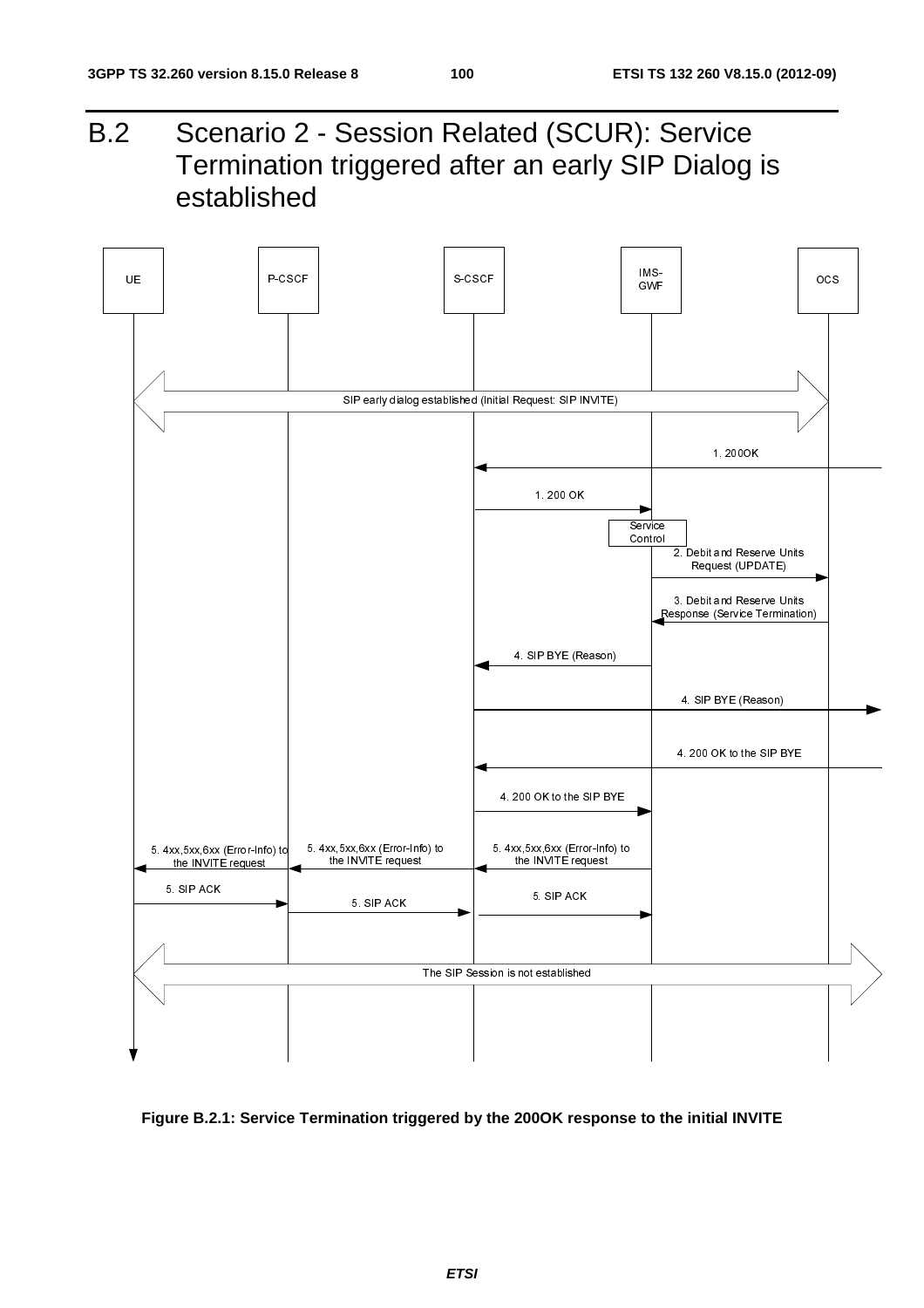# B.2 Scenario 2 - Session Related (SCUR): Service Termination triggered after an early SIP Dialog is established

UE | P-CSCF | S-CSCF | IMS-GWF | OCS

SIP early dialog established (Initial Request: SIP INVITE)

1. 200OK

1. 200 OK

Service Control

2. Debit and Reserve Units Request (UPDATE)

3. Debit and Reserve Units Response (Service Termination)

4. SIP BYE (Reason)

4. SIP BYE (Reason)

4. 200 OK to the SIP BYE

4. 200 OK to the SIP BYE

5. 4xx,5xx,6xx (Error-Info) to the INVITE request

5. 4xx,5xx,6xx (Error-Info) to the INVITE request

5. 4xx,5xx,6xx (Error-Info) to the INVITE request

5. SIP ACK

5. SIP ACK

5. SIP ACK

The SIP Session is not established

**Figure B.2.1: Service Termination triggered by the 200OK response to the initial INVITE**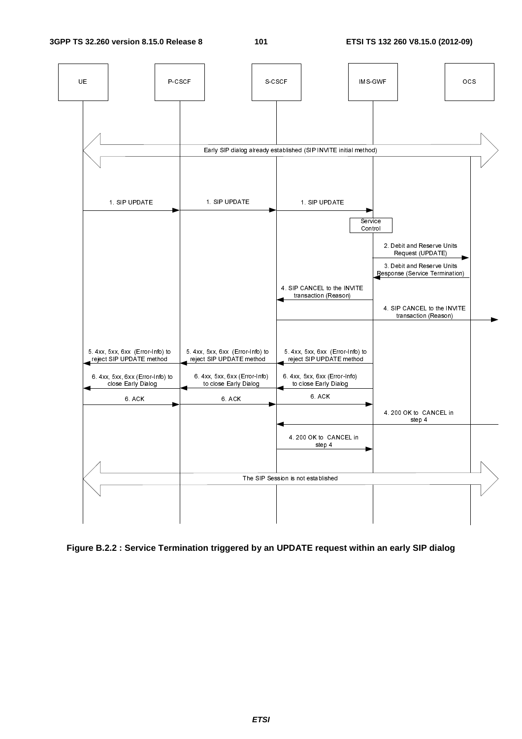| UE | P-CSCF | S-CSCF | IMS-GWF | OCS |
|---|---|---|---|---|

Early SIP dialog already established (SIP INVITE initial method)

1. SIP UPDATE (UE → P-CSCF)
1. SIP UPDATE (P-CSCF → S-CSCF)
1. SIP UPDATE (S-CSCF → IMS-GWF)

Service Control

2. Debit and Reserve Units Request (UPDATE)
3. Debit and Reserve Units Response (Service Termination)
4. SIP CANCEL to the INVITE transaction (Reason)
4. SIP CANCEL to the INVITE transaction (Reason)
5. 4xx, 5xx, 6xx (Error-Info) to reject SIP UPDATE method
5. 4xx, 5xx, 6xx (Error-Info) to reject SIP UPDATE method
5. 4xx, 5xx, 6xx (Error-Info) to reject SIP UPDATE method
6. 4xx, 5xx, 6xx (Error-Info) to close Early Dialog
6. 4xx, 5xx, 6xx (Error-Info) to close Early Dialog
6. 4xx, 5xx, 6xx (Error-Info) to close Early Dialog
6. ACK
6. ACK
6. ACK
4. 200 OK to CANCEL in step 4
4. 200 OK to CANCEL in step 4

The SIP Session is not established

**Figure B.2.2 : Service Termination triggered by an UPDATE request within an early SIP dialog**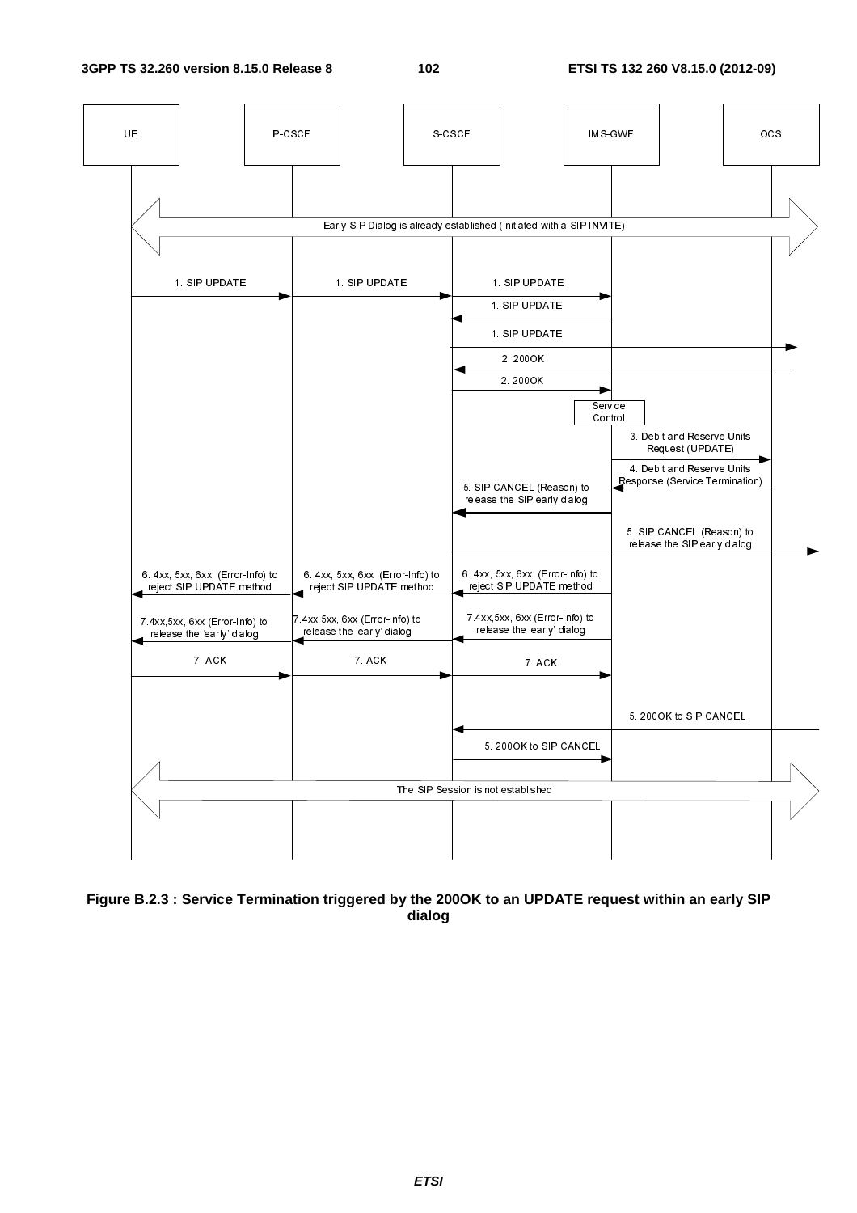**Figure B.2.3 : Service Termination triggered by the 200OK to an UPDATE request within an early SIP dialog**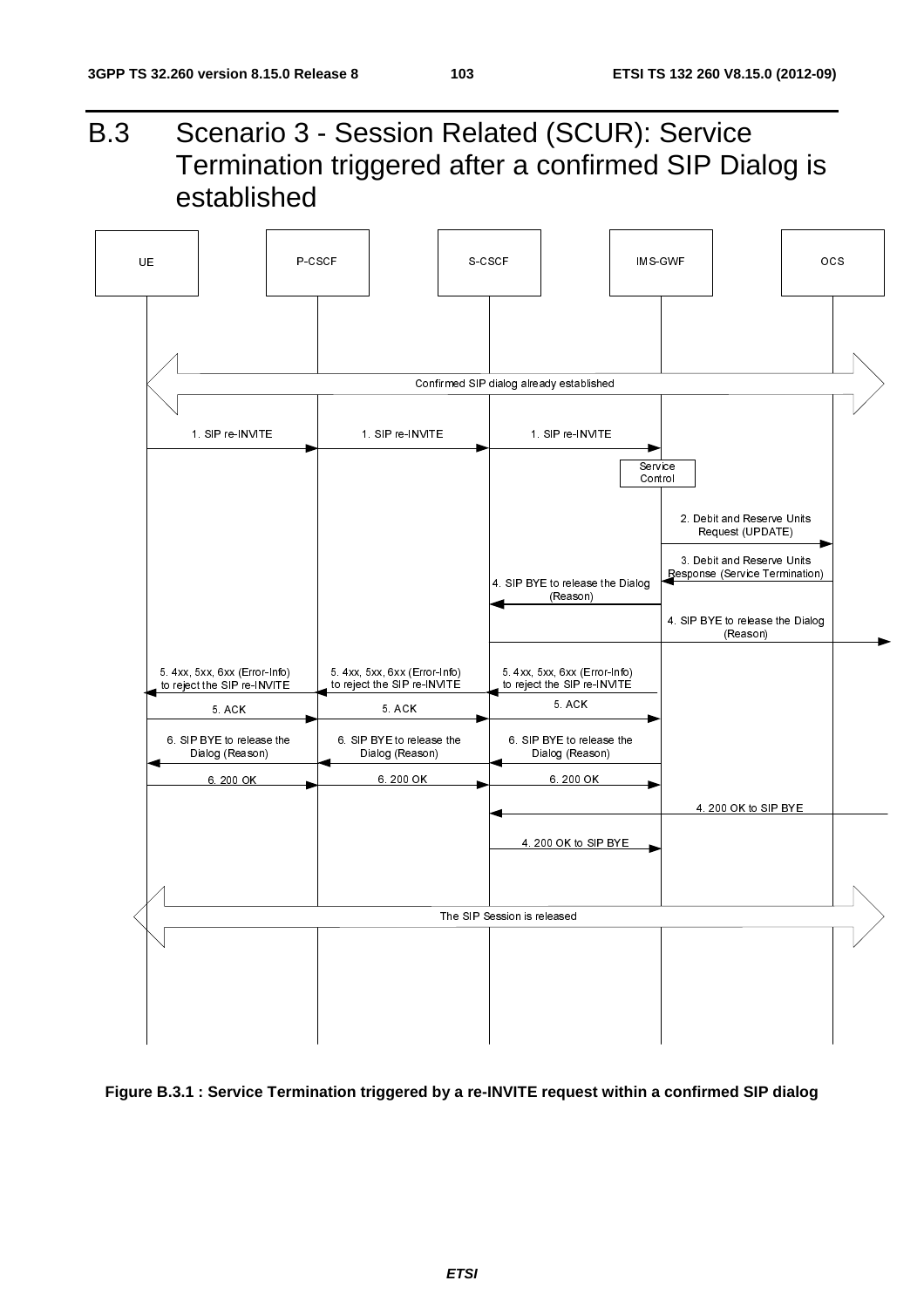# B.3 Scenario 3 - Session Related (SCUR): Service Termination triggered after a confirmed SIP Dialog is established

UE | P-CSCF | S-CSCF | IMS-GWF | OCS

Confirmed SIP dialog already established

1. SIP re-INVITE
1. SIP re-INVITE
1. SIP re-INVITE

Service Control

2. Debit and Reserve Units Request (UPDATE)

3. Debit and Reserve Units Response (Service Termination)

4. SIP BYE to release the Dialog (Reason)

4. SIP BYE to release the Dialog (Reason)

5. 4xx, 5xx, 6xx (Error-Info) to reject the SIP re-INVITE
5. 4xx, 5xx, 6xx (Error-Info) to reject the SIP re-INVITE
5. 4xx, 5xx, 6xx (Error-Info) to reject the SIP re-INVITE

5. ACK
5. ACK
5. ACK

6. SIP BYE to release the Dialog (Reason)
6. SIP BYE to release the Dialog (Reason)
6. SIP BYE to release the Dialog (Reason)

6. 200 OK
6. 200 OK
6. 200 OK

4. 200 OK to SIP BYE

4. 200 OK to SIP BYE

The SIP Session is released

**Figure B.3.1 : Service Termination triggered by a re-INVITE request within a confirmed SIP dialog**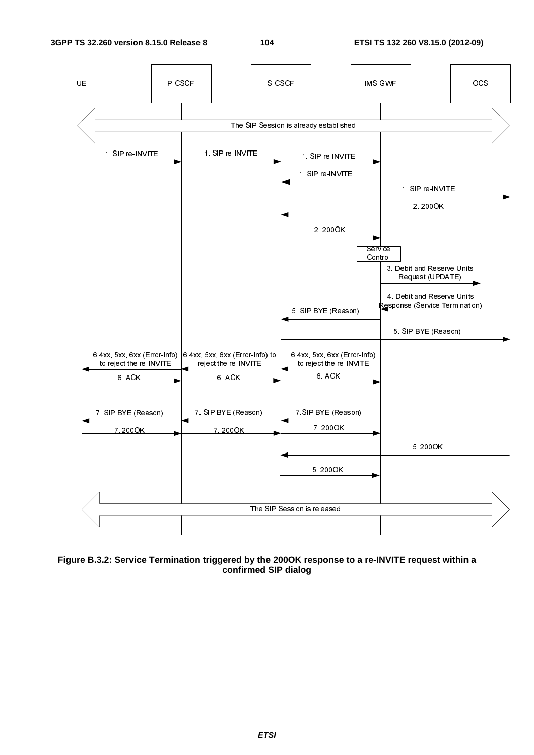Figure B.3.2: Service Termination triggered by the 200OK response to a re-INVITE request within a confirmed SIP dialog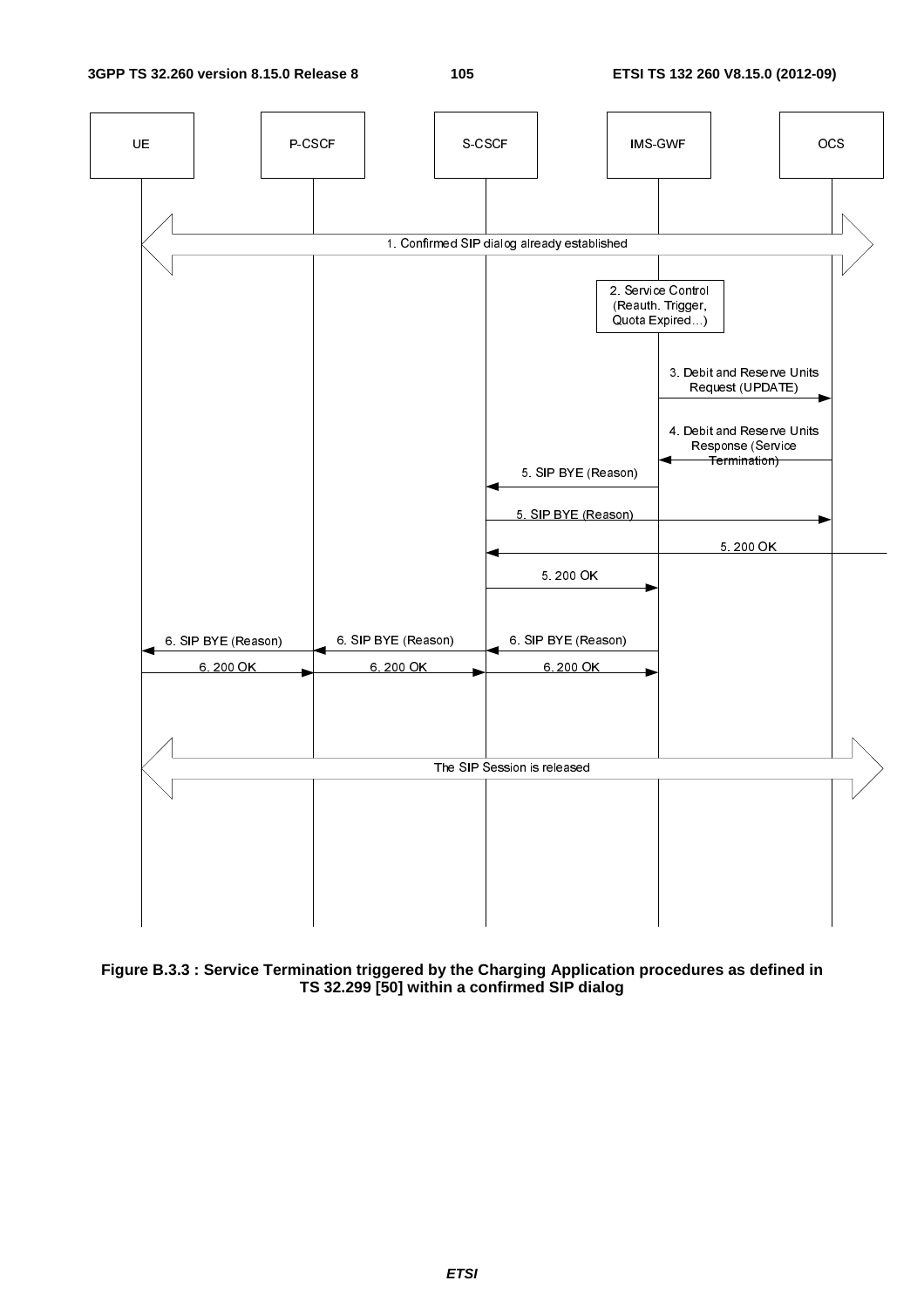| UE | P-CSCF | S-CSCF | IMS-GWF | OCS |
|---|---|---|---|---|

1. Confirmed SIP dialog already established

2. Service Control (Reauth. Trigger, Quota Expired…)

3. Debit and Reserve Units Request (UPDATE)

4. Debit and Reserve Units Response (Service Termination)

5. SIP BYE (Reason)

5. SIP BYE (Reason)

5. 200 OK

5. 200 OK

6. SIP BYE (Reason)

6. SIP BYE (Reason)

6. SIP BYE (Reason)

6. 200 OK

6. 200 OK

6. 200 OK

The SIP Session is released

**Figure B.3.3 : Service Termination triggered by the Charging Application procedures as defined in TS 32.299 [50] within a confirmed SIP dialog**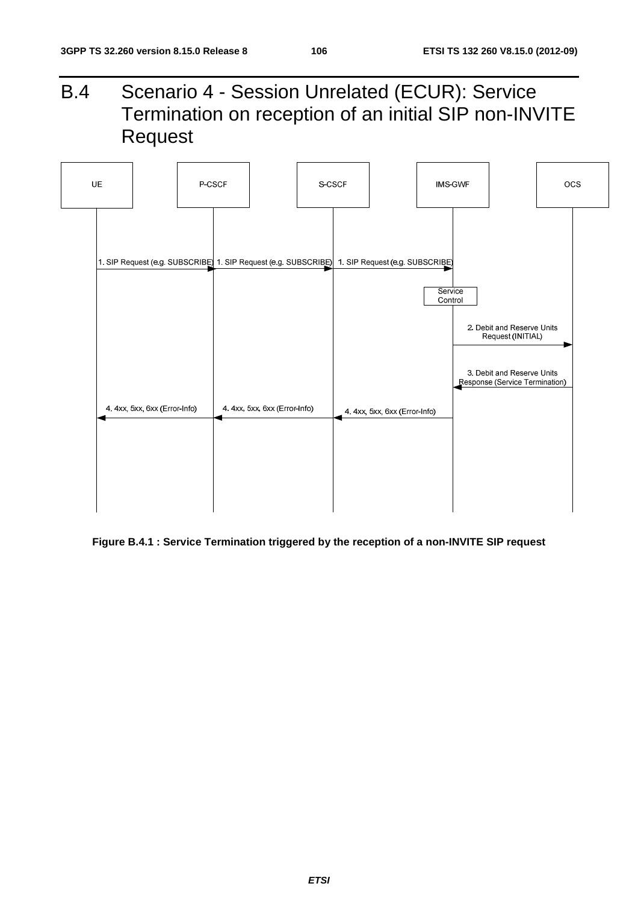# B.4 Scenario 4 - Session Unrelated (ECUR): Service Termination on reception of an initial SIP non-INVITE Request

UE | P-CSCF | S-CSCF | IMS-GWF | OCS

1. SIP Request (e.g. SUBSCRIBE) 1. SIP Request (e.g. SUBSCRIBE) 1. SIP Request (e.g. SUBSCRIBE)

Service Control

2. Debit and Reserve Units Request (INITIAL)

3. Debit and Reserve Units Response (Service Termination)

4. 4xx, 5xx, 6xx (Error-Info) 4. 4xx, 5xx, 6xx (Error-Info) 4. 4xx, 5xx, 6xx (Error-Info)

**Figure B.4.1 : Service Termination triggered by the reception of a non-INVITE SIP request**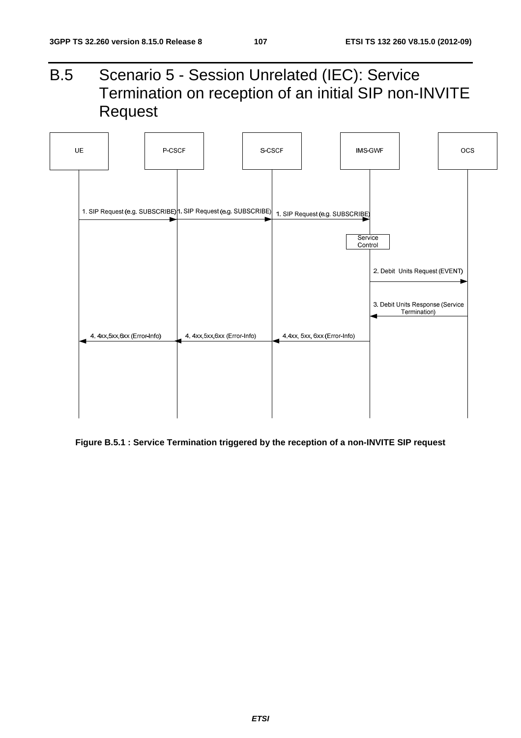# B.5 Scenario 5 - Session Unrelated (IEC): Service Termination on reception of an initial SIP non-INVITE Request

UE | P-CSCF | S-CSCF | IMS-GWF | OCS

1. SIP Request (e.g. SUBSCRIBE)
1. SIP Request (e.g. SUBSCRIBE)
1. SIP Request (e.g. SUBSCRIBE)

Service Control

2. Debit Units Request (EVENT)

3. Debit Units Response (Service Termination)

4. 4xx,5xx,6xx (Error-Info)
4. 4xx,5xx,6xx (Error-Info)
4.4xx, 5xx, 6xx (Error-Info)

**Figure B.5.1 : Service Termination triggered by the reception of a non-INVITE SIP request**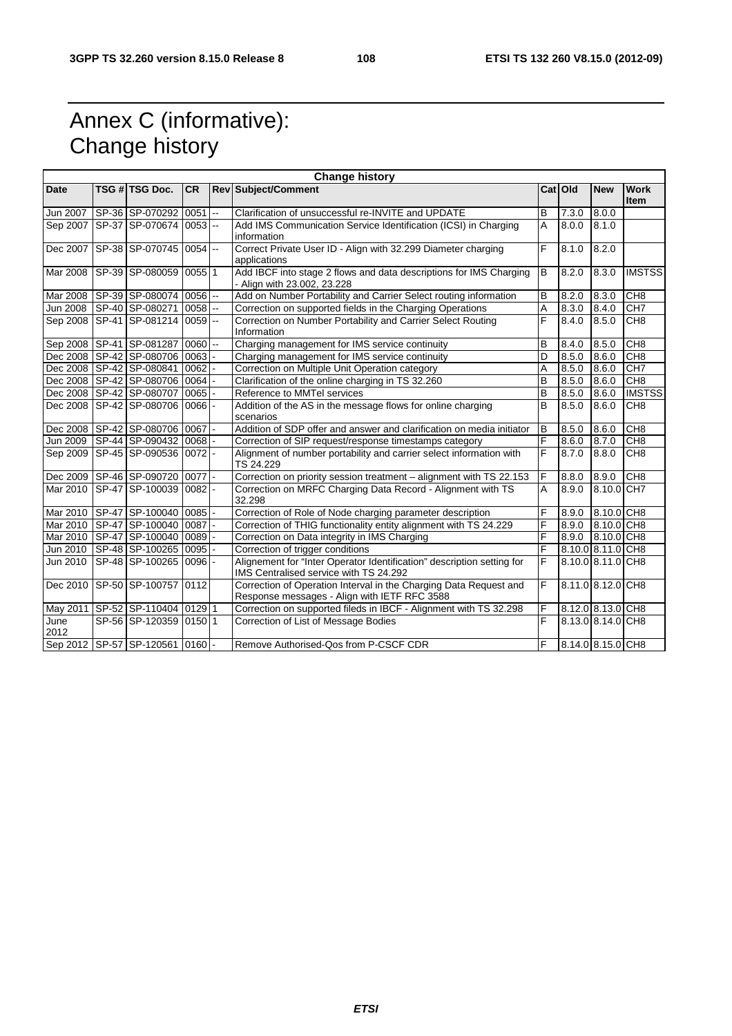# Annex C (informative): Change history

| Change history | | | | | | | | | |
|---|---|---|---|---|---|---|---|---|---|
| **Date** | **TSG #** | **TSG Doc.** | **CR** | **Rev** | **Subject/Comment** | **Cat** | **Old** | **New** | **Work Item** |
| Jun 2007 | SP-36 | SP-070292 | 0051 | -- | Clarification of unsuccessful re-INVITE and UPDATE | B | 7.3.0 | 8.0.0 | |
| Sep 2007 | SP-37 | SP-070674 | 0053 | -- | Add IMS Communication Service Identification (ICSI) in Charging information | A | 8.0.0 | 8.1.0 | |
| Dec 2007 | SP-38 | SP-070745 | 0054 | -- | Correct Private User ID - Align with 32.299 Diameter charging applications | F | 8.1.0 | 8.2.0 | |
| Mar 2008 | SP-39 | SP-080059 | 0055 | 1 | Add IBCF into stage 2 flows and data descriptions for IMS Charging - Align with 23.002, 23.228 | B | 8.2.0 | 8.3.0 | IMSTSS |
| Mar 2008 | SP-39 | SP-080074 | 0056 | -- | Add on Number Portability and Carrier Select routing information | B | 8.2.0 | 8.3.0 | CH8 |
| Jun 2008 | SP-40 | SP-080271 | 0058 | -- | Correction on supported fields in the Charging Operations | A | 8.3.0 | 8.4.0 | CH7 |
| Sep 2008 | SP-41 | SP-081214 | 0059 | -- | Correction on Number Portability and Carrier Select Routing Information | F | 8.4.0 | 8.5.0 | CH8 |
| Sep 2008 | SP-41 | SP-081287 | 0060 | -- | Charging management for IMS service continuity | B | 8.4.0 | 8.5.0 | CH8 |
| Dec 2008 | SP-42 | SP-080706 | 0063 | - | Charging management for IMS service continuity | D | 8.5.0 | 8.6.0 | CH8 |
| Dec 2008 | SP-42 | SP-080841 | 0062 | - | Correction on Multiple Unit Operation category | A | 8.5.0 | 8.6.0 | CH7 |
| Dec 2008 | SP-42 | SP-080706 | 0064 | - | Clarification of the online charging in TS 32.260 | B | 8.5.0 | 8.6.0 | CH8 |
| Dec 2008 | SP-42 | SP-080707 | 0065 | - | Reference to MMTel services | B | 8.5.0 | 8.6.0 | IMSTSS |
| Dec 2008 | SP-42 | SP-080706 | 0066 | - | Addition of the AS in the message flows for online charging scenarios | B | 8.5.0 | 8.6.0 | CH8 |
| Dec 2008 | SP-42 | SP-080706 | 0067 | - | Addition of SDP offer and answer and clarification on media initiator | B | 8.5.0 | 8.6.0 | CH8 |
| Jun 2009 | SP-44 | SP-090432 | 0068 | - | Correction of SIP request/response timestamps category | F | 8.6.0 | 8.7.0 | CH8 |
| Sep 2009 | SP-45 | SP-090536 | 0072 | - | Alignment of number portability and carrier select information with TS 24.229 | F | 8.7.0 | 8.8.0 | CH8 |
| Dec 2009 | SP-46 | SP-090720 | 0077 | - | Correction on priority session treatment – alignment with TS 22.153 | F | 8.8.0 | 8.9.0 | CH8 |
| Mar 2010 | SP-47 | SP-100039 | 0082 | - | Correction on MRFC Charging Data Record - Alignment with TS 32.298 | A | 8.9.0 | 8.10.0 | CH7 |
| Mar 2010 | SP-47 | SP-100040 | 0085 | - | Correction of Role of Node charging parameter description | F | 8.9.0 | 8.10.0 | CH8 |
| Mar 2010 | SP-47 | SP-100040 | 0087 | - | Correction of THIG functionality entity alignment with TS 24.229 | F | 8.9.0 | 8.10.0 | CH8 |
| Mar 2010 | SP-47 | SP-100040 | 0089 | - | Correction on Data integrity in IMS Charging | F | 8.9.0 | 8.10.0 | CH8 |
| Jun 2010 | SP-48 | SP-100265 | 0095 | - | Correction of trigger conditions | F | 8.10.0 | 8.11.0 | CH8 |
| Jun 2010 | SP-48 | SP-100265 | 0096 | - | Alignement for "Inter Operator Identification" description setting for IMS Centralised service with TS 24.292 | F | 8.10.0 | 8.11.0 | CH8 |
| Dec 2010 | SP-50 | SP-100757 | 0112 | | Correction of Operation Interval in the Charging Data Request and Response messages - Align with IETF RFC 3588 | F | 8.11.0 | 8.12.0 | CH8 |
| May 2011 | SP-52 | SP-110404 | 0129 | 1 | Correction on supported fileds in IBCF - Alignment with TS 32.298 | F | 8.12.0 | 8.13.0 | CH8 |
| June 2012 | SP-56 | SP-120359 | 0150 | 1 | Correction of List of Message Bodies | F | 8.13.0 | 8.14.0 | CH8 |
| Sep 2012 | SP-57 | SP-120561 | 0160 | - | Remove Authorised-Qos from P-CSCF CDR | F | 8.14.0 | 8.15.0 | CH8 |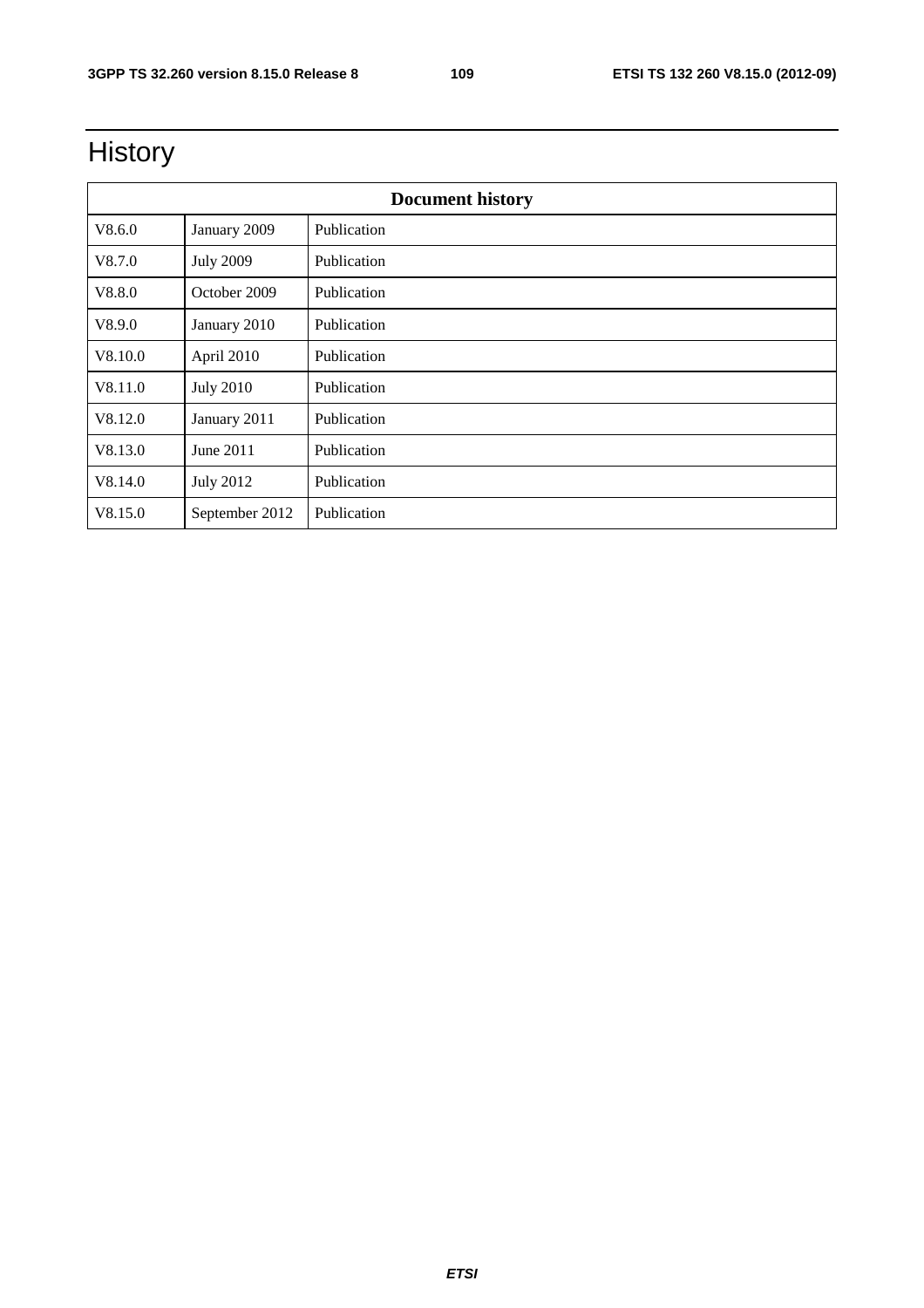# History

| Document history | | |
|---|---|---|
| V8.6.0 | January 2009 | Publication |
| V8.7.0 | July 2009 | Publication |
| V8.8.0 | October 2009 | Publication |
| V8.9.0 | January 2010 | Publication |
| V8.10.0 | April 2010 | Publication |
| V8.11.0 | July 2010 | Publication |
| V8.12.0 | January 2011 | Publication |
| V8.13.0 | June 2011 | Publication |
| V8.14.0 | July 2012 | Publication |
| V8.15.0 | September 2012 | Publication |